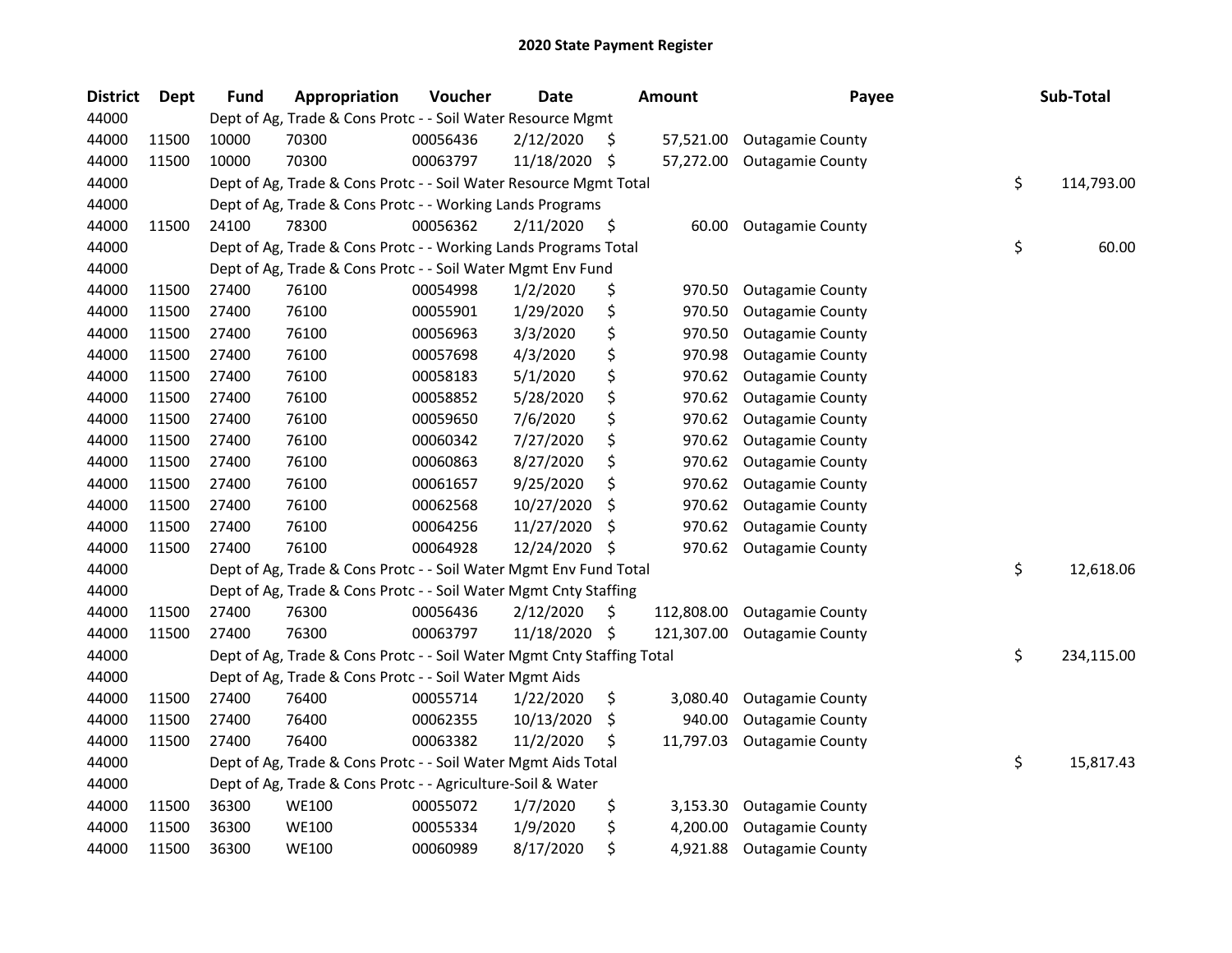# 2020 State Payment Register

| District | Dept | Fund | Appropriation | Voucher | Date | Amount | Payee | Sub-Total |
|---|---|---|---|---|---|---|---|---|
| 44000 | | Dept of Ag, Trade & Cons Protc - - Soil Water Resource Mgmt | | | | | | |
| 44000 | 11500 | 10000 | 70300 | 00056436 | 2/12/2020 | $ 57,521.00 | Outagamie County | |
| 44000 | 11500 | 10000 | 70300 | 00063797 | 11/18/2020 | $ 57,272.00 | Outagamie County | |
| 44000 | | Dept of Ag, Trade & Cons Protc - - Soil Water Resource Mgmt Total | | | | | | $ 114,793.00 |
| 44000 | | Dept of Ag, Trade & Cons Protc - - Working Lands Programs | | | | | | |
| 44000 | 11500 | 24100 | 78300 | 00056362 | 2/11/2020 | $ 60.00 | Outagamie County | |
| 44000 | | Dept of Ag, Trade & Cons Protc - - Working Lands Programs Total | | | | | | $ 60.00 |
| 44000 | | Dept of Ag, Trade & Cons Protc - - Soil Water Mgmt Env Fund | | | | | | |
| 44000 | 11500 | 27400 | 76100 | 00054998 | 1/2/2020 | $ 970.50 | Outagamie County | |
| 44000 | 11500 | 27400 | 76100 | 00055901 | 1/29/2020 | $ 970.50 | Outagamie County | |
| 44000 | 11500 | 27400 | 76100 | 00056963 | 3/3/2020 | $ 970.50 | Outagamie County | |
| 44000 | 11500 | 27400 | 76100 | 00057698 | 4/3/2020 | $ 970.98 | Outagamie County | |
| 44000 | 11500 | 27400 | 76100 | 00058183 | 5/1/2020 | $ 970.62 | Outagamie County | |
| 44000 | 11500 | 27400 | 76100 | 00058852 | 5/28/2020 | $ 970.62 | Outagamie County | |
| 44000 | 11500 | 27400 | 76100 | 00059650 | 7/6/2020 | $ 970.62 | Outagamie County | |
| 44000 | 11500 | 27400 | 76100 | 00060342 | 7/27/2020 | $ 970.62 | Outagamie County | |
| 44000 | 11500 | 27400 | 76100 | 00060863 | 8/27/2020 | $ 970.62 | Outagamie County | |
| 44000 | 11500 | 27400 | 76100 | 00061657 | 9/25/2020 | $ 970.62 | Outagamie County | |
| 44000 | 11500 | 27400 | 76100 | 00062568 | 10/27/2020 | $ 970.62 | Outagamie County | |
| 44000 | 11500 | 27400 | 76100 | 00064256 | 11/27/2020 | $ 970.62 | Outagamie County | |
| 44000 | 11500 | 27400 | 76100 | 00064928 | 12/24/2020 | $ 970.62 | Outagamie County | |
| 44000 | | Dept of Ag, Trade & Cons Protc - - Soil Water Mgmt Env Fund Total | | | | | | $ 12,618.06 |
| 44000 | | Dept of Ag, Trade & Cons Protc - - Soil Water Mgmt Cnty Staffing | | | | | | |
| 44000 | 11500 | 27400 | 76300 | 00056436 | 2/12/2020 | $ 112,808.00 | Outagamie County | |
| 44000 | 11500 | 27400 | 76300 | 00063797 | 11/18/2020 | $ 121,307.00 | Outagamie County | |
| 44000 | | Dept of Ag, Trade & Cons Protc - - Soil Water Mgmt Cnty Staffing Total | | | | | | $ 234,115.00 |
| 44000 | | Dept of Ag, Trade & Cons Protc - - Soil Water Mgmt Aids | | | | | | |
| 44000 | 11500 | 27400 | 76400 | 00055714 | 1/22/2020 | $ 3,080.40 | Outagamie County | |
| 44000 | 11500 | 27400 | 76400 | 00062355 | 10/13/2020 | $ 940.00 | Outagamie County | |
| 44000 | 11500 | 27400 | 76400 | 00063382 | 11/2/2020 | $ 11,797.03 | Outagamie County | |
| 44000 | | Dept of Ag, Trade & Cons Protc - - Soil Water Mgmt Aids Total | | | | | | $ 15,817.43 |
| 44000 | | Dept of Ag, Trade & Cons Protc - - Agriculture-Soil & Water | | | | | | |
| 44000 | 11500 | 36300 | WE100 | 00055072 | 1/7/2020 | $ 3,153.30 | Outagamie County | |
| 44000 | 11500 | 36300 | WE100 | 00055334 | 1/9/2020 | $ 4,200.00 | Outagamie County | |
| 44000 | 11500 | 36300 | WE100 | 00060989 | 8/17/2020 | $ 4,921.88 | Outagamie County | |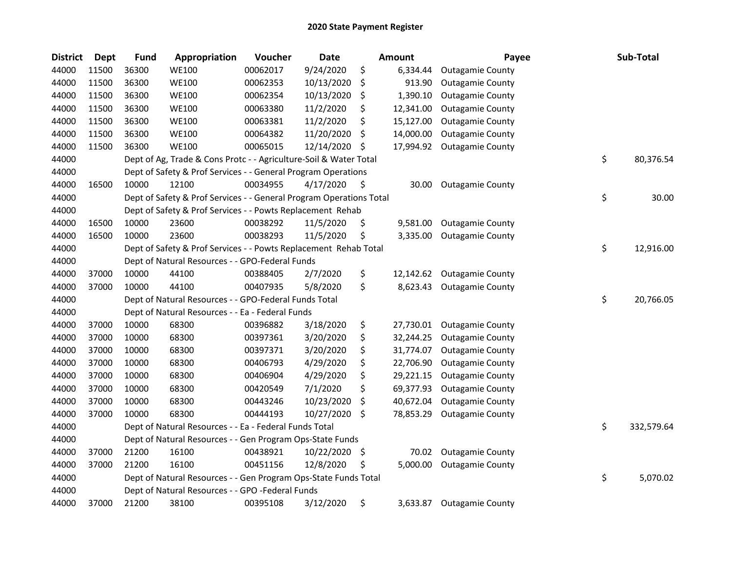# 2020 State Payment Register

| District | Dept | Fund | Appropriation | Voucher | Date | Amount | Payee | Sub-Total |
|---|---|---|---|---|---|---|---|---|
| 44000 | 11500 | 36300 | WE100 | 00062017 | 9/24/2020 | $ 6,334.44 | Outagamie County | |
| 44000 | 11500 | 36300 | WE100 | 00062353 | 10/13/2020 | $ 913.90 | Outagamie County | |
| 44000 | 11500 | 36300 | WE100 | 00062354 | 10/13/2020 | $ 1,390.10 | Outagamie County | |
| 44000 | 11500 | 36300 | WE100 | 00063380 | 11/2/2020 | $ 12,341.00 | Outagamie County | |
| 44000 | 11500 | 36300 | WE100 | 00063381 | 11/2/2020 | $ 15,127.00 | Outagamie County | |
| 44000 | 11500 | 36300 | WE100 | 00064382 | 11/20/2020 | $ 14,000.00 | Outagamie County | |
| 44000 | 11500 | 36300 | WE100 | 00065015 | 12/14/2020 | $ 17,994.92 | Outagamie County | |
| 44000 | | Dept of Ag, Trade & Cons Protc - - Agriculture-Soil & Water Total | | | | | | $ 80,376.54 |
| 44000 | | Dept of Safety & Prof Services - - General Program Operations | | | | | | |
| 44000 | 16500 | 10000 | 12100 | 00034955 | 4/17/2020 | $ 30.00 | Outagamie County | |
| 44000 | | Dept of Safety & Prof Services - - General Program Operations Total | | | | | | $ 30.00 |
| 44000 | | Dept of Safety & Prof Services - - Powts Replacement Rehab | | | | | | |
| 44000 | 16500 | 10000 | 23600 | 00038292 | 11/5/2020 | $ 9,581.00 | Outagamie County | |
| 44000 | 16500 | 10000 | 23600 | 00038293 | 11/5/2020 | $ 3,335.00 | Outagamie County | |
| 44000 | | Dept of Safety & Prof Services - - Powts Replacement Rehab Total | | | | | | $ 12,916.00 |
| 44000 | | Dept of Natural Resources - - GPO-Federal Funds | | | | | | |
| 44000 | 37000 | 10000 | 44100 | 00388405 | 2/7/2020 | $ 12,142.62 | Outagamie County | |
| 44000 | 37000 | 10000 | 44100 | 00407935 | 5/8/2020 | $ 8,623.43 | Outagamie County | |
| 44000 | | Dept of Natural Resources - - GPO-Federal Funds Total | | | | | | $ 20,766.05 |
| 44000 | | Dept of Natural Resources - - Ea - Federal Funds | | | | | | |
| 44000 | 37000 | 10000 | 68300 | 00396882 | 3/18/2020 | $ 27,730.01 | Outagamie County | |
| 44000 | 37000 | 10000 | 68300 | 00397361 | 3/20/2020 | $ 32,244.25 | Outagamie County | |
| 44000 | 37000 | 10000 | 68300 | 00397371 | 3/20/2020 | $ 31,774.07 | Outagamie County | |
| 44000 | 37000 | 10000 | 68300 | 00406793 | 4/29/2020 | $ 22,706.90 | Outagamie County | |
| 44000 | 37000 | 10000 | 68300 | 00406904 | 4/29/2020 | $ 29,221.15 | Outagamie County | |
| 44000 | 37000 | 10000 | 68300 | 00420549 | 7/1/2020 | $ 69,377.93 | Outagamie County | |
| 44000 | 37000 | 10000 | 68300 | 00443246 | 10/23/2020 | $ 40,672.04 | Outagamie County | |
| 44000 | 37000 | 10000 | 68300 | 00444193 | 10/27/2020 | $ 78,853.29 | Outagamie County | |
| 44000 | | Dept of Natural Resources - - Ea - Federal Funds Total | | | | | | $ 332,579.64 |
| 44000 | | Dept of Natural Resources - - Gen Program Ops-State Funds | | | | | | |
| 44000 | 37000 | 21200 | 16100 | 00438921 | 10/22/2020 | $ 70.02 | Outagamie County | |
| 44000 | 37000 | 21200 | 16100 | 00451156 | 12/8/2020 | $ 5,000.00 | Outagamie County | |
| 44000 | | Dept of Natural Resources - - Gen Program Ops-State Funds Total | | | | | | $ 5,070.02 |
| 44000 | | Dept of Natural Resources - - GPO -Federal Funds | | | | | | |
| 44000 | 37000 | 21200 | 38100 | 00395108 | 3/12/2020 | $ 3,633.87 | Outagamie County | |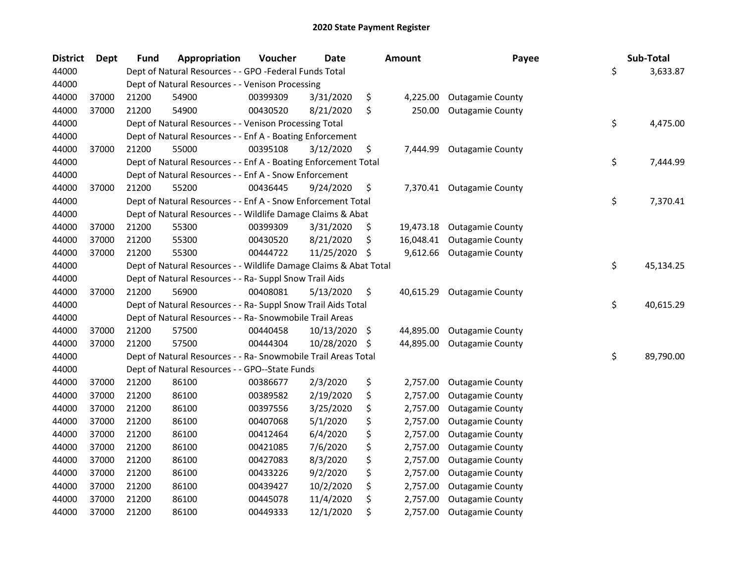# 2020 State Payment Register

| District | Dept | Fund | Appropriation | Voucher | Date | Amount | Payee | Sub-Total |
|---|---|---|---|---|---|---|---|---|
| 44000 | | Dept of Natural Resources - - GPO -Federal Funds Total | | | | | | $ 3,633.87 |
| 44000 | | Dept of Natural Resources - - Venison Processing | | | | | | |
| 44000 | 37000 | 21200 | 54900 | 00399309 | 3/31/2020 | $ 4,225.00 | Outagamie County | |
| 44000 | 37000 | 21200 | 54900 | 00430520 | 8/21/2020 | $ 250.00 | Outagamie County | |
| 44000 | | Dept of Natural Resources - - Venison Processing Total | | | | | | $ 4,475.00 |
| 44000 | | Dept of Natural Resources - - Enf A - Boating Enforcement | | | | | | |
| 44000 | 37000 | 21200 | 55000 | 00395108 | 3/12/2020 | $ 7,444.99 | Outagamie County | |
| 44000 | | Dept of Natural Resources - - Enf A - Boating Enforcement Total | | | | | | $ 7,444.99 |
| 44000 | | Dept of Natural Resources - - Enf A - Snow Enforcement | | | | | | |
| 44000 | 37000 | 21200 | 55200 | 00436445 | 9/24/2020 | $ 7,370.41 | Outagamie County | |
| 44000 | | Dept of Natural Resources - - Enf A - Snow Enforcement Total | | | | | | $ 7,370.41 |
| 44000 | | Dept of Natural Resources - - Wildlife Damage Claims & Abat | | | | | | |
| 44000 | 37000 | 21200 | 55300 | 00399309 | 3/31/2020 | $ 19,473.18 | Outagamie County | |
| 44000 | 37000 | 21200 | 55300 | 00430520 | 8/21/2020 | $ 16,048.41 | Outagamie County | |
| 44000 | 37000 | 21200 | 55300 | 00444722 | 11/25/2020 | $ 9,612.66 | Outagamie County | |
| 44000 | | Dept of Natural Resources - - Wildlife Damage Claims & Abat Total | | | | | | $ 45,134.25 |
| 44000 | | Dept of Natural Resources - - Ra- Suppl Snow Trail Aids | | | | | | |
| 44000 | 37000 | 21200 | 56900 | 00408081 | 5/13/2020 | $ 40,615.29 | Outagamie County | |
| 44000 | | Dept of Natural Resources - - Ra- Suppl Snow Trail Aids Total | | | | | | $ 40,615.29 |
| 44000 | | Dept of Natural Resources - - Ra- Snowmobile Trail Areas | | | | | | |
| 44000 | 37000 | 21200 | 57500 | 00440458 | 10/13/2020 | $ 44,895.00 | Outagamie County | |
| 44000 | 37000 | 21200 | 57500 | 00444304 | 10/28/2020 | $ 44,895.00 | Outagamie County | |
| 44000 | | Dept of Natural Resources - - Ra- Snowmobile Trail Areas Total | | | | | | $ 89,790.00 |
| 44000 | | Dept of Natural Resources - - GPO--State Funds | | | | | | |
| 44000 | 37000 | 21200 | 86100 | 00386677 | 2/3/2020 | $ 2,757.00 | Outagamie County | |
| 44000 | 37000 | 21200 | 86100 | 00389582 | 2/19/2020 | $ 2,757.00 | Outagamie County | |
| 44000 | 37000 | 21200 | 86100 | 00397556 | 3/25/2020 | $ 2,757.00 | Outagamie County | |
| 44000 | 37000 | 21200 | 86100 | 00407068 | 5/1/2020 | $ 2,757.00 | Outagamie County | |
| 44000 | 37000 | 21200 | 86100 | 00412464 | 6/4/2020 | $ 2,757.00 | Outagamie County | |
| 44000 | 37000 | 21200 | 86100 | 00421085 | 7/6/2020 | $ 2,757.00 | Outagamie County | |
| 44000 | 37000 | 21200 | 86100 | 00427083 | 8/3/2020 | $ 2,757.00 | Outagamie County | |
| 44000 | 37000 | 21200 | 86100 | 00433226 | 9/2/2020 | $ 2,757.00 | Outagamie County | |
| 44000 | 37000 | 21200 | 86100 | 00439427 | 10/2/2020 | $ 2,757.00 | Outagamie County | |
| 44000 | 37000 | 21200 | 86100 | 00445078 | 11/4/2020 | $ 2,757.00 | Outagamie County | |
| 44000 | 37000 | 21200 | 86100 | 00449333 | 12/1/2020 | $ 2,757.00 | Outagamie County | |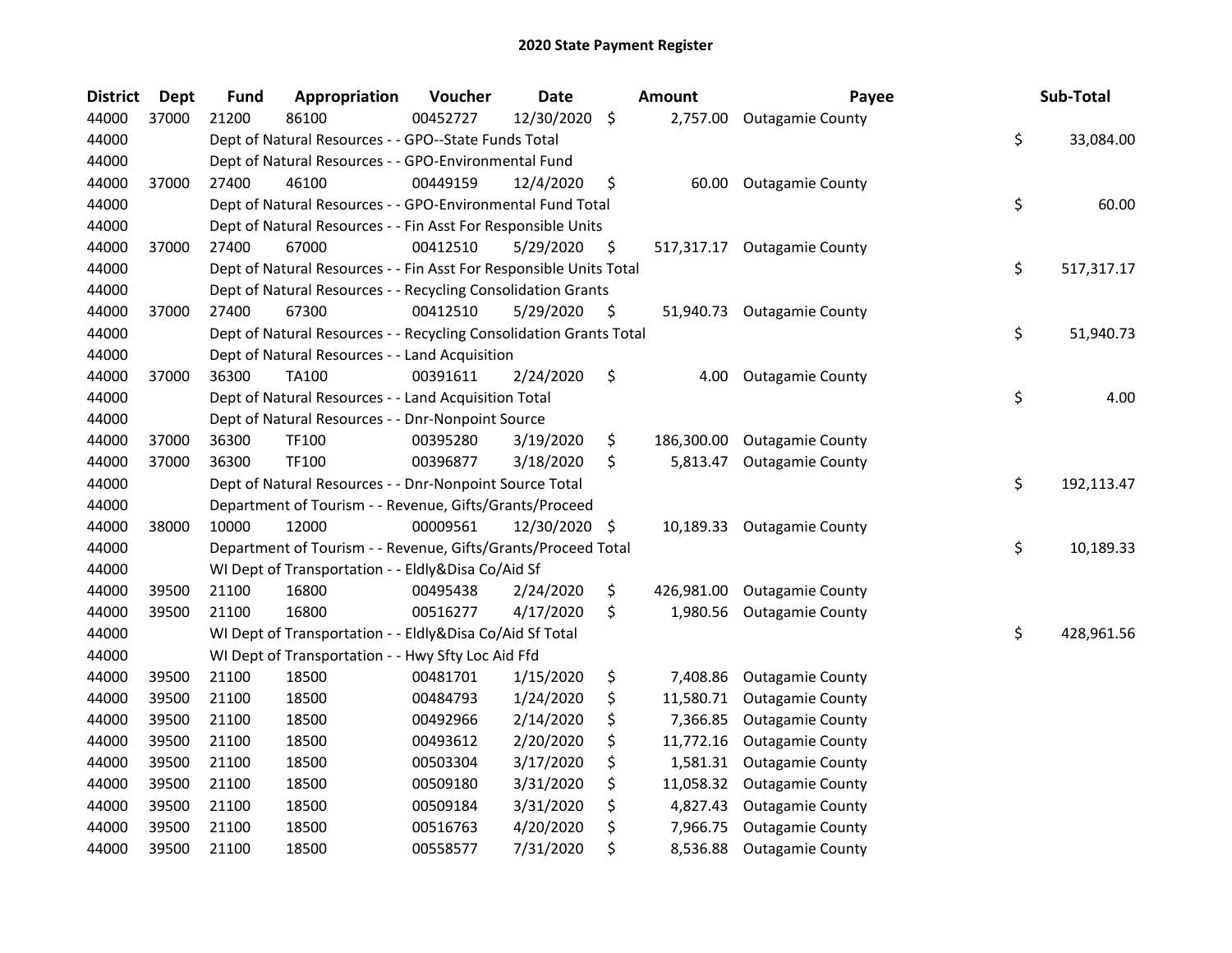# 2020 State Payment Register

| District | Dept | Fund | Appropriation | Voucher | Date | Amount | Payee | Sub-Total |
|---|---|---|---|---|---|---|---|---|
| 44000 | 37000 | 21200 | 86100 | 00452727 | 12/30/2020 | $ 2,757.00 | Outagamie County | |
| 44000 | | Dept of Natural Resources - - GPO--State Funds Total | | | | | | $ 33,084.00 |
| 44000 | | Dept of Natural Resources - - GPO-Environmental Fund | | | | | | |
| 44000 | 37000 | 27400 | 46100 | 00449159 | 12/4/2020 | $ 60.00 | Outagamie County | |
| 44000 | | Dept of Natural Resources - - GPO-Environmental Fund Total | | | | | | $ 60.00 |
| 44000 | | Dept of Natural Resources - - Fin Asst For Responsible Units | | | | | | |
| 44000 | 37000 | 27400 | 67000 | 00412510 | 5/29/2020 | $ 517,317.17 | Outagamie County | |
| 44000 | | Dept of Natural Resources - - Fin Asst For Responsible Units Total | | | | | | $ 517,317.17 |
| 44000 | | Dept of Natural Resources - - Recycling Consolidation Grants | | | | | | |
| 44000 | 37000 | 27400 | 67300 | 00412510 | 5/29/2020 | $ 51,940.73 | Outagamie County | |
| 44000 | | Dept of Natural Resources - - Recycling Consolidation Grants Total | | | | | | $ 51,940.73 |
| 44000 | | Dept of Natural Resources - - Land Acquisition | | | | | | |
| 44000 | 37000 | 36300 | TA100 | 00391611 | 2/24/2020 | $ 4.00 | Outagamie County | |
| 44000 | | Dept of Natural Resources - - Land Acquisition Total | | | | | | $ 4.00 |
| 44000 | | Dept of Natural Resources - - Dnr-Nonpoint Source | | | | | | |
| 44000 | 37000 | 36300 | TF100 | 00395280 | 3/19/2020 | $ 186,300.00 | Outagamie County | |
| 44000 | 37000 | 36300 | TF100 | 00396877 | 3/18/2020 | $ 5,813.47 | Outagamie County | |
| 44000 | | Dept of Natural Resources - - Dnr-Nonpoint Source Total | | | | | | $ 192,113.47 |
| 44000 | | Department of Tourism - - Revenue, Gifts/Grants/Proceed | | | | | | |
| 44000 | 38000 | 10000 | 12000 | 00009561 | 12/30/2020 | $ 10,189.33 | Outagamie County | |
| 44000 | | Department of Tourism - - Revenue, Gifts/Grants/Proceed Total | | | | | | $ 10,189.33 |
| 44000 | | WI Dept of Transportation - - Eldly&Disa Co/Aid Sf | | | | | | |
| 44000 | 39500 | 21100 | 16800 | 00495438 | 2/24/2020 | $ 426,981.00 | Outagamie County | |
| 44000 | 39500 | 21100 | 16800 | 00516277 | 4/17/2020 | $ 1,980.56 | Outagamie County | |
| 44000 | | WI Dept of Transportation - - Eldly&Disa Co/Aid Sf Total | | | | | | $ 428,961.56 |
| 44000 | | WI Dept of Transportation - - Hwy Sfty Loc Aid Ffd | | | | | | |
| 44000 | 39500 | 21100 | 18500 | 00481701 | 1/15/2020 | $ 7,408.86 | Outagamie County | |
| 44000 | 39500 | 21100 | 18500 | 00484793 | 1/24/2020 | $ 11,580.71 | Outagamie County | |
| 44000 | 39500 | 21100 | 18500 | 00492966 | 2/14/2020 | $ 7,366.85 | Outagamie County | |
| 44000 | 39500 | 21100 | 18500 | 00493612 | 2/20/2020 | $ 11,772.16 | Outagamie County | |
| 44000 | 39500 | 21100 | 18500 | 00503304 | 3/17/2020 | $ 1,581.31 | Outagamie County | |
| 44000 | 39500 | 21100 | 18500 | 00509180 | 3/31/2020 | $ 11,058.32 | Outagamie County | |
| 44000 | 39500 | 21100 | 18500 | 00509184 | 3/31/2020 | $ 4,827.43 | Outagamie County | |
| 44000 | 39500 | 21100 | 18500 | 00516763 | 4/20/2020 | $ 7,966.75 | Outagamie County | |
| 44000 | 39500 | 21100 | 18500 | 00558577 | 7/31/2020 | $ 8,536.88 | Outagamie County | |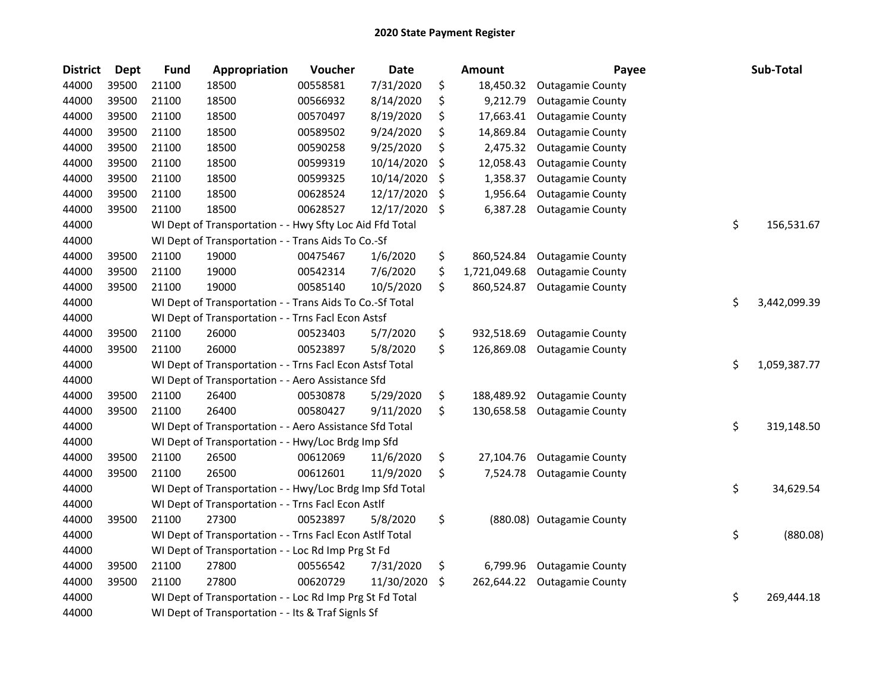# 2020 State Payment Register

| District | Dept | Fund | Appropriation | Voucher | Date | Amount | Payee | Sub-Total |
|---|---|---|---|---|---|---|---|---|
| 44000 | 39500 | 21100 | 18500 | 00558581 | 7/31/2020 | $ 18,450.32 | Outagamie County | |
| 44000 | 39500 | 21100 | 18500 | 00566932 | 8/14/2020 | $ 9,212.79 | Outagamie County | |
| 44000 | 39500 | 21100 | 18500 | 00570497 | 8/19/2020 | $ 17,663.41 | Outagamie County | |
| 44000 | 39500 | 21100 | 18500 | 00589502 | 9/24/2020 | $ 14,869.84 | Outagamie County | |
| 44000 | 39500 | 21100 | 18500 | 00590258 | 9/25/2020 | $ 2,475.32 | Outagamie County | |
| 44000 | 39500 | 21100 | 18500 | 00599319 | 10/14/2020 | $ 12,058.43 | Outagamie County | |
| 44000 | 39500 | 21100 | 18500 | 00599325 | 10/14/2020 | $ 1,358.37 | Outagamie County | |
| 44000 | 39500 | 21100 | 18500 | 00628524 | 12/17/2020 | $ 1,956.64 | Outagamie County | |
| 44000 | 39500 | 21100 | 18500 | 00628527 | 12/17/2020 | $ 6,387.28 | Outagamie County | |
| 44000 | | WI Dept of Transportation - - Hwy Sfty Loc Aid Ffd Total | | | | | | $ 156,531.67 |
| 44000 | | WI Dept of Transportation - - Trans Aids To Co.-Sf | | | | | | |
| 44000 | 39500 | 21100 | 19000 | 00475467 | 1/6/2020 | $ 860,524.84 | Outagamie County | |
| 44000 | 39500 | 21100 | 19000 | 00542314 | 7/6/2020 | $ 1,721,049.68 | Outagamie County | |
| 44000 | 39500 | 21100 | 19000 | 00585140 | 10/5/2020 | $ 860,524.87 | Outagamie County | |
| 44000 | | WI Dept of Transportation - - Trans Aids To Co.-Sf Total | | | | | | $ 3,442,099.39 |
| 44000 | | WI Dept of Transportation - - Trns Facl Econ Astsf | | | | | | |
| 44000 | 39500 | 21100 | 26000 | 00523403 | 5/7/2020 | $ 932,518.69 | Outagamie County | |
| 44000 | 39500 | 21100 | 26000 | 00523897 | 5/8/2020 | $ 126,869.08 | Outagamie County | |
| 44000 | | WI Dept of Transportation - - Trns Facl Econ Astsf Total | | | | | | $ 1,059,387.77 |
| 44000 | | WI Dept of Transportation - - Aero Assistance Sfd | | | | | | |
| 44000 | 39500 | 21100 | 26400 | 00530878 | 5/29/2020 | $ 188,489.92 | Outagamie County | |
| 44000 | 39500 | 21100 | 26400 | 00580427 | 9/11/2020 | $ 130,658.58 | Outagamie County | |
| 44000 | | WI Dept of Transportation - - Aero Assistance Sfd Total | | | | | | $ 319,148.50 |
| 44000 | | WI Dept of Transportation - - Hwy/Loc Brdg Imp Sfd | | | | | | |
| 44000 | 39500 | 21100 | 26500 | 00612069 | 11/6/2020 | $ 27,104.76 | Outagamie County | |
| 44000 | 39500 | 21100 | 26500 | 00612601 | 11/9/2020 | $ 7,524.78 | Outagamie County | |
| 44000 | | WI Dept of Transportation - - Hwy/Loc Brdg Imp Sfd Total | | | | | | $ 34,629.54 |
| 44000 | | WI Dept of Transportation - - Trns Facl Econ Astlf | | | | | | |
| 44000 | 39500 | 21100 | 27300 | 00523897 | 5/8/2020 | $ (880.08) | Outagamie County | |
| 44000 | | WI Dept of Transportation - - Trns Facl Econ Astlf Total | | | | | | $ (880.08) |
| 44000 | | WI Dept of Transportation - - Loc Rd Imp Prg St Fd | | | | | | |
| 44000 | 39500 | 21100 | 27800 | 00556542 | 7/31/2020 | $ 6,799.96 | Outagamie County | |
| 44000 | 39500 | 21100 | 27800 | 00620729 | 11/30/2020 | $ 262,644.22 | Outagamie County | |
| 44000 | | WI Dept of Transportation - - Loc Rd Imp Prg St Fd Total | | | | | | $ 269,444.18 |
| 44000 | | WI Dept of Transportation - - Its & Traf Signls Sf | | | | | | |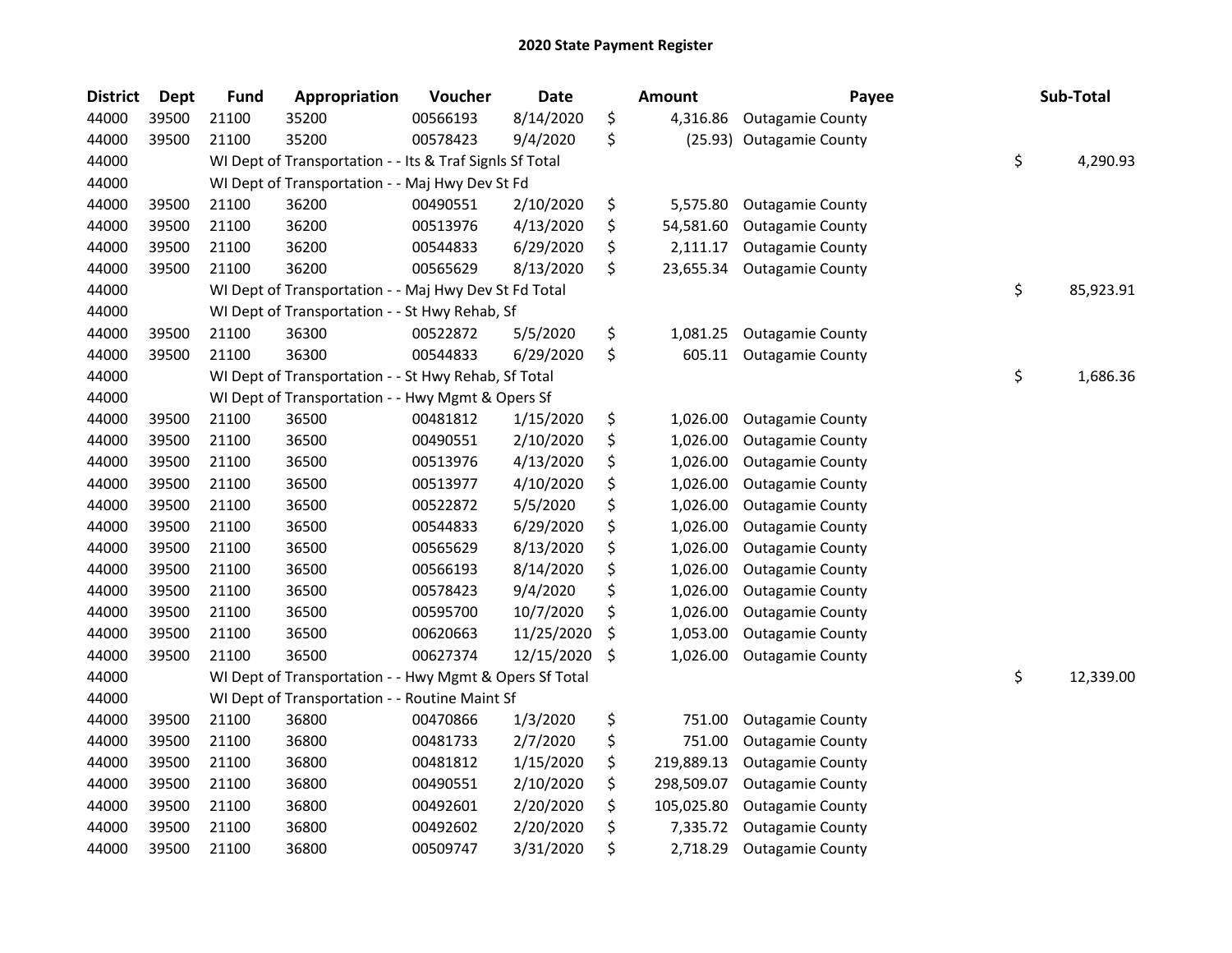# 2020 State Payment Register

| District | Dept | Fund | Appropriation | Voucher | Date | Amount | Payee | Sub-Total |
|---|---|---|---|---|---|---|---|---|
| 44000 | 39500 | 21100 | 35200 | 00566193 | 8/14/2020 | $ 4,316.86 | Outagamie County | |
| 44000 | 39500 | 21100 | 35200 | 00578423 | 9/4/2020 | $ (25.93) | Outagamie County | |
| 44000 | | WI Dept of Transportation - - Its & Traf Signls Sf Total | | | | | | $ 4,290.93 |
| 44000 | | WI Dept of Transportation - - Maj Hwy Dev St Fd | | | | | | |
| 44000 | 39500 | 21100 | 36200 | 00490551 | 2/10/2020 | $ 5,575.80 | Outagamie County | |
| 44000 | 39500 | 21100 | 36200 | 00513976 | 4/13/2020 | $ 54,581.60 | Outagamie County | |
| 44000 | 39500 | 21100 | 36200 | 00544833 | 6/29/2020 | $ 2,111.17 | Outagamie County | |
| 44000 | 39500 | 21100 | 36200 | 00565629 | 8/13/2020 | $ 23,655.34 | Outagamie County | |
| 44000 | | WI Dept of Transportation - - Maj Hwy Dev St Fd Total | | | | | | $ 85,923.91 |
| 44000 | | WI Dept of Transportation - - St Hwy Rehab, Sf | | | | | | |
| 44000 | 39500 | 21100 | 36300 | 00522872 | 5/5/2020 | $ 1,081.25 | Outagamie County | |
| 44000 | 39500 | 21100 | 36300 | 00544833 | 6/29/2020 | $ 605.11 | Outagamie County | |
| 44000 | | WI Dept of Transportation - - St Hwy Rehab, Sf Total | | | | | | $ 1,686.36 |
| 44000 | | WI Dept of Transportation - - Hwy Mgmt & Opers Sf | | | | | | |
| 44000 | 39500 | 21100 | 36500 | 00481812 | 1/15/2020 | $ 1,026.00 | Outagamie County | |
| 44000 | 39500 | 21100 | 36500 | 00490551 | 2/10/2020 | $ 1,026.00 | Outagamie County | |
| 44000 | 39500 | 21100 | 36500 | 00513976 | 4/13/2020 | $ 1,026.00 | Outagamie County | |
| 44000 | 39500 | 21100 | 36500 | 00513977 | 4/10/2020 | $ 1,026.00 | Outagamie County | |
| 44000 | 39500 | 21100 | 36500 | 00522872 | 5/5/2020 | $ 1,026.00 | Outagamie County | |
| 44000 | 39500 | 21100 | 36500 | 00544833 | 6/29/2020 | $ 1,026.00 | Outagamie County | |
| 44000 | 39500 | 21100 | 36500 | 00565629 | 8/13/2020 | $ 1,026.00 | Outagamie County | |
| 44000 | 39500 | 21100 | 36500 | 00566193 | 8/14/2020 | $ 1,026.00 | Outagamie County | |
| 44000 | 39500 | 21100 | 36500 | 00578423 | 9/4/2020 | $ 1,026.00 | Outagamie County | |
| 44000 | 39500 | 21100 | 36500 | 00595700 | 10/7/2020 | $ 1,026.00 | Outagamie County | |
| 44000 | 39500 | 21100 | 36500 | 00620663 | 11/25/2020 | $ 1,053.00 | Outagamie County | |
| 44000 | 39500 | 21100 | 36500 | 00627374 | 12/15/2020 | $ 1,026.00 | Outagamie County | |
| 44000 | | WI Dept of Transportation - - Hwy Mgmt & Opers Sf Total | | | | | | $ 12,339.00 |
| 44000 | | WI Dept of Transportation - - Routine Maint Sf | | | | | | |
| 44000 | 39500 | 21100 | 36800 | 00470866 | 1/3/2020 | $ 751.00 | Outagamie County | |
| 44000 | 39500 | 21100 | 36800 | 00481733 | 2/7/2020 | $ 751.00 | Outagamie County | |
| 44000 | 39500 | 21100 | 36800 | 00481812 | 1/15/2020 | $ 219,889.13 | Outagamie County | |
| 44000 | 39500 | 21100 | 36800 | 00490551 | 2/10/2020 | $ 298,509.07 | Outagamie County | |
| 44000 | 39500 | 21100 | 36800 | 00492601 | 2/20/2020 | $ 105,025.80 | Outagamie County | |
| 44000 | 39500 | 21100 | 36800 | 00492602 | 2/20/2020 | $ 7,335.72 | Outagamie County | |
| 44000 | 39500 | 21100 | 36800 | 00509747 | 3/31/2020 | $ 2,718.29 | Outagamie County | |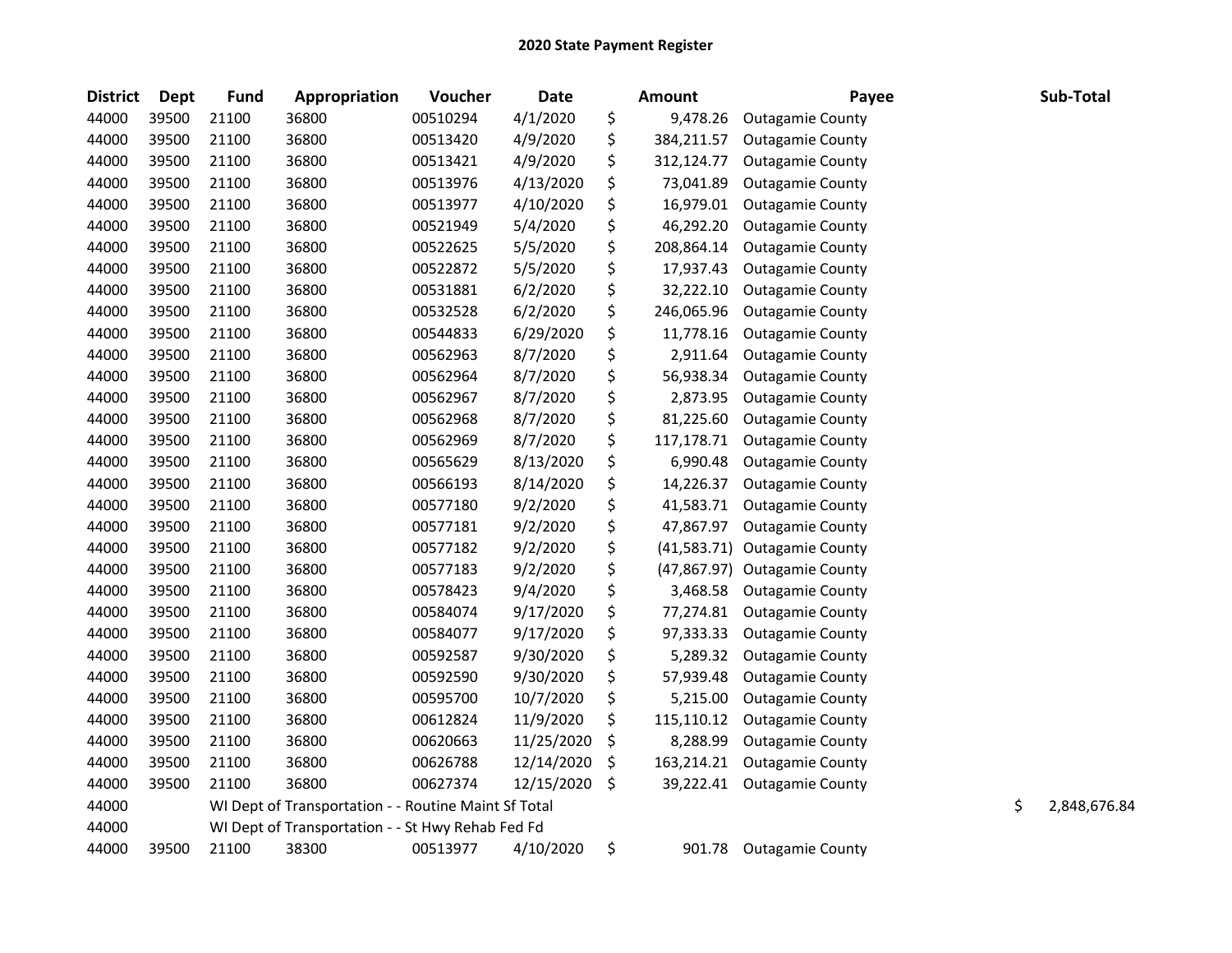# 2020 State Payment Register

| District | Dept | Fund | Appropriation | Voucher | Date | Amount | Payee | Sub-Total |
|---|---|---|---|---|---|---|---|---|
| 44000 | 39500 | 21100 | 36800 | 00510294 | 4/1/2020 | $ 9,478.26 | Outagamie County | |
| 44000 | 39500 | 21100 | 36800 | 00513420 | 4/9/2020 | $ 384,211.57 | Outagamie County | |
| 44000 | 39500 | 21100 | 36800 | 00513421 | 4/9/2020 | $ 312,124.77 | Outagamie County | |
| 44000 | 39500 | 21100 | 36800 | 00513976 | 4/13/2020 | $ 73,041.89 | Outagamie County | |
| 44000 | 39500 | 21100 | 36800 | 00513977 | 4/10/2020 | $ 16,979.01 | Outagamie County | |
| 44000 | 39500 | 21100 | 36800 | 00521949 | 5/4/2020 | $ 46,292.20 | Outagamie County | |
| 44000 | 39500 | 21100 | 36800 | 00522625 | 5/5/2020 | $ 208,864.14 | Outagamie County | |
| 44000 | 39500 | 21100 | 36800 | 00522872 | 5/5/2020 | $ 17,937.43 | Outagamie County | |
| 44000 | 39500 | 21100 | 36800 | 00531881 | 6/2/2020 | $ 32,222.10 | Outagamie County | |
| 44000 | 39500 | 21100 | 36800 | 00532528 | 6/2/2020 | $ 246,065.96 | Outagamie County | |
| 44000 | 39500 | 21100 | 36800 | 00544833 | 6/29/2020 | $ 11,778.16 | Outagamie County | |
| 44000 | 39500 | 21100 | 36800 | 00562963 | 8/7/2020 | $ 2,911.64 | Outagamie County | |
| 44000 | 39500 | 21100 | 36800 | 00562964 | 8/7/2020 | $ 56,938.34 | Outagamie County | |
| 44000 | 39500 | 21100 | 36800 | 00562967 | 8/7/2020 | $ 2,873.95 | Outagamie County | |
| 44000 | 39500 | 21100 | 36800 | 00562968 | 8/7/2020 | $ 81,225.60 | Outagamie County | |
| 44000 | 39500 | 21100 | 36800 | 00562969 | 8/7/2020 | $ 117,178.71 | Outagamie County | |
| 44000 | 39500 | 21100 | 36800 | 00565629 | 8/13/2020 | $ 6,990.48 | Outagamie County | |
| 44000 | 39500 | 21100 | 36800 | 00566193 | 8/14/2020 | $ 14,226.37 | Outagamie County | |
| 44000 | 39500 | 21100 | 36800 | 00577180 | 9/2/2020 | $ 41,583.71 | Outagamie County | |
| 44000 | 39500 | 21100 | 36800 | 00577181 | 9/2/2020 | $ 47,867.97 | Outagamie County | |
| 44000 | 39500 | 21100 | 36800 | 00577182 | 9/2/2020 | $ (41,583.71) | Outagamie County | |
| 44000 | 39500 | 21100 | 36800 | 00577183 | 9/2/2020 | $ (47,867.97) | Outagamie County | |
| 44000 | 39500 | 21100 | 36800 | 00578423 | 9/4/2020 | $ 3,468.58 | Outagamie County | |
| 44000 | 39500 | 21100 | 36800 | 00584074 | 9/17/2020 | $ 77,274.81 | Outagamie County | |
| 44000 | 39500 | 21100 | 36800 | 00584077 | 9/17/2020 | $ 97,333.33 | Outagamie County | |
| 44000 | 39500 | 21100 | 36800 | 00592587 | 9/30/2020 | $ 5,289.32 | Outagamie County | |
| 44000 | 39500 | 21100 | 36800 | 00592590 | 9/30/2020 | $ 57,939.48 | Outagamie County | |
| 44000 | 39500 | 21100 | 36800 | 00595700 | 10/7/2020 | $ 5,215.00 | Outagamie County | |
| 44000 | 39500 | 21100 | 36800 | 00612824 | 11/9/2020 | $ 115,110.12 | Outagamie County | |
| 44000 | 39500 | 21100 | 36800 | 00620663 | 11/25/2020 | $ 8,288.99 | Outagamie County | |
| 44000 | 39500 | 21100 | 36800 | 00626788 | 12/14/2020 | $ 163,214.21 | Outagamie County | |
| 44000 | 39500 | 21100 | 36800 | 00627374 | 12/15/2020 | $ 39,222.41 | Outagamie County | |
| 44000 | | WI Dept of Transportation - - Routine Maint Sf Total | | | | | | $ 2,848,676.84 |
| 44000 | | WI Dept of Transportation - - St Hwy Rehab Fed Fd | | | | | | |
| 44000 | 39500 | 21100 | 38300 | 00513977 | 4/10/2020 | $ 901.78 | Outagamie County | |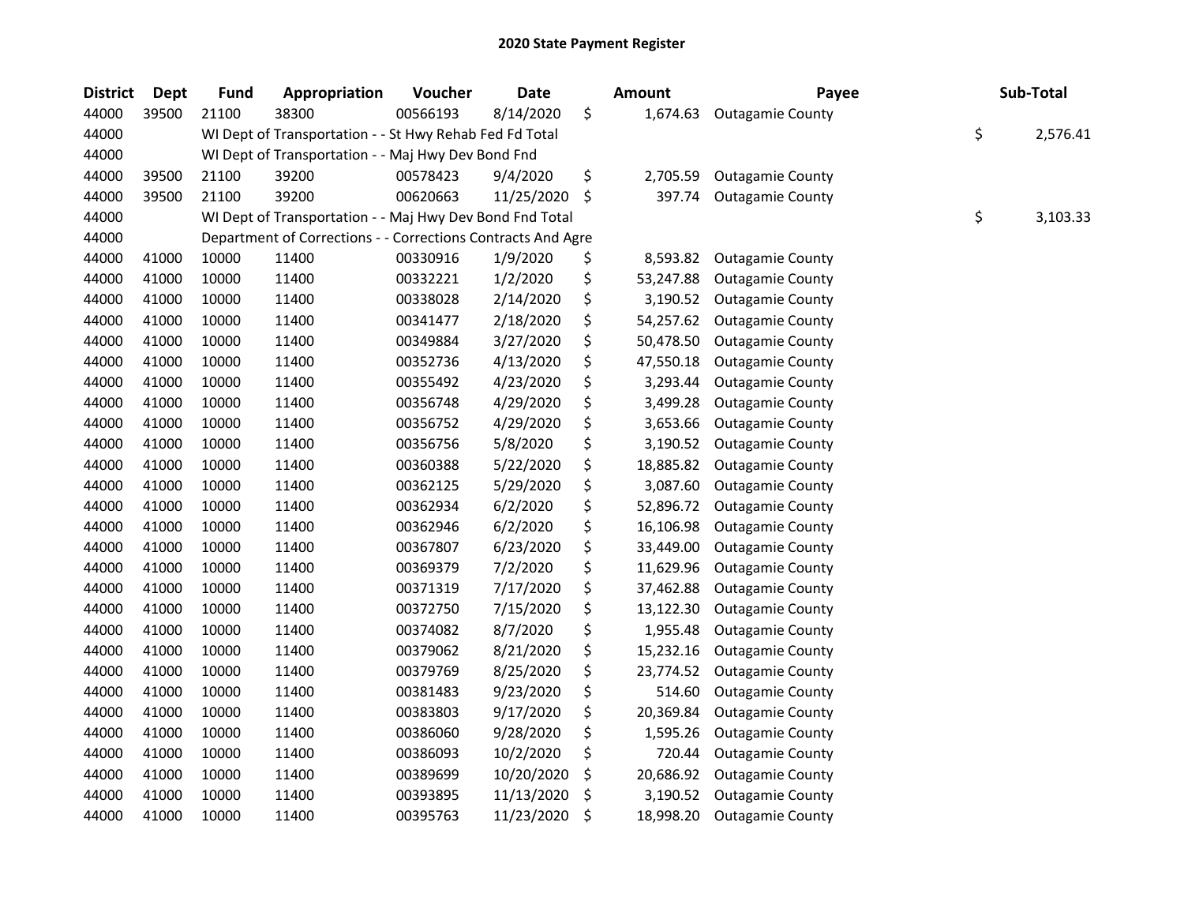# 2020 State Payment Register

| District | Dept | Fund | Appropriation | Voucher | Date | Amount | Payee | Sub-Total |
|---|---|---|---|---|---|---|---|---|
| 44000 | 39500 | 21100 | 38300 | 00566193 | 8/14/2020 | $ 1,674.63 | Outagamie County | |
| 44000 | | WI Dept of Transportation - - St Hwy Rehab Fed Fd Total | | | | | | $ 2,576.41 |
| 44000 | | WI Dept of Transportation - - Maj Hwy Dev Bond Fnd | | | | | | |
| 44000 | 39500 | 21100 | 39200 | 00578423 | 9/4/2020 | $ 2,705.59 | Outagamie County | |
| 44000 | 39500 | 21100 | 39200 | 00620663 | 11/25/2020 | $ 397.74 | Outagamie County | |
| 44000 | | WI Dept of Transportation - - Maj Hwy Dev Bond Fnd Total | | | | | | $ 3,103.33 |
| 44000 | | Department of Corrections - - Corrections Contracts And Agre | | | | | | |
| 44000 | 41000 | 10000 | 11400 | 00330916 | 1/9/2020 | $ 8,593.82 | Outagamie County | |
| 44000 | 41000 | 10000 | 11400 | 00332221 | 1/2/2020 | $ 53,247.88 | Outagamie County | |
| 44000 | 41000 | 10000 | 11400 | 00338028 | 2/14/2020 | $ 3,190.52 | Outagamie County | |
| 44000 | 41000 | 10000 | 11400 | 00341477 | 2/18/2020 | $ 54,257.62 | Outagamie County | |
| 44000 | 41000 | 10000 | 11400 | 00349884 | 3/27/2020 | $ 50,478.50 | Outagamie County | |
| 44000 | 41000 | 10000 | 11400 | 00352736 | 4/13/2020 | $ 47,550.18 | Outagamie County | |
| 44000 | 41000 | 10000 | 11400 | 00355492 | 4/23/2020 | $ 3,293.44 | Outagamie County | |
| 44000 | 41000 | 10000 | 11400 | 00356748 | 4/29/2020 | $ 3,499.28 | Outagamie County | |
| 44000 | 41000 | 10000 | 11400 | 00356752 | 4/29/2020 | $ 3,653.66 | Outagamie County | |
| 44000 | 41000 | 10000 | 11400 | 00356756 | 5/8/2020 | $ 3,190.52 | Outagamie County | |
| 44000 | 41000 | 10000 | 11400 | 00360388 | 5/22/2020 | $ 18,885.82 | Outagamie County | |
| 44000 | 41000 | 10000 | 11400 | 00362125 | 5/29/2020 | $ 3,087.60 | Outagamie County | |
| 44000 | 41000 | 10000 | 11400 | 00362934 | 6/2/2020 | $ 52,896.72 | Outagamie County | |
| 44000 | 41000 | 10000 | 11400 | 00362946 | 6/2/2020 | $ 16,106.98 | Outagamie County | |
| 44000 | 41000 | 10000 | 11400 | 00367807 | 6/23/2020 | $ 33,449.00 | Outagamie County | |
| 44000 | 41000 | 10000 | 11400 | 00369379 | 7/2/2020 | $ 11,629.96 | Outagamie County | |
| 44000 | 41000 | 10000 | 11400 | 00371319 | 7/17/2020 | $ 37,462.88 | Outagamie County | |
| 44000 | 41000 | 10000 | 11400 | 00372750 | 7/15/2020 | $ 13,122.30 | Outagamie County | |
| 44000 | 41000 | 10000 | 11400 | 00374082 | 8/7/2020 | $ 1,955.48 | Outagamie County | |
| 44000 | 41000 | 10000 | 11400 | 00379062 | 8/21/2020 | $ 15,232.16 | Outagamie County | |
| 44000 | 41000 | 10000 | 11400 | 00379769 | 8/25/2020 | $ 23,774.52 | Outagamie County | |
| 44000 | 41000 | 10000 | 11400 | 00381483 | 9/23/2020 | $ 514.60 | Outagamie County | |
| 44000 | 41000 | 10000 | 11400 | 00383803 | 9/17/2020 | $ 20,369.84 | Outagamie County | |
| 44000 | 41000 | 10000 | 11400 | 00386060 | 9/28/2020 | $ 1,595.26 | Outagamie County | |
| 44000 | 41000 | 10000 | 11400 | 00386093 | 10/2/2020 | $ 720.44 | Outagamie County | |
| 44000 | 41000 | 10000 | 11400 | 00389699 | 10/20/2020 | $ 20,686.92 | Outagamie County | |
| 44000 | 41000 | 10000 | 11400 | 00393895 | 11/13/2020 | $ 3,190.52 | Outagamie County | |
| 44000 | 41000 | 10000 | 11400 | 00395763 | 11/23/2020 | $ 18,998.20 | Outagamie County | |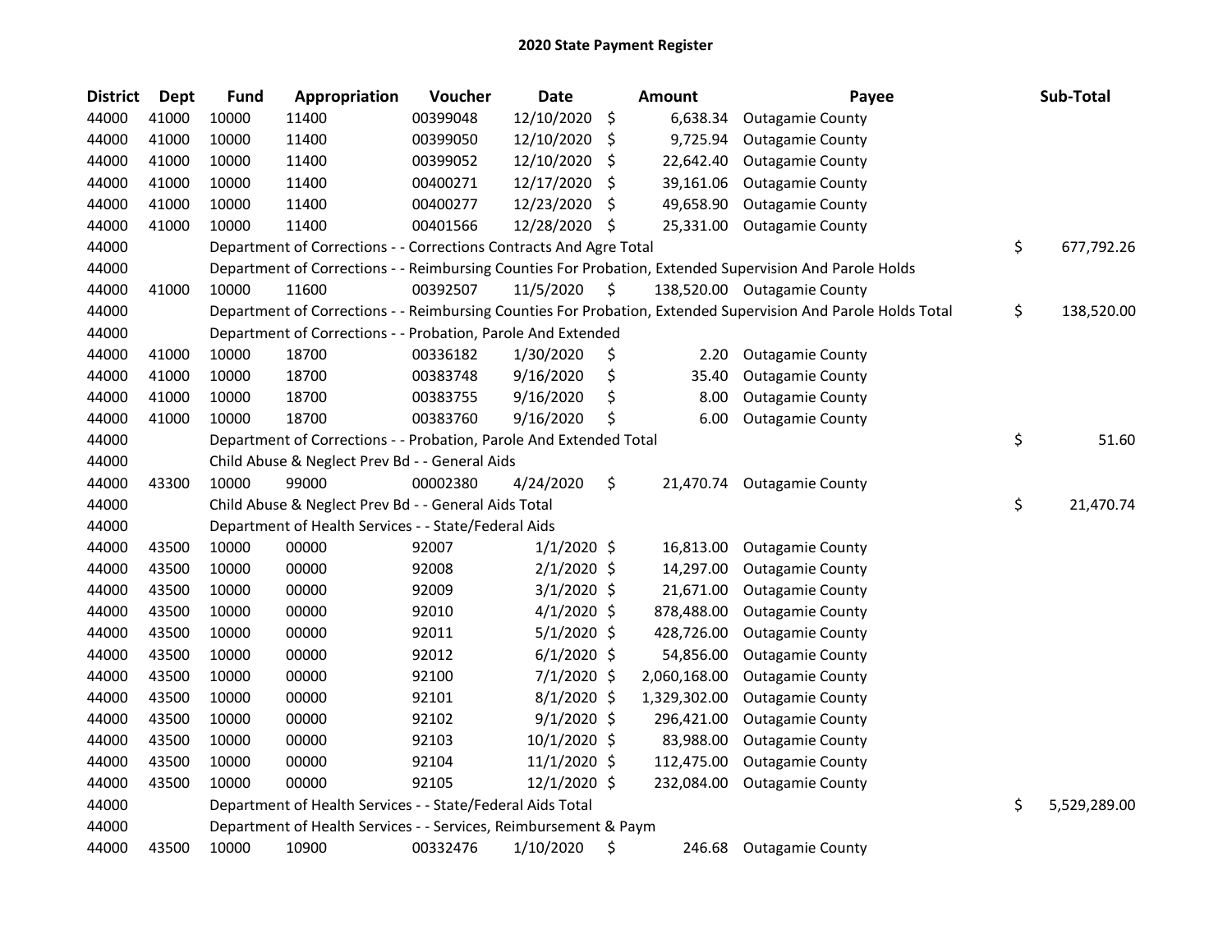# 2020 State Payment Register

| District | Dept | Fund | Appropriation | Voucher | Date | Amount | Payee | Sub-Total |
|---|---|---|---|---|---|---|---|---|
| 44000 | 41000 | 10000 | 11400 | 00399048 | 12/10/2020 | $ 6,638.34 | Outagamie County | |
| 44000 | 41000 | 10000 | 11400 | 00399050 | 12/10/2020 | $ 9,725.94 | Outagamie County | |
| 44000 | 41000 | 10000 | 11400 | 00399052 | 12/10/2020 | $ 22,642.40 | Outagamie County | |
| 44000 | 41000 | 10000 | 11400 | 00400271 | 12/17/2020 | $ 39,161.06 | Outagamie County | |
| 44000 | 41000 | 10000 | 11400 | 00400277 | 12/23/2020 | $ 49,658.90 | Outagamie County | |
| 44000 | 41000 | 10000 | 11400 | 00401566 | 12/28/2020 | $ 25,331.00 | Outagamie County | |
| 44000 | | Department of Corrections - - Corrections Contracts And Agre Total | | | | | | $ 677,792.26 |
| 44000 | | Department of Corrections - - Reimbursing Counties For Probation, Extended Supervision And Parole Holds | | | | | | |
| 44000 | 41000 | 10000 | 11600 | 00392507 | 11/5/2020 | $ 138,520.00 | Outagamie County | |
| 44000 | | Department of Corrections - - Reimbursing Counties For Probation, Extended Supervision And Parole Holds Total | | | | | | $ 138,520.00 |
| 44000 | | Department of Corrections - - Probation, Parole And Extended | | | | | | |
| 44000 | 41000 | 10000 | 18700 | 00336182 | 1/30/2020 | $ 2.20 | Outagamie County | |
| 44000 | 41000 | 10000 | 18700 | 00383748 | 9/16/2020 | $ 35.40 | Outagamie County | |
| 44000 | 41000 | 10000 | 18700 | 00383755 | 9/16/2020 | $ 8.00 | Outagamie County | |
| 44000 | 41000 | 10000 | 18700 | 00383760 | 9/16/2020 | $ 6.00 | Outagamie County | |
| 44000 | | Department of Corrections - - Probation, Parole And Extended Total | | | | | | $ 51.60 |
| 44000 | | Child Abuse & Neglect Prev Bd - - General Aids | | | | | | |
| 44000 | 43300 | 10000 | 99000 | 00002380 | 4/24/2020 | $ 21,470.74 | Outagamie County | |
| 44000 | | Child Abuse & Neglect Prev Bd - - General Aids Total | | | | | | $ 21,470.74 |
| 44000 | | Department of Health Services - - State/Federal Aids | | | | | | |
| 44000 | 43500 | 10000 | 00000 | 92007 | 1/1/2020 | $ 16,813.00 | Outagamie County | |
| 44000 | 43500 | 10000 | 00000 | 92008 | 2/1/2020 | $ 14,297.00 | Outagamie County | |
| 44000 | 43500 | 10000 | 00000 | 92009 | 3/1/2020 | $ 21,671.00 | Outagamie County | |
| 44000 | 43500 | 10000 | 00000 | 92010 | 4/1/2020 | $ 878,488.00 | Outagamie County | |
| 44000 | 43500 | 10000 | 00000 | 92011 | 5/1/2020 | $ 428,726.00 | Outagamie County | |
| 44000 | 43500 | 10000 | 00000 | 92012 | 6/1/2020 | $ 54,856.00 | Outagamie County | |
| 44000 | 43500 | 10000 | 00000 | 92100 | 7/1/2020 | $ 2,060,168.00 | Outagamie County | |
| 44000 | 43500 | 10000 | 00000 | 92101 | 8/1/2020 | $ 1,329,302.00 | Outagamie County | |
| 44000 | 43500 | 10000 | 00000 | 92102 | 9/1/2020 | $ 296,421.00 | Outagamie County | |
| 44000 | 43500 | 10000 | 00000 | 92103 | 10/1/2020 | $ 83,988.00 | Outagamie County | |
| 44000 | 43500 | 10000 | 00000 | 92104 | 11/1/2020 | $ 112,475.00 | Outagamie County | |
| 44000 | 43500 | 10000 | 00000 | 92105 | 12/1/2020 | $ 232,084.00 | Outagamie County | |
| 44000 | | Department of Health Services - - State/Federal Aids Total | | | | | | $ 5,529,289.00 |
| 44000 | | Department of Health Services - - Services, Reimbursement & Paym | | | | | | |
| 44000 | 43500 | 10000 | 10900 | 00332476 | 1/10/2020 | $ 246.68 | Outagamie County | |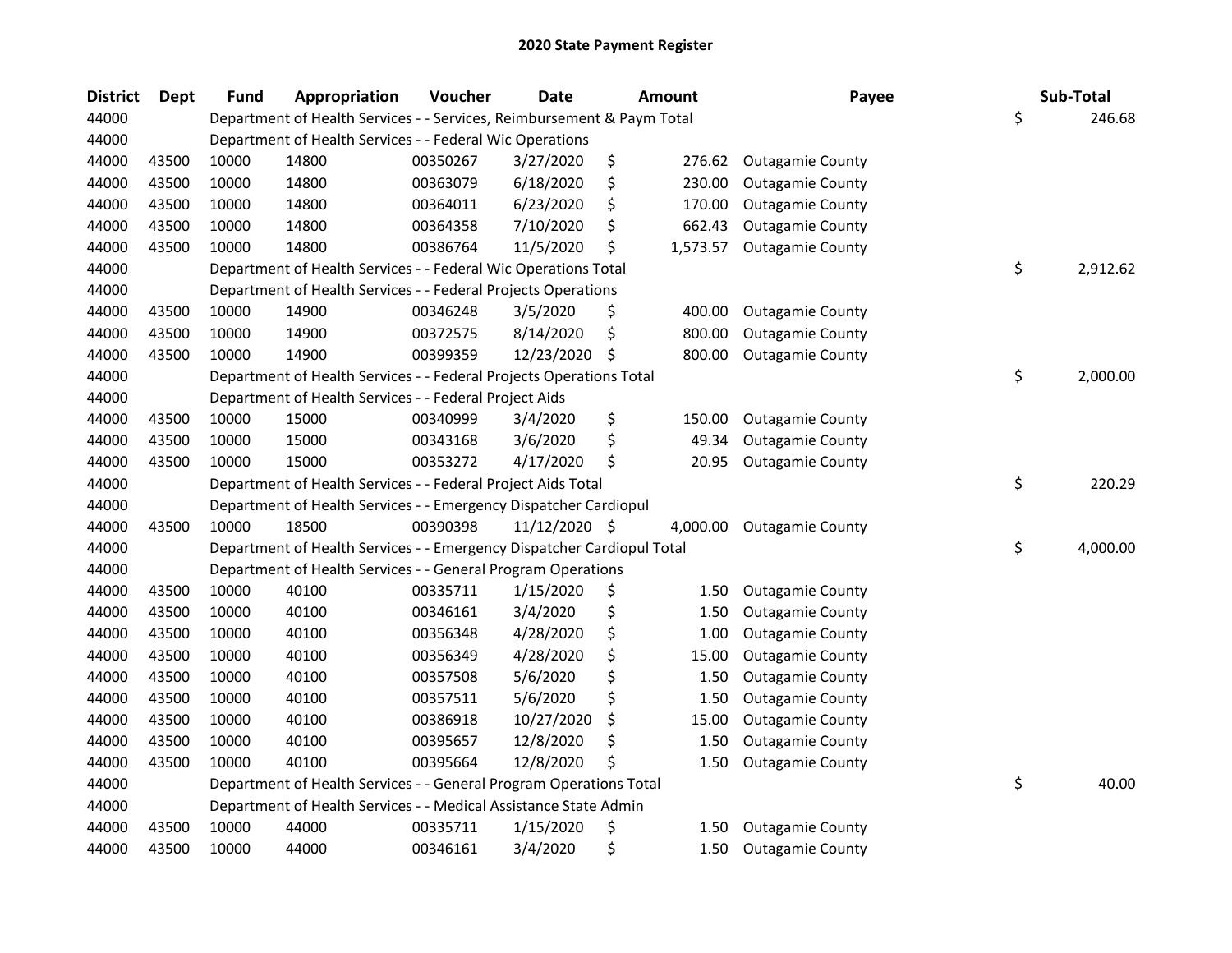# 2020 State Payment Register

| District | Dept | Fund | Appropriation | Voucher | Date | Amount | Payee | Sub-Total |
|---|---|---|---|---|---|---|---|---|
| 44000 | | Department of Health Services - - Services, Reimbursement & Paym Total | | | | | | $ 246.68 |
| 44000 | | Department of Health Services - - Federal Wic Operations | | | | | | |
| 44000 | 43500 | 10000 | 14800 | 00350267 | 3/27/2020 | $ 276.62 | Outagamie County | |
| 44000 | 43500 | 10000 | 14800 | 00363079 | 6/18/2020 | $ 230.00 | Outagamie County | |
| 44000 | 43500 | 10000 | 14800 | 00364011 | 6/23/2020 | $ 170.00 | Outagamie County | |
| 44000 | 43500 | 10000 | 14800 | 00364358 | 7/10/2020 | $ 662.43 | Outagamie County | |
| 44000 | 43500 | 10000 | 14800 | 00386764 | 11/5/2020 | $ 1,573.57 | Outagamie County | |
| 44000 | | Department of Health Services - - Federal Wic Operations Total | | | | | | $ 2,912.62 |
| 44000 | | Department of Health Services - - Federal Projects Operations | | | | | | |
| 44000 | 43500 | 10000 | 14900 | 00346248 | 3/5/2020 | $ 400.00 | Outagamie County | |
| 44000 | 43500 | 10000 | 14900 | 00372575 | 8/14/2020 | $ 800.00 | Outagamie County | |
| 44000 | 43500 | 10000 | 14900 | 00399359 | 12/23/2020 | $ 800.00 | Outagamie County | |
| 44000 | | Department of Health Services - - Federal Projects Operations Total | | | | | | $ 2,000.00 |
| 44000 | | Department of Health Services - - Federal Project Aids | | | | | | |
| 44000 | 43500 | 10000 | 15000 | 00340999 | 3/4/2020 | $ 150.00 | Outagamie County | |
| 44000 | 43500 | 10000 | 15000 | 00343168 | 3/6/2020 | $ 49.34 | Outagamie County | |
| 44000 | 43500 | 10000 | 15000 | 00353272 | 4/17/2020 | $ 20.95 | Outagamie County | |
| 44000 | | Department of Health Services - - Federal Project Aids Total | | | | | | $ 220.29 |
| 44000 | | Department of Health Services - - Emergency Dispatcher Cardiopul | | | | | | |
| 44000 | 43500 | 10000 | 18500 | 00390398 | 11/12/2020 | $ 4,000.00 | Outagamie County | |
| 44000 | | Department of Health Services - - Emergency Dispatcher Cardiopul Total | | | | | | $ 4,000.00 |
| 44000 | | Department of Health Services - - General Program Operations | | | | | | |
| 44000 | 43500 | 10000 | 40100 | 00335711 | 1/15/2020 | $ 1.50 | Outagamie County | |
| 44000 | 43500 | 10000 | 40100 | 00346161 | 3/4/2020 | $ 1.50 | Outagamie County | |
| 44000 | 43500 | 10000 | 40100 | 00356348 | 4/28/2020 | $ 1.00 | Outagamie County | |
| 44000 | 43500 | 10000 | 40100 | 00356349 | 4/28/2020 | $ 15.00 | Outagamie County | |
| 44000 | 43500 | 10000 | 40100 | 00357508 | 5/6/2020 | $ 1.50 | Outagamie County | |
| 44000 | 43500 | 10000 | 40100 | 00357511 | 5/6/2020 | $ 1.50 | Outagamie County | |
| 44000 | 43500 | 10000 | 40100 | 00386918 | 10/27/2020 | $ 15.00 | Outagamie County | |
| 44000 | 43500 | 10000 | 40100 | 00395657 | 12/8/2020 | $ 1.50 | Outagamie County | |
| 44000 | 43500 | 10000 | 40100 | 00395664 | 12/8/2020 | $ 1.50 | Outagamie County | |
| 44000 | | Department of Health Services - - General Program Operations Total | | | | | | $ 40.00 |
| 44000 | | Department of Health Services - - Medical Assistance State Admin | | | | | | |
| 44000 | 43500 | 10000 | 44000 | 00335711 | 1/15/2020 | $ 1.50 | Outagamie County | |
| 44000 | 43500 | 10000 | 44000 | 00346161 | 3/4/2020 | $ 1.50 | Outagamie County | |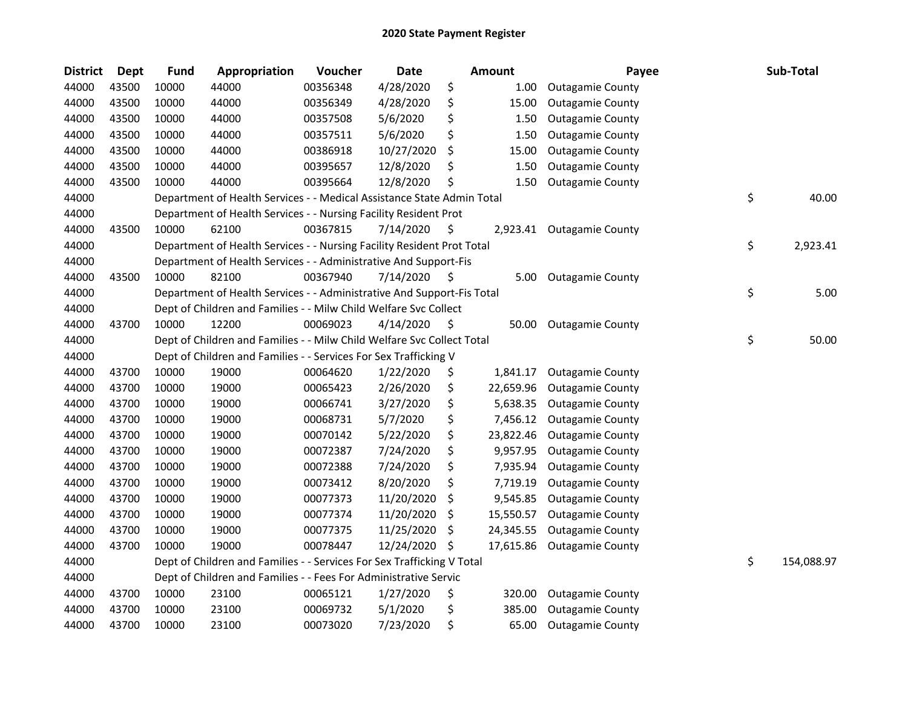## 2020 State Payment Register

| District | Dept | Fund | Appropriation | Voucher | Date | Amount | Payee | Sub-Total |
|---|---|---|---|---|---|---|---|---|
| 44000 | 43500 | 10000 | 44000 | 00356348 | 4/28/2020 | $ 1.00 | Outagamie County | |
| 44000 | 43500 | 10000 | 44000 | 00356349 | 4/28/2020 | $ 15.00 | Outagamie County | |
| 44000 | 43500 | 10000 | 44000 | 00357508 | 5/6/2020 | $ 1.50 | Outagamie County | |
| 44000 | 43500 | 10000 | 44000 | 00357511 | 5/6/2020 | $ 1.50 | Outagamie County | |
| 44000 | 43500 | 10000 | 44000 | 00386918 | 10/27/2020 | $ 15.00 | Outagamie County | |
| 44000 | 43500 | 10000 | 44000 | 00395657 | 12/8/2020 | $ 1.50 | Outagamie County | |
| 44000 | 43500 | 10000 | 44000 | 00395664 | 12/8/2020 | $ 1.50 | Outagamie County | |
| 44000 | | Department of Health Services - - Medical Assistance State Admin Total | | | | | | $ 40.00 |
| 44000 | | Department of Health Services - - Nursing Facility Resident Prot | | | | | | |
| 44000 | 43500 | 10000 | 62100 | 00367815 | 7/14/2020 | $ 2,923.41 | Outagamie County | |
| 44000 | | Department of Health Services - - Nursing Facility Resident Prot Total | | | | | | $ 2,923.41 |
| 44000 | | Department of Health Services - - Administrative And Support-Fis | | | | | | |
| 44000 | 43500 | 10000 | 82100 | 00367940 | 7/14/2020 | $ 5.00 | Outagamie County | |
| 44000 | | Department of Health Services - - Administrative And Support-Fis Total | | | | | | $ 5.00 |
| 44000 | | Dept of Children and Families - - Milw Child Welfare Svc Collect | | | | | | |
| 44000 | 43700 | 10000 | 12200 | 00069023 | 4/14/2020 | $ 50.00 | Outagamie County | |
| 44000 | | Dept of Children and Families - - Milw Child Welfare Svc Collect Total | | | | | | $ 50.00 |
| 44000 | | Dept of Children and Families - - Services For Sex Trafficking V | | | | | | |
| 44000 | 43700 | 10000 | 19000 | 00064620 | 1/22/2020 | $ 1,841.17 | Outagamie County | |
| 44000 | 43700 | 10000 | 19000 | 00065423 | 2/26/2020 | $ 22,659.96 | Outagamie County | |
| 44000 | 43700 | 10000 | 19000 | 00066741 | 3/27/2020 | $ 5,638.35 | Outagamie County | |
| 44000 | 43700 | 10000 | 19000 | 00068731 | 5/7/2020 | $ 7,456.12 | Outagamie County | |
| 44000 | 43700 | 10000 | 19000 | 00070142 | 5/22/2020 | $ 23,822.46 | Outagamie County | |
| 44000 | 43700 | 10000 | 19000 | 00072387 | 7/24/2020 | $ 9,957.95 | Outagamie County | |
| 44000 | 43700 | 10000 | 19000 | 00072388 | 7/24/2020 | $ 7,935.94 | Outagamie County | |
| 44000 | 43700 | 10000 | 19000 | 00073412 | 8/20/2020 | $ 7,719.19 | Outagamie County | |
| 44000 | 43700 | 10000 | 19000 | 00077373 | 11/20/2020 | $ 9,545.85 | Outagamie County | |
| 44000 | 43700 | 10000 | 19000 | 00077374 | 11/20/2020 | $ 15,550.57 | Outagamie County | |
| 44000 | 43700 | 10000 | 19000 | 00077375 | 11/25/2020 | $ 24,345.55 | Outagamie County | |
| 44000 | 43700 | 10000 | 19000 | 00078447 | 12/24/2020 | $ 17,615.86 | Outagamie County | |
| 44000 | | Dept of Children and Families - - Services For Sex Trafficking V Total | | | | | | $ 154,088.97 |
| 44000 | | Dept of Children and Families - - Fees For Administrative Servic | | | | | | |
| 44000 | 43700 | 10000 | 23100 | 00065121 | 1/27/2020 | $ 320.00 | Outagamie County | |
| 44000 | 43700 | 10000 | 23100 | 00069732 | 5/1/2020 | $ 385.00 | Outagamie County | |
| 44000 | 43700 | 10000 | 23100 | 00073020 | 7/23/2020 | $ 65.00 | Outagamie County | |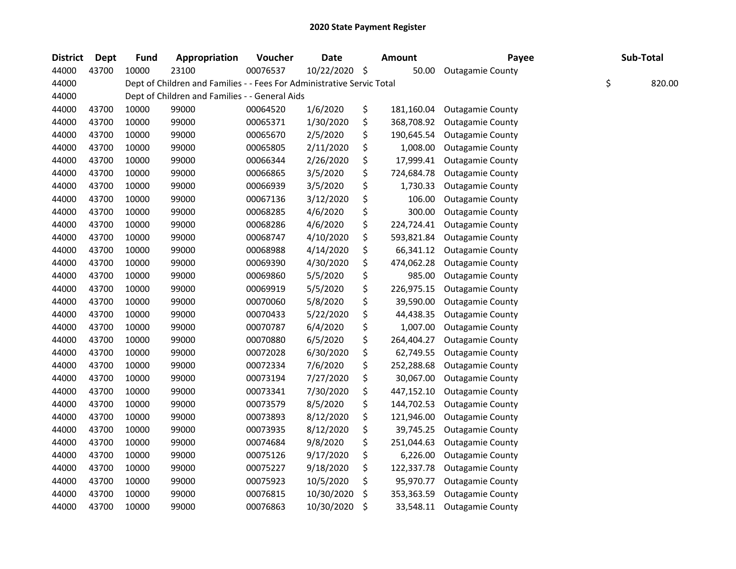# 2020 State Payment Register

| District | Dept | Fund | Appropriation | Voucher | Date | Amount | Payee | Sub-Total |
|---|---|---|---|---|---|---|---|---|
| 44000 | 43700 | 10000 | 23100 | 00076537 | 10/22/2020 | $ 50.00 | Outagamie County | |
| 44000 | | Dept of Children and Families - - Fees For Administrative Servic Total | | | | | | $ 820.00 |
| 44000 | | Dept of Children and Families - - General Aids | | | | | | |
| 44000 | 43700 | 10000 | 99000 | 00064520 | 1/6/2020 | $ 181,160.04 | Outagamie County | |
| 44000 | 43700 | 10000 | 99000 | 00065371 | 1/30/2020 | $ 368,708.92 | Outagamie County | |
| 44000 | 43700 | 10000 | 99000 | 00065670 | 2/5/2020 | $ 190,645.54 | Outagamie County | |
| 44000 | 43700 | 10000 | 99000 | 00065805 | 2/11/2020 | $ 1,008.00 | Outagamie County | |
| 44000 | 43700 | 10000 | 99000 | 00066344 | 2/26/2020 | $ 17,999.41 | Outagamie County | |
| 44000 | 43700 | 10000 | 99000 | 00066865 | 3/5/2020 | $ 724,684.78 | Outagamie County | |
| 44000 | 43700 | 10000 | 99000 | 00066939 | 3/5/2020 | $ 1,730.33 | Outagamie County | |
| 44000 | 43700 | 10000 | 99000 | 00067136 | 3/12/2020 | $ 106.00 | Outagamie County | |
| 44000 | 43700 | 10000 | 99000 | 00068285 | 4/6/2020 | $ 300.00 | Outagamie County | |
| 44000 | 43700 | 10000 | 99000 | 00068286 | 4/6/2020 | $ 224,724.41 | Outagamie County | |
| 44000 | 43700 | 10000 | 99000 | 00068747 | 4/10/2020 | $ 593,821.84 | Outagamie County | |
| 44000 | 43700 | 10000 | 99000 | 00068988 | 4/14/2020 | $ 66,341.12 | Outagamie County | |
| 44000 | 43700 | 10000 | 99000 | 00069390 | 4/30/2020 | $ 474,062.28 | Outagamie County | |
| 44000 | 43700 | 10000 | 99000 | 00069860 | 5/5/2020 | $ 985.00 | Outagamie County | |
| 44000 | 43700 | 10000 | 99000 | 00069919 | 5/5/2020 | $ 226,975.15 | Outagamie County | |
| 44000 | 43700 | 10000 | 99000 | 00070060 | 5/8/2020 | $ 39,590.00 | Outagamie County | |
| 44000 | 43700 | 10000 | 99000 | 00070433 | 5/22/2020 | $ 44,438.35 | Outagamie County | |
| 44000 | 43700 | 10000 | 99000 | 00070787 | 6/4/2020 | $ 1,007.00 | Outagamie County | |
| 44000 | 43700 | 10000 | 99000 | 00070880 | 6/5/2020 | $ 264,404.27 | Outagamie County | |
| 44000 | 43700 | 10000 | 99000 | 00072028 | 6/30/2020 | $ 62,749.55 | Outagamie County | |
| 44000 | 43700 | 10000 | 99000 | 00072334 | 7/6/2020 | $ 252,288.68 | Outagamie County | |
| 44000 | 43700 | 10000 | 99000 | 00073194 | 7/27/2020 | $ 30,067.00 | Outagamie County | |
| 44000 | 43700 | 10000 | 99000 | 00073341 | 7/30/2020 | $ 447,152.10 | Outagamie County | |
| 44000 | 43700 | 10000 | 99000 | 00073579 | 8/5/2020 | $ 144,702.53 | Outagamie County | |
| 44000 | 43700 | 10000 | 99000 | 00073893 | 8/12/2020 | $ 121,946.00 | Outagamie County | |
| 44000 | 43700 | 10000 | 99000 | 00073935 | 8/12/2020 | $ 39,745.25 | Outagamie County | |
| 44000 | 43700 | 10000 | 99000 | 00074684 | 9/8/2020 | $ 251,044.63 | Outagamie County | |
| 44000 | 43700 | 10000 | 99000 | 00075126 | 9/17/2020 | $ 6,226.00 | Outagamie County | |
| 44000 | 43700 | 10000 | 99000 | 00075227 | 9/18/2020 | $ 122,337.78 | Outagamie County | |
| 44000 | 43700 | 10000 | 99000 | 00075923 | 10/5/2020 | $ 95,970.77 | Outagamie County | |
| 44000 | 43700 | 10000 | 99000 | 00076815 | 10/30/2020 | $ 353,363.59 | Outagamie County | |
| 44000 | 43700 | 10000 | 99000 | 00076863 | 10/30/2020 | $ 33,548.11 | Outagamie County | |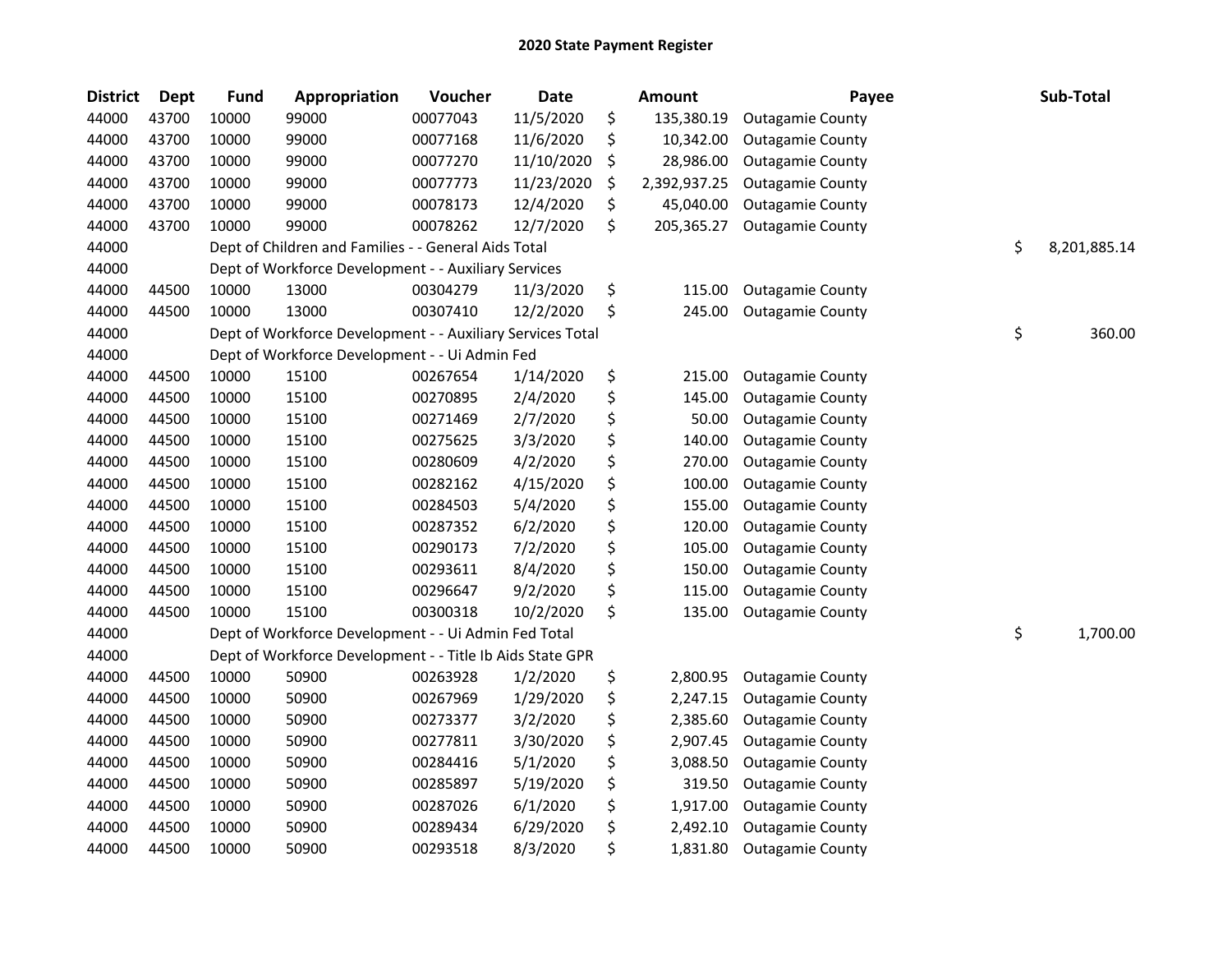## 2020 State Payment Register

| District | Dept | Fund | Appropriation | Voucher | Date | | Amount | Payee | | Sub-Total |
|---|---|---|---|---|---|---|---|---|---|---|
| 44000 | 43700 | 10000 | 99000 | 00077043 | 11/5/2020 | $ | 135,380.19 | Outagamie County | | |
| 44000 | 43700 | 10000 | 99000 | 00077168 | 11/6/2020 | $ | 10,342.00 | Outagamie County | | |
| 44000 | 43700 | 10000 | 99000 | 00077270 | 11/10/2020 | $ | 28,986.00 | Outagamie County | | |
| 44000 | 43700 | 10000 | 99000 | 00077773 | 11/23/2020 | $ | 2,392,937.25 | Outagamie County | | |
| 44000 | 43700 | 10000 | 99000 | 00078173 | 12/4/2020 | $ | 45,040.00 | Outagamie County | | |
| 44000 | 43700 | 10000 | 99000 | 00078262 | 12/7/2020 | $ | 205,365.27 | Outagamie County | | |
| 44000 | | Dept of Children and Families - - General Aids Total | | | | | | | $ | 8,201,885.14 |
| 44000 | | Dept of Workforce Development - - Auxiliary Services | | | | | | | | |
| 44000 | 44500 | 10000 | 13000 | 00304279 | 11/3/2020 | $ | 115.00 | Outagamie County | | |
| 44000 | 44500 | 10000 | 13000 | 00307410 | 12/2/2020 | $ | 245.00 | Outagamie County | | |
| 44000 | | Dept of Workforce Development - - Auxiliary Services Total | | | | | | | $ | 360.00 |
| 44000 | | Dept of Workforce Development - - Ui Admin Fed | | | | | | | | |
| 44000 | 44500 | 10000 | 15100 | 00267654 | 1/14/2020 | $ | 215.00 | Outagamie County | | |
| 44000 | 44500 | 10000 | 15100 | 00270895 | 2/4/2020 | $ | 145.00 | Outagamie County | | |
| 44000 | 44500 | 10000 | 15100 | 00271469 | 2/7/2020 | $ | 50.00 | Outagamie County | | |
| 44000 | 44500 | 10000 | 15100 | 00275625 | 3/3/2020 | $ | 140.00 | Outagamie County | | |
| 44000 | 44500 | 10000 | 15100 | 00280609 | 4/2/2020 | $ | 270.00 | Outagamie County | | |
| 44000 | 44500 | 10000 | 15100 | 00282162 | 4/15/2020 | $ | 100.00 | Outagamie County | | |
| 44000 | 44500 | 10000 | 15100 | 00284503 | 5/4/2020 | $ | 155.00 | Outagamie County | | |
| 44000 | 44500 | 10000 | 15100 | 00287352 | 6/2/2020 | $ | 120.00 | Outagamie County | | |
| 44000 | 44500 | 10000 | 15100 | 00290173 | 7/2/2020 | $ | 105.00 | Outagamie County | | |
| 44000 | 44500 | 10000 | 15100 | 00293611 | 8/4/2020 | $ | 150.00 | Outagamie County | | |
| 44000 | 44500 | 10000 | 15100 | 00296647 | 9/2/2020 | $ | 115.00 | Outagamie County | | |
| 44000 | 44500 | 10000 | 15100 | 00300318 | 10/2/2020 | $ | 135.00 | Outagamie County | | |
| 44000 | | Dept of Workforce Development - - Ui Admin Fed Total | | | | | | | $ | 1,700.00 |
| 44000 | | Dept of Workforce Development - - Title Ib Aids State GPR | | | | | | | | |
| 44000 | 44500 | 10000 | 50900 | 00263928 | 1/2/2020 | $ | 2,800.95 | Outagamie County | | |
| 44000 | 44500 | 10000 | 50900 | 00267969 | 1/29/2020 | $ | 2,247.15 | Outagamie County | | |
| 44000 | 44500 | 10000 | 50900 | 00273377 | 3/2/2020 | $ | 2,385.60 | Outagamie County | | |
| 44000 | 44500 | 10000 | 50900 | 00277811 | 3/30/2020 | $ | 2,907.45 | Outagamie County | | |
| 44000 | 44500 | 10000 | 50900 | 00284416 | 5/1/2020 | $ | 3,088.50 | Outagamie County | | |
| 44000 | 44500 | 10000 | 50900 | 00285897 | 5/19/2020 | $ | 319.50 | Outagamie County | | |
| 44000 | 44500 | 10000 | 50900 | 00287026 | 6/1/2020 | $ | 1,917.00 | Outagamie County | | |
| 44000 | 44500 | 10000 | 50900 | 00289434 | 6/29/2020 | $ | 2,492.10 | Outagamie County | | |
| 44000 | 44500 | 10000 | 50900 | 00293518 | 8/3/2020 | $ | 1,831.80 | Outagamie County | | |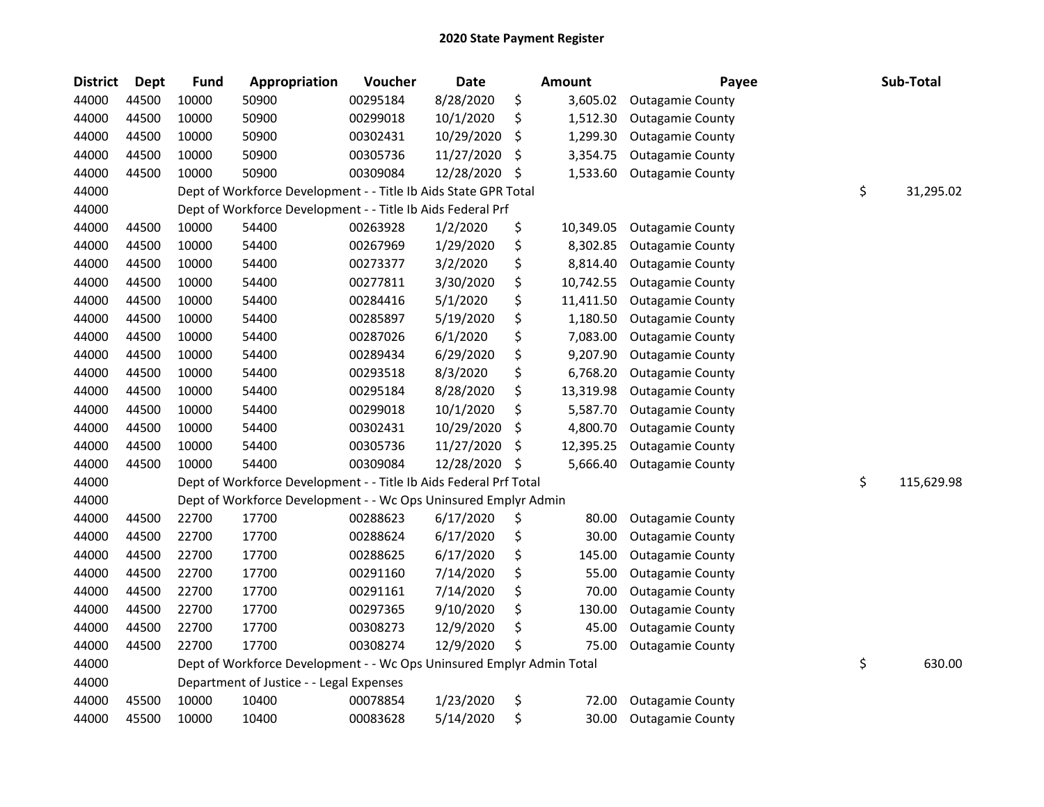## 2020 State Payment Register

| District | Dept | Fund | Appropriation | Voucher | Date | Amount | Payee | Sub-Total |
|---|---|---|---|---|---|---|---|---|
| 44000 | 44500 | 10000 | 50900 | 00295184 | 8/28/2020 | $ 3,605.02 | Outagamie County | |
| 44000 | 44500 | 10000 | 50900 | 00299018 | 10/1/2020 | $ 1,512.30 | Outagamie County | |
| 44000 | 44500 | 10000 | 50900 | 00302431 | 10/29/2020 | $ 1,299.30 | Outagamie County | |
| 44000 | 44500 | 10000 | 50900 | 00305736 | 11/27/2020 | $ 3,354.75 | Outagamie County | |
| 44000 | 44500 | 10000 | 50900 | 00309084 | 12/28/2020 | $ 1,533.60 | Outagamie County | |
| 44000 | | Dept of Workforce Development - - Title Ib Aids State GPR Total | | | | | | $ 31,295.02 |
| 44000 | | Dept of Workforce Development - - Title Ib Aids Federal Prf | | | | | | |
| 44000 | 44500 | 10000 | 54400 | 00263928 | 1/2/2020 | $ 10,349.05 | Outagamie County | |
| 44000 | 44500 | 10000 | 54400 | 00267969 | 1/29/2020 | $ 8,302.85 | Outagamie County | |
| 44000 | 44500 | 10000 | 54400 | 00273377 | 3/2/2020 | $ 8,814.40 | Outagamie County | |
| 44000 | 44500 | 10000 | 54400 | 00277811 | 3/30/2020 | $ 10,742.55 | Outagamie County | |
| 44000 | 44500 | 10000 | 54400 | 00284416 | 5/1/2020 | $ 11,411.50 | Outagamie County | |
| 44000 | 44500 | 10000 | 54400 | 00285897 | 5/19/2020 | $ 1,180.50 | Outagamie County | |
| 44000 | 44500 | 10000 | 54400 | 00287026 | 6/1/2020 | $ 7,083.00 | Outagamie County | |
| 44000 | 44500 | 10000 | 54400 | 00289434 | 6/29/2020 | $ 9,207.90 | Outagamie County | |
| 44000 | 44500 | 10000 | 54400 | 00293518 | 8/3/2020 | $ 6,768.20 | Outagamie County | |
| 44000 | 44500 | 10000 | 54400 | 00295184 | 8/28/2020 | $ 13,319.98 | Outagamie County | |
| 44000 | 44500 | 10000 | 54400 | 00299018 | 10/1/2020 | $ 5,587.70 | Outagamie County | |
| 44000 | 44500 | 10000 | 54400 | 00302431 | 10/29/2020 | $ 4,800.70 | Outagamie County | |
| 44000 | 44500 | 10000 | 54400 | 00305736 | 11/27/2020 | $ 12,395.25 | Outagamie County | |
| 44000 | 44500 | 10000 | 54400 | 00309084 | 12/28/2020 | $ 5,666.40 | Outagamie County | |
| 44000 | | Dept of Workforce Development - - Title Ib Aids Federal Prf Total | | | | | | $ 115,629.98 |
| 44000 | | Dept of Workforce Development - - Wc Ops Uninsured Emplyr Admin | | | | | | |
| 44000 | 44500 | 22700 | 17700 | 00288623 | 6/17/2020 | $ 80.00 | Outagamie County | |
| 44000 | 44500 | 22700 | 17700 | 00288624 | 6/17/2020 | $ 30.00 | Outagamie County | |
| 44000 | 44500 | 22700 | 17700 | 00288625 | 6/17/2020 | $ 145.00 | Outagamie County | |
| 44000 | 44500 | 22700 | 17700 | 00291160 | 7/14/2020 | $ 55.00 | Outagamie County | |
| 44000 | 44500 | 22700 | 17700 | 00291161 | 7/14/2020 | $ 70.00 | Outagamie County | |
| 44000 | 44500 | 22700 | 17700 | 00297365 | 9/10/2020 | $ 130.00 | Outagamie County | |
| 44000 | 44500 | 22700 | 17700 | 00308273 | 12/9/2020 | $ 45.00 | Outagamie County | |
| 44000 | 44500 | 22700 | 17700 | 00308274 | 12/9/2020 | $ 75.00 | Outagamie County | |
| 44000 | | Dept of Workforce Development - - Wc Ops Uninsured Emplyr Admin Total | | | | | | $ 630.00 |
| 44000 | | Department of Justice - - Legal Expenses | | | | | | |
| 44000 | 45500 | 10000 | 10400 | 00078854 | 1/23/2020 | $ 72.00 | Outagamie County | |
| 44000 | 45500 | 10000 | 10400 | 00083628 | 5/14/2020 | $ 30.00 | Outagamie County | |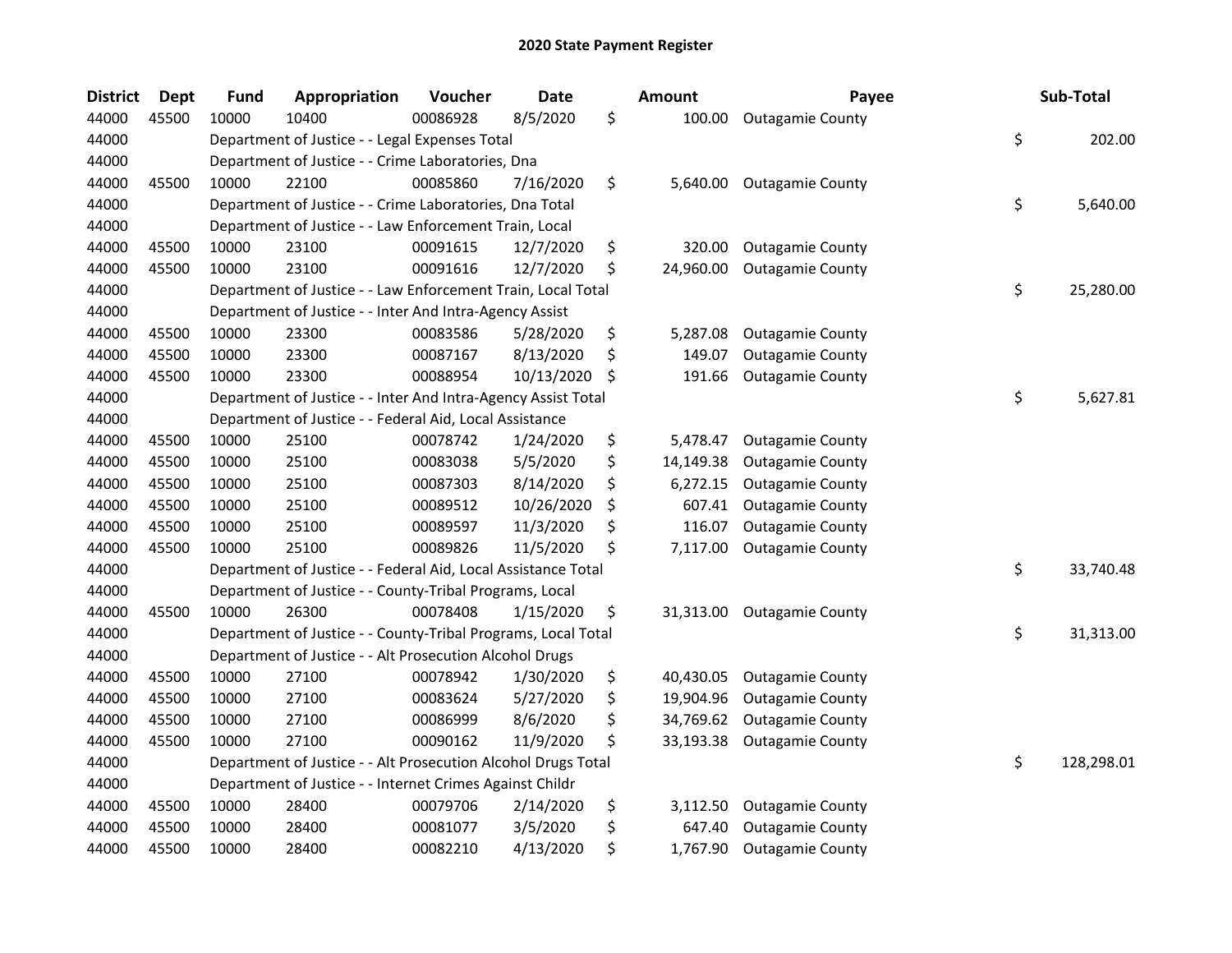# 2020 State Payment Register

| District | Dept | Fund | Appropriation | Voucher | Date | Amount | Payee | Sub-Total |
|---|---|---|---|---|---|---|---|---|
| 44000 | 45500 | 10000 | 10400 | 00086928 | 8/5/2020 | $ 100.00 | Outagamie County | |
| 44000 | | Department of Justice - - Legal Expenses Total | | | | | | $ 202.00 |
| 44000 | | Department of Justice - - Crime Laboratories, Dna | | | | | | |
| 44000 | 45500 | 10000 | 22100 | 00085860 | 7/16/2020 | $ 5,640.00 | Outagamie County | |
| 44000 | | Department of Justice - - Crime Laboratories, Dna Total | | | | | | $ 5,640.00 |
| 44000 | | Department of Justice - - Law Enforcement Train, Local | | | | | | |
| 44000 | 45500 | 10000 | 23100 | 00091615 | 12/7/2020 | $ 320.00 | Outagamie County | |
| 44000 | 45500 | 10000 | 23100 | 00091616 | 12/7/2020 | $ 24,960.00 | Outagamie County | |
| 44000 | | Department of Justice - - Law Enforcement Train, Local Total | | | | | | $ 25,280.00 |
| 44000 | | Department of Justice - - Inter And Intra-Agency Assist | | | | | | |
| 44000 | 45500 | 10000 | 23300 | 00083586 | 5/28/2020 | $ 5,287.08 | Outagamie County | |
| 44000 | 45500 | 10000 | 23300 | 00087167 | 8/13/2020 | $ 149.07 | Outagamie County | |
| 44000 | 45500 | 10000 | 23300 | 00088954 | 10/13/2020 | $ 191.66 | Outagamie County | |
| 44000 | | Department of Justice - - Inter And Intra-Agency Assist Total | | | | | | $ 5,627.81 |
| 44000 | | Department of Justice - - Federal Aid, Local Assistance | | | | | | |
| 44000 | 45500 | 10000 | 25100 | 00078742 | 1/24/2020 | $ 5,478.47 | Outagamie County | |
| 44000 | 45500 | 10000 | 25100 | 00083038 | 5/5/2020 | $ 14,149.38 | Outagamie County | |
| 44000 | 45500 | 10000 | 25100 | 00087303 | 8/14/2020 | $ 6,272.15 | Outagamie County | |
| 44000 | 45500 | 10000 | 25100 | 00089512 | 10/26/2020 | $ 607.41 | Outagamie County | |
| 44000 | 45500 | 10000 | 25100 | 00089597 | 11/3/2020 | $ 116.07 | Outagamie County | |
| 44000 | 45500 | 10000 | 25100 | 00089826 | 11/5/2020 | $ 7,117.00 | Outagamie County | |
| 44000 | | Department of Justice - - Federal Aid, Local Assistance Total | | | | | | $ 33,740.48 |
| 44000 | | Department of Justice - - County-Tribal Programs, Local | | | | | | |
| 44000 | 45500 | 10000 | 26300 | 00078408 | 1/15/2020 | $ 31,313.00 | Outagamie County | |
| 44000 | | Department of Justice - - County-Tribal Programs, Local Total | | | | | | $ 31,313.00 |
| 44000 | | Department of Justice - - Alt Prosecution Alcohol Drugs | | | | | | |
| 44000 | 45500 | 10000 | 27100 | 00078942 | 1/30/2020 | $ 40,430.05 | Outagamie County | |
| 44000 | 45500 | 10000 | 27100 | 00083624 | 5/27/2020 | $ 19,904.96 | Outagamie County | |
| 44000 | 45500 | 10000 | 27100 | 00086999 | 8/6/2020 | $ 34,769.62 | Outagamie County | |
| 44000 | 45500 | 10000 | 27100 | 00090162 | 11/9/2020 | $ 33,193.38 | Outagamie County | |
| 44000 | | Department of Justice - - Alt Prosecution Alcohol Drugs Total | | | | | | $ 128,298.01 |
| 44000 | | Department of Justice - - Internet Crimes Against Childr | | | | | | |
| 44000 | 45500 | 10000 | 28400 | 00079706 | 2/14/2020 | $ 3,112.50 | Outagamie County | |
| 44000 | 45500 | 10000 | 28400 | 00081077 | 3/5/2020 | $ 647.40 | Outagamie County | |
| 44000 | 45500 | 10000 | 28400 | 00082210 | 4/13/2020 | $ 1,767.90 | Outagamie County | |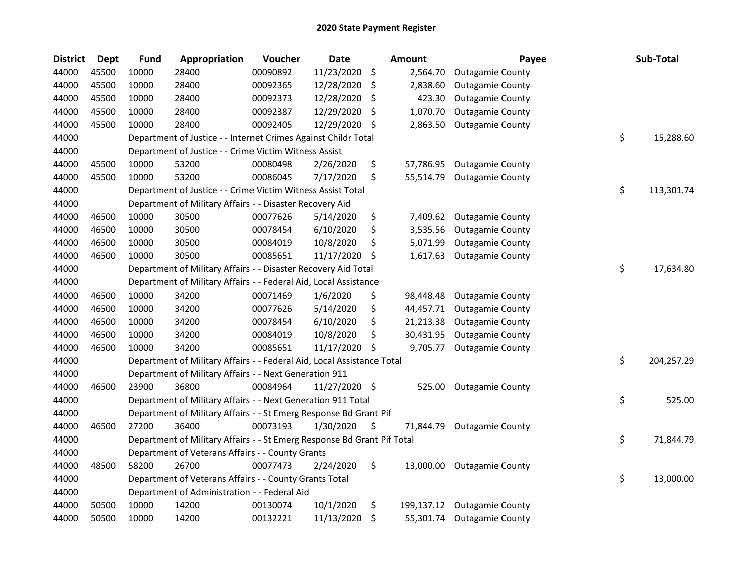# 2020 State Payment Register

| District | Dept | Fund | Appropriation | Voucher | Date | Amount | Payee | Sub-Total |
|---|---|---|---|---|---|---|---|---|
| 44000 | 45500 | 10000 | 28400 | 00090892 | 11/23/2020 | $ 2,564.70 | Outagamie County | |
| 44000 | 45500 | 10000 | 28400 | 00092365 | 12/28/2020 | $ 2,838.60 | Outagamie County | |
| 44000 | 45500 | 10000 | 28400 | 00092373 | 12/28/2020 | $ 423.30 | Outagamie County | |
| 44000 | 45500 | 10000 | 28400 | 00092387 | 12/29/2020 | $ 1,070.70 | Outagamie County | |
| 44000 | 45500 | 10000 | 28400 | 00092405 | 12/29/2020 | $ 2,863.50 | Outagamie County | |
| 44000 | | Department of Justice - - Internet Crimes Against Childr Total | | | | | | $ 15,288.60 |
| 44000 | | Department of Justice - - Crime Victim Witness Assist | | | | | | |
| 44000 | 45500 | 10000 | 53200 | 00080498 | 2/26/2020 | $ 57,786.95 | Outagamie County | |
| 44000 | 45500 | 10000 | 53200 | 00086045 | 7/17/2020 | $ 55,514.79 | Outagamie County | |
| 44000 | | Department of Justice - - Crime Victim Witness Assist Total | | | | | | $ 113,301.74 |
| 44000 | | Department of Military Affairs - - Disaster Recovery Aid | | | | | | |
| 44000 | 46500 | 10000 | 30500 | 00077626 | 5/14/2020 | $ 7,409.62 | Outagamie County | |
| 44000 | 46500 | 10000 | 30500 | 00078454 | 6/10/2020 | $ 3,535.56 | Outagamie County | |
| 44000 | 46500 | 10000 | 30500 | 00084019 | 10/8/2020 | $ 5,071.99 | Outagamie County | |
| 44000 | 46500 | 10000 | 30500 | 00085651 | 11/17/2020 | $ 1,617.63 | Outagamie County | |
| 44000 | | Department of Military Affairs - - Disaster Recovery Aid Total | | | | | | $ 17,634.80 |
| 44000 | | Department of Military Affairs - - Federal Aid, Local Assistance | | | | | | |
| 44000 | 46500 | 10000 | 34200 | 00071469 | 1/6/2020 | $ 98,448.48 | Outagamie County | |
| 44000 | 46500 | 10000 | 34200 | 00077626 | 5/14/2020 | $ 44,457.71 | Outagamie County | |
| 44000 | 46500 | 10000 | 34200 | 00078454 | 6/10/2020 | $ 21,213.38 | Outagamie County | |
| 44000 | 46500 | 10000 | 34200 | 00084019 | 10/8/2020 | $ 30,431.95 | Outagamie County | |
| 44000 | 46500 | 10000 | 34200 | 00085651 | 11/17/2020 | $ 9,705.77 | Outagamie County | |
| 44000 | | Department of Military Affairs - - Federal Aid, Local Assistance Total | | | | | | $ 204,257.29 |
| 44000 | | Department of Military Affairs - - Next Generation 911 | | | | | | |
| 44000 | 46500 | 23900 | 36800 | 00084964 | 11/27/2020 | $ 525.00 | Outagamie County | |
| 44000 | | Department of Military Affairs - - Next Generation 911 Total | | | | | | $ 525.00 |
| 44000 | | Department of Military Affairs - - St Emerg Response Bd Grant Pif | | | | | | |
| 44000 | 46500 | 27200 | 36400 | 00073193 | 1/30/2020 | $ 71,844.79 | Outagamie County | |
| 44000 | | Department of Military Affairs - - St Emerg Response Bd Grant Pif Total | | | | | | $ 71,844.79 |
| 44000 | | Department of Veterans Affairs - - County Grants | | | | | | |
| 44000 | 48500 | 58200 | 26700 | 00077473 | 2/24/2020 | $ 13,000.00 | Outagamie County | |
| 44000 | | Department of Veterans Affairs - - County Grants Total | | | | | | $ 13,000.00 |
| 44000 | | Department of Administration - - Federal Aid | | | | | | |
| 44000 | 50500 | 10000 | 14200 | 00130074 | 10/1/2020 | $ 199,137.12 | Outagamie County | |
| 44000 | 50500 | 10000 | 14200 | 00132221 | 11/13/2020 | $ 55,301.74 | Outagamie County | |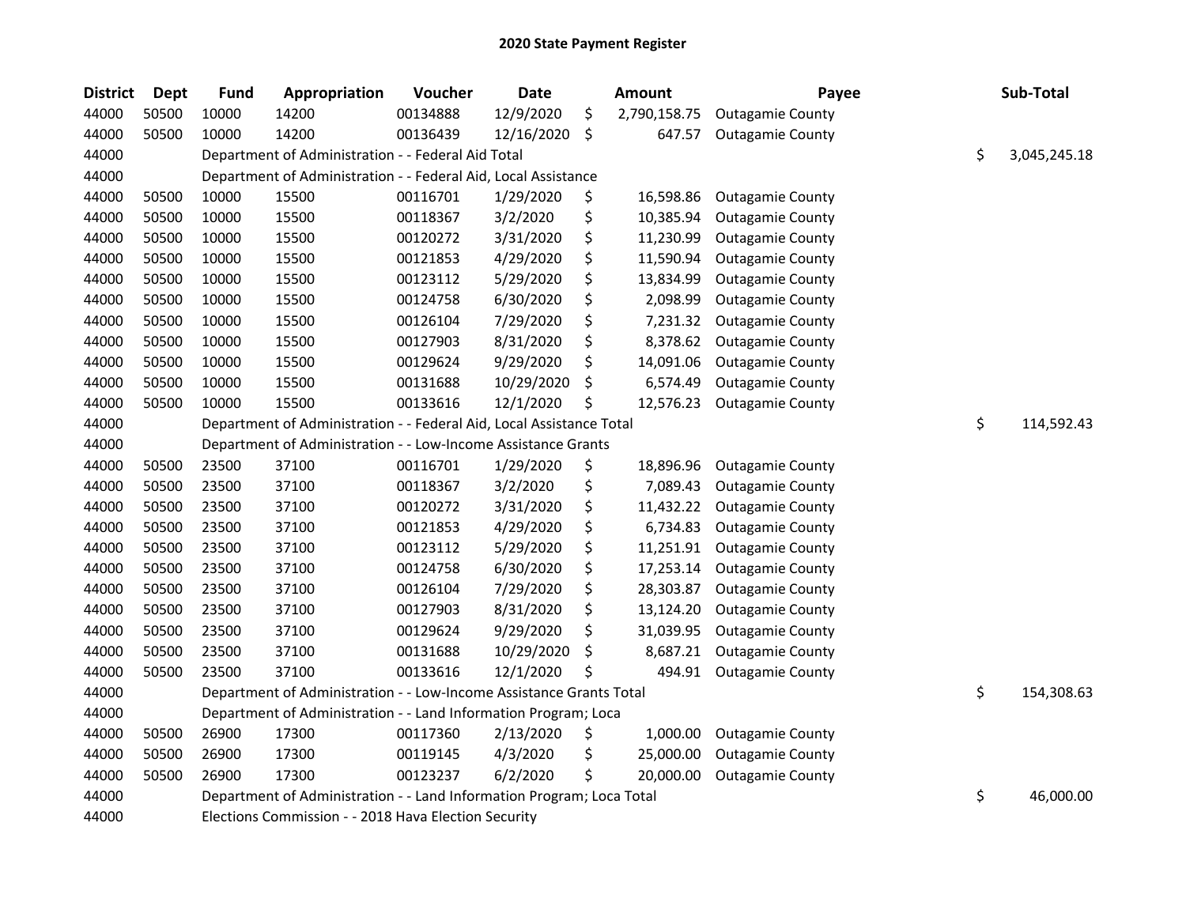## 2020 State Payment Register

| District | Dept | Fund | Appropriation | Voucher | Date | Amount | Payee | Sub-Total |
|---|---|---|---|---|---|---|---|---|
| 44000 | 50500 | 10000 | 14200 | 00134888 | 12/9/2020 | $ 2,790,158.75 | Outagamie County | |
| 44000 | 50500 | 10000 | 14200 | 00136439 | 12/16/2020 | $ 647.57 | Outagamie County | |
| 44000 | | Department of Administration - - Federal Aid Total | | | | | | $ 3,045,245.18 |
| 44000 | | Department of Administration - - Federal Aid, Local Assistance | | | | | | |
| 44000 | 50500 | 10000 | 15500 | 00116701 | 1/29/2020 | $ 16,598.86 | Outagamie County | |
| 44000 | 50500 | 10000 | 15500 | 00118367 | 3/2/2020 | $ 10,385.94 | Outagamie County | |
| 44000 | 50500 | 10000 | 15500 | 00120272 | 3/31/2020 | $ 11,230.99 | Outagamie County | |
| 44000 | 50500 | 10000 | 15500 | 00121853 | 4/29/2020 | $ 11,590.94 | Outagamie County | |
| 44000 | 50500 | 10000 | 15500 | 00123112 | 5/29/2020 | $ 13,834.99 | Outagamie County | |
| 44000 | 50500 | 10000 | 15500 | 00124758 | 6/30/2020 | $ 2,098.99 | Outagamie County | |
| 44000 | 50500 | 10000 | 15500 | 00126104 | 7/29/2020 | $ 7,231.32 | Outagamie County | |
| 44000 | 50500 | 10000 | 15500 | 00127903 | 8/31/2020 | $ 8,378.62 | Outagamie County | |
| 44000 | 50500 | 10000 | 15500 | 00129624 | 9/29/2020 | $ 14,091.06 | Outagamie County | |
| 44000 | 50500 | 10000 | 15500 | 00131688 | 10/29/2020 | $ 6,574.49 | Outagamie County | |
| 44000 | 50500 | 10000 | 15500 | 00133616 | 12/1/2020 | $ 12,576.23 | Outagamie County | |
| 44000 | | Department of Administration - - Federal Aid, Local Assistance Total | | | | | | $ 114,592.43 |
| 44000 | | Department of Administration - - Low-Income Assistance Grants | | | | | | |
| 44000 | 50500 | 23500 | 37100 | 00116701 | 1/29/2020 | $ 18,896.96 | Outagamie County | |
| 44000 | 50500 | 23500 | 37100 | 00118367 | 3/2/2020 | $ 7,089.43 | Outagamie County | |
| 44000 | 50500 | 23500 | 37100 | 00120272 | 3/31/2020 | $ 11,432.22 | Outagamie County | |
| 44000 | 50500 | 23500 | 37100 | 00121853 | 4/29/2020 | $ 6,734.83 | Outagamie County | |
| 44000 | 50500 | 23500 | 37100 | 00123112 | 5/29/2020 | $ 11,251.91 | Outagamie County | |
| 44000 | 50500 | 23500 | 37100 | 00124758 | 6/30/2020 | $ 17,253.14 | Outagamie County | |
| 44000 | 50500 | 23500 | 37100 | 00126104 | 7/29/2020 | $ 28,303.87 | Outagamie County | |
| 44000 | 50500 | 23500 | 37100 | 00127903 | 8/31/2020 | $ 13,124.20 | Outagamie County | |
| 44000 | 50500 | 23500 | 37100 | 00129624 | 9/29/2020 | $ 31,039.95 | Outagamie County | |
| 44000 | 50500 | 23500 | 37100 | 00131688 | 10/29/2020 | $ 8,687.21 | Outagamie County | |
| 44000 | 50500 | 23500 | 37100 | 00133616 | 12/1/2020 | $ 494.91 | Outagamie County | |
| 44000 | | Department of Administration - - Low-Income Assistance Grants Total | | | | | | $ 154,308.63 |
| 44000 | | Department of Administration - - Land Information Program; Loca | | | | | | |
| 44000 | 50500 | 26900 | 17300 | 00117360 | 2/13/2020 | $ 1,000.00 | Outagamie County | |
| 44000 | 50500 | 26900 | 17300 | 00119145 | 4/3/2020 | $ 25,000.00 | Outagamie County | |
| 44000 | 50500 | 26900 | 17300 | 00123237 | 6/2/2020 | $ 20,000.00 | Outagamie County | |
| 44000 | | Department of Administration - - Land Information Program; Loca Total | | | | | | $ 46,000.00 |
| 44000 | | Elections Commission - - 2018 Hava Election Security | | | | | | |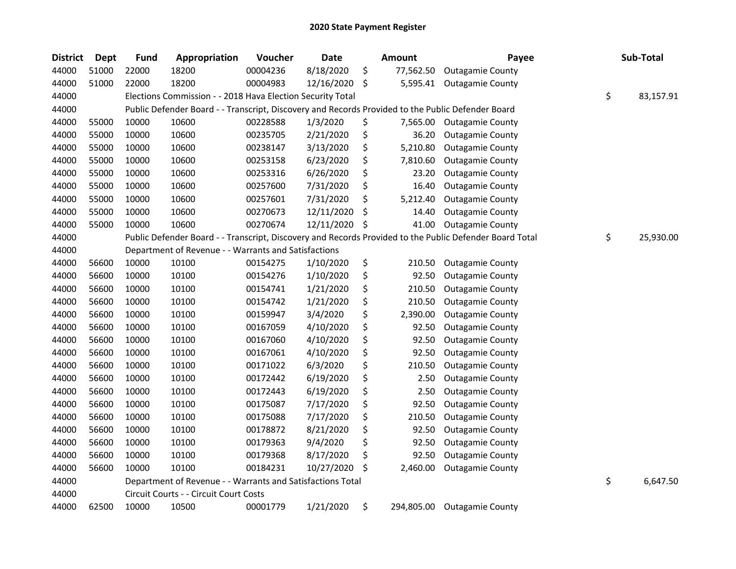## 2020 State Payment Register

| District | Dept | Fund | Appropriation | Voucher | Date | Amount | Payee | Sub-Total |
|---|---|---|---|---|---|---|---|---|
| 44000 | 51000 | 22000 | 18200 | 00004236 | 8/18/2020 | $ 77,562.50 | Outagamie County | |
| 44000 | 51000 | 22000 | 18200 | 00004983 | 12/16/2020 | $ 5,595.41 | Outagamie County | |
| 44000 | | Elections Commission - - 2018 Hava Election Security Total | | | | | | $ 83,157.91 |
| 44000 | | Public Defender Board - - Transcript, Discovery and Records Provided to the Public Defender Board | | | | | | |
| 44000 | 55000 | 10000 | 10600 | 00228588 | 1/3/2020 | $ 7,565.00 | Outagamie County | |
| 44000 | 55000 | 10000 | 10600 | 00235705 | 2/21/2020 | $ 36.20 | Outagamie County | |
| 44000 | 55000 | 10000 | 10600 | 00238147 | 3/13/2020 | $ 5,210.80 | Outagamie County | |
| 44000 | 55000 | 10000 | 10600 | 00253158 | 6/23/2020 | $ 7,810.60 | Outagamie County | |
| 44000 | 55000 | 10000 | 10600 | 00253316 | 6/26/2020 | $ 23.20 | Outagamie County | |
| 44000 | 55000 | 10000 | 10600 | 00257600 | 7/31/2020 | $ 16.40 | Outagamie County | |
| 44000 | 55000 | 10000 | 10600 | 00257601 | 7/31/2020 | $ 5,212.40 | Outagamie County | |
| 44000 | 55000 | 10000 | 10600 | 00270673 | 12/11/2020 | $ 14.40 | Outagamie County | |
| 44000 | 55000 | 10000 | 10600 | 00270674 | 12/11/2020 | $ 41.00 | Outagamie County | |
| 44000 | | Public Defender Board - - Transcript, Discovery and Records Provided to the Public Defender Board Total | | | | | | $ 25,930.00 |
| 44000 | | Department of Revenue - - Warrants and Satisfactions | | | | | | |
| 44000 | 56600 | 10000 | 10100 | 00154275 | 1/10/2020 | $ 210.50 | Outagamie County | |
| 44000 | 56600 | 10000 | 10100 | 00154276 | 1/10/2020 | $ 92.50 | Outagamie County | |
| 44000 | 56600 | 10000 | 10100 | 00154741 | 1/21/2020 | $ 210.50 | Outagamie County | |
| 44000 | 56600 | 10000 | 10100 | 00154742 | 1/21/2020 | $ 210.50 | Outagamie County | |
| 44000 | 56600 | 10000 | 10100 | 00159947 | 3/4/2020 | $ 2,390.00 | Outagamie County | |
| 44000 | 56600 | 10000 | 10100 | 00167059 | 4/10/2020 | $ 92.50 | Outagamie County | |
| 44000 | 56600 | 10000 | 10100 | 00167060 | 4/10/2020 | $ 92.50 | Outagamie County | |
| 44000 | 56600 | 10000 | 10100 | 00167061 | 4/10/2020 | $ 92.50 | Outagamie County | |
| 44000 | 56600 | 10000 | 10100 | 00171022 | 6/3/2020 | $ 210.50 | Outagamie County | |
| 44000 | 56600 | 10000 | 10100 | 00172442 | 6/19/2020 | $ 2.50 | Outagamie County | |
| 44000 | 56600 | 10000 | 10100 | 00172443 | 6/19/2020 | $ 2.50 | Outagamie County | |
| 44000 | 56600 | 10000 | 10100 | 00175087 | 7/17/2020 | $ 92.50 | Outagamie County | |
| 44000 | 56600 | 10000 | 10100 | 00175088 | 7/17/2020 | $ 210.50 | Outagamie County | |
| 44000 | 56600 | 10000 | 10100 | 00178872 | 8/21/2020 | $ 92.50 | Outagamie County | |
| 44000 | 56600 | 10000 | 10100 | 00179363 | 9/4/2020 | $ 92.50 | Outagamie County | |
| 44000 | 56600 | 10000 | 10100 | 00179368 | 8/17/2020 | $ 92.50 | Outagamie County | |
| 44000 | 56600 | 10000 | 10100 | 00184231 | 10/27/2020 | $ 2,460.00 | Outagamie County | |
| 44000 | | Department of Revenue - - Warrants and Satisfactions Total | | | | | | $ 6,647.50 |
| 44000 | | Circuit Courts - - Circuit Court Costs | | | | | | |
| 44000 | 62500 | 10000 | 10500 | 00001779 | 1/21/2020 | $ 294,805.00 | Outagamie County | |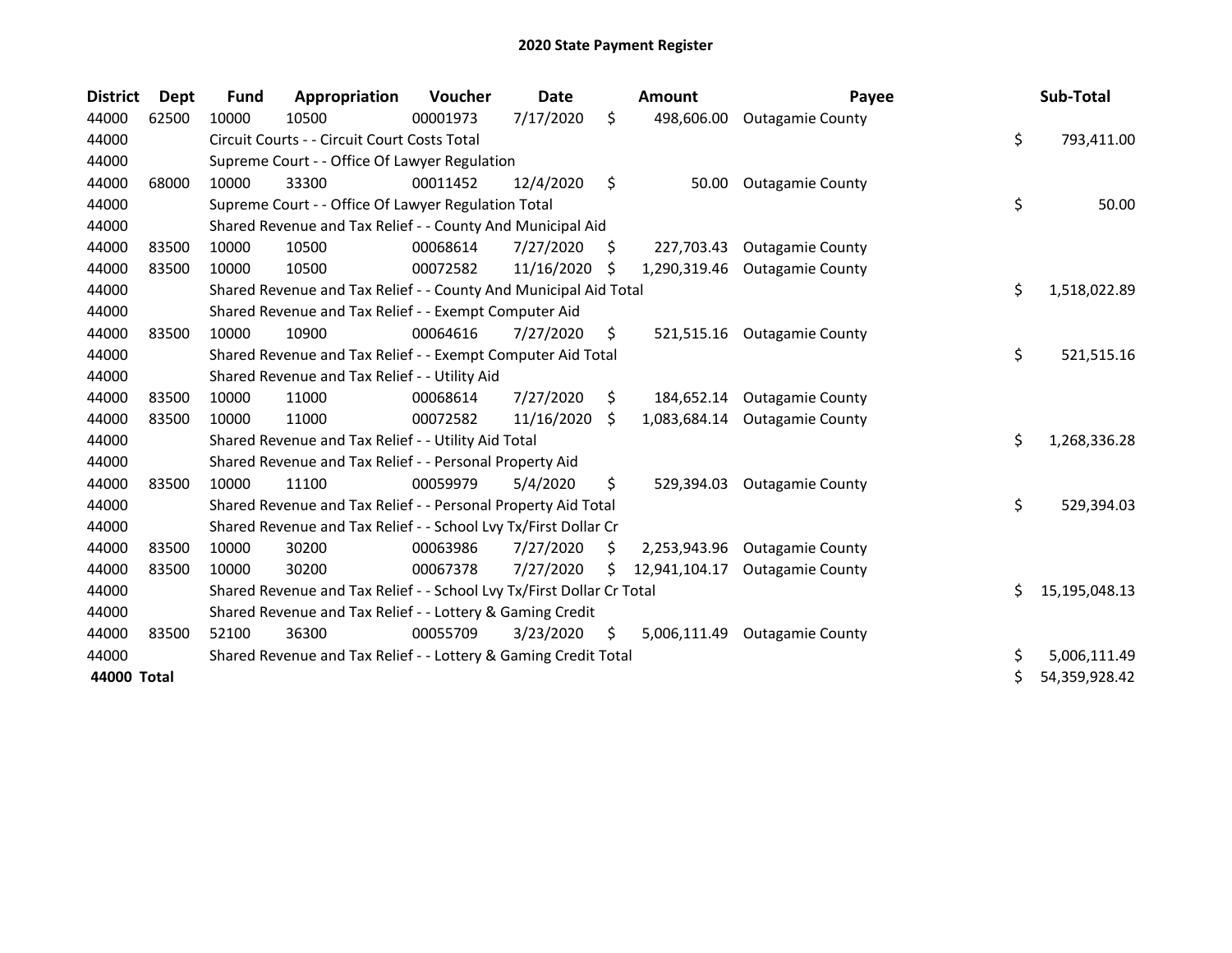# 2020 State Payment Register

| District | Dept | Fund | Appropriation | Voucher | Date | Amount | Payee | Sub-Total |
|---|---|---|---|---|---|---|---|---|
| 44000 | 62500 | 10000 | 10500 | 00001973 | 7/17/2020 | $ 498,606.00 | Outagamie County | |
| 44000 | | Circuit Courts - - Circuit Court Costs Total | | | | | | $ 793,411.00 |
| 44000 | | Supreme Court - - Office Of Lawyer Regulation | | | | | | |
| 44000 | 68000 | 10000 | 33300 | 00011452 | 12/4/2020 | $ 50.00 | Outagamie County | |
| 44000 | | Supreme Court - - Office Of Lawyer Regulation Total | | | | | | $ 50.00 |
| 44000 | | Shared Revenue and Tax Relief - - County And Municipal Aid | | | | | | |
| 44000 | 83500 | 10000 | 10500 | 00068614 | 7/27/2020 | $ 227,703.43 | Outagamie County | |
| 44000 | 83500 | 10000 | 10500 | 00072582 | 11/16/2020 | $ 1,290,319.46 | Outagamie County | |
| 44000 | | Shared Revenue and Tax Relief - - County And Municipal Aid Total | | | | | | $ 1,518,022.89 |
| 44000 | | Shared Revenue and Tax Relief - - Exempt Computer Aid | | | | | | |
| 44000 | 83500 | 10000 | 10900 | 00064616 | 7/27/2020 | $ 521,515.16 | Outagamie County | |
| 44000 | | Shared Revenue and Tax Relief - - Exempt Computer Aid Total | | | | | | $ 521,515.16 |
| 44000 | | Shared Revenue and Tax Relief - - Utility Aid | | | | | | |
| 44000 | 83500 | 10000 | 11000 | 00068614 | 7/27/2020 | $ 184,652.14 | Outagamie County | |
| 44000 | 83500 | 10000 | 11000 | 00072582 | 11/16/2020 | $ 1,083,684.14 | Outagamie County | |
| 44000 | | Shared Revenue and Tax Relief - - Utility Aid Total | | | | | | $ 1,268,336.28 |
| 44000 | | Shared Revenue and Tax Relief - - Personal Property Aid | | | | | | |
| 44000 | 83500 | 10000 | 11100 | 00059979 | 5/4/2020 | $ 529,394.03 | Outagamie County | |
| 44000 | | Shared Revenue and Tax Relief - - Personal Property Aid Total | | | | | | $ 529,394.03 |
| 44000 | | Shared Revenue and Tax Relief - - School Lvy Tx/First Dollar Cr | | | | | | |
| 44000 | 83500 | 10000 | 30200 | 00063986 | 7/27/2020 | $ 2,253,943.96 | Outagamie County | |
| 44000 | 83500 | 10000 | 30200 | 00067378 | 7/27/2020 | $ 12,941,104.17 | Outagamie County | |
| 44000 | | Shared Revenue and Tax Relief - - School Lvy Tx/First Dollar Cr Total | | | | | | $ 15,195,048.13 |
| 44000 | | Shared Revenue and Tax Relief - - Lottery & Gaming Credit | | | | | | |
| 44000 | 83500 | 52100 | 36300 | 00055709 | 3/23/2020 | $ 5,006,111.49 | Outagamie County | |
| 44000 | | Shared Revenue and Tax Relief - - Lottery & Gaming Credit Total | | | | | | $ 5,006,111.49 |
| **44000 Total** | | | | | | | | $ 54,359,928.42 |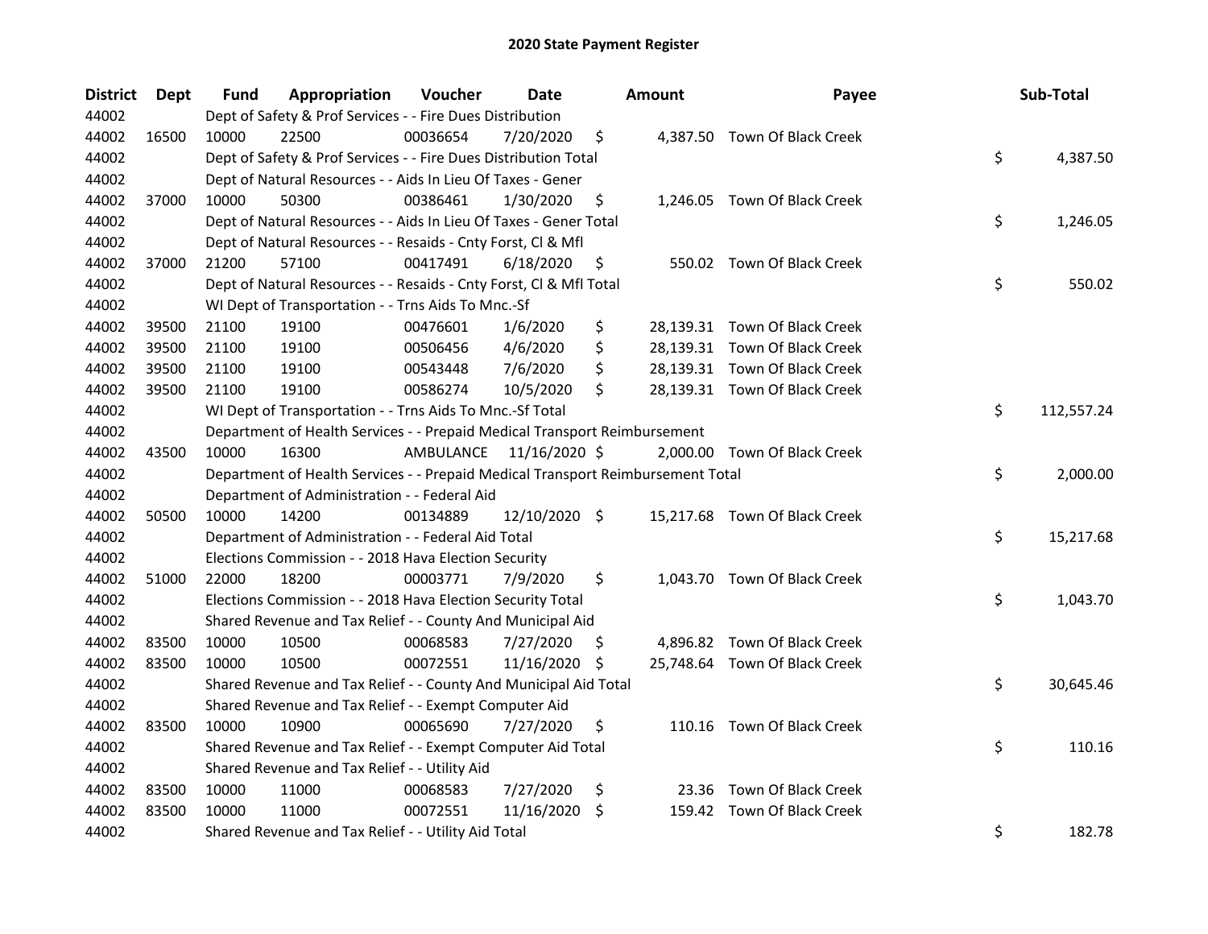# 2020 State Payment Register

| District | Dept | Fund | Appropriation | Voucher | Date | Amount | Payee | Sub-Total |
|---|---|---|---|---|---|---|---|---|
| 44002 | | Dept of Safety & Prof Services - - Fire Dues Distribution | | | | | | |
| 44002 | 16500 | 10000 | 22500 | 00036654 | 7/20/2020 | $ 4,387.50 | Town Of Black Creek | |
| 44002 | | Dept of Safety & Prof Services - - Fire Dues Distribution Total | | | | | | $ 4,387.50 |
| 44002 | | Dept of Natural Resources - - Aids In Lieu Of Taxes - Gener | | | | | | |
| 44002 | 37000 | 10000 | 50300 | 00386461 | 1/30/2020 | $ 1,246.05 | Town Of Black Creek | |
| 44002 | | Dept of Natural Resources - - Aids In Lieu Of Taxes - Gener Total | | | | | | $ 1,246.05 |
| 44002 | | Dept of Natural Resources - - Resaids - Cnty Forst, Cl & Mfl | | | | | | |
| 44002 | 37000 | 21200 | 57100 | 00417491 | 6/18/2020 | $ 550.02 | Town Of Black Creek | |
| 44002 | | Dept of Natural Resources - - Resaids - Cnty Forst, Cl & Mfl Total | | | | | | $ 550.02 |
| 44002 | | WI Dept of Transportation - - Trns Aids To Mnc.-Sf | | | | | | |
| 44002 | 39500 | 21100 | 19100 | 00476601 | 1/6/2020 | $ 28,139.31 | Town Of Black Creek | |
| 44002 | 39500 | 21100 | 19100 | 00506456 | 4/6/2020 | $ 28,139.31 | Town Of Black Creek | |
| 44002 | 39500 | 21100 | 19100 | 00543448 | 7/6/2020 | $ 28,139.31 | Town Of Black Creek | |
| 44002 | 39500 | 21100 | 19100 | 00586274 | 10/5/2020 | $ 28,139.31 | Town Of Black Creek | |
| 44002 | | WI Dept of Transportation - - Trns Aids To Mnc.-Sf Total | | | | | | $ 112,557.24 |
| 44002 | | Department of Health Services - - Prepaid Medical Transport Reimbursement | | | | | | |
| 44002 | 43500 | 10000 | 16300 | AMBULANCE | 11/16/2020 | $ 2,000.00 | Town Of Black Creek | |
| 44002 | | Department of Health Services - - Prepaid Medical Transport Reimbursement Total | | | | | | $ 2,000.00 |
| 44002 | | Department of Administration - - Federal Aid | | | | | | |
| 44002 | 50500 | 10000 | 14200 | 00134889 | 12/10/2020 | $ 15,217.68 | Town Of Black Creek | |
| 44002 | | Department of Administration - - Federal Aid Total | | | | | | $ 15,217.68 |
| 44002 | | Elections Commission - - 2018 Hava Election Security | | | | | | |
| 44002 | 51000 | 22000 | 18200 | 00003771 | 7/9/2020 | $ 1,043.70 | Town Of Black Creek | |
| 44002 | | Elections Commission - - 2018 Hava Election Security Total | | | | | | $ 1,043.70 |
| 44002 | | Shared Revenue and Tax Relief - - County And Municipal Aid | | | | | | |
| 44002 | 83500 | 10000 | 10500 | 00068583 | 7/27/2020 | $ 4,896.82 | Town Of Black Creek | |
| 44002 | 83500 | 10000 | 10500 | 00072551 | 11/16/2020 | $ 25,748.64 | Town Of Black Creek | |
| 44002 | | Shared Revenue and Tax Relief - - County And Municipal Aid Total | | | | | | $ 30,645.46 |
| 44002 | | Shared Revenue and Tax Relief - - Exempt Computer Aid | | | | | | |
| 44002 | 83500 | 10000 | 10900 | 00065690 | 7/27/2020 | $ 110.16 | Town Of Black Creek | |
| 44002 | | Shared Revenue and Tax Relief - - Exempt Computer Aid Total | | | | | | $ 110.16 |
| 44002 | | Shared Revenue and Tax Relief - - Utility Aid | | | | | | |
| 44002 | 83500 | 10000 | 11000 | 00068583 | 7/27/2020 | $ 23.36 | Town Of Black Creek | |
| 44002 | 83500 | 10000 | 11000 | 00072551 | 11/16/2020 | $ 159.42 | Town Of Black Creek | |
| 44002 | | Shared Revenue and Tax Relief - - Utility Aid Total | | | | | | $ 182.78 |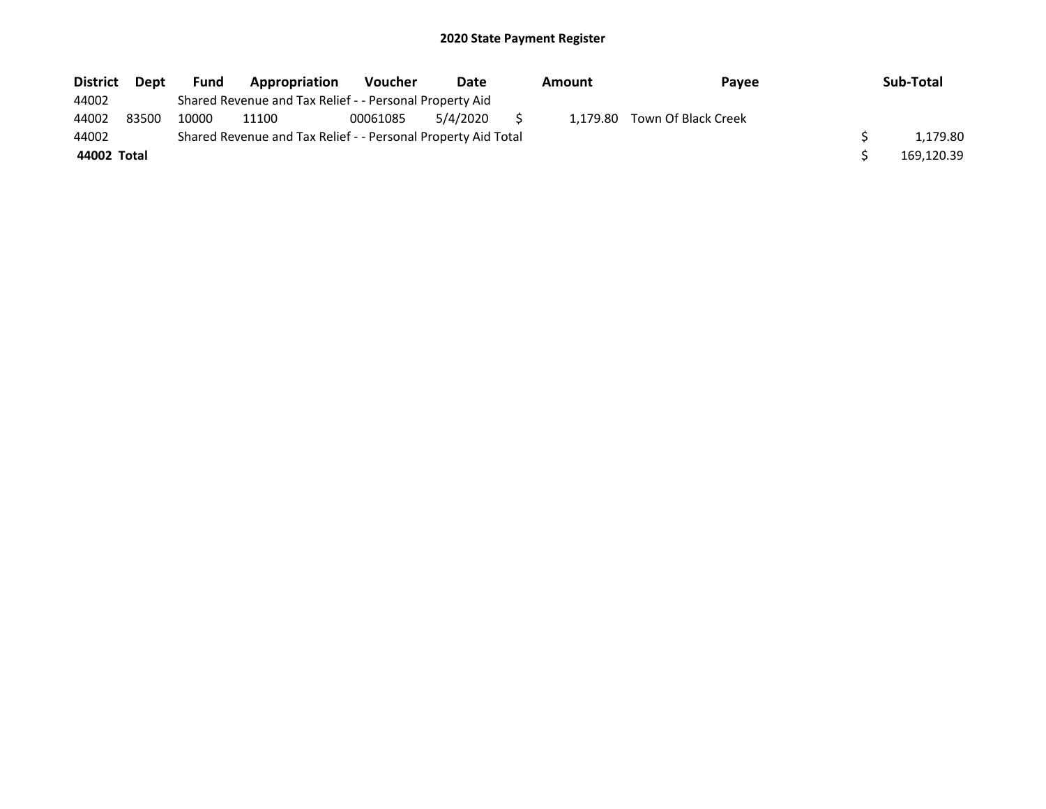# 2020 State Payment Register

| District | Dept | Fund | Appropriation | Voucher | Date | Amount | Payee | Sub-Total |
|---|---|---|---|---|---|---|---|---|
| 44002 | | Shared Revenue and Tax Relief - - Personal Property Aid | | | | | | |
| 44002 | 83500 | 10000 | 11100 | 00061085 | 5/4/2020 | $ 1,179.80 | Town Of Black Creek | |
| 44002 | | Shared Revenue and Tax Relief - - Personal Property Aid Total | | | | | | $ 1,179.80 |
| **44002 Total** | | | | | | | | $ 169,120.39 |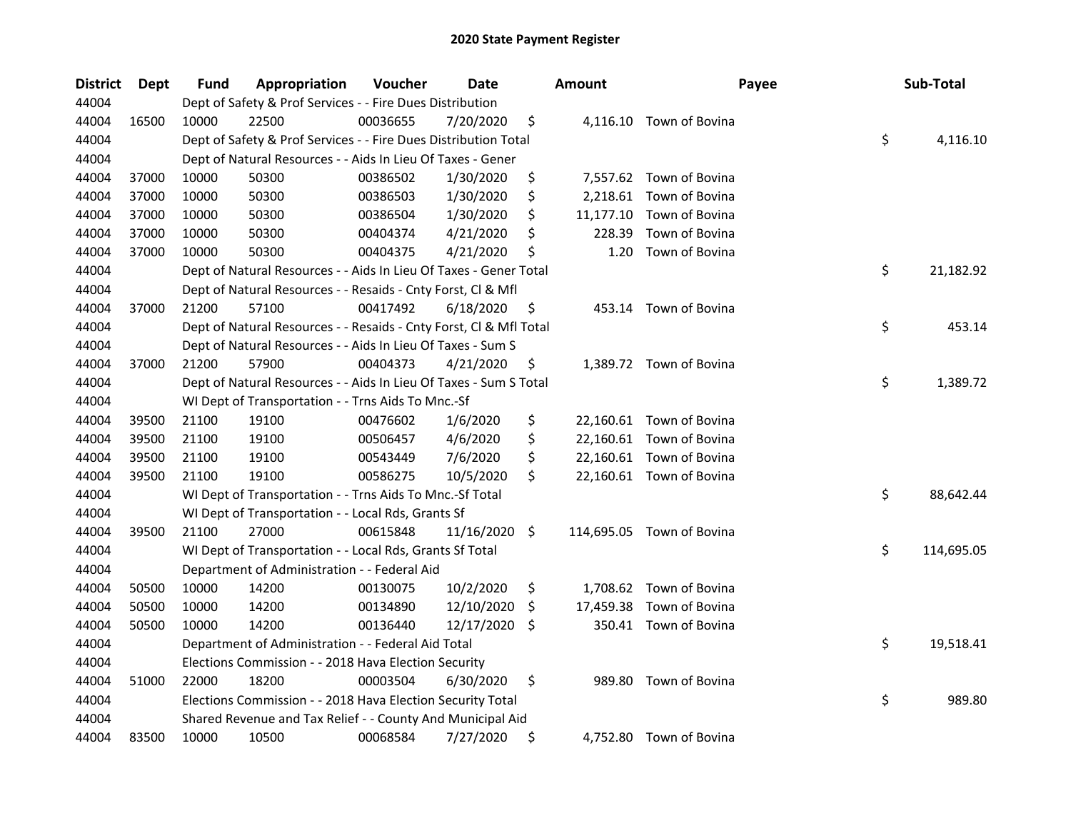# 2020 State Payment Register

| District | Dept | Fund | Appropriation | Voucher | Date | Amount | Payee | Sub-Total |
|---|---|---|---|---|---|---|---|---|
| 44004 | | Dept of Safety & Prof Services - - Fire Dues Distribution | | | | | | |
| 44004 | 16500 | 10000 | 22500 | 00036655 | 7/20/2020 | $ 4,116.10 | Town of Bovina | |
| 44004 | | Dept of Safety & Prof Services - - Fire Dues Distribution Total | | | | | | $ 4,116.10 |
| 44004 | | Dept of Natural Resources - - Aids In Lieu Of Taxes - Gener | | | | | | |
| 44004 | 37000 | 10000 | 50300 | 00386502 | 1/30/2020 | $ 7,557.62 | Town of Bovina | |
| 44004 | 37000 | 10000 | 50300 | 00386503 | 1/30/2020 | $ 2,218.61 | Town of Bovina | |
| 44004 | 37000 | 10000 | 50300 | 00386504 | 1/30/2020 | $ 11,177.10 | Town of Bovina | |
| 44004 | 37000 | 10000 | 50300 | 00404374 | 4/21/2020 | $ 228.39 | Town of Bovina | |
| 44004 | 37000 | 10000 | 50300 | 00404375 | 4/21/2020 | $ 1.20 | Town of Bovina | |
| 44004 | | Dept of Natural Resources - - Aids In Lieu Of Taxes - Gener Total | | | | | | $ 21,182.92 |
| 44004 | | Dept of Natural Resources - - Resaids - Cnty Forst, Cl & Mfl | | | | | | |
| 44004 | 37000 | 21200 | 57100 | 00417492 | 6/18/2020 | $ 453.14 | Town of Bovina | |
| 44004 | | Dept of Natural Resources - - Resaids - Cnty Forst, Cl & Mfl Total | | | | | | $ 453.14 |
| 44004 | | Dept of Natural Resources - - Aids In Lieu Of Taxes - Sum S | | | | | | |
| 44004 | 37000 | 21200 | 57900 | 00404373 | 4/21/2020 | $ 1,389.72 | Town of Bovina | |
| 44004 | | Dept of Natural Resources - - Aids In Lieu Of Taxes - Sum S Total | | | | | | $ 1,389.72 |
| 44004 | | WI Dept of Transportation - - Trns Aids To Mnc.-Sf | | | | | | |
| 44004 | 39500 | 21100 | 19100 | 00476602 | 1/6/2020 | $ 22,160.61 | Town of Bovina | |
| 44004 | 39500 | 21100 | 19100 | 00506457 | 4/6/2020 | $ 22,160.61 | Town of Bovina | |
| 44004 | 39500 | 21100 | 19100 | 00543449 | 7/6/2020 | $ 22,160.61 | Town of Bovina | |
| 44004 | 39500 | 21100 | 19100 | 00586275 | 10/5/2020 | $ 22,160.61 | Town of Bovina | |
| 44004 | | WI Dept of Transportation - - Trns Aids To Mnc.-Sf Total | | | | | | $ 88,642.44 |
| 44004 | | WI Dept of Transportation - - Local Rds, Grants Sf | | | | | | |
| 44004 | 39500 | 21100 | 27000 | 00615848 | 11/16/2020 | $ 114,695.05 | Town of Bovina | |
| 44004 | | WI Dept of Transportation - - Local Rds, Grants Sf Total | | | | | | $ 114,695.05 |
| 44004 | | Department of Administration - - Federal Aid | | | | | | |
| 44004 | 50500 | 10000 | 14200 | 00130075 | 10/2/2020 | $ 1,708.62 | Town of Bovina | |
| 44004 | 50500 | 10000 | 14200 | 00134890 | 12/10/2020 | $ 17,459.38 | Town of Bovina | |
| 44004 | 50500 | 10000 | 14200 | 00136440 | 12/17/2020 | $ 350.41 | Town of Bovina | |
| 44004 | | Department of Administration - - Federal Aid Total | | | | | | $ 19,518.41 |
| 44004 | | Elections Commission - - 2018 Hava Election Security | | | | | | |
| 44004 | 51000 | 22000 | 18200 | 00003504 | 6/30/2020 | $ 989.80 | Town of Bovina | |
| 44004 | | Elections Commission - - 2018 Hava Election Security Total | | | | | | $ 989.80 |
| 44004 | | Shared Revenue and Tax Relief - - County And Municipal Aid | | | | | | |
| 44004 | 83500 | 10000 | 10500 | 00068584 | 7/27/2020 | $ 4,752.80 | Town of Bovina | |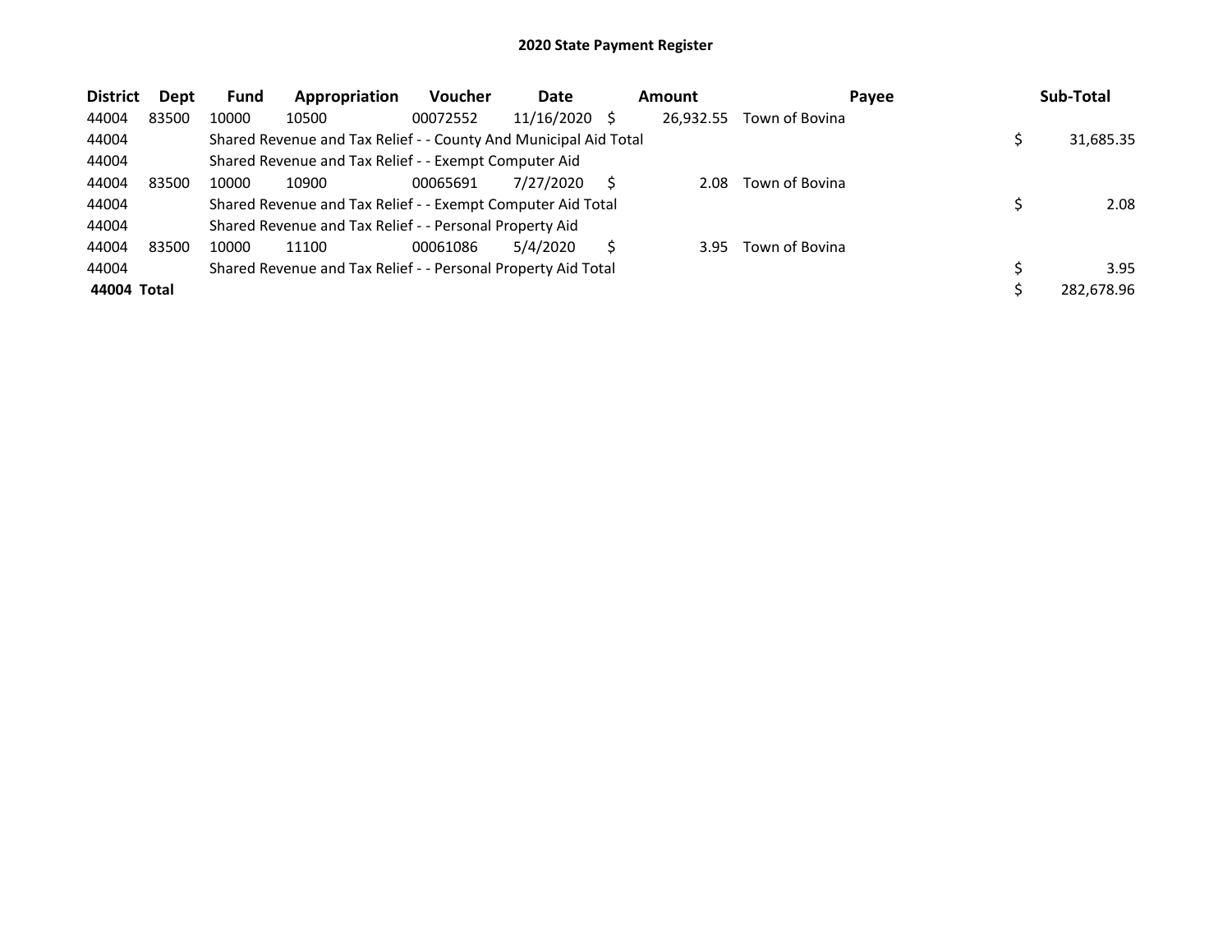# 2020 State Payment Register

| District | Dept | Fund | Appropriation | Voucher | Date | Amount | Payee | Sub-Total |
|---|---|---|---|---|---|---|---|---|
| 44004 | 83500 | 10000 | 10500 | 00072552 | 11/16/2020 | $ 26,932.55 | Town of Bovina | |
| 44004 | | Shared Revenue and Tax Relief - - County And Municipal Aid Total | | | | | | $ 31,685.35 |
| 44004 | | Shared Revenue and Tax Relief - - Exempt Computer Aid | | | | | | |
| 44004 | 83500 | 10000 | 10900 | 00065691 | 7/27/2020 | $ 2.08 | Town of Bovina | |
| 44004 | | Shared Revenue and Tax Relief - - Exempt Computer Aid Total | | | | | | $ 2.08 |
| 44004 | | Shared Revenue and Tax Relief - - Personal Property Aid | | | | | | |
| 44004 | 83500 | 10000 | 11100 | 00061086 | 5/4/2020 | $ 3.95 | Town of Bovina | |
| 44004 | | Shared Revenue and Tax Relief - - Personal Property Aid Total | | | | | | $ 3.95 |
| **44004 Total** | | | | | | | | $ 282,678.96 |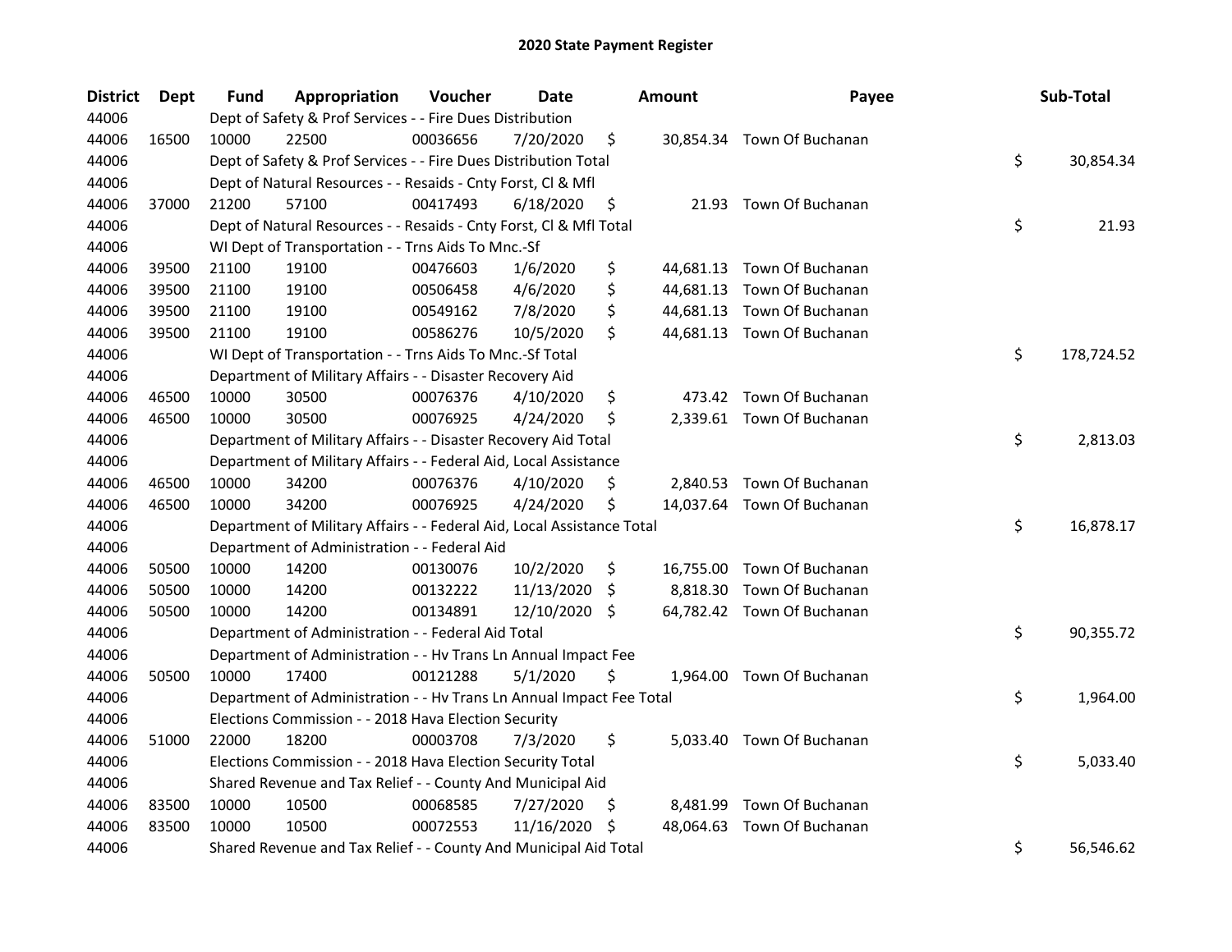# 2020 State Payment Register

| District | Dept | Fund | Appropriation | Voucher | Date | Amount | Payee | Sub-Total |
|---|---|---|---|---|---|---|---|---|
| 44006 | | Dept of Safety & Prof Services - - Fire Dues Distribution | | | | | | |
| 44006 | 16500 | 10000 | 22500 | 00036656 | 7/20/2020 | $ 30,854.34 | Town Of Buchanan | |
| 44006 | | Dept of Safety & Prof Services - - Fire Dues Distribution Total | | | | | | $ 30,854.34 |
| 44006 | | Dept of Natural Resources - - Resaids - Cnty Forst, Cl & Mfl | | | | | | |
| 44006 | 37000 | 21200 | 57100 | 00417493 | 6/18/2020 | $ 21.93 | Town Of Buchanan | |
| 44006 | | Dept of Natural Resources - - Resaids - Cnty Forst, Cl & Mfl Total | | | | | | $ 21.93 |
| 44006 | | WI Dept of Transportation - - Trns Aids To Mnc.-Sf | | | | | | |
| 44006 | 39500 | 21100 | 19100 | 00476603 | 1/6/2020 | $ 44,681.13 | Town Of Buchanan | |
| 44006 | 39500 | 21100 | 19100 | 00506458 | 4/6/2020 | $ 44,681.13 | Town Of Buchanan | |
| 44006 | 39500 | 21100 | 19100 | 00549162 | 7/8/2020 | $ 44,681.13 | Town Of Buchanan | |
| 44006 | 39500 | 21100 | 19100 | 00586276 | 10/5/2020 | $ 44,681.13 | Town Of Buchanan | |
| 44006 | | WI Dept of Transportation - - Trns Aids To Mnc.-Sf Total | | | | | | $ 178,724.52 |
| 44006 | | Department of Military Affairs - - Disaster Recovery Aid | | | | | | |
| 44006 | 46500 | 10000 | 30500 | 00076376 | 4/10/2020 | $ 473.42 | Town Of Buchanan | |
| 44006 | 46500 | 10000 | 30500 | 00076925 | 4/24/2020 | $ 2,339.61 | Town Of Buchanan | |
| 44006 | | Department of Military Affairs - - Disaster Recovery Aid Total | | | | | | $ 2,813.03 |
| 44006 | | Department of Military Affairs - - Federal Aid, Local Assistance | | | | | | |
| 44006 | 46500 | 10000 | 34200 | 00076376 | 4/10/2020 | $ 2,840.53 | Town Of Buchanan | |
| 44006 | 46500 | 10000 | 34200 | 00076925 | 4/24/2020 | $ 14,037.64 | Town Of Buchanan | |
| 44006 | | Department of Military Affairs - - Federal Aid, Local Assistance Total | | | | | | $ 16,878.17 |
| 44006 | | Department of Administration - - Federal Aid | | | | | | |
| 44006 | 50500 | 10000 | 14200 | 00130076 | 10/2/2020 | $ 16,755.00 | Town Of Buchanan | |
| 44006 | 50500 | 10000 | 14200 | 00132222 | 11/13/2020 | $ 8,818.30 | Town Of Buchanan | |
| 44006 | 50500 | 10000 | 14200 | 00134891 | 12/10/2020 | $ 64,782.42 | Town Of Buchanan | |
| 44006 | | Department of Administration - - Federal Aid Total | | | | | | $ 90,355.72 |
| 44006 | | Department of Administration - - Hv Trans Ln Annual Impact Fee | | | | | | |
| 44006 | 50500 | 10000 | 17400 | 00121288 | 5/1/2020 | $ 1,964.00 | Town Of Buchanan | |
| 44006 | | Department of Administration - - Hv Trans Ln Annual Impact Fee Total | | | | | | $ 1,964.00 |
| 44006 | | Elections Commission - - 2018 Hava Election Security | | | | | | |
| 44006 | 51000 | 22000 | 18200 | 00003708 | 7/3/2020 | $ 5,033.40 | Town Of Buchanan | |
| 44006 | | Elections Commission - - 2018 Hava Election Security Total | | | | | | $ 5,033.40 |
| 44006 | | Shared Revenue and Tax Relief - - County And Municipal Aid | | | | | | |
| 44006 | 83500 | 10000 | 10500 | 00068585 | 7/27/2020 | $ 8,481.99 | Town Of Buchanan | |
| 44006 | 83500 | 10000 | 10500 | 00072553 | 11/16/2020 | $ 48,064.63 | Town Of Buchanan | |
| 44006 | | Shared Revenue and Tax Relief - - County And Municipal Aid Total | | | | | | $ 56,546.62 |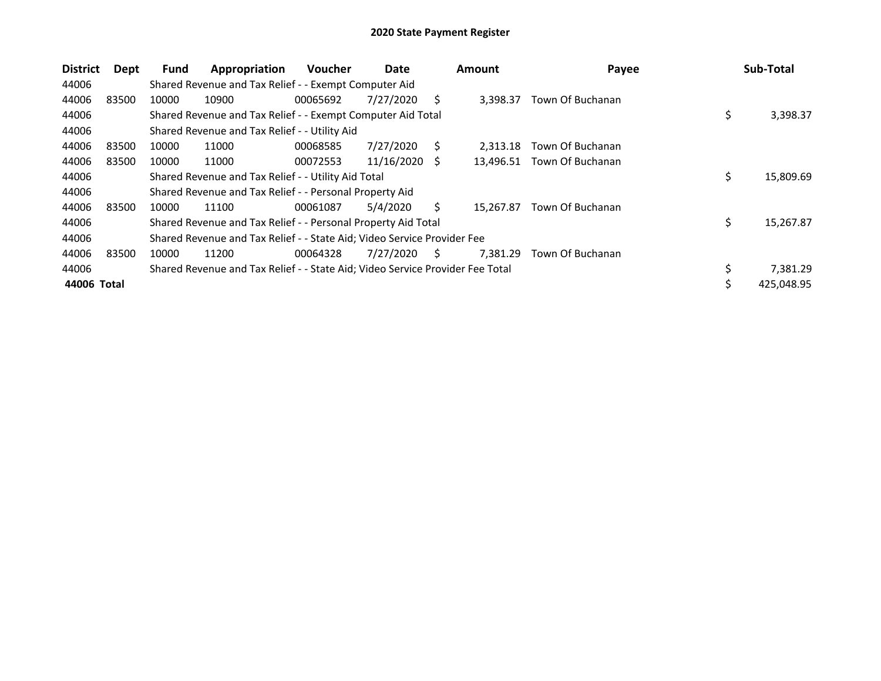# 2020 State Payment Register

| District | Dept | Fund | Appropriation | Voucher | Date | Amount | Payee | Sub-Total |
|---|---|---|---|---|---|---|---|---|
| 44006 | | Shared Revenue and Tax Relief - - Exempt Computer Aid | | | | | | |
| 44006 | 83500 | 10000 | 10900 | 00065692 | 7/27/2020 | $ 3,398.37 | Town Of Buchanan | |
| 44006 | | Shared Revenue and Tax Relief - - Exempt Computer Aid Total | | | | | | $ 3,398.37 |
| 44006 | | Shared Revenue and Tax Relief - - Utility Aid | | | | | | |
| 44006 | 83500 | 10000 | 11000 | 00068585 | 7/27/2020 | $ 2,313.18 | Town Of Buchanan | |
| 44006 | 83500 | 10000 | 11000 | 00072553 | 11/16/2020 | $ 13,496.51 | Town Of Buchanan | |
| 44006 | | Shared Revenue and Tax Relief - - Utility Aid Total | | | | | | $ 15,809.69 |
| 44006 | | Shared Revenue and Tax Relief - - Personal Property Aid | | | | | | |
| 44006 | 83500 | 10000 | 11100 | 00061087 | 5/4/2020 | $ 15,267.87 | Town Of Buchanan | |
| 44006 | | Shared Revenue and Tax Relief - - Personal Property Aid Total | | | | | | $ 15,267.87 |
| 44006 | | Shared Revenue and Tax Relief - - State Aid; Video Service Provider Fee | | | | | | |
| 44006 | 83500 | 10000 | 11200 | 00064328 | 7/27/2020 | $ 7,381.29 | Town Of Buchanan | |
| 44006 | | Shared Revenue and Tax Relief - - State Aid; Video Service Provider Fee Total | | | | | | $ 7,381.29 |
| **44006 Total** | | | | | | | | $ 425,048.95 |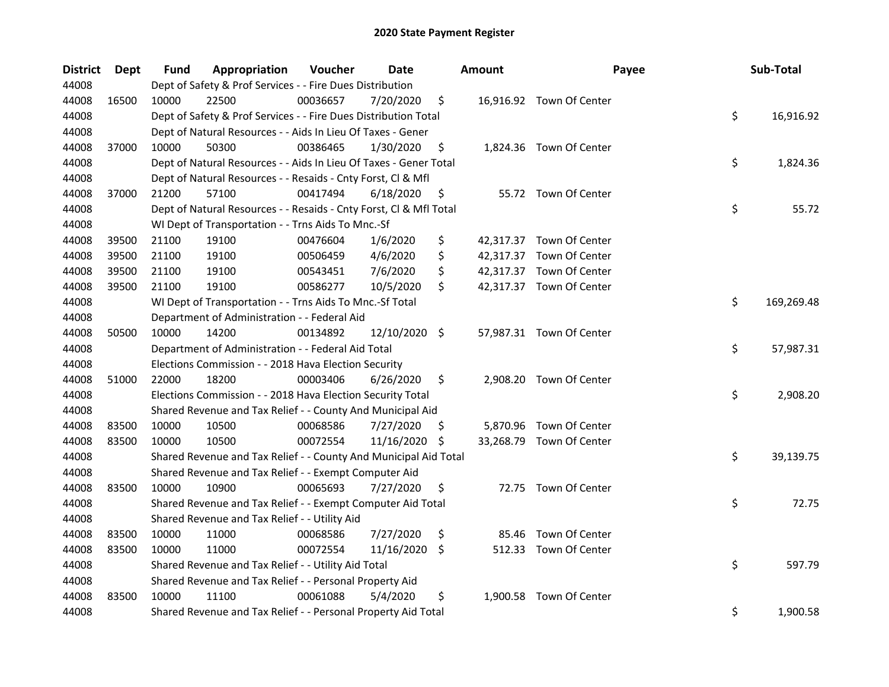# 2020 State Payment Register

| District | Dept | Fund | Appropriation | Voucher | Date | Amount | Payee | Sub-Total |
|---|---|---|---|---|---|---|---|---|
| 44008 | | Dept of Safety & Prof Services - - Fire Dues Distribution | | | | | | |
| 44008 | 16500 | 10000 | 22500 | 00036657 | 7/20/2020 | $ 16,916.92 | Town Of Center | |
| 44008 | | Dept of Safety & Prof Services - - Fire Dues Distribution Total | | | | | | $ 16,916.92 |
| 44008 | | Dept of Natural Resources - - Aids In Lieu Of Taxes - Gener | | | | | | |
| 44008 | 37000 | 10000 | 50300 | 00386465 | 1/30/2020 | $ 1,824.36 | Town Of Center | |
| 44008 | | Dept of Natural Resources - - Aids In Lieu Of Taxes - Gener Total | | | | | | $ 1,824.36 |
| 44008 | | Dept of Natural Resources - - Resaids - Cnty Forst, Cl & Mfl | | | | | | |
| 44008 | 37000 | 21200 | 57100 | 00417494 | 6/18/2020 | $ 55.72 | Town Of Center | |
| 44008 | | Dept of Natural Resources - - Resaids - Cnty Forst, Cl & Mfl Total | | | | | | $ 55.72 |
| 44008 | | WI Dept of Transportation - - Trns Aids To Mnc.-Sf | | | | | | |
| 44008 | 39500 | 21100 | 19100 | 00476604 | 1/6/2020 | $ 42,317.37 | Town Of Center | |
| 44008 | 39500 | 21100 | 19100 | 00506459 | 4/6/2020 | $ 42,317.37 | Town Of Center | |
| 44008 | 39500 | 21100 | 19100 | 00543451 | 7/6/2020 | $ 42,317.37 | Town Of Center | |
| 44008 | 39500 | 21100 | 19100 | 00586277 | 10/5/2020 | $ 42,317.37 | Town Of Center | |
| 44008 | | WI Dept of Transportation - - Trns Aids To Mnc.-Sf Total | | | | | | $ 169,269.48 |
| 44008 | | Department of Administration - - Federal Aid | | | | | | |
| 44008 | 50500 | 10000 | 14200 | 00134892 | 12/10/2020 | $ 57,987.31 | Town Of Center | |
| 44008 | | Department of Administration - - Federal Aid Total | | | | | | $ 57,987.31 |
| 44008 | | Elections Commission - - 2018 Hava Election Security | | | | | | |
| 44008 | 51000 | 22000 | 18200 | 00003406 | 6/26/2020 | $ 2,908.20 | Town Of Center | |
| 44008 | | Elections Commission - - 2018 Hava Election Security Total | | | | | | $ 2,908.20 |
| 44008 | | Shared Revenue and Tax Relief - - County And Municipal Aid | | | | | | |
| 44008 | 83500 | 10000 | 10500 | 00068586 | 7/27/2020 | $ 5,870.96 | Town Of Center | |
| 44008 | 83500 | 10000 | 10500 | 00072554 | 11/16/2020 | $ 33,268.79 | Town Of Center | |
| 44008 | | Shared Revenue and Tax Relief - - County And Municipal Aid Total | | | | | | $ 39,139.75 |
| 44008 | | Shared Revenue and Tax Relief - - Exempt Computer Aid | | | | | | |
| 44008 | 83500 | 10000 | 10900 | 00065693 | 7/27/2020 | $ 72.75 | Town Of Center | |
| 44008 | | Shared Revenue and Tax Relief - - Exempt Computer Aid Total | | | | | | $ 72.75 |
| 44008 | | Shared Revenue and Tax Relief - - Utility Aid | | | | | | |
| 44008 | 83500 | 10000 | 11000 | 00068586 | 7/27/2020 | $ 85.46 | Town Of Center | |
| 44008 | 83500 | 10000 | 11000 | 00072554 | 11/16/2020 | $ 512.33 | Town Of Center | |
| 44008 | | Shared Revenue and Tax Relief - - Utility Aid Total | | | | | | $ 597.79 |
| 44008 | | Shared Revenue and Tax Relief - - Personal Property Aid | | | | | | |
| 44008 | 83500 | 10000 | 11100 | 00061088 | 5/4/2020 | $ 1,900.58 | Town Of Center | |
| 44008 | | Shared Revenue and Tax Relief - - Personal Property Aid Total | | | | | | $ 1,900.58 |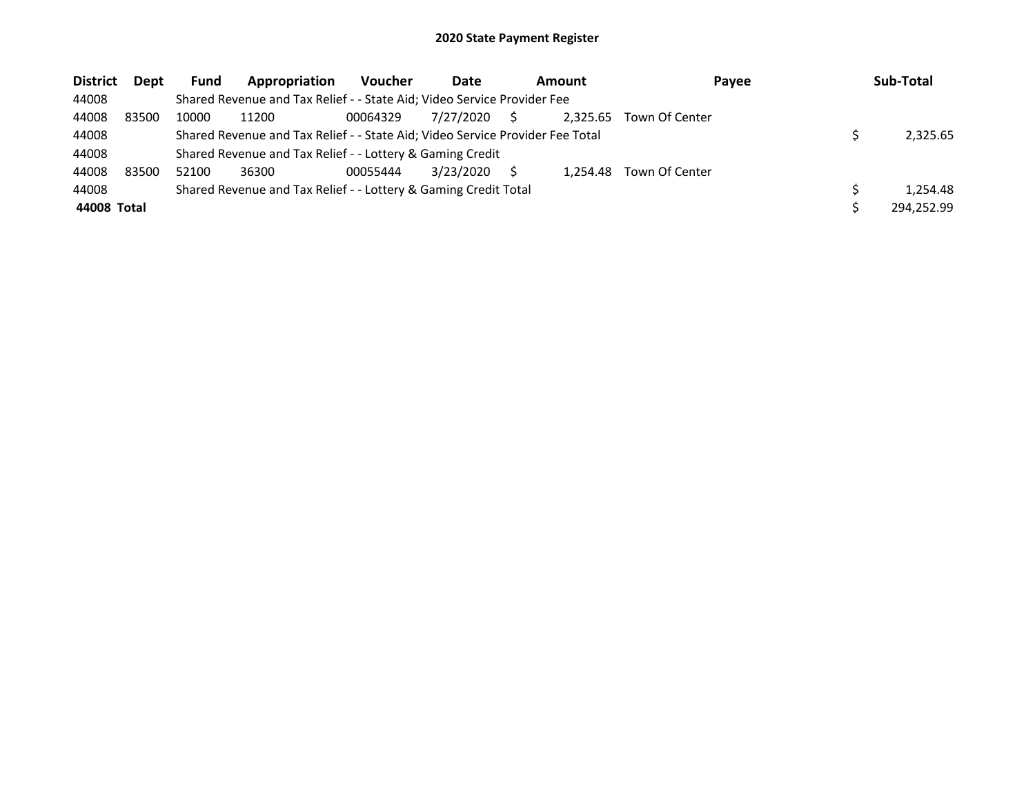# 2020 State Payment Register

| District | Dept | Fund | Appropriation | Voucher | Date | Amount | Payee | Sub-Total |
|---|---|---|---|---|---|---|---|---|
| 44008 | | Shared Revenue and Tax Relief - - State Aid; Video Service Provider Fee | | | | | | |
| 44008 | 83500 | 10000 | 11200 | 00064329 | 7/27/2020 | $ 2,325.65 | Town Of Center | |
| 44008 | | Shared Revenue and Tax Relief - - State Aid; Video Service Provider Fee Total | | | | | | $ 2,325.65 |
| 44008 | | Shared Revenue and Tax Relief - - Lottery & Gaming Credit | | | | | | |
| 44008 | 83500 | 52100 | 36300 | 00055444 | 3/23/2020 | $ 1,254.48 | Town Of Center | |
| 44008 | | Shared Revenue and Tax Relief - - Lottery & Gaming Credit Total | | | | | | $ 1,254.48 |
| **44008 Total** | | | | | | | | $ 294,252.99 |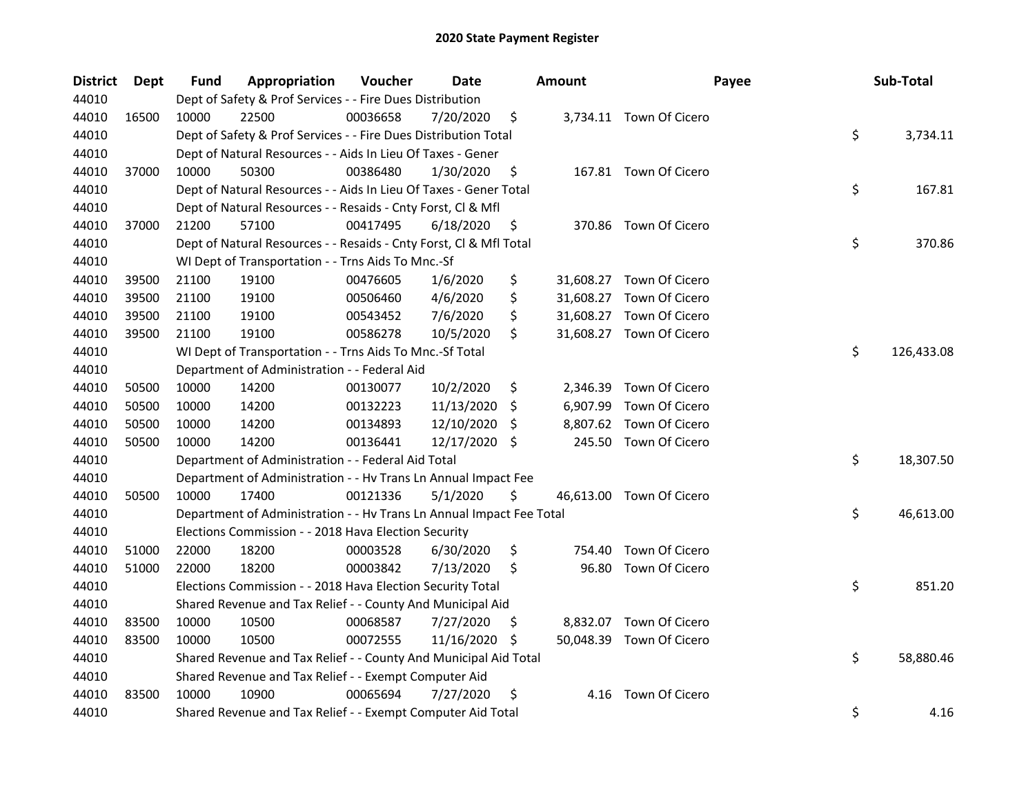## 2020 State Payment Register

| District | Dept | Fund | Appropriation | Voucher | Date | Amount | Payee | Sub-Total |
|---|---|---|---|---|---|---|---|---|
| 44010 | | Dept of Safety & Prof Services - - Fire Dues Distribution | | | | | | |
| 44010 | 16500 | 10000 | 22500 | 00036658 | 7/20/2020 | $ 3,734.11 | Town Of Cicero | |
| 44010 | | Dept of Safety & Prof Services - - Fire Dues Distribution Total | | | | | | $ 3,734.11 |
| 44010 | | Dept of Natural Resources - - Aids In Lieu Of Taxes - Gener | | | | | | |
| 44010 | 37000 | 10000 | 50300 | 00386480 | 1/30/2020 | $ 167.81 | Town Of Cicero | |
| 44010 | | Dept of Natural Resources - - Aids In Lieu Of Taxes - Gener Total | | | | | | $ 167.81 |
| 44010 | | Dept of Natural Resources - - Resaids - Cnty Forst, Cl & Mfl | | | | | | |
| 44010 | 37000 | 21200 | 57100 | 00417495 | 6/18/2020 | $ 370.86 | Town Of Cicero | |
| 44010 | | Dept of Natural Resources - - Resaids - Cnty Forst, Cl & Mfl Total | | | | | | $ 370.86 |
| 44010 | | WI Dept of Transportation - - Trns Aids To Mnc.-Sf | | | | | | |
| 44010 | 39500 | 21100 | 19100 | 00476605 | 1/6/2020 | $ 31,608.27 | Town Of Cicero | |
| 44010 | 39500 | 21100 | 19100 | 00506460 | 4/6/2020 | $ 31,608.27 | Town Of Cicero | |
| 44010 | 39500 | 21100 | 19100 | 00543452 | 7/6/2020 | $ 31,608.27 | Town Of Cicero | |
| 44010 | 39500 | 21100 | 19100 | 00586278 | 10/5/2020 | $ 31,608.27 | Town Of Cicero | |
| 44010 | | WI Dept of Transportation - - Trns Aids To Mnc.-Sf Total | | | | | | $ 126,433.08 |
| 44010 | | Department of Administration - - Federal Aid | | | | | | |
| 44010 | 50500 | 10000 | 14200 | 00130077 | 10/2/2020 | $ 2,346.39 | Town Of Cicero | |
| 44010 | 50500 | 10000 | 14200 | 00132223 | 11/13/2020 | $ 6,907.99 | Town Of Cicero | |
| 44010 | 50500 | 10000 | 14200 | 00134893 | 12/10/2020 | $ 8,807.62 | Town Of Cicero | |
| 44010 | 50500 | 10000 | 14200 | 00136441 | 12/17/2020 | $ 245.50 | Town Of Cicero | |
| 44010 | | Department of Administration - - Federal Aid Total | | | | | | $ 18,307.50 |
| 44010 | | Department of Administration - - Hv Trans Ln Annual Impact Fee | | | | | | |
| 44010 | 50500 | 10000 | 17400 | 00121336 | 5/1/2020 | $ 46,613.00 | Town Of Cicero | |
| 44010 | | Department of Administration - - Hv Trans Ln Annual Impact Fee Total | | | | | | $ 46,613.00 |
| 44010 | | Elections Commission - - 2018 Hava Election Security | | | | | | |
| 44010 | 51000 | 22000 | 18200 | 00003528 | 6/30/2020 | $ 754.40 | Town Of Cicero | |
| 44010 | 51000 | 22000 | 18200 | 00003842 | 7/13/2020 | $ 96.80 | Town Of Cicero | |
| 44010 | | Elections Commission - - 2018 Hava Election Security Total | | | | | | $ 851.20 |
| 44010 | | Shared Revenue and Tax Relief - - County And Municipal Aid | | | | | | |
| 44010 | 83500 | 10000 | 10500 | 00068587 | 7/27/2020 | $ 8,832.07 | Town Of Cicero | |
| 44010 | 83500 | 10000 | 10500 | 00072555 | 11/16/2020 | $ 50,048.39 | Town Of Cicero | |
| 44010 | | Shared Revenue and Tax Relief - - County And Municipal Aid Total | | | | | | $ 58,880.46 |
| 44010 | | Shared Revenue and Tax Relief - - Exempt Computer Aid | | | | | | |
| 44010 | 83500 | 10000 | 10900 | 00065694 | 7/27/2020 | $ 4.16 | Town Of Cicero | |
| 44010 | | Shared Revenue and Tax Relief - - Exempt Computer Aid Total | | | | | | $ 4.16 |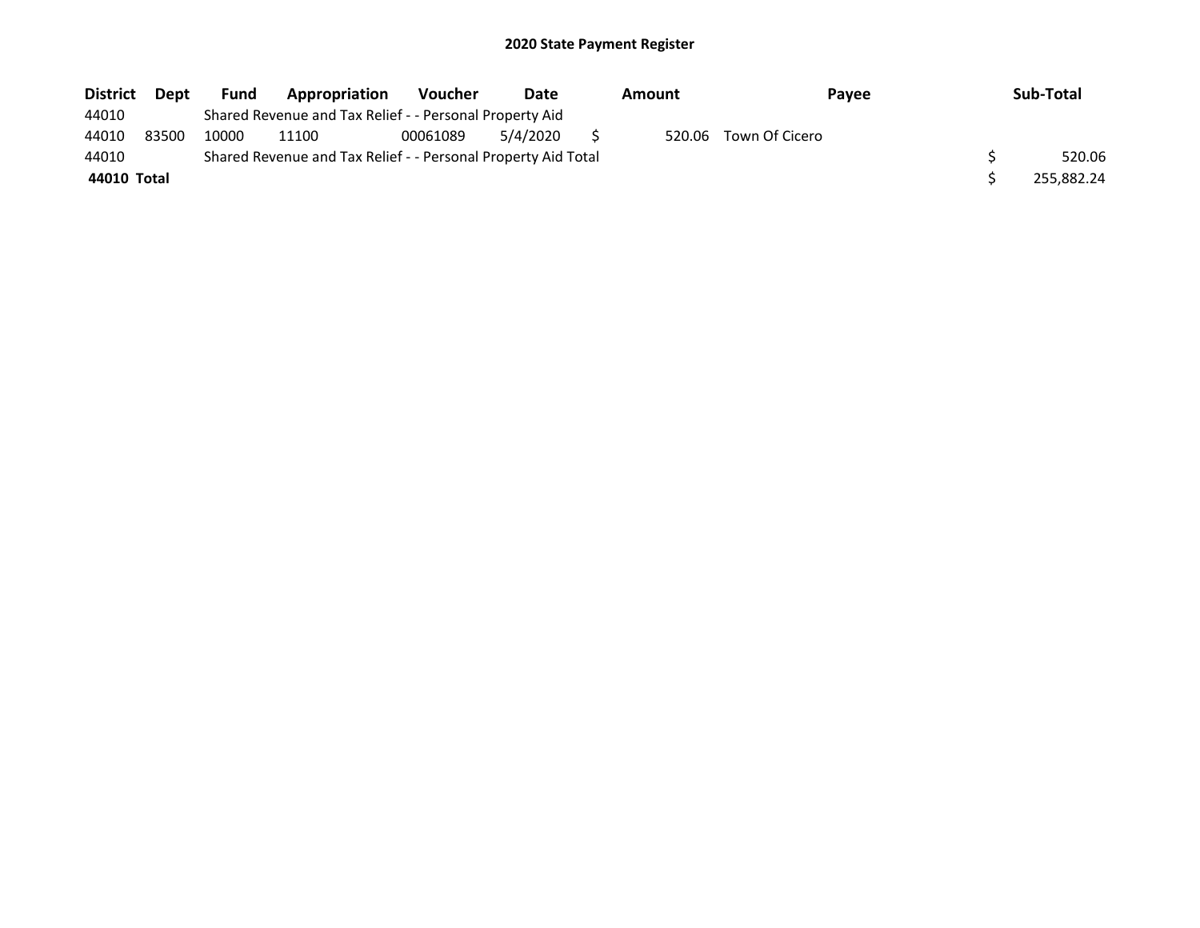# 2020 State Payment Register

| District | Dept | Fund | Appropriation | Voucher | Date | Amount | Payee | Sub-Total |
|---|---|---|---|---|---|---|---|---|
| 44010 | | Shared Revenue and Tax Relief - - Personal Property Aid | | | | | | |
| 44010 | 83500 | 10000 | 11100 | 00061089 | 5/4/2020 | $ 520.06 | Town Of Cicero | |
| 44010 | | Shared Revenue and Tax Relief - - Personal Property Aid Total | | | | | | $ 520.06 |
| **44010 Total** | | | | | | | | $ 255,882.24 |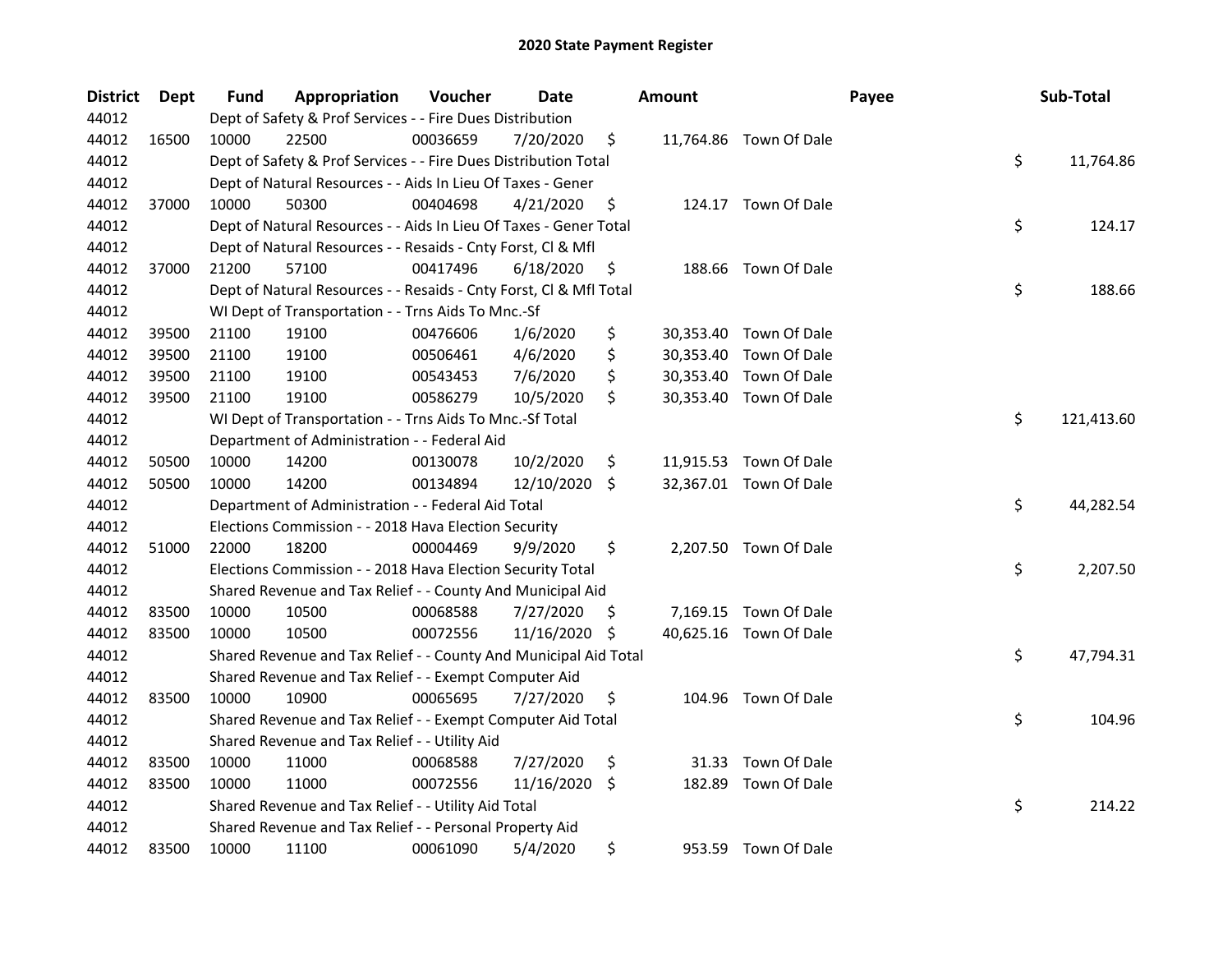# 2020 State Payment Register

| District | Dept | Fund | Appropriation | Voucher | Date | Amount | Payee | Sub-Total |
|---|---|---|---|---|---|---|---|---|
| 44012 | | Dept of Safety & Prof Services - - Fire Dues Distribution | | | | | | |
| 44012 | 16500 | 10000 | 22500 | 00036659 | 7/20/2020 | $ 11,764.86 | Town Of Dale | |
| 44012 | | Dept of Safety & Prof Services - - Fire Dues Distribution Total | | | | | | $ 11,764.86 |
| 44012 | | Dept of Natural Resources - - Aids In Lieu Of Taxes - Gener | | | | | | |
| 44012 | 37000 | 10000 | 50300 | 00404698 | 4/21/2020 | $ 124.17 | Town Of Dale | |
| 44012 | | Dept of Natural Resources - - Aids In Lieu Of Taxes - Gener Total | | | | | | $ 124.17 |
| 44012 | | Dept of Natural Resources - - Resaids - Cnty Forst, Cl & Mfl | | | | | | |
| 44012 | 37000 | 21200 | 57100 | 00417496 | 6/18/2020 | $ 188.66 | Town Of Dale | |
| 44012 | | Dept of Natural Resources - - Resaids - Cnty Forst, Cl & Mfl Total | | | | | | $ 188.66 |
| 44012 | | WI Dept of Transportation - - Trns Aids To Mnc.-Sf | | | | | | |
| 44012 | 39500 | 21100 | 19100 | 00476606 | 1/6/2020 | $ 30,353.40 | Town Of Dale | |
| 44012 | 39500 | 21100 | 19100 | 00506461 | 4/6/2020 | $ 30,353.40 | Town Of Dale | |
| 44012 | 39500 | 21100 | 19100 | 00543453 | 7/6/2020 | $ 30,353.40 | Town Of Dale | |
| 44012 | 39500 | 21100 | 19100 | 00586279 | 10/5/2020 | $ 30,353.40 | Town Of Dale | |
| 44012 | | WI Dept of Transportation - - Trns Aids To Mnc.-Sf Total | | | | | | $ 121,413.60 |
| 44012 | | Department of Administration - - Federal Aid | | | | | | |
| 44012 | 50500 | 10000 | 14200 | 00130078 | 10/2/2020 | $ 11,915.53 | Town Of Dale | |
| 44012 | 50500 | 10000 | 14200 | 00134894 | 12/10/2020 | $ 32,367.01 | Town Of Dale | |
| 44012 | | Department of Administration - - Federal Aid Total | | | | | | $ 44,282.54 |
| 44012 | | Elections Commission - - 2018 Hava Election Security | | | | | | |
| 44012 | 51000 | 22000 | 18200 | 00004469 | 9/9/2020 | $ 2,207.50 | Town Of Dale | |
| 44012 | | Elections Commission - - 2018 Hava Election Security Total | | | | | | $ 2,207.50 |
| 44012 | | Shared Revenue and Tax Relief - - County And Municipal Aid | | | | | | |
| 44012 | 83500 | 10000 | 10500 | 00068588 | 7/27/2020 | $ 7,169.15 | Town Of Dale | |
| 44012 | 83500 | 10000 | 10500 | 00072556 | 11/16/2020 | $ 40,625.16 | Town Of Dale | |
| 44012 | | Shared Revenue and Tax Relief - - County And Municipal Aid Total | | | | | | $ 47,794.31 |
| 44012 | | Shared Revenue and Tax Relief - - Exempt Computer Aid | | | | | | |
| 44012 | 83500 | 10000 | 10900 | 00065695 | 7/27/2020 | $ 104.96 | Town Of Dale | |
| 44012 | | Shared Revenue and Tax Relief - - Exempt Computer Aid Total | | | | | | $ 104.96 |
| 44012 | | Shared Revenue and Tax Relief - - Utility Aid | | | | | | |
| 44012 | 83500 | 10000 | 11000 | 00068588 | 7/27/2020 | $ 31.33 | Town Of Dale | |
| 44012 | 83500 | 10000 | 11000 | 00072556 | 11/16/2020 | $ 182.89 | Town Of Dale | |
| 44012 | | Shared Revenue and Tax Relief - - Utility Aid Total | | | | | | $ 214.22 |
| 44012 | | Shared Revenue and Tax Relief - - Personal Property Aid | | | | | | |
| 44012 | 83500 | 10000 | 11100 | 00061090 | 5/4/2020 | $ 953.59 | Town Of Dale | |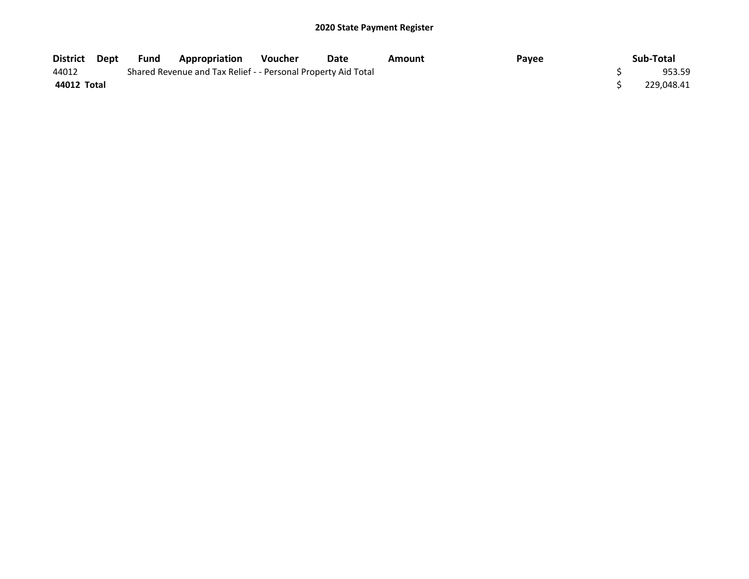## 2020 State Payment Register

| District | Dept | Fund | Appropriation | Voucher | Date | Amount | Payee | Sub-Total |
|---|---|---|---|---|---|---|---|---|
| 44012 | | Shared Revenue and Tax Relief - - Personal Property Aid Total | | | | | | $ 953.59 |
| **44012 Total** | | | | | | | | $ 229,048.41 |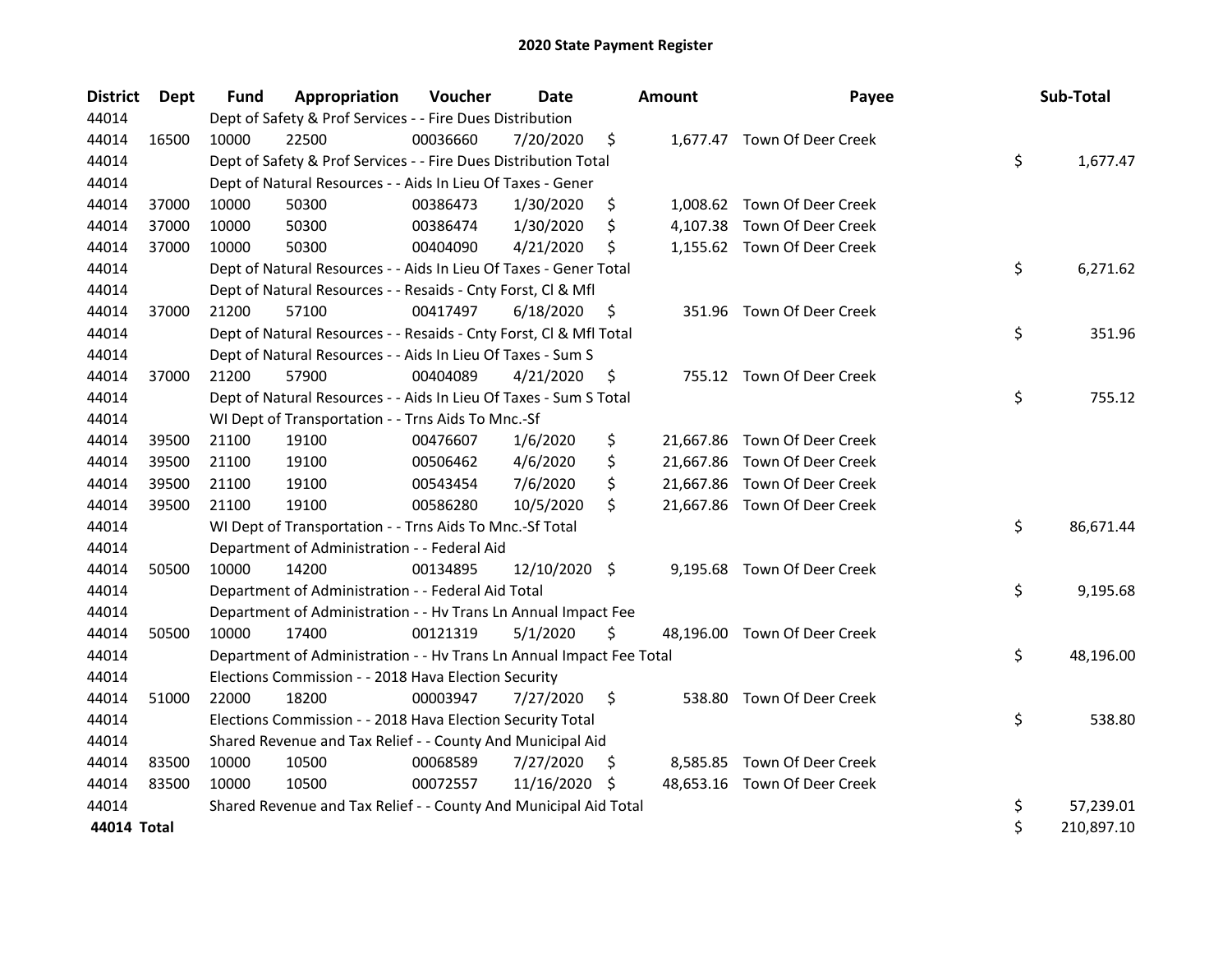# 2020 State Payment Register

| District | Dept | Fund | Appropriation | Voucher | Date | Amount | Payee | Sub-Total |
|---|---|---|---|---|---|---|---|---|
| 44014 | | Dept of Safety & Prof Services - - Fire Dues Distribution | | | | | | |
| 44014 | 16500 | 10000 | 22500 | 00036660 | 7/20/2020 | $ 1,677.47 | Town Of Deer Creek | |
| 44014 | | Dept of Safety & Prof Services - - Fire Dues Distribution Total | | | | | | $ 1,677.47 |
| 44014 | | Dept of Natural Resources - - Aids In Lieu Of Taxes - Gener | | | | | | |
| 44014 | 37000 | 10000 | 50300 | 00386473 | 1/30/2020 | $ 1,008.62 | Town Of Deer Creek | |
| 44014 | 37000 | 10000 | 50300 | 00386474 | 1/30/2020 | $ 4,107.38 | Town Of Deer Creek | |
| 44014 | 37000 | 10000 | 50300 | 00404090 | 4/21/2020 | $ 1,155.62 | Town Of Deer Creek | |
| 44014 | | Dept of Natural Resources - - Aids In Lieu Of Taxes - Gener Total | | | | | | $ 6,271.62 |
| 44014 | | Dept of Natural Resources - - Resaids - Cnty Forst, Cl & Mfl | | | | | | |
| 44014 | 37000 | 21200 | 57100 | 00417497 | 6/18/2020 | $ 351.96 | Town Of Deer Creek | |
| 44014 | | Dept of Natural Resources - - Resaids - Cnty Forst, Cl & Mfl Total | | | | | | $ 351.96 |
| 44014 | | Dept of Natural Resources - - Aids In Lieu Of Taxes - Sum S | | | | | | |
| 44014 | 37000 | 21200 | 57900 | 00404089 | 4/21/2020 | $ 755.12 | Town Of Deer Creek | |
| 44014 | | Dept of Natural Resources - - Aids In Lieu Of Taxes - Sum S Total | | | | | | $ 755.12 |
| 44014 | | WI Dept of Transportation - - Trns Aids To Mnc.-Sf | | | | | | |
| 44014 | 39500 | 21100 | 19100 | 00476607 | 1/6/2020 | $ 21,667.86 | Town Of Deer Creek | |
| 44014 | 39500 | 21100 | 19100 | 00506462 | 4/6/2020 | $ 21,667.86 | Town Of Deer Creek | |
| 44014 | 39500 | 21100 | 19100 | 00543454 | 7/6/2020 | $ 21,667.86 | Town Of Deer Creek | |
| 44014 | 39500 | 21100 | 19100 | 00586280 | 10/5/2020 | $ 21,667.86 | Town Of Deer Creek | |
| 44014 | | WI Dept of Transportation - - Trns Aids To Mnc.-Sf Total | | | | | | $ 86,671.44 |
| 44014 | | Department of Administration - - Federal Aid | | | | | | |
| 44014 | 50500 | 10000 | 14200 | 00134895 | 12/10/2020 | $ 9,195.68 | Town Of Deer Creek | |
| 44014 | | Department of Administration - - Federal Aid Total | | | | | | $ 9,195.68 |
| 44014 | | Department of Administration - - Hv Trans Ln Annual Impact Fee | | | | | | |
| 44014 | 50500 | 10000 | 17400 | 00121319 | 5/1/2020 | $ 48,196.00 | Town Of Deer Creek | |
| 44014 | | Department of Administration - - Hv Trans Ln Annual Impact Fee Total | | | | | | $ 48,196.00 |
| 44014 | | Elections Commission - - 2018 Hava Election Security | | | | | | |
| 44014 | 51000 | 22000 | 18200 | 00003947 | 7/27/2020 | $ 538.80 | Town Of Deer Creek | |
| 44014 | | Elections Commission - - 2018 Hava Election Security Total | | | | | | $ 538.80 |
| 44014 | | Shared Revenue and Tax Relief - - County And Municipal Aid | | | | | | |
| 44014 | 83500 | 10000 | 10500 | 00068589 | 7/27/2020 | $ 8,585.85 | Town Of Deer Creek | |
| 44014 | 83500 | 10000 | 10500 | 00072557 | 11/16/2020 | $ 48,653.16 | Town Of Deer Creek | |
| 44014 | | Shared Revenue and Tax Relief - - County And Municipal Aid Total | | | | | | $ 57,239.01 |
| **44014 Total** | | | | | | | | $ 210,897.10 |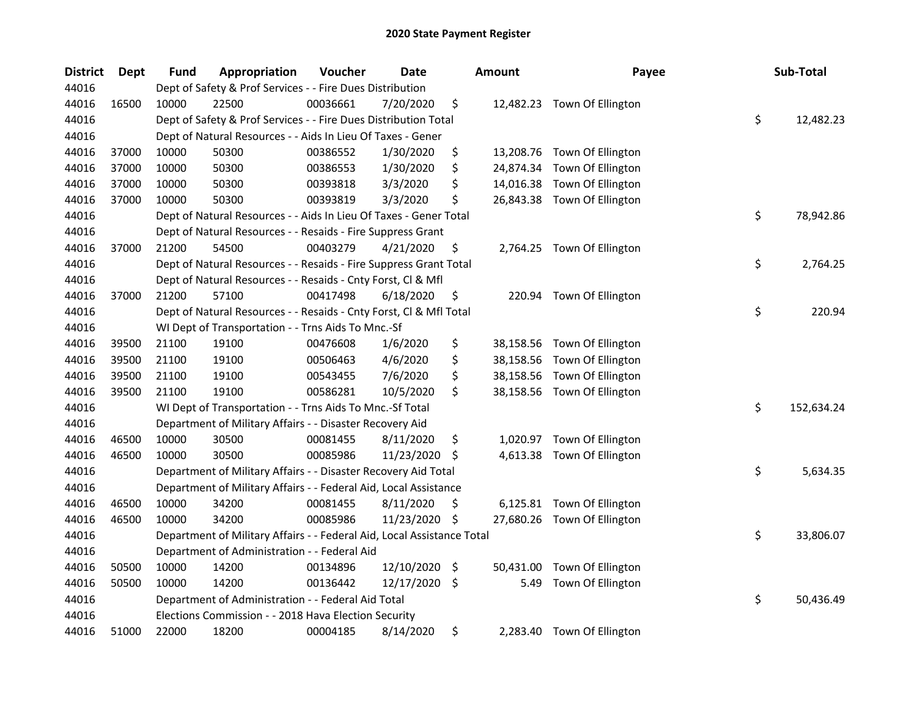# 2020 State Payment Register

| District | Dept | Fund | Appropriation | Voucher | Date | Amount | Payee | Sub-Total |
|---|---|---|---|---|---|---|---|---|
| 44016 | | Dept of Safety & Prof Services - - Fire Dues Distribution | | | | | | |
| 44016 | 16500 | 10000 | 22500 | 00036661 | 7/20/2020 | $ 12,482.23 | Town Of Ellington | |
| 44016 | | Dept of Safety & Prof Services - - Fire Dues Distribution Total | | | | | | $ 12,482.23 |
| 44016 | | Dept of Natural Resources - - Aids In Lieu Of Taxes - Gener | | | | | | |
| 44016 | 37000 | 10000 | 50300 | 00386552 | 1/30/2020 | $ 13,208.76 | Town Of Ellington | |
| 44016 | 37000 | 10000 | 50300 | 00386553 | 1/30/2020 | $ 24,874.34 | Town Of Ellington | |
| 44016 | 37000 | 10000 | 50300 | 00393818 | 3/3/2020 | $ 14,016.38 | Town Of Ellington | |
| 44016 | 37000 | 10000 | 50300 | 00393819 | 3/3/2020 | $ 26,843.38 | Town Of Ellington | |
| 44016 | | Dept of Natural Resources - - Aids In Lieu Of Taxes - Gener Total | | | | | | $ 78,942.86 |
| 44016 | | Dept of Natural Resources - - Resaids - Fire Suppress Grant | | | | | | |
| 44016 | 37000 | 21200 | 54500 | 00403279 | 4/21/2020 | $ 2,764.25 | Town Of Ellington | |
| 44016 | | Dept of Natural Resources - - Resaids - Fire Suppress Grant Total | | | | | | $ 2,764.25 |
| 44016 | | Dept of Natural Resources - - Resaids - Cnty Forst, Cl & Mfl | | | | | | |
| 44016 | 37000 | 21200 | 57100 | 00417498 | 6/18/2020 | $ 220.94 | Town Of Ellington | |
| 44016 | | Dept of Natural Resources - - Resaids - Cnty Forst, Cl & Mfl Total | | | | | | $ 220.94 |
| 44016 | | WI Dept of Transportation - - Trns Aids To Mnc.-Sf | | | | | | |
| 44016 | 39500 | 21100 | 19100 | 00476608 | 1/6/2020 | $ 38,158.56 | Town Of Ellington | |
| 44016 | 39500 | 21100 | 19100 | 00506463 | 4/6/2020 | $ 38,158.56 | Town Of Ellington | |
| 44016 | 39500 | 21100 | 19100 | 00543455 | 7/6/2020 | $ 38,158.56 | Town Of Ellington | |
| 44016 | 39500 | 21100 | 19100 | 00586281 | 10/5/2020 | $ 38,158.56 | Town Of Ellington | |
| 44016 | | WI Dept of Transportation - - Trns Aids To Mnc.-Sf Total | | | | | | $ 152,634.24 |
| 44016 | | Department of Military Affairs - - Disaster Recovery Aid | | | | | | |
| 44016 | 46500 | 10000 | 30500 | 00081455 | 8/11/2020 | $ 1,020.97 | Town Of Ellington | |
| 44016 | 46500 | 10000 | 30500 | 00085986 | 11/23/2020 | $ 4,613.38 | Town Of Ellington | |
| 44016 | | Department of Military Affairs - - Disaster Recovery Aid Total | | | | | | $ 5,634.35 |
| 44016 | | Department of Military Affairs - - Federal Aid, Local Assistance | | | | | | |
| 44016 | 46500 | 10000 | 34200 | 00081455 | 8/11/2020 | $ 6,125.81 | Town Of Ellington | |
| 44016 | 46500 | 10000 | 34200 | 00085986 | 11/23/2020 | $ 27,680.26 | Town Of Ellington | |
| 44016 | | Department of Military Affairs - - Federal Aid, Local Assistance Total | | | | | | $ 33,806.07 |
| 44016 | | Department of Administration - - Federal Aid | | | | | | |
| 44016 | 50500 | 10000 | 14200 | 00134896 | 12/10/2020 | $ 50,431.00 | Town Of Ellington | |
| 44016 | 50500 | 10000 | 14200 | 00136442 | 12/17/2020 | $ 5.49 | Town Of Ellington | |
| 44016 | | Department of Administration - - Federal Aid Total | | | | | | $ 50,436.49 |
| 44016 | | Elections Commission - - 2018 Hava Election Security | | | | | | |
| 44016 | 51000 | 22000 | 18200 | 00004185 | 8/14/2020 | $ 2,283.40 | Town Of Ellington | |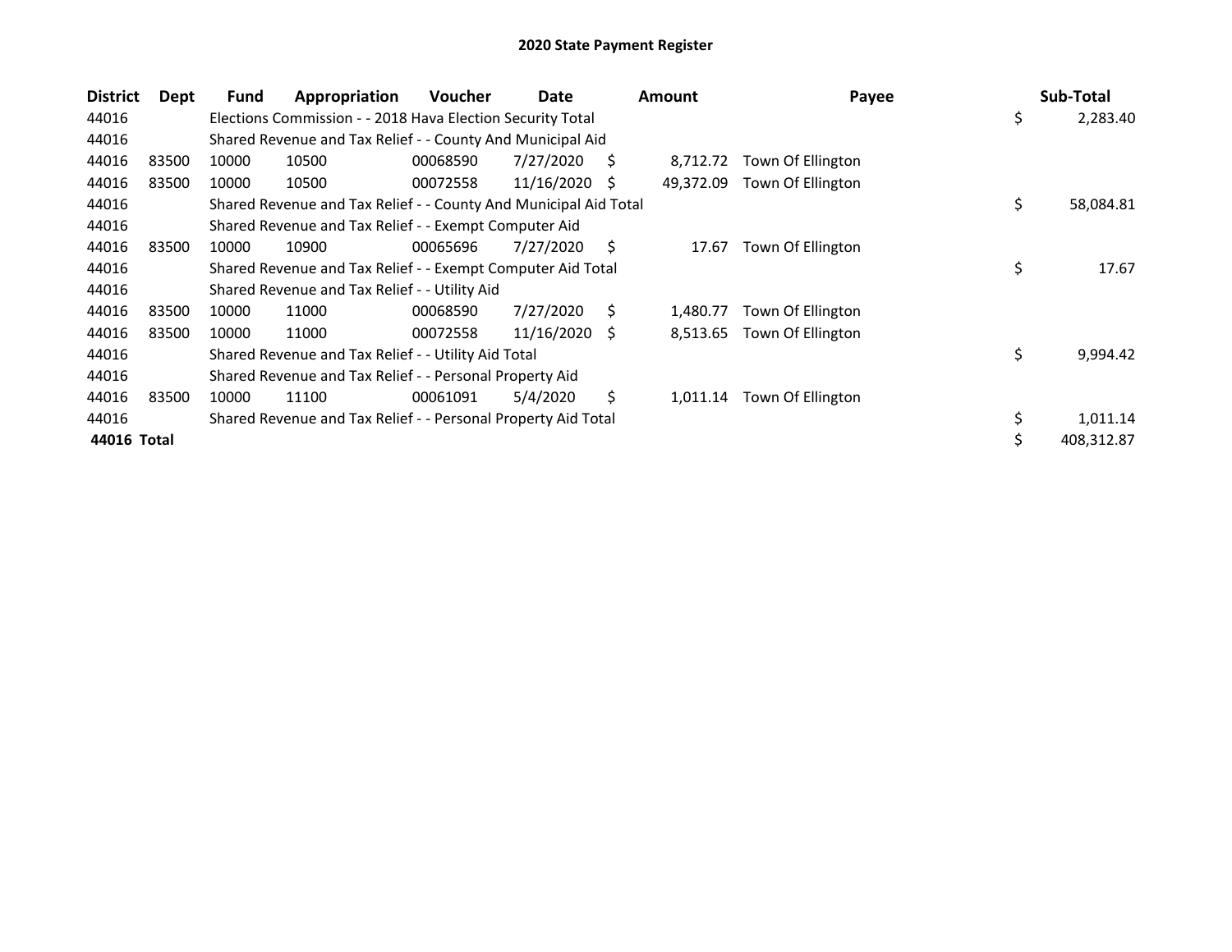# 2020 State Payment Register

| District | Dept | Fund | Appropriation | Voucher | Date | Amount | Payee | Sub-Total |
|---|---|---|---|---|---|---|---|---|
| 44016 | | Elections Commission - - 2018 Hava Election Security Total | | | | | | $ 2,283.40 |
| 44016 | | Shared Revenue and Tax Relief - - County And Municipal Aid | | | | | | |
| 44016 | 83500 | 10000 | 10500 | 00068590 | 7/27/2020 | $ 8,712.72 | Town Of Ellington | |
| 44016 | 83500 | 10000 | 10500 | 00072558 | 11/16/2020 | $ 49,372.09 | Town Of Ellington | |
| 44016 | | Shared Revenue and Tax Relief - - County And Municipal Aid Total | | | | | | $ 58,084.81 |
| 44016 | | Shared Revenue and Tax Relief - - Exempt Computer Aid | | | | | | |
| 44016 | 83500 | 10000 | 10900 | 00065696 | 7/27/2020 | $ 17.67 | Town Of Ellington | |
| 44016 | | Shared Revenue and Tax Relief - - Exempt Computer Aid Total | | | | | | $ 17.67 |
| 44016 | | Shared Revenue and Tax Relief - - Utility Aid | | | | | | |
| 44016 | 83500 | 10000 | 11000 | 00068590 | 7/27/2020 | $ 1,480.77 | Town Of Ellington | |
| 44016 | 83500 | 10000 | 11000 | 00072558 | 11/16/2020 | $ 8,513.65 | Town Of Ellington | |
| 44016 | | Shared Revenue and Tax Relief - - Utility Aid Total | | | | | | $ 9,994.42 |
| 44016 | | Shared Revenue and Tax Relief - - Personal Property Aid | | | | | | |
| 44016 | 83500 | 10000 | 11100 | 00061091 | 5/4/2020 | $ 1,011.14 | Town Of Ellington | |
| 44016 | | Shared Revenue and Tax Relief - - Personal Property Aid Total | | | | | | $ 1,011.14 |
| **44016 Total** | | | | | | | | $ 408,312.87 |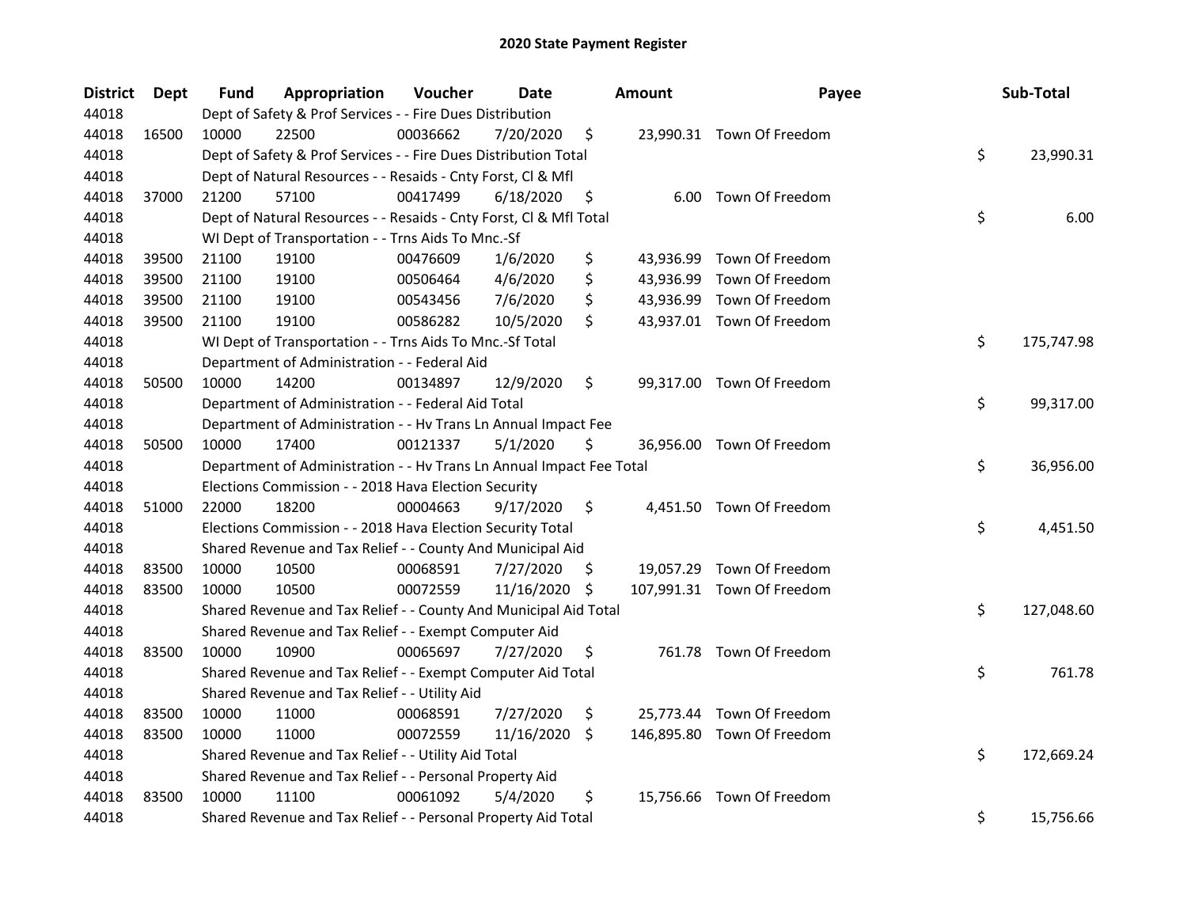# 2020 State Payment Register

| District | Dept | Fund | Appropriation | Voucher | Date | Amount | Payee | Sub-Total |
|---|---|---|---|---|---|---|---|---|
| 44018 | | Dept of Safety & Prof Services - - Fire Dues Distribution | | | | | | |
| 44018 | 16500 | 10000 | 22500 | 00036662 | 7/20/2020 | $ 23,990.31 | Town Of Freedom | |
| 44018 | | Dept of Safety & Prof Services - - Fire Dues Distribution Total | | | | | | $ 23,990.31 |
| 44018 | | Dept of Natural Resources - - Resaids - Cnty Forst, Cl & Mfl | | | | | | |
| 44018 | 37000 | 21200 | 57100 | 00417499 | 6/18/2020 | $ 6.00 | Town Of Freedom | |
| 44018 | | Dept of Natural Resources - - Resaids - Cnty Forst, Cl & Mfl Total | | | | | | $ 6.00 |
| 44018 | | WI Dept of Transportation - - Trns Aids To Mnc.-Sf | | | | | | |
| 44018 | 39500 | 21100 | 19100 | 00476609 | 1/6/2020 | $ 43,936.99 | Town Of Freedom | |
| 44018 | 39500 | 21100 | 19100 | 00506464 | 4/6/2020 | $ 43,936.99 | Town Of Freedom | |
| 44018 | 39500 | 21100 | 19100 | 00543456 | 7/6/2020 | $ 43,936.99 | Town Of Freedom | |
| 44018 | 39500 | 21100 | 19100 | 00586282 | 10/5/2020 | $ 43,937.01 | Town Of Freedom | |
| 44018 | | WI Dept of Transportation - - Trns Aids To Mnc.-Sf Total | | | | | | $ 175,747.98 |
| 44018 | | Department of Administration - - Federal Aid | | | | | | |
| 44018 | 50500 | 10000 | 14200 | 00134897 | 12/9/2020 | $ 99,317.00 | Town Of Freedom | |
| 44018 | | Department of Administration - - Federal Aid Total | | | | | | $ 99,317.00 |
| 44018 | | Department of Administration - - Hv Trans Ln Annual Impact Fee | | | | | | |
| 44018 | 50500 | 10000 | 17400 | 00121337 | 5/1/2020 | $ 36,956.00 | Town Of Freedom | |
| 44018 | | Department of Administration - - Hv Trans Ln Annual Impact Fee Total | | | | | | $ 36,956.00 |
| 44018 | | Elections Commission - - 2018 Hava Election Security | | | | | | |
| 44018 | 51000 | 22000 | 18200 | 00004663 | 9/17/2020 | $ 4,451.50 | Town Of Freedom | |
| 44018 | | Elections Commission - - 2018 Hava Election Security Total | | | | | | $ 4,451.50 |
| 44018 | | Shared Revenue and Tax Relief - - County And Municipal Aid | | | | | | |
| 44018 | 83500 | 10000 | 10500 | 00068591 | 7/27/2020 | $ 19,057.29 | Town Of Freedom | |
| 44018 | 83500 | 10000 | 10500 | 00072559 | 11/16/2020 | $ 107,991.31 | Town Of Freedom | |
| 44018 | | Shared Revenue and Tax Relief - - County And Municipal Aid Total | | | | | | $ 127,048.60 |
| 44018 | | Shared Revenue and Tax Relief - - Exempt Computer Aid | | | | | | |
| 44018 | 83500 | 10000 | 10900 | 00065697 | 7/27/2020 | $ 761.78 | Town Of Freedom | |
| 44018 | | Shared Revenue and Tax Relief - - Exempt Computer Aid Total | | | | | | $ 761.78 |
| 44018 | | Shared Revenue and Tax Relief - - Utility Aid | | | | | | |
| 44018 | 83500 | 10000 | 11000 | 00068591 | 7/27/2020 | $ 25,773.44 | Town Of Freedom | |
| 44018 | 83500 | 10000 | 11000 | 00072559 | 11/16/2020 | $ 146,895.80 | Town Of Freedom | |
| 44018 | | Shared Revenue and Tax Relief - - Utility Aid Total | | | | | | $ 172,669.24 |
| 44018 | | Shared Revenue and Tax Relief - - Personal Property Aid | | | | | | |
| 44018 | 83500 | 10000 | 11100 | 00061092 | 5/4/2020 | $ 15,756.66 | Town Of Freedom | |
| 44018 | | Shared Revenue and Tax Relief - - Personal Property Aid Total | | | | | | $ 15,756.66 |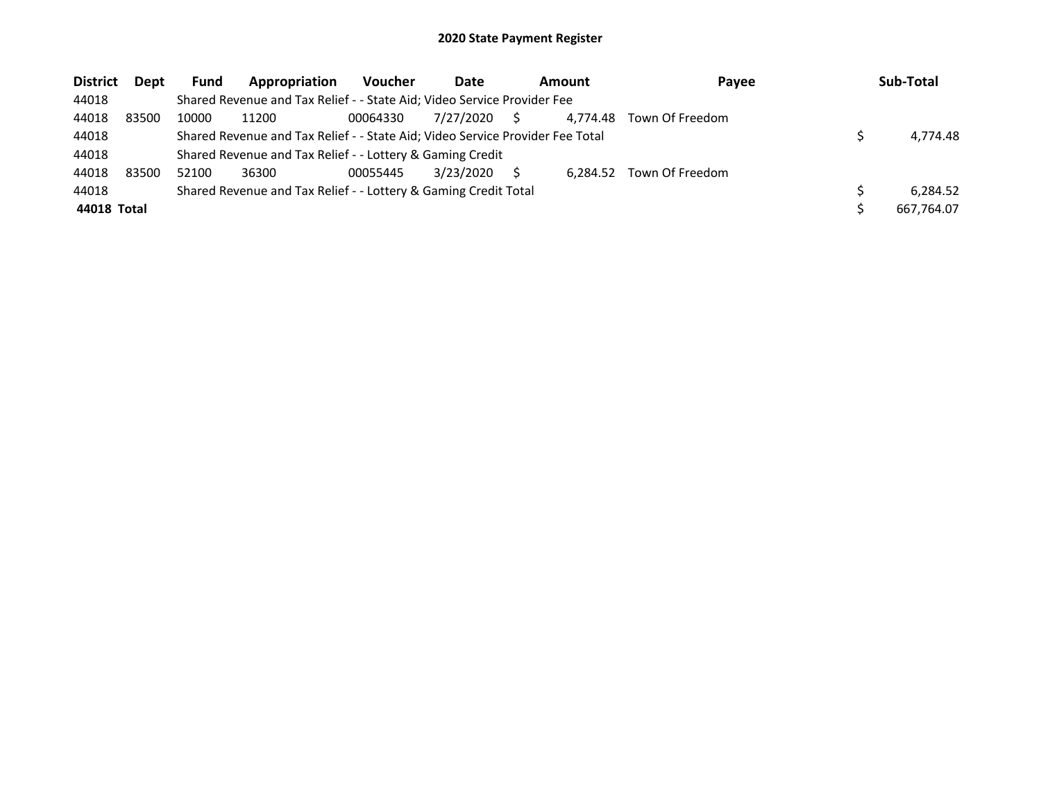# 2020 State Payment Register

| District | Dept | Fund | Appropriation | Voucher | Date | Amount | Payee | Sub-Total |
|---|---|---|---|---|---|---|---|---|
| 44018 | | Shared Revenue and Tax Relief - - State Aid; Video Service Provider Fee | | | | | | |
| 44018 | 83500 | 10000 | 11200 | 00064330 | 7/27/2020 | $ 4,774.48 | Town Of Freedom | |
| 44018 | | Shared Revenue and Tax Relief - - State Aid; Video Service Provider Fee Total | | | | | | $ 4,774.48 |
| 44018 | | Shared Revenue and Tax Relief - - Lottery & Gaming Credit | | | | | | |
| 44018 | 83500 | 52100 | 36300 | 00055445 | 3/23/2020 | $ 6,284.52 | Town Of Freedom | |
| 44018 | | Shared Revenue and Tax Relief - - Lottery & Gaming Credit Total | | | | | | $ 6,284.52 |
| **44018 Total** | | | | | | | | $ 667,764.07 |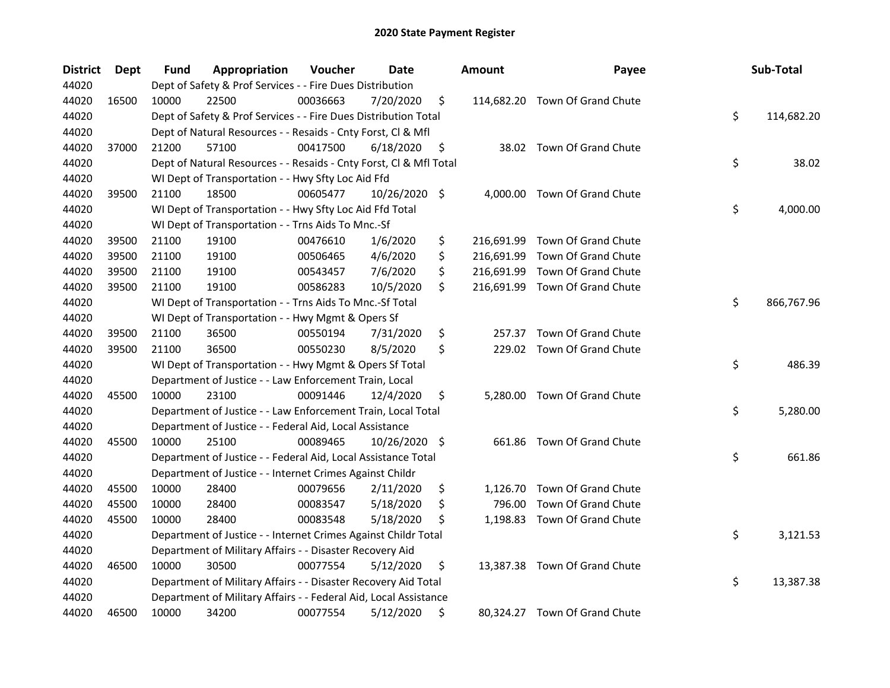# 2020 State Payment Register

| District | Dept | Fund | Appropriation | Voucher | Date | Amount | Payee | Sub-Total |
|---|---|---|---|---|---|---|---|---|
| 44020 | | Dept of Safety & Prof Services - - Fire Dues Distribution | | | | | | |
| 44020 | 16500 | 10000 | 22500 | 00036663 | 7/20/2020 | $ 114,682.20 | Town Of Grand Chute | |
| 44020 | | Dept of Safety & Prof Services - - Fire Dues Distribution Total | | | | | | $ 114,682.20 |
| 44020 | | Dept of Natural Resources - - Resaids - Cnty Forst, Cl & Mfl | | | | | | |
| 44020 | 37000 | 21200 | 57100 | 00417500 | 6/18/2020 | $ 38.02 | Town Of Grand Chute | |
| 44020 | | Dept of Natural Resources - - Resaids - Cnty Forst, Cl & Mfl Total | | | | | | $ 38.02 |
| 44020 | | WI Dept of Transportation - - Hwy Sfty Loc Aid Ffd | | | | | | |
| 44020 | 39500 | 21100 | 18500 | 00605477 | 10/26/2020 | $ 4,000.00 | Town Of Grand Chute | |
| 44020 | | WI Dept of Transportation - - Hwy Sfty Loc Aid Ffd Total | | | | | | $ 4,000.00 |
| 44020 | | WI Dept of Transportation - - Trns Aids To Mnc.-Sf | | | | | | |
| 44020 | 39500 | 21100 | 19100 | 00476610 | 1/6/2020 | $ 216,691.99 | Town Of Grand Chute | |
| 44020 | 39500 | 21100 | 19100 | 00506465 | 4/6/2020 | $ 216,691.99 | Town Of Grand Chute | |
| 44020 | 39500 | 21100 | 19100 | 00543457 | 7/6/2020 | $ 216,691.99 | Town Of Grand Chute | |
| 44020 | 39500 | 21100 | 19100 | 00586283 | 10/5/2020 | $ 216,691.99 | Town Of Grand Chute | |
| 44020 | | WI Dept of Transportation - - Trns Aids To Mnc.-Sf Total | | | | | | $ 866,767.96 |
| 44020 | | WI Dept of Transportation - - Hwy Mgmt & Opers Sf | | | | | | |
| 44020 | 39500 | 21100 | 36500 | 00550194 | 7/31/2020 | $ 257.37 | Town Of Grand Chute | |
| 44020 | 39500 | 21100 | 36500 | 00550230 | 8/5/2020 | $ 229.02 | Town Of Grand Chute | |
| 44020 | | WI Dept of Transportation - - Hwy Mgmt & Opers Sf Total | | | | | | $ 486.39 |
| 44020 | | Department of Justice - - Law Enforcement Train, Local | | | | | | |
| 44020 | 45500 | 10000 | 23100 | 00091446 | 12/4/2020 | $ 5,280.00 | Town Of Grand Chute | |
| 44020 | | Department of Justice - - Law Enforcement Train, Local Total | | | | | | $ 5,280.00 |
| 44020 | | Department of Justice - - Federal Aid, Local Assistance | | | | | | |
| 44020 | 45500 | 10000 | 25100 | 00089465 | 10/26/2020 | $ 661.86 | Town Of Grand Chute | |
| 44020 | | Department of Justice - - Federal Aid, Local Assistance Total | | | | | | $ 661.86 |
| 44020 | | Department of Justice - - Internet Crimes Against Childr | | | | | | |
| 44020 | 45500 | 10000 | 28400 | 00079656 | 2/11/2020 | $ 1,126.70 | Town Of Grand Chute | |
| 44020 | 45500 | 10000 | 28400 | 00083547 | 5/18/2020 | $ 796.00 | Town Of Grand Chute | |
| 44020 | 45500 | 10000 | 28400 | 00083548 | 5/18/2020 | $ 1,198.83 | Town Of Grand Chute | |
| 44020 | | Department of Justice - - Internet Crimes Against Childr Total | | | | | | $ 3,121.53 |
| 44020 | | Department of Military Affairs - - Disaster Recovery Aid | | | | | | |
| 44020 | 46500 | 10000 | 30500 | 00077554 | 5/12/2020 | $ 13,387.38 | Town Of Grand Chute | |
| 44020 | | Department of Military Affairs - - Disaster Recovery Aid Total | | | | | | $ 13,387.38 |
| 44020 | | Department of Military Affairs - - Federal Aid, Local Assistance | | | | | | |
| 44020 | 46500 | 10000 | 34200 | 00077554 | 5/12/2020 | $ 80,324.27 | Town Of Grand Chute | |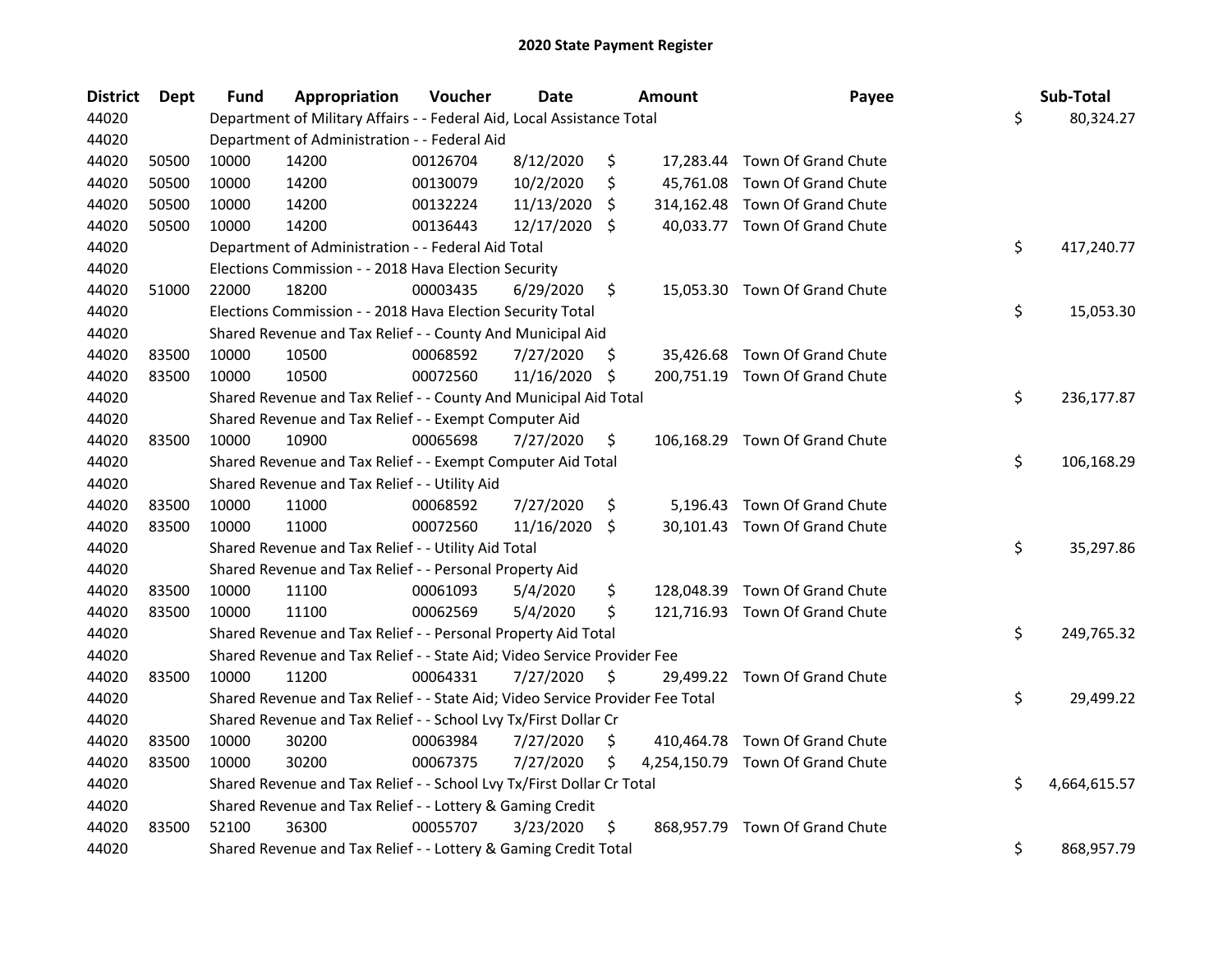# 2020 State Payment Register

| District | Dept | Fund | Appropriation | Voucher | Date | Amount | Payee | Sub-Total |
|---|---|---|---|---|---|---|---|---|
| 44020 | | Department of Military Affairs - - Federal Aid, Local Assistance Total | | | | | | $ 80,324.27 |
| 44020 | | Department of Administration - - Federal Aid | | | | | | |
| 44020 | 50500 | 10000 | 14200 | 00126704 | 8/12/2020 | $ 17,283.44 | Town Of Grand Chute | |
| 44020 | 50500 | 10000 | 14200 | 00130079 | 10/2/2020 | $ 45,761.08 | Town Of Grand Chute | |
| 44020 | 50500 | 10000 | 14200 | 00132224 | 11/13/2020 | $ 314,162.48 | Town Of Grand Chute | |
| 44020 | 50500 | 10000 | 14200 | 00136443 | 12/17/2020 | $ 40,033.77 | Town Of Grand Chute | |
| 44020 | | Department of Administration - - Federal Aid Total | | | | | | $ 417,240.77 |
| 44020 | | Elections Commission - - 2018 Hava Election Security | | | | | | |
| 44020 | 51000 | 22000 | 18200 | 00003435 | 6/29/2020 | $ 15,053.30 | Town Of Grand Chute | |
| 44020 | | Elections Commission - - 2018 Hava Election Security Total | | | | | | $ 15,053.30 |
| 44020 | | Shared Revenue and Tax Relief - - County And Municipal Aid | | | | | | |
| 44020 | 83500 | 10000 | 10500 | 00068592 | 7/27/2020 | $ 35,426.68 | Town Of Grand Chute | |
| 44020 | 83500 | 10000 | 10500 | 00072560 | 11/16/2020 | $ 200,751.19 | Town Of Grand Chute | |
| 44020 | | Shared Revenue and Tax Relief - - County And Municipal Aid Total | | | | | | $ 236,177.87 |
| 44020 | | Shared Revenue and Tax Relief - - Exempt Computer Aid | | | | | | |
| 44020 | 83500 | 10000 | 10900 | 00065698 | 7/27/2020 | $ 106,168.29 | Town Of Grand Chute | |
| 44020 | | Shared Revenue and Tax Relief - - Exempt Computer Aid Total | | | | | | $ 106,168.29 |
| 44020 | | Shared Revenue and Tax Relief - - Utility Aid | | | | | | |
| 44020 | 83500 | 10000 | 11000 | 00068592 | 7/27/2020 | $ 5,196.43 | Town Of Grand Chute | |
| 44020 | 83500 | 10000 | 11000 | 00072560 | 11/16/2020 | $ 30,101.43 | Town Of Grand Chute | |
| 44020 | | Shared Revenue and Tax Relief - - Utility Aid Total | | | | | | $ 35,297.86 |
| 44020 | | Shared Revenue and Tax Relief - - Personal Property Aid | | | | | | |
| 44020 | 83500 | 10000 | 11100 | 00061093 | 5/4/2020 | $ 128,048.39 | Town Of Grand Chute | |
| 44020 | 83500 | 10000 | 11100 | 00062569 | 5/4/2020 | $ 121,716.93 | Town Of Grand Chute | |
| 44020 | | Shared Revenue and Tax Relief - - Personal Property Aid Total | | | | | | $ 249,765.32 |
| 44020 | | Shared Revenue and Tax Relief - - State Aid; Video Service Provider Fee | | | | | | |
| 44020 | 83500 | 10000 | 11200 | 00064331 | 7/27/2020 | $ 29,499.22 | Town Of Grand Chute | |
| 44020 | | Shared Revenue and Tax Relief - - State Aid; Video Service Provider Fee Total | | | | | | $ 29,499.22 |
| 44020 | | Shared Revenue and Tax Relief - - School Lvy Tx/First Dollar Cr | | | | | | |
| 44020 | 83500 | 10000 | 30200 | 00063984 | 7/27/2020 | $ 410,464.78 | Town Of Grand Chute | |
| 44020 | 83500 | 10000 | 30200 | 00067375 | 7/27/2020 | $ 4,254,150.79 | Town Of Grand Chute | |
| 44020 | | Shared Revenue and Tax Relief - - School Lvy Tx/First Dollar Cr Total | | | | | | $ 4,664,615.57 |
| 44020 | | Shared Revenue and Tax Relief - - Lottery & Gaming Credit | | | | | | |
| 44020 | 83500 | 52100 | 36300 | 00055707 | 3/23/2020 | $ 868,957.79 | Town Of Grand Chute | |
| 44020 | | Shared Revenue and Tax Relief - - Lottery & Gaming Credit Total | | | | | | $ 868,957.79 |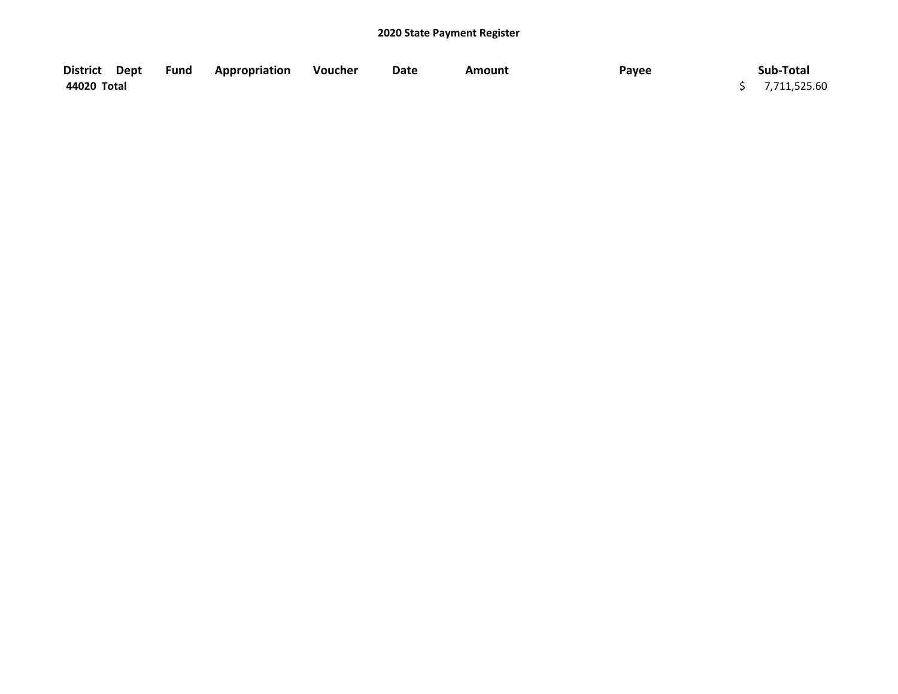**2020 State Payment Register**

| District | Dept | Fund | Appropriation | Voucher | Date | Amount | Payee | Sub-Total |
|---|---|---|---|---|---|---|---|---|
| **44020 Total** | | | | | | | | $ 7,711,525.60 |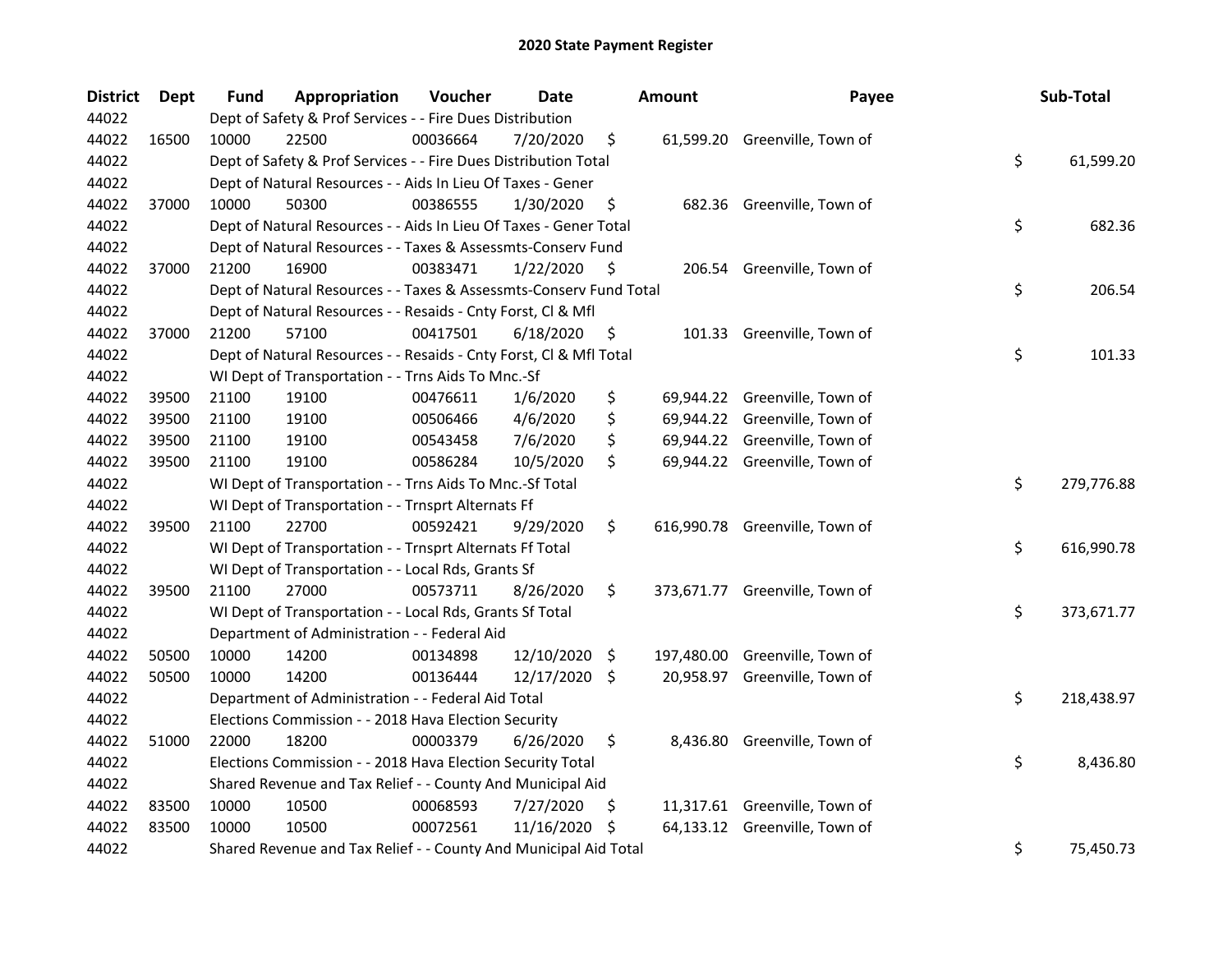# 2020 State Payment Register

| District | Dept | Fund | Appropriation | Voucher | Date | Amount | Payee | Sub-Total |
|---|---|---|---|---|---|---|---|---|
| 44022 | | Dept of Safety & Prof Services - - Fire Dues Distribution | | | | | | |
| 44022 | 16500 | 10000 | 22500 | 00036664 | 7/20/2020 | $ 61,599.20 | Greenville, Town of | |
| 44022 | | Dept of Safety & Prof Services - - Fire Dues Distribution Total | | | | | | $ 61,599.20 |
| 44022 | | Dept of Natural Resources - - Aids In Lieu Of Taxes - Gener | | | | | | |
| 44022 | 37000 | 10000 | 50300 | 00386555 | 1/30/2020 | $ 682.36 | Greenville, Town of | |
| 44022 | | Dept of Natural Resources - - Aids In Lieu Of Taxes - Gener Total | | | | | | $ 682.36 |
| 44022 | | Dept of Natural Resources - - Taxes & Assessmts-Conserv Fund | | | | | | |
| 44022 | 37000 | 21200 | 16900 | 00383471 | 1/22/2020 | $ 206.54 | Greenville, Town of | |
| 44022 | | Dept of Natural Resources - - Taxes & Assessmts-Conserv Fund Total | | | | | | $ 206.54 |
| 44022 | | Dept of Natural Resources - - Resaids - Cnty Forst, Cl & Mfl | | | | | | |
| 44022 | 37000 | 21200 | 57100 | 00417501 | 6/18/2020 | $ 101.33 | Greenville, Town of | |
| 44022 | | Dept of Natural Resources - - Resaids - Cnty Forst, Cl & Mfl Total | | | | | | $ 101.33 |
| 44022 | | WI Dept of Transportation - - Trns Aids To Mnc.-Sf | | | | | | |
| 44022 | 39500 | 21100 | 19100 | 00476611 | 1/6/2020 | $ 69,944.22 | Greenville, Town of | |
| 44022 | 39500 | 21100 | 19100 | 00506466 | 4/6/2020 | $ 69,944.22 | Greenville, Town of | |
| 44022 | 39500 | 21100 | 19100 | 00543458 | 7/6/2020 | $ 69,944.22 | Greenville, Town of | |
| 44022 | 39500 | 21100 | 19100 | 00586284 | 10/5/2020 | $ 69,944.22 | Greenville, Town of | |
| 44022 | | WI Dept of Transportation - - Trns Aids To Mnc.-Sf Total | | | | | | $ 279,776.88 |
| 44022 | | WI Dept of Transportation - - Trnsprt Alternats Ff | | | | | | |
| 44022 | 39500 | 21100 | 22700 | 00592421 | 9/29/2020 | $ 616,990.78 | Greenville, Town of | |
| 44022 | | WI Dept of Transportation - - Trnsprt Alternats Ff Total | | | | | | $ 616,990.78 |
| 44022 | | WI Dept of Transportation - - Local Rds, Grants Sf | | | | | | |
| 44022 | 39500 | 21100 | 27000 | 00573711 | 8/26/2020 | $ 373,671.77 | Greenville, Town of | |
| 44022 | | WI Dept of Transportation - - Local Rds, Grants Sf Total | | | | | | $ 373,671.77 |
| 44022 | | Department of Administration - - Federal Aid | | | | | | |
| 44022 | 50500 | 10000 | 14200 | 00134898 | 12/10/2020 | $ 197,480.00 | Greenville, Town of | |
| 44022 | 50500 | 10000 | 14200 | 00136444 | 12/17/2020 | $ 20,958.97 | Greenville, Town of | |
| 44022 | | Department of Administration - - Federal Aid Total | | | | | | $ 218,438.97 |
| 44022 | | Elections Commission - - 2018 Hava Election Security | | | | | | |
| 44022 | 51000 | 22000 | 18200 | 00003379 | 6/26/2020 | $ 8,436.80 | Greenville, Town of | |
| 44022 | | Elections Commission - - 2018 Hava Election Security Total | | | | | | $ 8,436.80 |
| 44022 | | Shared Revenue and Tax Relief - - County And Municipal Aid | | | | | | |
| 44022 | 83500 | 10000 | 10500 | 00068593 | 7/27/2020 | $ 11,317.61 | Greenville, Town of | |
| 44022 | 83500 | 10000 | 10500 | 00072561 | 11/16/2020 | $ 64,133.12 | Greenville, Town of | |
| 44022 | | Shared Revenue and Tax Relief - - County And Municipal Aid Total | | | | | | $ 75,450.73 |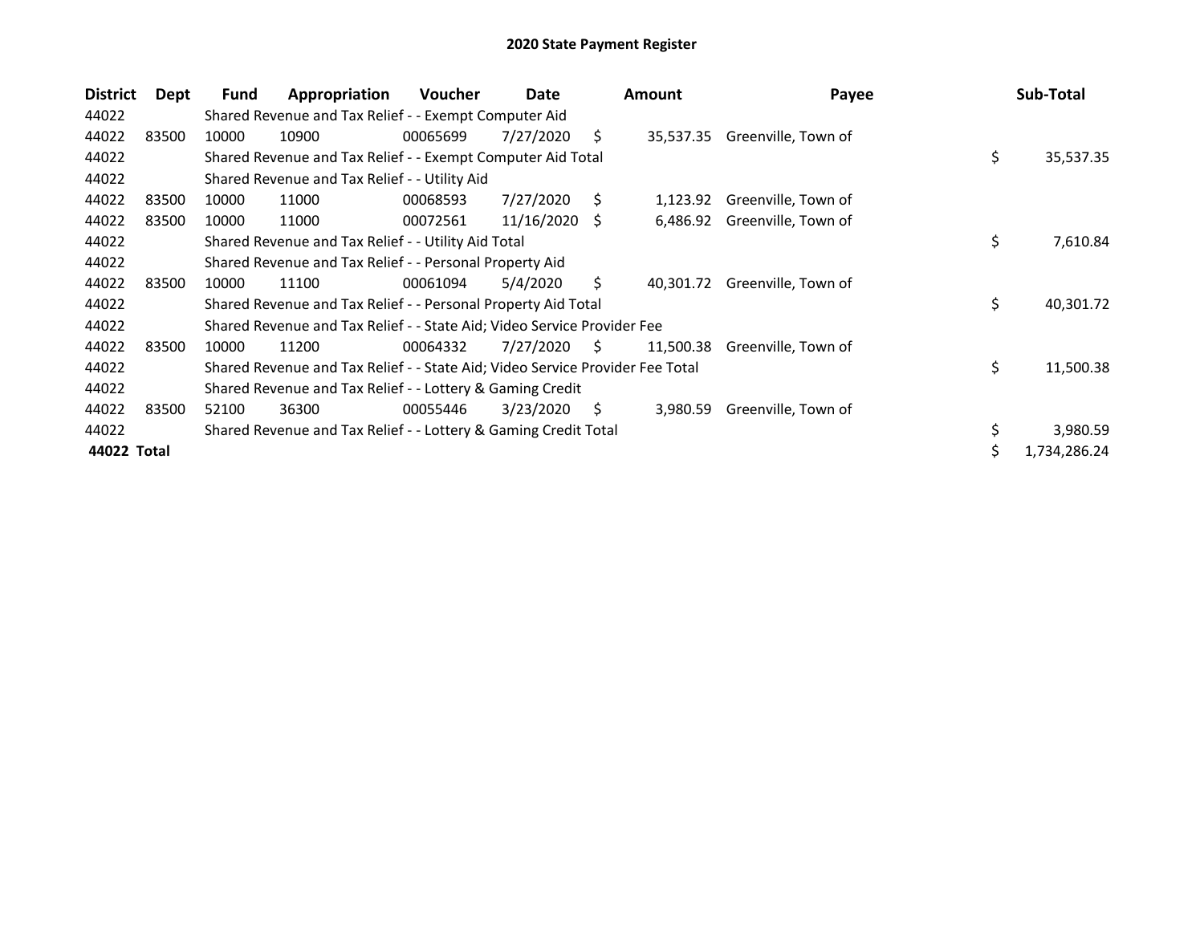# 2020 State Payment Register

| District | Dept | Fund | Appropriation | Voucher | Date | Amount | Payee | Sub-Total |
|---|---|---|---|---|---|---|---|---|
| 44022 | | Shared Revenue and Tax Relief - - Exempt Computer Aid | | | | | | |
| 44022 | 83500 | 10000 | 10900 | 00065699 | 7/27/2020 | $ 35,537.35 | Greenville, Town of | |
| 44022 | | Shared Revenue and Tax Relief - - Exempt Computer Aid Total | | | | | | $ 35,537.35 |
| 44022 | | Shared Revenue and Tax Relief - - Utility Aid | | | | | | |
| 44022 | 83500 | 10000 | 11000 | 00068593 | 7/27/2020 | $ 1,123.92 | Greenville, Town of | |
| 44022 | 83500 | 10000 | 11000 | 00072561 | 11/16/2020 | $ 6,486.92 | Greenville, Town of | |
| 44022 | | Shared Revenue and Tax Relief - - Utility Aid Total | | | | | | $ 7,610.84 |
| 44022 | | Shared Revenue and Tax Relief - - Personal Property Aid | | | | | | |
| 44022 | 83500 | 10000 | 11100 | 00061094 | 5/4/2020 | $ 40,301.72 | Greenville, Town of | |
| 44022 | | Shared Revenue and Tax Relief - - Personal Property Aid Total | | | | | | $ 40,301.72 |
| 44022 | | Shared Revenue and Tax Relief - - State Aid; Video Service Provider Fee | | | | | | |
| 44022 | 83500 | 10000 | 11200 | 00064332 | 7/27/2020 | $ 11,500.38 | Greenville, Town of | |
| 44022 | | Shared Revenue and Tax Relief - - State Aid; Video Service Provider Fee Total | | | | | | $ 11,500.38 |
| 44022 | | Shared Revenue and Tax Relief - - Lottery & Gaming Credit | | | | | | |
| 44022 | 83500 | 52100 | 36300 | 00055446 | 3/23/2020 | $ 3,980.59 | Greenville, Town of | |
| 44022 | | Shared Revenue and Tax Relief - - Lottery & Gaming Credit Total | | | | | | $ 3,980.59 |
| **44022 Total** | | | | | | | | $ 1,734,286.24 |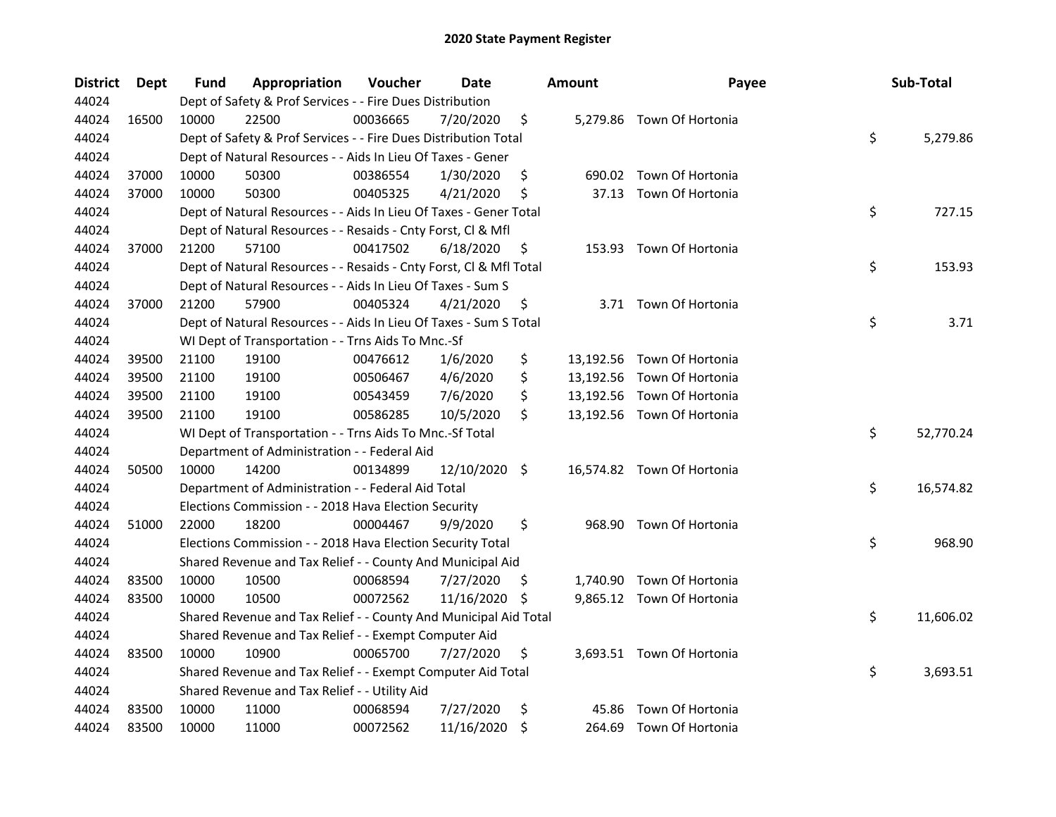# 2020 State Payment Register

| District | Dept | Fund | Appropriation | Voucher | Date | Amount | Payee | Sub-Total |
|---|---|---|---|---|---|---|---|---|
| 44024 | | Dept of Safety & Prof Services - - Fire Dues Distribution | | | | | | |
| 44024 | 16500 | 10000 | 22500 | 00036665 | 7/20/2020 | $ 5,279.86 | Town Of Hortonia | |
| 44024 | | Dept of Safety & Prof Services - - Fire Dues Distribution Total | | | | | | $ 5,279.86 |
| 44024 | | Dept of Natural Resources - - Aids In Lieu Of Taxes - Gener | | | | | | |
| 44024 | 37000 | 10000 | 50300 | 00386554 | 1/30/2020 | $ 690.02 | Town Of Hortonia | |
| 44024 | 37000 | 10000 | 50300 | 00405325 | 4/21/2020 | $ 37.13 | Town Of Hortonia | |
| 44024 | | Dept of Natural Resources - - Aids In Lieu Of Taxes - Gener Total | | | | | | $ 727.15 |
| 44024 | | Dept of Natural Resources - - Resaids - Cnty Forst, Cl & Mfl | | | | | | |
| 44024 | 37000 | 21200 | 57100 | 00417502 | 6/18/2020 | $ 153.93 | Town Of Hortonia | |
| 44024 | | Dept of Natural Resources - - Resaids - Cnty Forst, Cl & Mfl Total | | | | | | $ 153.93 |
| 44024 | | Dept of Natural Resources - - Aids In Lieu Of Taxes - Sum S | | | | | | |
| 44024 | 37000 | 21200 | 57900 | 00405324 | 4/21/2020 | $ 3.71 | Town Of Hortonia | |
| 44024 | | Dept of Natural Resources - - Aids In Lieu Of Taxes - Sum S Total | | | | | | $ 3.71 |
| 44024 | | WI Dept of Transportation - - Trns Aids To Mnc.-Sf | | | | | | |
| 44024 | 39500 | 21100 | 19100 | 00476612 | 1/6/2020 | $ 13,192.56 | Town Of Hortonia | |
| 44024 | 39500 | 21100 | 19100 | 00506467 | 4/6/2020 | $ 13,192.56 | Town Of Hortonia | |
| 44024 | 39500 | 21100 | 19100 | 00543459 | 7/6/2020 | $ 13,192.56 | Town Of Hortonia | |
| 44024 | 39500 | 21100 | 19100 | 00586285 | 10/5/2020 | $ 13,192.56 | Town Of Hortonia | |
| 44024 | | WI Dept of Transportation - - Trns Aids To Mnc.-Sf Total | | | | | | $ 52,770.24 |
| 44024 | | Department of Administration - - Federal Aid | | | | | | |
| 44024 | 50500 | 10000 | 14200 | 00134899 | 12/10/2020 | $ 16,574.82 | Town Of Hortonia | |
| 44024 | | Department of Administration - - Federal Aid Total | | | | | | $ 16,574.82 |
| 44024 | | Elections Commission - - 2018 Hava Election Security | | | | | | |
| 44024 | 51000 | 22000 | 18200 | 00004467 | 9/9/2020 | $ 968.90 | Town Of Hortonia | |
| 44024 | | Elections Commission - - 2018 Hava Election Security Total | | | | | | $ 968.90 |
| 44024 | | Shared Revenue and Tax Relief - - County And Municipal Aid | | | | | | |
| 44024 | 83500 | 10000 | 10500 | 00068594 | 7/27/2020 | $ 1,740.90 | Town Of Hortonia | |
| 44024 | 83500 | 10000 | 10500 | 00072562 | 11/16/2020 | $ 9,865.12 | Town Of Hortonia | |
| 44024 | | Shared Revenue and Tax Relief - - County And Municipal Aid Total | | | | | | $ 11,606.02 |
| 44024 | | Shared Revenue and Tax Relief - - Exempt Computer Aid | | | | | | |
| 44024 | 83500 | 10000 | 10900 | 00065700 | 7/27/2020 | $ 3,693.51 | Town Of Hortonia | |
| 44024 | | Shared Revenue and Tax Relief - - Exempt Computer Aid Total | | | | | | $ 3,693.51 |
| 44024 | | Shared Revenue and Tax Relief - - Utility Aid | | | | | | |
| 44024 | 83500 | 10000 | 11000 | 00068594 | 7/27/2020 | $ 45.86 | Town Of Hortonia | |
| 44024 | 83500 | 10000 | 11000 | 00072562 | 11/16/2020 | $ 264.69 | Town Of Hortonia | |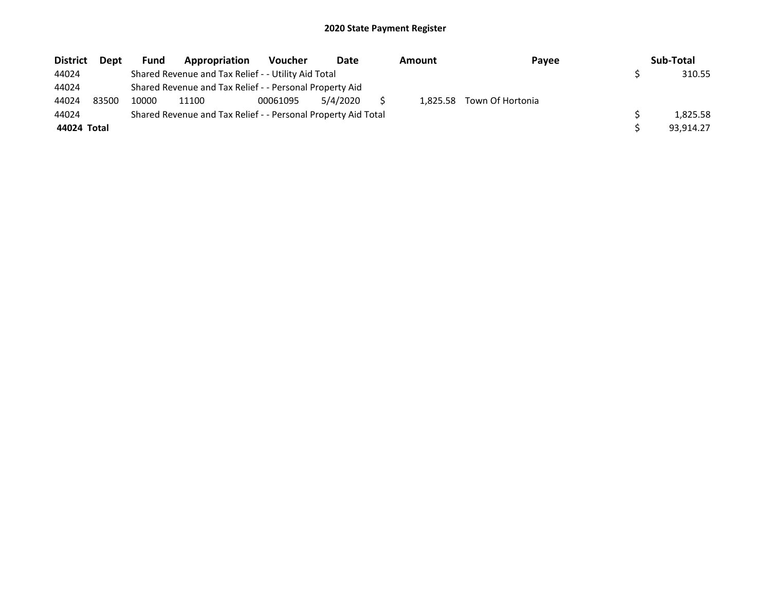## 2020 State Payment Register

| District | Dept | Fund | Appropriation | Voucher | Date | Amount | Payee | Sub-Total |
|---|---|---|---|---|---|---|---|---|
| 44024 | | Shared Revenue and Tax Relief - - Utility Aid Total | | | | | | $ 310.55 |
| 44024 | | Shared Revenue and Tax Relief - - Personal Property Aid | | | | | | |
| 44024 | 83500 | 10000 | 11100 | 00061095 | 5/4/2020 | $ 1,825.58 | Town Of Hortonia | |
| 44024 | | Shared Revenue and Tax Relief - - Personal Property Aid Total | | | | | | $ 1,825.58 |
| **44024 Total** | | | | | | | | $ 93,914.27 |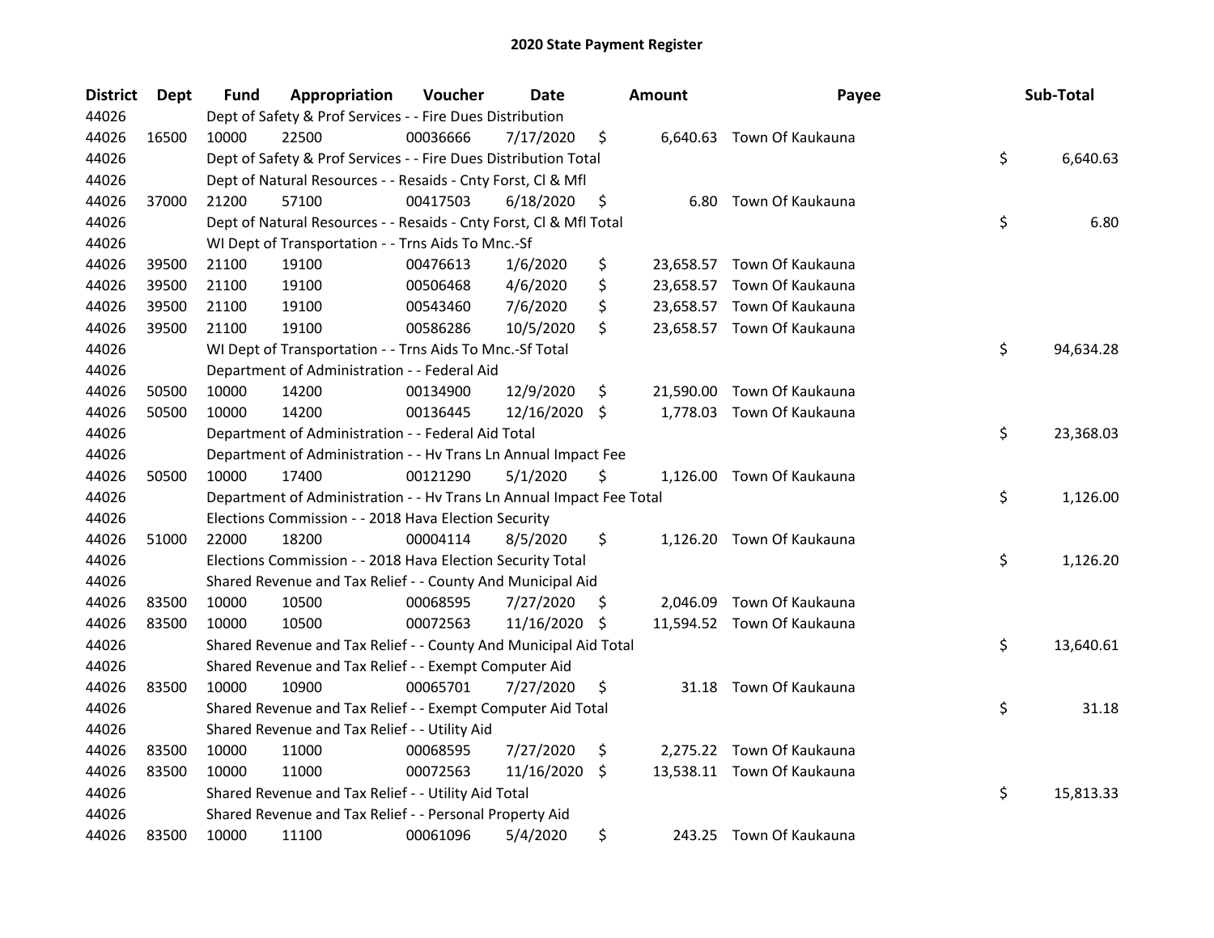# 2020 State Payment Register

| District | Dept | Fund | Appropriation | Voucher | Date | Amount | Payee | Sub-Total |
|---|---|---|---|---|---|---|---|---|
| 44026 | | Dept of Safety & Prof Services - - Fire Dues Distribution | | | | | | |
| 44026 | 16500 | 10000 | 22500 | 00036666 | 7/17/2020 | $ 6,640.63 | Town Of Kaukauna | |
| 44026 | | Dept of Safety & Prof Services - - Fire Dues Distribution Total | | | | | | $ 6,640.63 |
| 44026 | | Dept of Natural Resources - - Resaids - Cnty Forst, Cl & Mfl | | | | | | |
| 44026 | 37000 | 21200 | 57100 | 00417503 | 6/18/2020 | $ 6.80 | Town Of Kaukauna | |
| 44026 | | Dept of Natural Resources - - Resaids - Cnty Forst, Cl & Mfl Total | | | | | | $ 6.80 |
| 44026 | | WI Dept of Transportation - - Trns Aids To Mnc.-Sf | | | | | | |
| 44026 | 39500 | 21100 | 19100 | 00476613 | 1/6/2020 | $ 23,658.57 | Town Of Kaukauna | |
| 44026 | 39500 | 21100 | 19100 | 00506468 | 4/6/2020 | $ 23,658.57 | Town Of Kaukauna | |
| 44026 | 39500 | 21100 | 19100 | 00543460 | 7/6/2020 | $ 23,658.57 | Town Of Kaukauna | |
| 44026 | 39500 | 21100 | 19100 | 00586286 | 10/5/2020 | $ 23,658.57 | Town Of Kaukauna | |
| 44026 | | WI Dept of Transportation - - Trns Aids To Mnc.-Sf Total | | | | | | $ 94,634.28 |
| 44026 | | Department of Administration - - Federal Aid | | | | | | |
| 44026 | 50500 | 10000 | 14200 | 00134900 | 12/9/2020 | $ 21,590.00 | Town Of Kaukauna | |
| 44026 | 50500 | 10000 | 14200 | 00136445 | 12/16/2020 | $ 1,778.03 | Town Of Kaukauna | |
| 44026 | | Department of Administration - - Federal Aid Total | | | | | | $ 23,368.03 |
| 44026 | | Department of Administration - - Hv Trans Ln Annual Impact Fee | | | | | | |
| 44026 | 50500 | 10000 | 17400 | 00121290 | 5/1/2020 | $ 1,126.00 | Town Of Kaukauna | |
| 44026 | | Department of Administration - - Hv Trans Ln Annual Impact Fee Total | | | | | | $ 1,126.00 |
| 44026 | | Elections Commission - - 2018 Hava Election Security | | | | | | |
| 44026 | 51000 | 22000 | 18200 | 00004114 | 8/5/2020 | $ 1,126.20 | Town Of Kaukauna | |
| 44026 | | Elections Commission - - 2018 Hava Election Security Total | | | | | | $ 1,126.20 |
| 44026 | | Shared Revenue and Tax Relief - - County And Municipal Aid | | | | | | |
| 44026 | 83500 | 10000 | 10500 | 00068595 | 7/27/2020 | $ 2,046.09 | Town Of Kaukauna | |
| 44026 | 83500 | 10000 | 10500 | 00072563 | 11/16/2020 | $ 11,594.52 | Town Of Kaukauna | |
| 44026 | | Shared Revenue and Tax Relief - - County And Municipal Aid Total | | | | | | $ 13,640.61 |
| 44026 | | Shared Revenue and Tax Relief - - Exempt Computer Aid | | | | | | |
| 44026 | 83500 | 10000 | 10900 | 00065701 | 7/27/2020 | $ 31.18 | Town Of Kaukauna | |
| 44026 | | Shared Revenue and Tax Relief - - Exempt Computer Aid Total | | | | | | $ 31.18 |
| 44026 | | Shared Revenue and Tax Relief - - Utility Aid | | | | | | |
| 44026 | 83500 | 10000 | 11000 | 00068595 | 7/27/2020 | $ 2,275.22 | Town Of Kaukauna | |
| 44026 | 83500 | 10000 | 11000 | 00072563 | 11/16/2020 | $ 13,538.11 | Town Of Kaukauna | |
| 44026 | | Shared Revenue and Tax Relief - - Utility Aid Total | | | | | | $ 15,813.33 |
| 44026 | | Shared Revenue and Tax Relief - - Personal Property Aid | | | | | | |
| 44026 | 83500 | 10000 | 11100 | 00061096 | 5/4/2020 | $ 243.25 | Town Of Kaukauna | |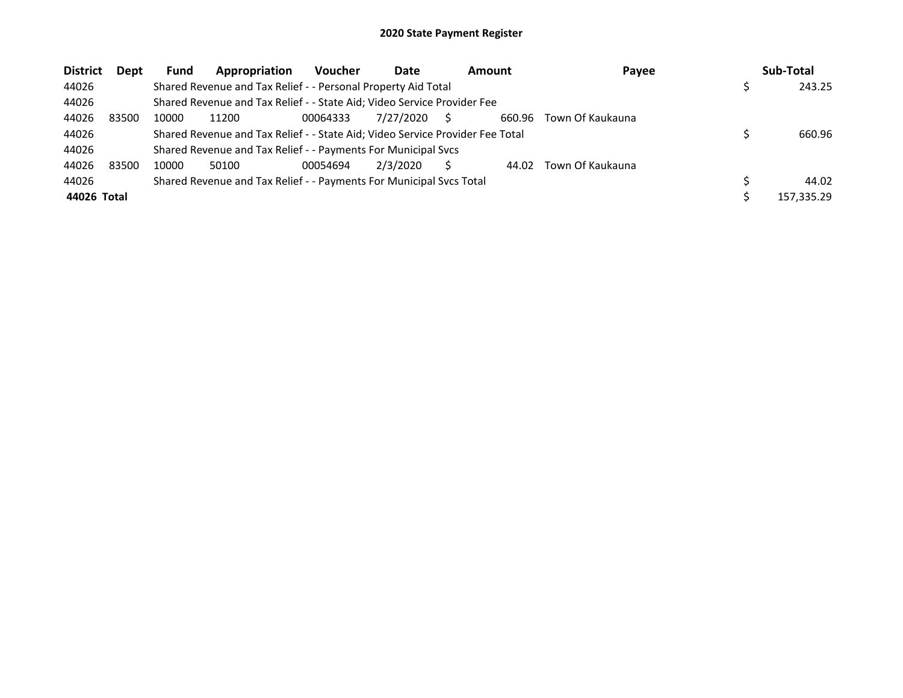# 2020 State Payment Register

| District | Dept | Fund | Appropriation | Voucher | Date | Amount | Payee | Sub-Total |
|---|---|---|---|---|---|---|---|---|
| 44026 | | Shared Revenue and Tax Relief - - Personal Property Aid Total | | | | | | $ 243.25 |
| 44026 | | Shared Revenue and Tax Relief - - State Aid; Video Service Provider Fee | | | | | | |
| 44026 | 83500 | 10000 | 11200 | 00064333 | 7/27/2020 | $ 660.96 | Town Of Kaukauna | |
| 44026 | | Shared Revenue and Tax Relief - - State Aid; Video Service Provider Fee Total | | | | | | $ 660.96 |
| 44026 | | Shared Revenue and Tax Relief - - Payments For Municipal Svcs | | | | | | |
| 44026 | 83500 | 10000 | 50100 | 00054694 | 2/3/2020 | $ 44.02 | Town Of Kaukauna | |
| 44026 | | Shared Revenue and Tax Relief - - Payments For Municipal Svcs Total | | | | | | $ 44.02 |
| **44026 Total** | | | | | | | | $ 157,335.29 |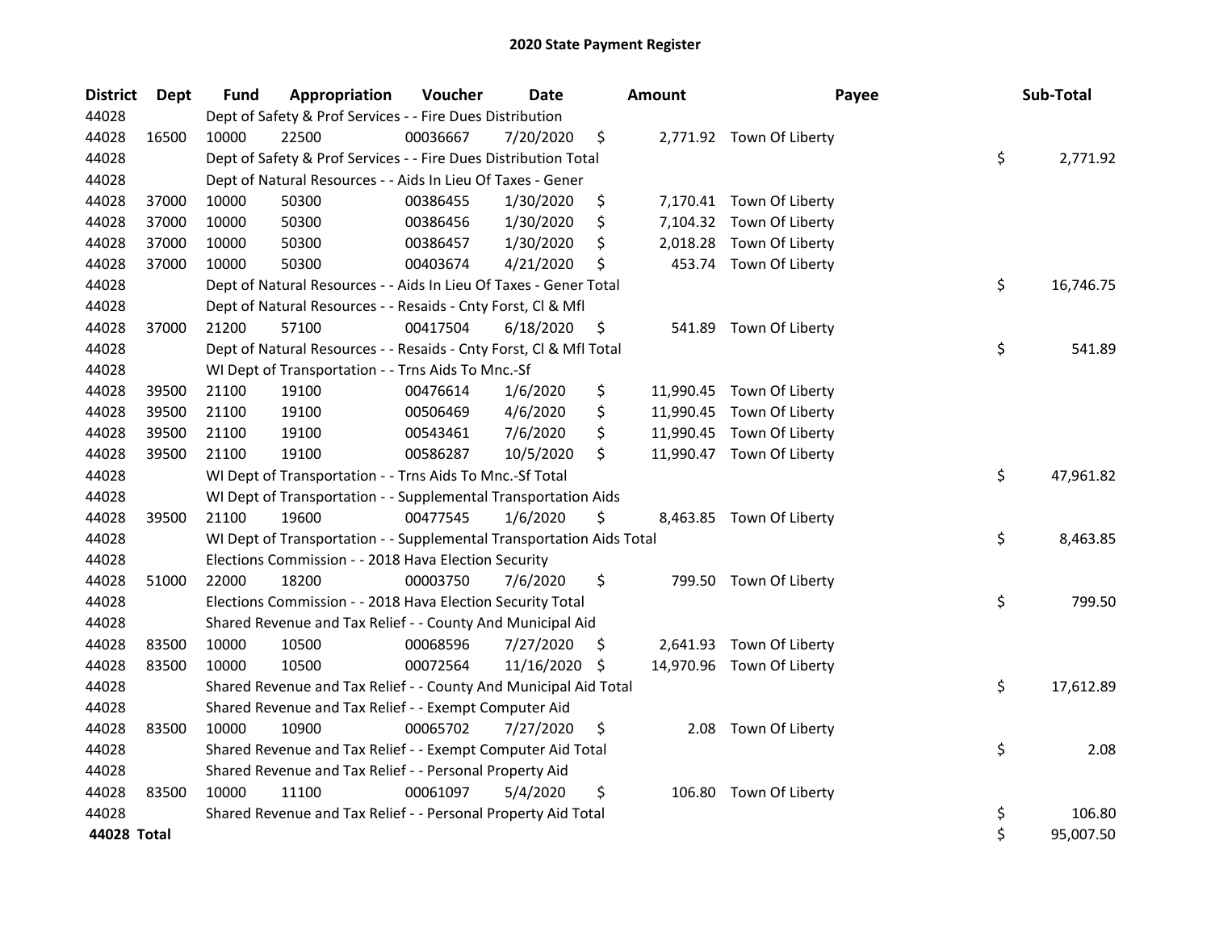# 2020 State Payment Register

| District | Dept | Fund | Appropriation | Voucher | Date | Amount | Payee | Sub-Total |
|---|---|---|---|---|---|---|---|---|
| 44028 | | Dept of Safety & Prof Services - - Fire Dues Distribution | | | | | | |
| 44028 | 16500 | 10000 | 22500 | 00036667 | 7/20/2020 | $ 2,771.92 | Town Of Liberty | |
| 44028 | | Dept of Safety & Prof Services - - Fire Dues Distribution Total | | | | | | $ 2,771.92 |
| 44028 | | Dept of Natural Resources - - Aids In Lieu Of Taxes - Gener | | | | | | |
| 44028 | 37000 | 10000 | 50300 | 00386455 | 1/30/2020 | $ 7,170.41 | Town Of Liberty | |
| 44028 | 37000 | 10000 | 50300 | 00386456 | 1/30/2020 | $ 7,104.32 | Town Of Liberty | |
| 44028 | 37000 | 10000 | 50300 | 00386457 | 1/30/2020 | $ 2,018.28 | Town Of Liberty | |
| 44028 | 37000 | 10000 | 50300 | 00403674 | 4/21/2020 | $ 453.74 | Town Of Liberty | |
| 44028 | | Dept of Natural Resources - - Aids In Lieu Of Taxes - Gener Total | | | | | | $ 16,746.75 |
| 44028 | | Dept of Natural Resources - - Resaids - Cnty Forst, Cl & Mfl | | | | | | |
| 44028 | 37000 | 21200 | 57100 | 00417504 | 6/18/2020 | $ 541.89 | Town Of Liberty | |
| 44028 | | Dept of Natural Resources - - Resaids - Cnty Forst, Cl & Mfl Total | | | | | | $ 541.89 |
| 44028 | | WI Dept of Transportation - - Trns Aids To Mnc.-Sf | | | | | | |
| 44028 | 39500 | 21100 | 19100 | 00476614 | 1/6/2020 | $ 11,990.45 | Town Of Liberty | |
| 44028 | 39500 | 21100 | 19100 | 00506469 | 4/6/2020 | $ 11,990.45 | Town Of Liberty | |
| 44028 | 39500 | 21100 | 19100 | 00543461 | 7/6/2020 | $ 11,990.45 | Town Of Liberty | |
| 44028 | 39500 | 21100 | 19100 | 00586287 | 10/5/2020 | $ 11,990.47 | Town Of Liberty | |
| 44028 | | WI Dept of Transportation - - Trns Aids To Mnc.-Sf Total | | | | | | $ 47,961.82 |
| 44028 | | WI Dept of Transportation - - Supplemental Transportation Aids | | | | | | |
| 44028 | 39500 | 21100 | 19600 | 00477545 | 1/6/2020 | $ 8,463.85 | Town Of Liberty | |
| 44028 | | WI Dept of Transportation - - Supplemental Transportation Aids Total | | | | | | $ 8,463.85 |
| 44028 | | Elections Commission - - 2018 Hava Election Security | | | | | | |
| 44028 | 51000 | 22000 | 18200 | 00003750 | 7/6/2020 | $ 799.50 | Town Of Liberty | |
| 44028 | | Elections Commission - - 2018 Hava Election Security Total | | | | | | $ 799.50 |
| 44028 | | Shared Revenue and Tax Relief - - County And Municipal Aid | | | | | | |
| 44028 | 83500 | 10000 | 10500 | 00068596 | 7/27/2020 | $ 2,641.93 | Town Of Liberty | |
| 44028 | 83500 | 10000 | 10500 | 00072564 | 11/16/2020 | $ 14,970.96 | Town Of Liberty | |
| 44028 | | Shared Revenue and Tax Relief - - County And Municipal Aid Total | | | | | | $ 17,612.89 |
| 44028 | | Shared Revenue and Tax Relief - - Exempt Computer Aid | | | | | | |
| 44028 | 83500 | 10000 | 10900 | 00065702 | 7/27/2020 | $ 2.08 | Town Of Liberty | |
| 44028 | | Shared Revenue and Tax Relief - - Exempt Computer Aid Total | | | | | | $ 2.08 |
| 44028 | | Shared Revenue and Tax Relief - - Personal Property Aid | | | | | | |
| 44028 | 83500 | 10000 | 11100 | 00061097 | 5/4/2020 | $ 106.80 | Town Of Liberty | |
| 44028 | | Shared Revenue and Tax Relief - - Personal Property Aid Total | | | | | | $ 106.80 |
| **44028 Total** | | | | | | | | $ 95,007.50 |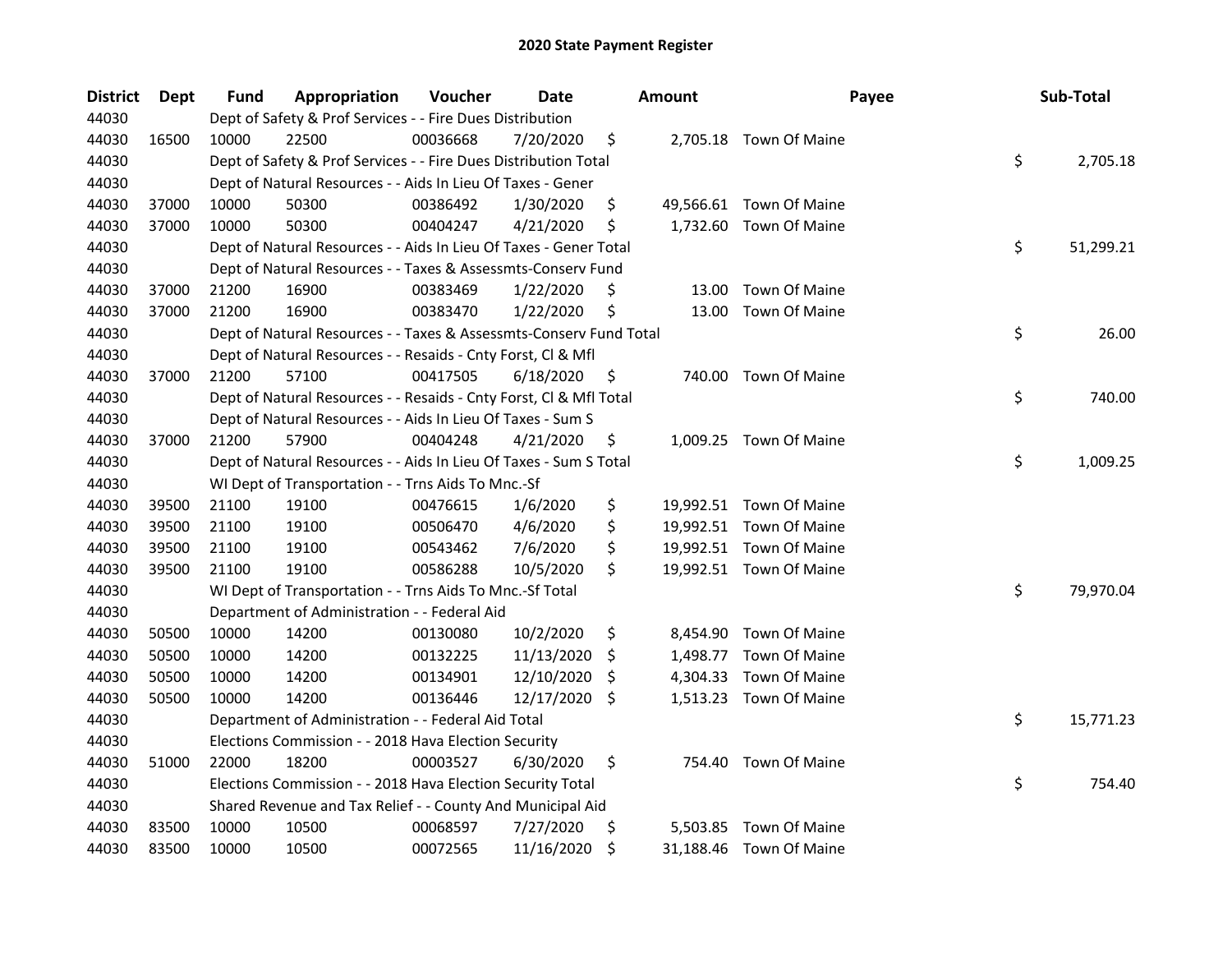# 2020 State Payment Register

| District | Dept | Fund | Appropriation | Voucher | Date | Amount | Payee | Sub-Total |
|---|---|---|---|---|---|---|---|---|
| 44030 | | Dept of Safety & Prof Services - - Fire Dues Distribution | | | | | | |
| 44030 | 16500 | 10000 | 22500 | 00036668 | 7/20/2020 | $ 2,705.18 | Town Of Maine | |
| 44030 | | Dept of Safety & Prof Services - - Fire Dues Distribution Total | | | | | | $ 2,705.18 |
| 44030 | | Dept of Natural Resources - - Aids In Lieu Of Taxes - Gener | | | | | | |
| 44030 | 37000 | 10000 | 50300 | 00386492 | 1/30/2020 | $ 49,566.61 | Town Of Maine | |
| 44030 | 37000 | 10000 | 50300 | 00404247 | 4/21/2020 | $ 1,732.60 | Town Of Maine | |
| 44030 | | Dept of Natural Resources - - Aids In Lieu Of Taxes - Gener Total | | | | | | $ 51,299.21 |
| 44030 | | Dept of Natural Resources - - Taxes & Assessmts-Conserv Fund | | | | | | |
| 44030 | 37000 | 21200 | 16900 | 00383469 | 1/22/2020 | $ 13.00 | Town Of Maine | |
| 44030 | 37000 | 21200 | 16900 | 00383470 | 1/22/2020 | $ 13.00 | Town Of Maine | |
| 44030 | | Dept of Natural Resources - - Taxes & Assessmts-Conserv Fund Total | | | | | | $ 26.00 |
| 44030 | | Dept of Natural Resources - - Resaids - Cnty Forst, Cl & Mfl | | | | | | |
| 44030 | 37000 | 21200 | 57100 | 00417505 | 6/18/2020 | $ 740.00 | Town Of Maine | |
| 44030 | | Dept of Natural Resources - - Resaids - Cnty Forst, Cl & Mfl Total | | | | | | $ 740.00 |
| 44030 | | Dept of Natural Resources - - Aids In Lieu Of Taxes - Sum S | | | | | | |
| 44030 | 37000 | 21200 | 57900 | 00404248 | 4/21/2020 | $ 1,009.25 | Town Of Maine | |
| 44030 | | Dept of Natural Resources - - Aids In Lieu Of Taxes - Sum S Total | | | | | | $ 1,009.25 |
| 44030 | | WI Dept of Transportation - - Trns Aids To Mnc.-Sf | | | | | | |
| 44030 | 39500 | 21100 | 19100 | 00476615 | 1/6/2020 | $ 19,992.51 | Town Of Maine | |
| 44030 | 39500 | 21100 | 19100 | 00506470 | 4/6/2020 | $ 19,992.51 | Town Of Maine | |
| 44030 | 39500 | 21100 | 19100 | 00543462 | 7/6/2020 | $ 19,992.51 | Town Of Maine | |
| 44030 | 39500 | 21100 | 19100 | 00586288 | 10/5/2020 | $ 19,992.51 | Town Of Maine | |
| 44030 | | WI Dept of Transportation - - Trns Aids To Mnc.-Sf Total | | | | | | $ 79,970.04 |
| 44030 | | Department of Administration - - Federal Aid | | | | | | |
| 44030 | 50500 | 10000 | 14200 | 00130080 | 10/2/2020 | $ 8,454.90 | Town Of Maine | |
| 44030 | 50500 | 10000 | 14200 | 00132225 | 11/13/2020 | $ 1,498.77 | Town Of Maine | |
| 44030 | 50500 | 10000 | 14200 | 00134901 | 12/10/2020 | $ 4,304.33 | Town Of Maine | |
| 44030 | 50500 | 10000 | 14200 | 00136446 | 12/17/2020 | $ 1,513.23 | Town Of Maine | |
| 44030 | | Department of Administration - - Federal Aid Total | | | | | | $ 15,771.23 |
| 44030 | | Elections Commission - - 2018 Hava Election Security | | | | | | |
| 44030 | 51000 | 22000 | 18200 | 00003527 | 6/30/2020 | $ 754.40 | Town Of Maine | |
| 44030 | | Elections Commission - - 2018 Hava Election Security Total | | | | | | $ 754.40 |
| 44030 | | Shared Revenue and Tax Relief - - County And Municipal Aid | | | | | | |
| 44030 | 83500 | 10000 | 10500 | 00068597 | 7/27/2020 | $ 5,503.85 | Town Of Maine | |
| 44030 | 83500 | 10000 | 10500 | 00072565 | 11/16/2020 | $ 31,188.46 | Town Of Maine | |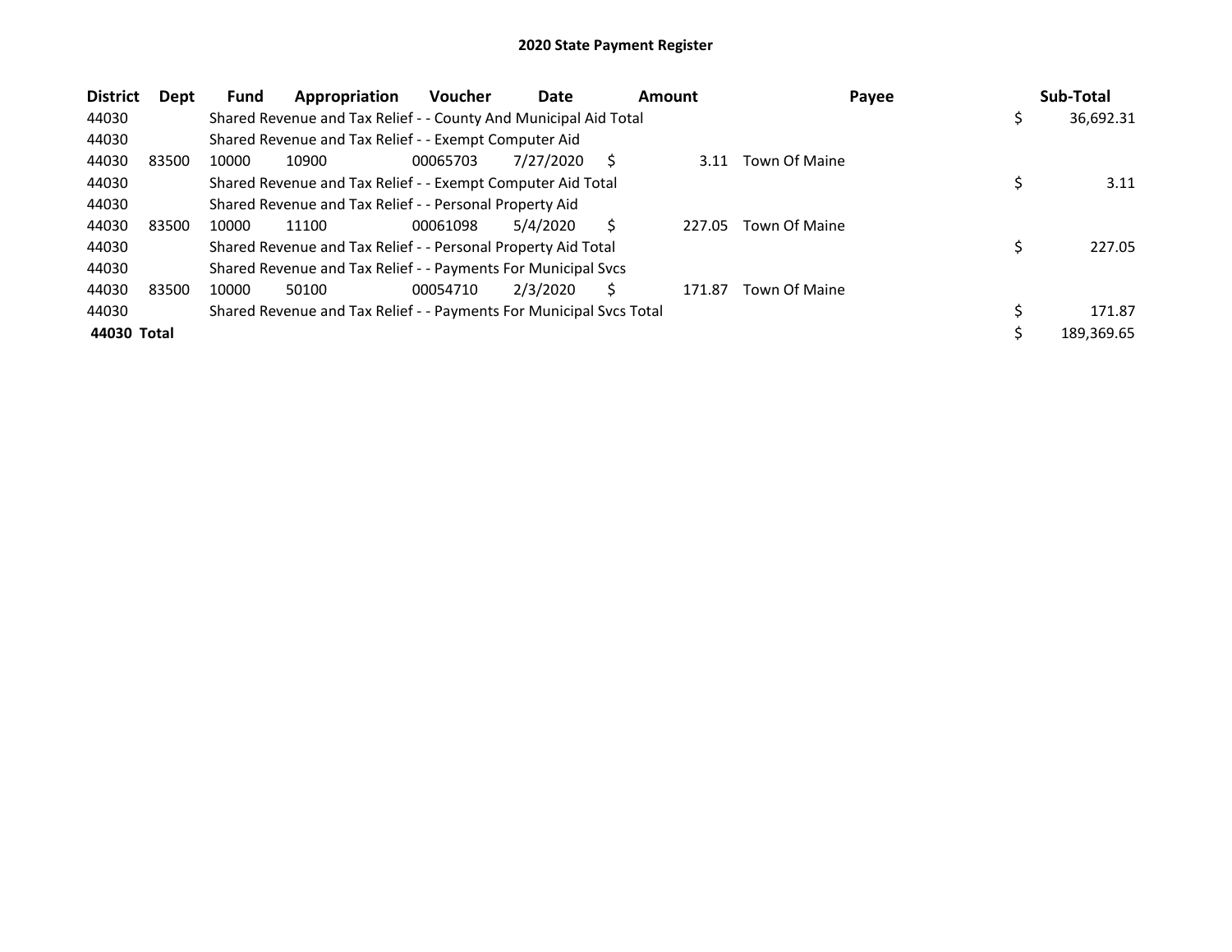# 2020 State Payment Register

| District | Dept | Fund | Appropriation | Voucher | Date | Amount | Payee | Sub-Total |
|---|---|---|---|---|---|---|---|---|
| 44030 | | Shared Revenue and Tax Relief - - County And Municipal Aid Total | | | | | | $ 36,692.31 |
| 44030 | | Shared Revenue and Tax Relief - - Exempt Computer Aid | | | | | | |
| 44030 | 83500 | 10000 | 10900 | 00065703 | 7/27/2020 | $ 3.11 | Town Of Maine | |
| 44030 | | Shared Revenue and Tax Relief - - Exempt Computer Aid Total | | | | | | $ 3.11 |
| 44030 | | Shared Revenue and Tax Relief - - Personal Property Aid | | | | | | |
| 44030 | 83500 | 10000 | 11100 | 00061098 | 5/4/2020 | $ 227.05 | Town Of Maine | |
| 44030 | | Shared Revenue and Tax Relief - - Personal Property Aid Total | | | | | | $ 227.05 |
| 44030 | | Shared Revenue and Tax Relief - - Payments For Municipal Svcs | | | | | | |
| 44030 | 83500 | 10000 | 50100 | 00054710 | 2/3/2020 | $ 171.87 | Town Of Maine | |
| 44030 | | Shared Revenue and Tax Relief - - Payments For Municipal Svcs Total | | | | | | $ 171.87 |
| **44030 Total** | | | | | | | | $ 189,369.65 |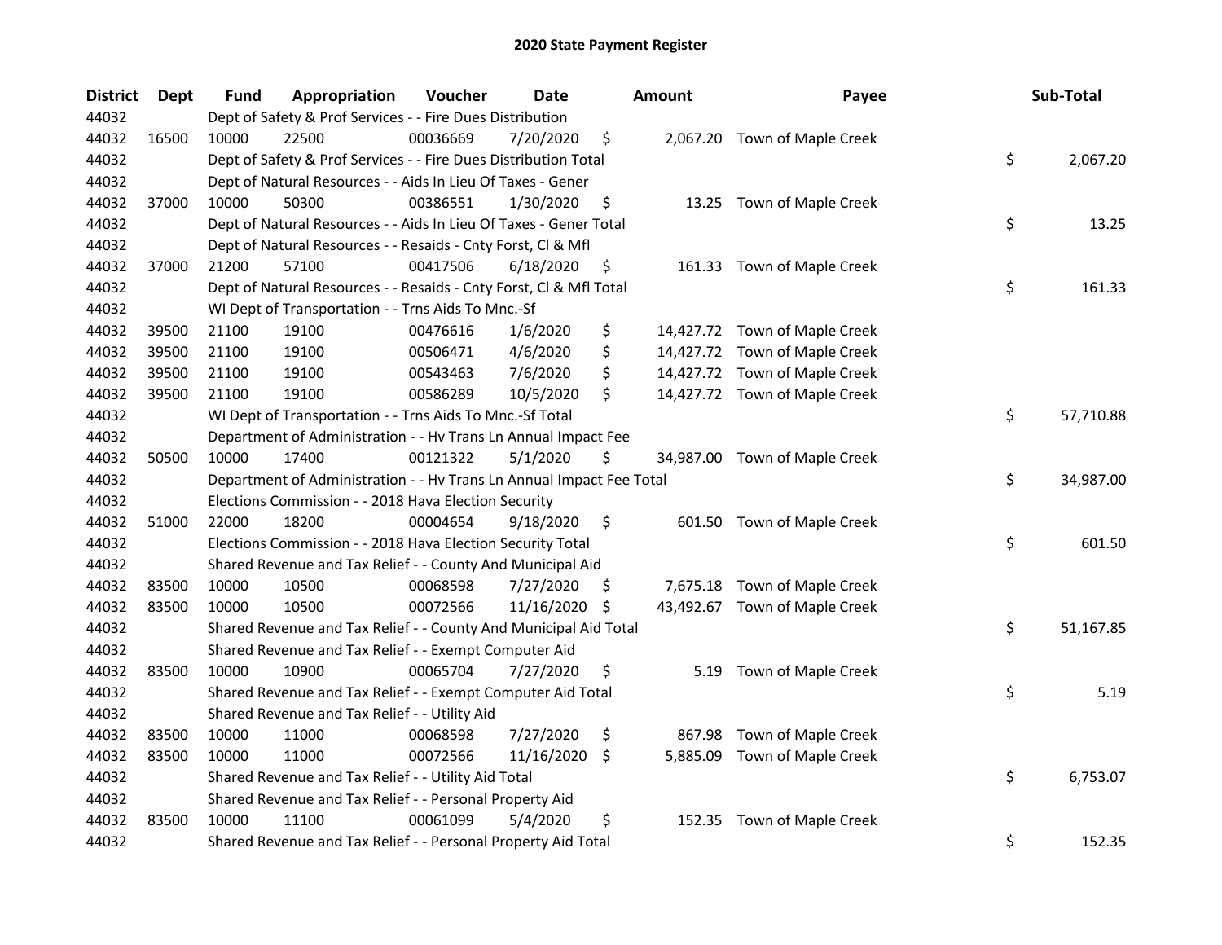# 2020 State Payment Register

| District | Dept | Fund | Appropriation | Voucher | Date | Amount | Payee | Sub-Total |
|---|---|---|---|---|---|---|---|---|
| 44032 | | Dept of Safety & Prof Services - - Fire Dues Distribution | | | | | | |
| 44032 | 16500 | 10000 | 22500 | 00036669 | 7/20/2020 | $ 2,067.20 | Town of Maple Creek | |
| 44032 | | Dept of Safety & Prof Services - - Fire Dues Distribution Total | | | | | | $ 2,067.20 |
| 44032 | | Dept of Natural Resources - - Aids In Lieu Of Taxes - Gener | | | | | | |
| 44032 | 37000 | 10000 | 50300 | 00386551 | 1/30/2020 | $ 13.25 | Town of Maple Creek | |
| 44032 | | Dept of Natural Resources - - Aids In Lieu Of Taxes - Gener Total | | | | | | $ 13.25 |
| 44032 | | Dept of Natural Resources - - Resaids - Cnty Forst, Cl & Mfl | | | | | | |
| 44032 | 37000 | 21200 | 57100 | 00417506 | 6/18/2020 | $ 161.33 | Town of Maple Creek | |
| 44032 | | Dept of Natural Resources - - Resaids - Cnty Forst, Cl & Mfl Total | | | | | | $ 161.33 |
| 44032 | | WI Dept of Transportation - - Trns Aids To Mnc.-Sf | | | | | | |
| 44032 | 39500 | 21100 | 19100 | 00476616 | 1/6/2020 | $ 14,427.72 | Town of Maple Creek | |
| 44032 | 39500 | 21100 | 19100 | 00506471 | 4/6/2020 | $ 14,427.72 | Town of Maple Creek | |
| 44032 | 39500 | 21100 | 19100 | 00543463 | 7/6/2020 | $ 14,427.72 | Town of Maple Creek | |
| 44032 | 39500 | 21100 | 19100 | 00586289 | 10/5/2020 | $ 14,427.72 | Town of Maple Creek | |
| 44032 | | WI Dept of Transportation - - Trns Aids To Mnc.-Sf Total | | | | | | $ 57,710.88 |
| 44032 | | Department of Administration - - Hv Trans Ln Annual Impact Fee | | | | | | |
| 44032 | 50500 | 10000 | 17400 | 00121322 | 5/1/2020 | $ 34,987.00 | Town of Maple Creek | |
| 44032 | | Department of Administration - - Hv Trans Ln Annual Impact Fee Total | | | | | | $ 34,987.00 |
| 44032 | | Elections Commission - - 2018 Hava Election Security | | | | | | |
| 44032 | 51000 | 22000 | 18200 | 00004654 | 9/18/2020 | $ 601.50 | Town of Maple Creek | |
| 44032 | | Elections Commission - - 2018 Hava Election Security Total | | | | | | $ 601.50 |
| 44032 | | Shared Revenue and Tax Relief - - County And Municipal Aid | | | | | | |
| 44032 | 83500 | 10000 | 10500 | 00068598 | 7/27/2020 | $ 7,675.18 | Town of Maple Creek | |
| 44032 | 83500 | 10000 | 10500 | 00072566 | 11/16/2020 | $ 43,492.67 | Town of Maple Creek | |
| 44032 | | Shared Revenue and Tax Relief - - County And Municipal Aid Total | | | | | | $ 51,167.85 |
| 44032 | | Shared Revenue and Tax Relief - - Exempt Computer Aid | | | | | | |
| 44032 | 83500 | 10000 | 10900 | 00065704 | 7/27/2020 | $ 5.19 | Town of Maple Creek | |
| 44032 | | Shared Revenue and Tax Relief - - Exempt Computer Aid Total | | | | | | $ 5.19 |
| 44032 | | Shared Revenue and Tax Relief - - Utility Aid | | | | | | |
| 44032 | 83500 | 10000 | 11000 | 00068598 | 7/27/2020 | $ 867.98 | Town of Maple Creek | |
| 44032 | 83500 | 10000 | 11000 | 00072566 | 11/16/2020 | $ 5,885.09 | Town of Maple Creek | |
| 44032 | | Shared Revenue and Tax Relief - - Utility Aid Total | | | | | | $ 6,753.07 |
| 44032 | | Shared Revenue and Tax Relief - - Personal Property Aid | | | | | | |
| 44032 | 83500 | 10000 | 11100 | 00061099 | 5/4/2020 | $ 152.35 | Town of Maple Creek | |
| 44032 | | Shared Revenue and Tax Relief - - Personal Property Aid Total | | | | | | $ 152.35 |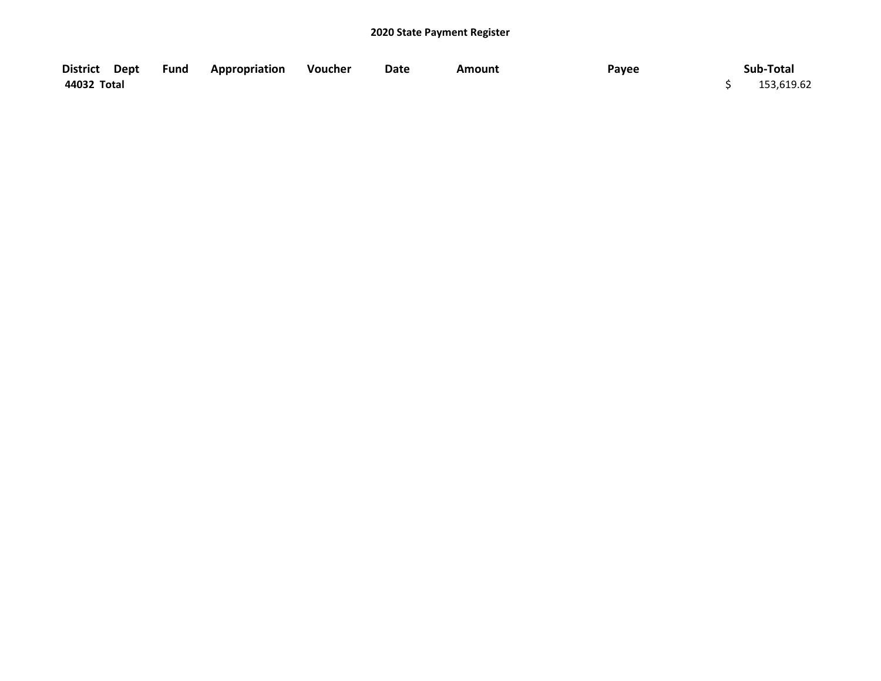**2020 State Payment Register**

| District | Dept | Fund | Appropriation | Voucher | Date | Amount | Payee | Sub-Total |
|---|---|---|---|---|---|---|---|---|
| 44032 Total | | | | | | | | $ 153,619.62 |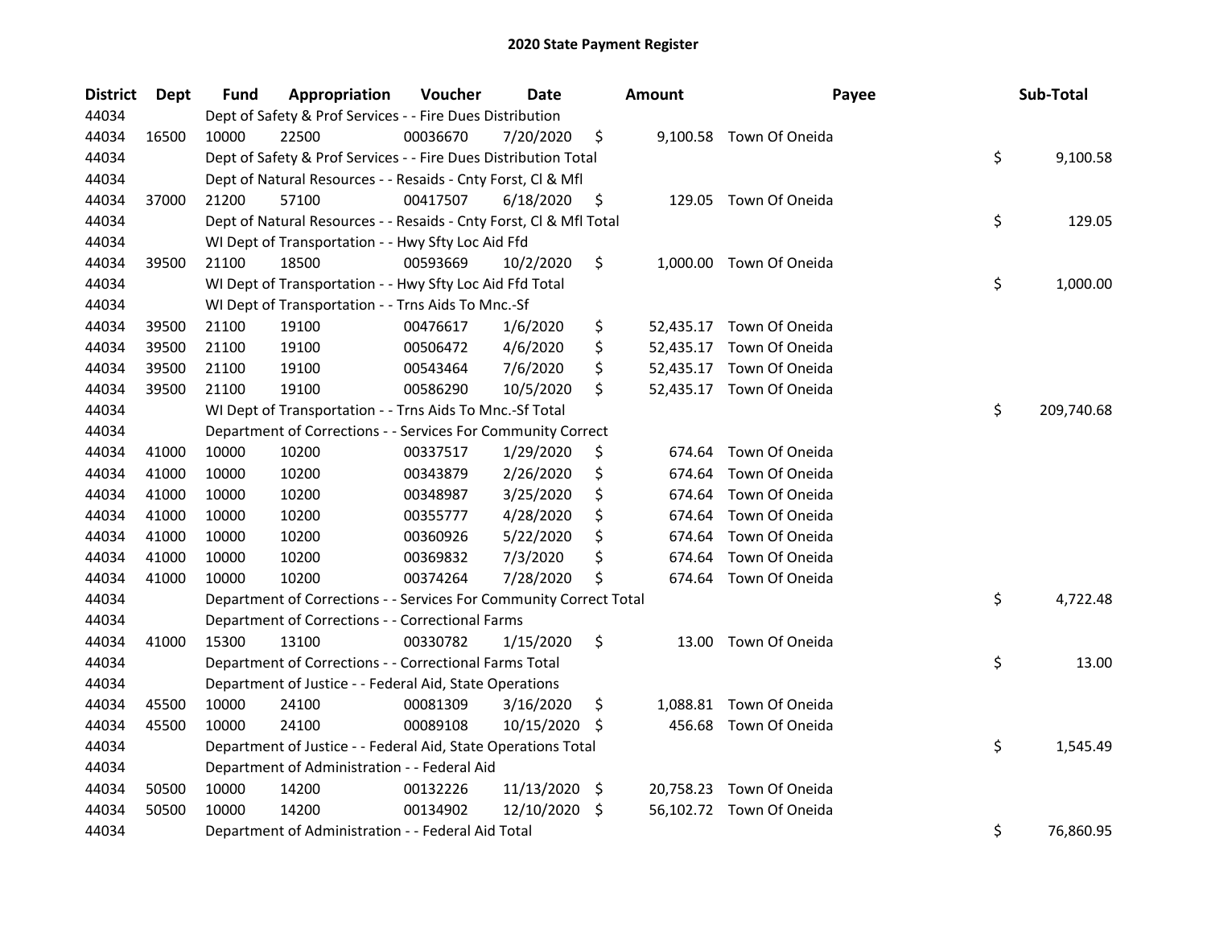# 2020 State Payment Register

| District | Dept | Fund | Appropriation | Voucher | Date | Amount | Payee | Sub-Total |
|---|---|---|---|---|---|---|---|---|
| 44034 | | Dept of Safety & Prof Services - - Fire Dues Distribution | | | | | | |
| 44034 | 16500 | 10000 | 22500 | 00036670 | 7/20/2020 | $ 9,100.58 | Town Of Oneida | |
| 44034 | | Dept of Safety & Prof Services - - Fire Dues Distribution Total | | | | | | $ 9,100.58 |
| 44034 | | Dept of Natural Resources - - Resaids - Cnty Forst, Cl & Mfl | | | | | | |
| 44034 | 37000 | 21200 | 57100 | 00417507 | 6/18/2020 | $ 129.05 | Town Of Oneida | |
| 44034 | | Dept of Natural Resources - - Resaids - Cnty Forst, Cl & Mfl Total | | | | | | $ 129.05 |
| 44034 | | WI Dept of Transportation - - Hwy Sfty Loc Aid Ffd | | | | | | |
| 44034 | 39500 | 21100 | 18500 | 00593669 | 10/2/2020 | $ 1,000.00 | Town Of Oneida | |
| 44034 | | WI Dept of Transportation - - Hwy Sfty Loc Aid Ffd Total | | | | | | $ 1,000.00 |
| 44034 | | WI Dept of Transportation - - Trns Aids To Mnc.-Sf | | | | | | |
| 44034 | 39500 | 21100 | 19100 | 00476617 | 1/6/2020 | $ 52,435.17 | Town Of Oneida | |
| 44034 | 39500 | 21100 | 19100 | 00506472 | 4/6/2020 | $ 52,435.17 | Town Of Oneida | |
| 44034 | 39500 | 21100 | 19100 | 00543464 | 7/6/2020 | $ 52,435.17 | Town Of Oneida | |
| 44034 | 39500 | 21100 | 19100 | 00586290 | 10/5/2020 | $ 52,435.17 | Town Of Oneida | |
| 44034 | | WI Dept of Transportation - - Trns Aids To Mnc.-Sf Total | | | | | | $ 209,740.68 |
| 44034 | | Department of Corrections - - Services For Community Correct | | | | | | |
| 44034 | 41000 | 10000 | 10200 | 00337517 | 1/29/2020 | $ 674.64 | Town Of Oneida | |
| 44034 | 41000 | 10000 | 10200 | 00343879 | 2/26/2020 | $ 674.64 | Town Of Oneida | |
| 44034 | 41000 | 10000 | 10200 | 00348987 | 3/25/2020 | $ 674.64 | Town Of Oneida | |
| 44034 | 41000 | 10000 | 10200 | 00355777 | 4/28/2020 | $ 674.64 | Town Of Oneida | |
| 44034 | 41000 | 10000 | 10200 | 00360926 | 5/22/2020 | $ 674.64 | Town Of Oneida | |
| 44034 | 41000 | 10000 | 10200 | 00369832 | 7/3/2020 | $ 674.64 | Town Of Oneida | |
| 44034 | 41000 | 10000 | 10200 | 00374264 | 7/28/2020 | $ 674.64 | Town Of Oneida | |
| 44034 | | Department of Corrections - - Services For Community Correct Total | | | | | | $ 4,722.48 |
| 44034 | | Department of Corrections - - Correctional Farms | | | | | | |
| 44034 | 41000 | 15300 | 13100 | 00330782 | 1/15/2020 | $ 13.00 | Town Of Oneida | |
| 44034 | | Department of Corrections - - Correctional Farms Total | | | | | | $ 13.00 |
| 44034 | | Department of Justice - - Federal Aid, State Operations | | | | | | |
| 44034 | 45500 | 10000 | 24100 | 00081309 | 3/16/2020 | $ 1,088.81 | Town Of Oneida | |
| 44034 | 45500 | 10000 | 24100 | 00089108 | 10/15/2020 | $ 456.68 | Town Of Oneida | |
| 44034 | | Department of Justice - - Federal Aid, State Operations Total | | | | | | $ 1,545.49 |
| 44034 | | Department of Administration - - Federal Aid | | | | | | |
| 44034 | 50500 | 10000 | 14200 | 00132226 | 11/13/2020 | $ 20,758.23 | Town Of Oneida | |
| 44034 | 50500 | 10000 | 14200 | 00134902 | 12/10/2020 | $ 56,102.72 | Town Of Oneida | |
| 44034 | | Department of Administration - - Federal Aid Total | | | | | | $ 76,860.95 |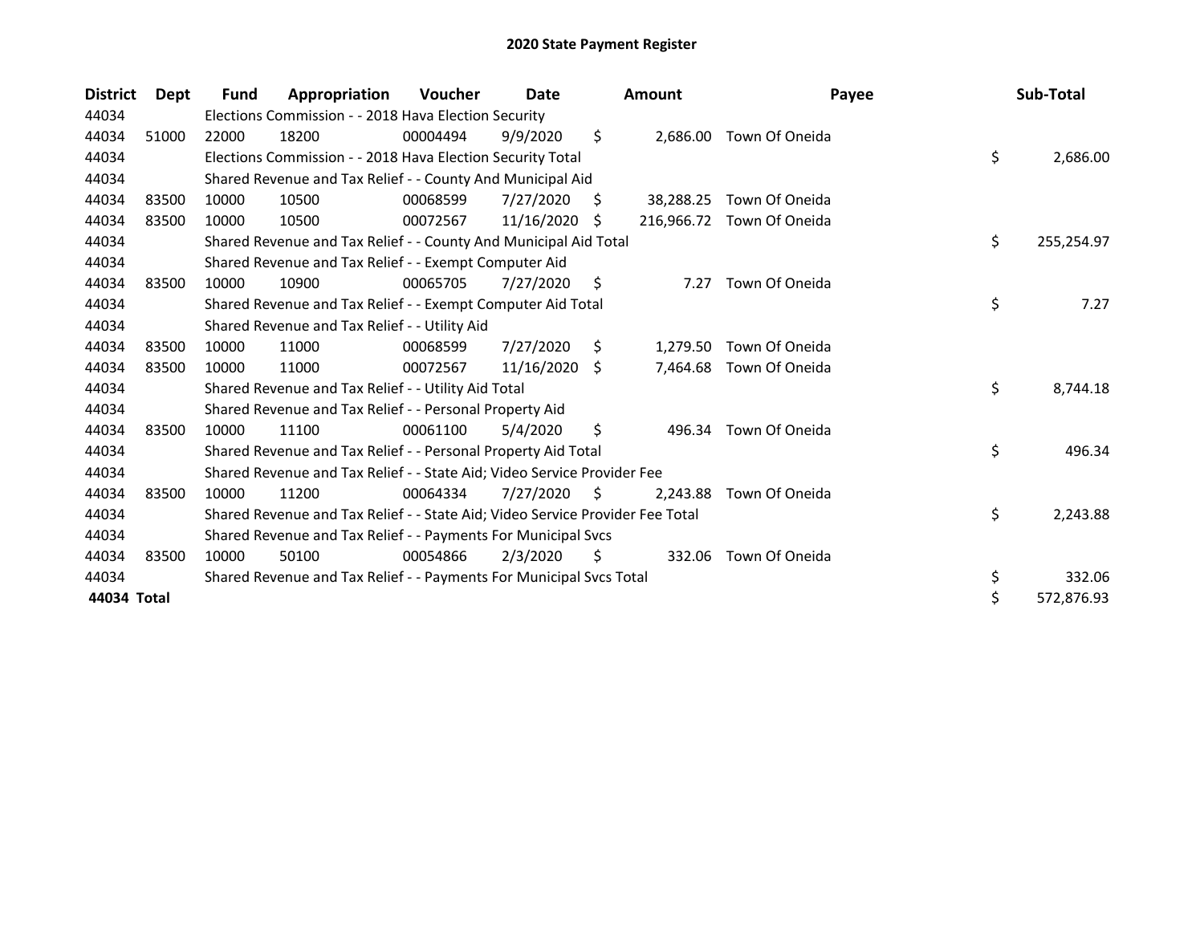# 2020 State Payment Register

| District | Dept | Fund | Appropriation | Voucher | Date | Amount | Payee | Sub-Total |
|---|---|---|---|---|---|---|---|---|
| 44034 | | Elections Commission - - 2018 Hava Election Security | | | | | | |
| 44034 | 51000 | 22000 | 18200 | 00004494 | 9/9/2020 | $ 2,686.00 | Town Of Oneida | |
| 44034 | | Elections Commission - - 2018 Hava Election Security Total | | | | | | $ 2,686.00 |
| 44034 | | Shared Revenue and Tax Relief - - County And Municipal Aid | | | | | | |
| 44034 | 83500 | 10000 | 10500 | 00068599 | 7/27/2020 | $ 38,288.25 | Town Of Oneida | |
| 44034 | 83500 | 10000 | 10500 | 00072567 | 11/16/2020 | $ 216,966.72 | Town Of Oneida | |
| 44034 | | Shared Revenue and Tax Relief - - County And Municipal Aid Total | | | | | | $ 255,254.97 |
| 44034 | | Shared Revenue and Tax Relief - - Exempt Computer Aid | | | | | | |
| 44034 | 83500 | 10000 | 10900 | 00065705 | 7/27/2020 | $ 7.27 | Town Of Oneida | |
| 44034 | | Shared Revenue and Tax Relief - - Exempt Computer Aid Total | | | | | | $ 7.27 |
| 44034 | | Shared Revenue and Tax Relief - - Utility Aid | | | | | | |
| 44034 | 83500 | 10000 | 11000 | 00068599 | 7/27/2020 | $ 1,279.50 | Town Of Oneida | |
| 44034 | 83500 | 10000 | 11000 | 00072567 | 11/16/2020 | $ 7,464.68 | Town Of Oneida | |
| 44034 | | Shared Revenue and Tax Relief - - Utility Aid Total | | | | | | $ 8,744.18 |
| 44034 | | Shared Revenue and Tax Relief - - Personal Property Aid | | | | | | |
| 44034 | 83500 | 10000 | 11100 | 00061100 | 5/4/2020 | $ 496.34 | Town Of Oneida | |
| 44034 | | Shared Revenue and Tax Relief - - Personal Property Aid Total | | | | | | $ 496.34 |
| 44034 | | Shared Revenue and Tax Relief - - State Aid; Video Service Provider Fee | | | | | | |
| 44034 | 83500 | 10000 | 11200 | 00064334 | 7/27/2020 | $ 2,243.88 | Town Of Oneida | |
| 44034 | | Shared Revenue and Tax Relief - - State Aid; Video Service Provider Fee Total | | | | | | $ 2,243.88 |
| 44034 | | Shared Revenue and Tax Relief - - Payments For Municipal Svcs | | | | | | |
| 44034 | 83500 | 10000 | 50100 | 00054866 | 2/3/2020 | $ 332.06 | Town Of Oneida | |
| 44034 | | Shared Revenue and Tax Relief - - Payments For Municipal Svcs Total | | | | | | $ 332.06 |
| **44034 Total** | | | | | | | | $ 572,876.93 |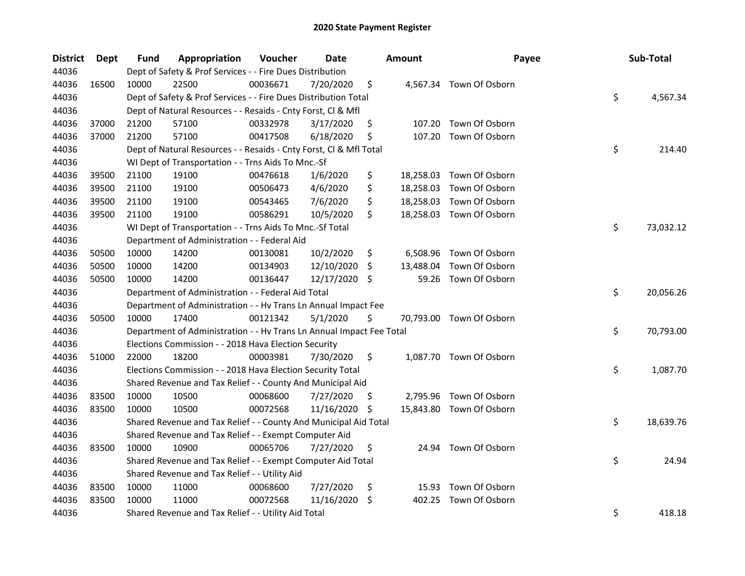# 2020 State Payment Register

| District | Dept | Fund | Appropriation | Voucher | Date | Amount | Payee | Sub-Total |
|---|---|---|---|---|---|---|---|---|
| 44036 | | Dept of Safety & Prof Services - - Fire Dues Distribution | | | | | | |
| 44036 | 16500 | 10000 | 22500 | 00036671 | 7/20/2020 | $ 4,567.34 | Town Of Osborn | |
| 44036 | | Dept of Safety & Prof Services - - Fire Dues Distribution Total | | | | | | $ 4,567.34 |
| 44036 | | Dept of Natural Resources - - Resaids - Cnty Forst, Cl & Mfl | | | | | | |
| 44036 | 37000 | 21200 | 57100 | 00332978 | 3/17/2020 | $ 107.20 | Town Of Osborn | |
| 44036 | 37000 | 21200 | 57100 | 00417508 | 6/18/2020 | $ 107.20 | Town Of Osborn | |
| 44036 | | Dept of Natural Resources - - Resaids - Cnty Forst, Cl & Mfl Total | | | | | | $ 214.40 |
| 44036 | | WI Dept of Transportation - - Trns Aids To Mnc.-Sf | | | | | | |
| 44036 | 39500 | 21100 | 19100 | 00476618 | 1/6/2020 | $ 18,258.03 | Town Of Osborn | |
| 44036 | 39500 | 21100 | 19100 | 00506473 | 4/6/2020 | $ 18,258.03 | Town Of Osborn | |
| 44036 | 39500 | 21100 | 19100 | 00543465 | 7/6/2020 | $ 18,258.03 | Town Of Osborn | |
| 44036 | 39500 | 21100 | 19100 | 00586291 | 10/5/2020 | $ 18,258.03 | Town Of Osborn | |
| 44036 | | WI Dept of Transportation - - Trns Aids To Mnc.-Sf Total | | | | | | $ 73,032.12 |
| 44036 | | Department of Administration - - Federal Aid | | | | | | |
| 44036 | 50500 | 10000 | 14200 | 00130081 | 10/2/2020 | $ 6,508.96 | Town Of Osborn | |
| 44036 | 50500 | 10000 | 14200 | 00134903 | 12/10/2020 | $ 13,488.04 | Town Of Osborn | |
| 44036 | 50500 | 10000 | 14200 | 00136447 | 12/17/2020 | $ 59.26 | Town Of Osborn | |
| 44036 | | Department of Administration - - Federal Aid Total | | | | | | $ 20,056.26 |
| 44036 | | Department of Administration - - Hv Trans Ln Annual Impact Fee | | | | | | |
| 44036 | 50500 | 10000 | 17400 | 00121342 | 5/1/2020 | $ 70,793.00 | Town Of Osborn | |
| 44036 | | Department of Administration - - Hv Trans Ln Annual Impact Fee Total | | | | | | $ 70,793.00 |
| 44036 | | Elections Commission - - 2018 Hava Election Security | | | | | | |
| 44036 | 51000 | 22000 | 18200 | 00003981 | 7/30/2020 | $ 1,087.70 | Town Of Osborn | |
| 44036 | | Elections Commission - - 2018 Hava Election Security Total | | | | | | $ 1,087.70 |
| 44036 | | Shared Revenue and Tax Relief - - County And Municipal Aid | | | | | | |
| 44036 | 83500 | 10000 | 10500 | 00068600 | 7/27/2020 | $ 2,795.96 | Town Of Osborn | |
| 44036 | 83500 | 10000 | 10500 | 00072568 | 11/16/2020 | $ 15,843.80 | Town Of Osborn | |
| 44036 | | Shared Revenue and Tax Relief - - County And Municipal Aid Total | | | | | | $ 18,639.76 |
| 44036 | | Shared Revenue and Tax Relief - - Exempt Computer Aid | | | | | | |
| 44036 | 83500 | 10000 | 10900 | 00065706 | 7/27/2020 | $ 24.94 | Town Of Osborn | |
| 44036 | | Shared Revenue and Tax Relief - - Exempt Computer Aid Total | | | | | | $ 24.94 |
| 44036 | | Shared Revenue and Tax Relief - - Utility Aid | | | | | | |
| 44036 | 83500 | 10000 | 11000 | 00068600 | 7/27/2020 | $ 15.93 | Town Of Osborn | |
| 44036 | 83500 | 10000 | 11000 | 00072568 | 11/16/2020 | $ 402.25 | Town Of Osborn | |
| 44036 | | Shared Revenue and Tax Relief - - Utility Aid Total | | | | | | $ 418.18 |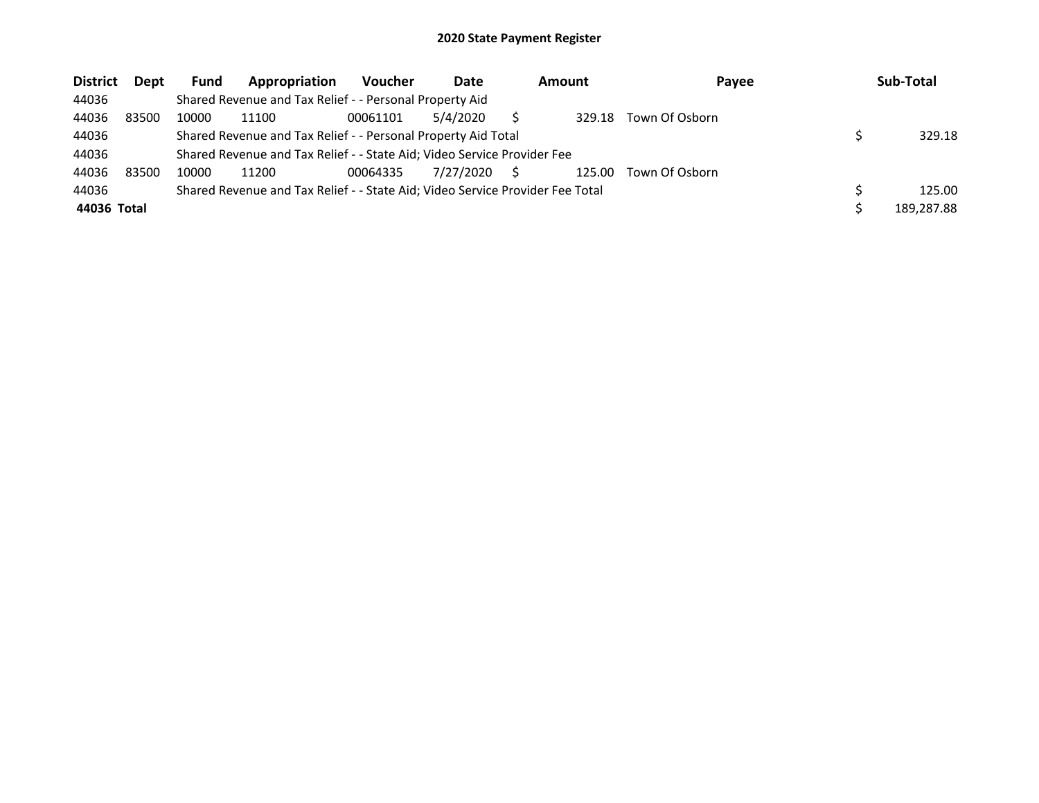## 2020 State Payment Register

| District | Dept | Fund | Appropriation | Voucher | Date | Amount | Payee | Sub-Total |
|---|---|---|---|---|---|---|---|---|
| 44036 | | Shared Revenue and Tax Relief - - Personal Property Aid | | | | | | |
| 44036 | 83500 | 10000 | 11100 | 00061101 | 5/4/2020 | $ 329.18 | Town Of Osborn | |
| 44036 | | Shared Revenue and Tax Relief - - Personal Property Aid Total | | | | | | $ 329.18 |
| 44036 | | Shared Revenue and Tax Relief - - State Aid; Video Service Provider Fee | | | | | | |
| 44036 | 83500 | 10000 | 11200 | 00064335 | 7/27/2020 | $ 125.00 | Town Of Osborn | |
| 44036 | | Shared Revenue and Tax Relief - - State Aid; Video Service Provider Fee Total | | | | | | $ 125.00 |
| **44036 Total** | | | | | | | | $ 189,287.88 |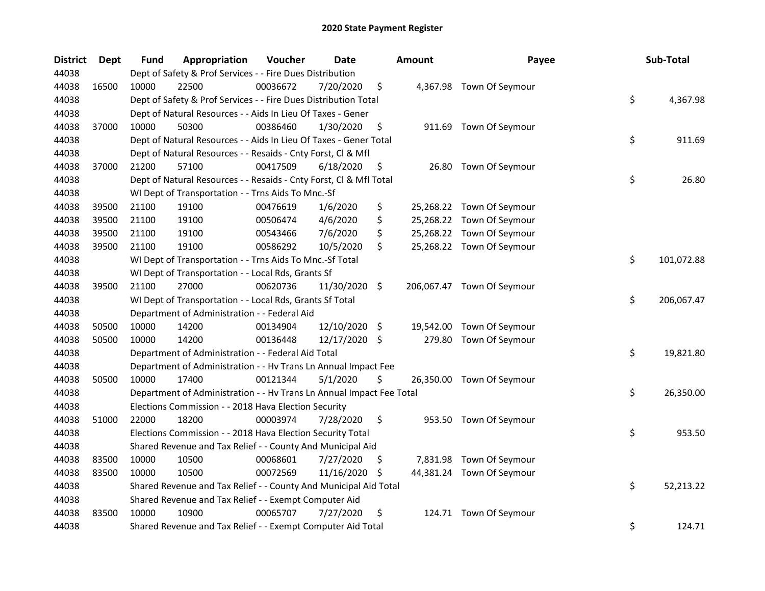# 2020 State Payment Register

| District | Dept | Fund | Appropriation | Voucher | Date | Amount | Payee | Sub-Total |
|---|---|---|---|---|---|---|---|---|
| 44038 | | Dept of Safety & Prof Services - - Fire Dues Distribution | | | | | | |
| 44038 | 16500 | 10000 | 22500 | 00036672 | 7/20/2020 | $ 4,367.98 | Town Of Seymour | |
| 44038 | | Dept of Safety & Prof Services - - Fire Dues Distribution Total | | | | | | $ 4,367.98 |
| 44038 | | Dept of Natural Resources - - Aids In Lieu Of Taxes - Gener | | | | | | |
| 44038 | 37000 | 10000 | 50300 | 00386460 | 1/30/2020 | $ 911.69 | Town Of Seymour | |
| 44038 | | Dept of Natural Resources - - Aids In Lieu Of Taxes - Gener Total | | | | | | $ 911.69 |
| 44038 | | Dept of Natural Resources - - Resaids - Cnty Forst, Cl & Mfl | | | | | | |
| 44038 | 37000 | 21200 | 57100 | 00417509 | 6/18/2020 | $ 26.80 | Town Of Seymour | |
| 44038 | | Dept of Natural Resources - - Resaids - Cnty Forst, Cl & Mfl Total | | | | | | $ 26.80 |
| 44038 | | WI Dept of Transportation - - Trns Aids To Mnc.-Sf | | | | | | |
| 44038 | 39500 | 21100 | 19100 | 00476619 | 1/6/2020 | $ 25,268.22 | Town Of Seymour | |
| 44038 | 39500 | 21100 | 19100 | 00506474 | 4/6/2020 | $ 25,268.22 | Town Of Seymour | |
| 44038 | 39500 | 21100 | 19100 | 00543466 | 7/6/2020 | $ 25,268.22 | Town Of Seymour | |
| 44038 | 39500 | 21100 | 19100 | 00586292 | 10/5/2020 | $ 25,268.22 | Town Of Seymour | |
| 44038 | | WI Dept of Transportation - - Trns Aids To Mnc.-Sf Total | | | | | | $ 101,072.88 |
| 44038 | | WI Dept of Transportation - - Local Rds, Grants Sf | | | | | | |
| 44038 | 39500 | 21100 | 27000 | 00620736 | 11/30/2020 | $ 206,067.47 | Town Of Seymour | |
| 44038 | | WI Dept of Transportation - - Local Rds, Grants Sf Total | | | | | | $ 206,067.47 |
| 44038 | | Department of Administration - - Federal Aid | | | | | | |
| 44038 | 50500 | 10000 | 14200 | 00134904 | 12/10/2020 | $ 19,542.00 | Town Of Seymour | |
| 44038 | 50500 | 10000 | 14200 | 00136448 | 12/17/2020 | $ 279.80 | Town Of Seymour | |
| 44038 | | Department of Administration - - Federal Aid Total | | | | | | $ 19,821.80 |
| 44038 | | Department of Administration - - Hv Trans Ln Annual Impact Fee | | | | | | |
| 44038 | 50500 | 10000 | 17400 | 00121344 | 5/1/2020 | $ 26,350.00 | Town Of Seymour | |
| 44038 | | Department of Administration - - Hv Trans Ln Annual Impact Fee Total | | | | | | $ 26,350.00 |
| 44038 | | Elections Commission - - 2018 Hava Election Security | | | | | | |
| 44038 | 51000 | 22000 | 18200 | 00003974 | 7/28/2020 | $ 953.50 | Town Of Seymour | |
| 44038 | | Elections Commission - - 2018 Hava Election Security Total | | | | | | $ 953.50 |
| 44038 | | Shared Revenue and Tax Relief - - County And Municipal Aid | | | | | | |
| 44038 | 83500 | 10000 | 10500 | 00068601 | 7/27/2020 | $ 7,831.98 | Town Of Seymour | |
| 44038 | 83500 | 10000 | 10500 | 00072569 | 11/16/2020 | $ 44,381.24 | Town Of Seymour | |
| 44038 | | Shared Revenue and Tax Relief - - County And Municipal Aid Total | | | | | | $ 52,213.22 |
| 44038 | | Shared Revenue and Tax Relief - - Exempt Computer Aid | | | | | | |
| 44038 | 83500 | 10000 | 10900 | 00065707 | 7/27/2020 | $ 124.71 | Town Of Seymour | |
| 44038 | | Shared Revenue and Tax Relief - - Exempt Computer Aid Total | | | | | | $ 124.71 |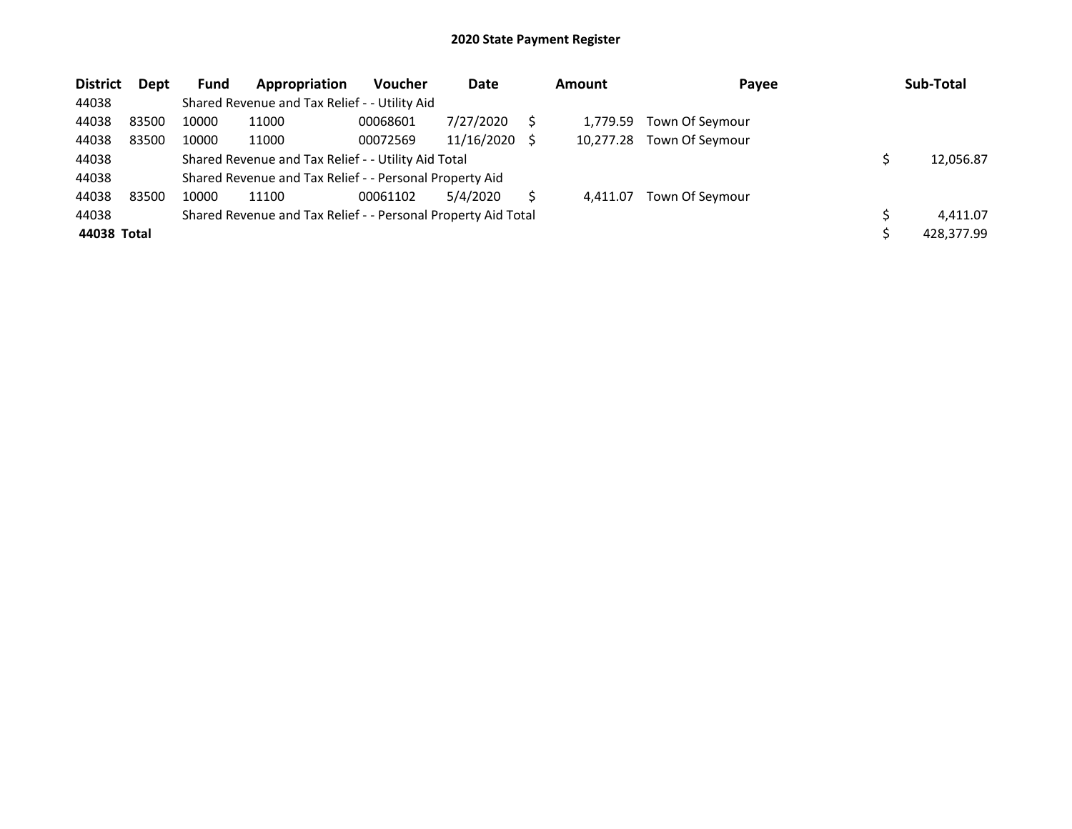## 2020 State Payment Register

| District | Dept | Fund | Appropriation | Voucher | Date | Amount | Payee | Sub-Total |
|---|---|---|---|---|---|---|---|---|
| 44038 | | Shared Revenue and Tax Relief - - Utility Aid | | | | | | |
| 44038 | 83500 | 10000 | 11000 | 00068601 | 7/27/2020 | $ 1,779.59 | Town Of Seymour | |
| 44038 | 83500 | 10000 | 11000 | 00072569 | 11/16/2020 | $ 10,277.28 | Town Of Seymour | |
| 44038 | | Shared Revenue and Tax Relief - - Utility Aid Total | | | | | | $ 12,056.87 |
| 44038 | | Shared Revenue and Tax Relief - - Personal Property Aid | | | | | | |
| 44038 | 83500 | 10000 | 11100 | 00061102 | 5/4/2020 | $ 4,411.07 | Town Of Seymour | |
| 44038 | | Shared Revenue and Tax Relief - - Personal Property Aid Total | | | | | | $ 4,411.07 |
| **44038 Total** | | | | | | | | $ 428,377.99 |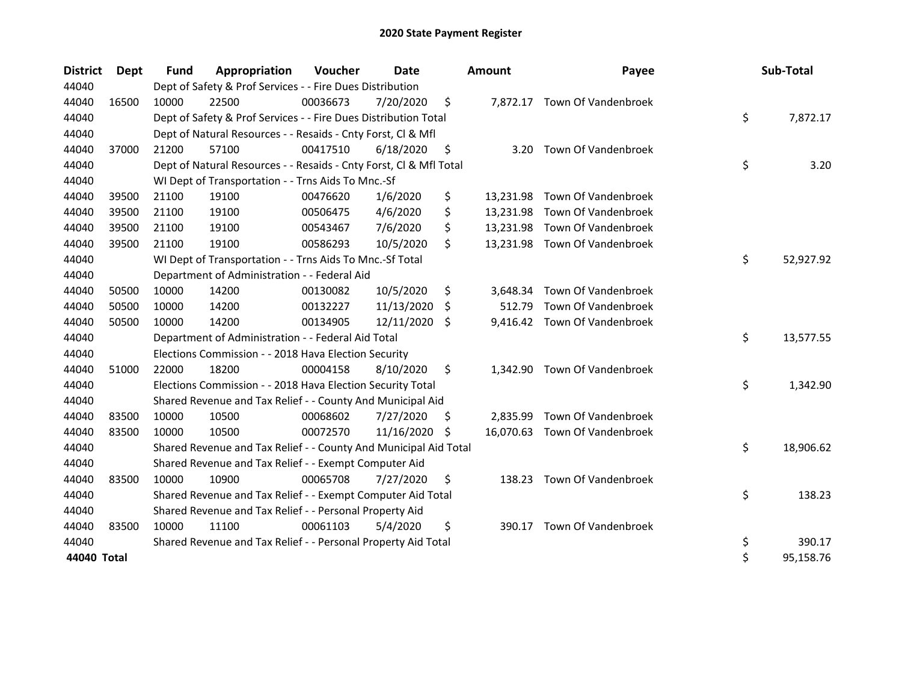# 2020 State Payment Register

| District | Dept | Fund | Appropriation | Voucher | Date | Amount | Payee | Sub-Total |
|---|---|---|---|---|---|---|---|---|
| 44040 | | Dept of Safety & Prof Services - - Fire Dues Distribution | | | | | | |
| 44040 | 16500 | 10000 | 22500 | 00036673 | 7/20/2020 | $ 7,872.17 | Town Of Vandenbroek | |
| 44040 | | Dept of Safety & Prof Services - - Fire Dues Distribution Total | | | | | | $ 7,872.17 |
| 44040 | | Dept of Natural Resources - - Resaids - Cnty Forst, Cl & Mfl | | | | | | |
| 44040 | 37000 | 21200 | 57100 | 00417510 | 6/18/2020 | $ 3.20 | Town Of Vandenbroek | |
| 44040 | | Dept of Natural Resources - - Resaids - Cnty Forst, Cl & Mfl Total | | | | | | $ 3.20 |
| 44040 | | WI Dept of Transportation - - Trns Aids To Mnc.-Sf | | | | | | |
| 44040 | 39500 | 21100 | 19100 | 00476620 | 1/6/2020 | $ 13,231.98 | Town Of Vandenbroek | |
| 44040 | 39500 | 21100 | 19100 | 00506475 | 4/6/2020 | $ 13,231.98 | Town Of Vandenbroek | |
| 44040 | 39500 | 21100 | 19100 | 00543467 | 7/6/2020 | $ 13,231.98 | Town Of Vandenbroek | |
| 44040 | 39500 | 21100 | 19100 | 00586293 | 10/5/2020 | $ 13,231.98 | Town Of Vandenbroek | |
| 44040 | | WI Dept of Transportation - - Trns Aids To Mnc.-Sf Total | | | | | | $ 52,927.92 |
| 44040 | | Department of Administration - - Federal Aid | | | | | | |
| 44040 | 50500 | 10000 | 14200 | 00130082 | 10/5/2020 | $ 3,648.34 | Town Of Vandenbroek | |
| 44040 | 50500 | 10000 | 14200 | 00132227 | 11/13/2020 | $ 512.79 | Town Of Vandenbroek | |
| 44040 | 50500 | 10000 | 14200 | 00134905 | 12/11/2020 | $ 9,416.42 | Town Of Vandenbroek | |
| 44040 | | Department of Administration - - Federal Aid Total | | | | | | $ 13,577.55 |
| 44040 | | Elections Commission - - 2018 Hava Election Security | | | | | | |
| 44040 | 51000 | 22000 | 18200 | 00004158 | 8/10/2020 | $ 1,342.90 | Town Of Vandenbroek | |
| 44040 | | Elections Commission - - 2018 Hava Election Security Total | | | | | | $ 1,342.90 |
| 44040 | | Shared Revenue and Tax Relief - - County And Municipal Aid | | | | | | |
| 44040 | 83500 | 10000 | 10500 | 00068602 | 7/27/2020 | $ 2,835.99 | Town Of Vandenbroek | |
| 44040 | 83500 | 10000 | 10500 | 00072570 | 11/16/2020 | $ 16,070.63 | Town Of Vandenbroek | |
| 44040 | | Shared Revenue and Tax Relief - - County And Municipal Aid Total | | | | | | $ 18,906.62 |
| 44040 | | Shared Revenue and Tax Relief - - Exempt Computer Aid | | | | | | |
| 44040 | 83500 | 10000 | 10900 | 00065708 | 7/27/2020 | $ 138.23 | Town Of Vandenbroek | |
| 44040 | | Shared Revenue and Tax Relief - - Exempt Computer Aid Total | | | | | | $ 138.23 |
| 44040 | | Shared Revenue and Tax Relief - - Personal Property Aid | | | | | | |
| 44040 | 83500 | 10000 | 11100 | 00061103 | 5/4/2020 | $ 390.17 | Town Of Vandenbroek | |
| 44040 | | Shared Revenue and Tax Relief - - Personal Property Aid Total | | | | | | $ 390.17 |
| **44040 Total** | | | | | | | | $ 95,158.76 |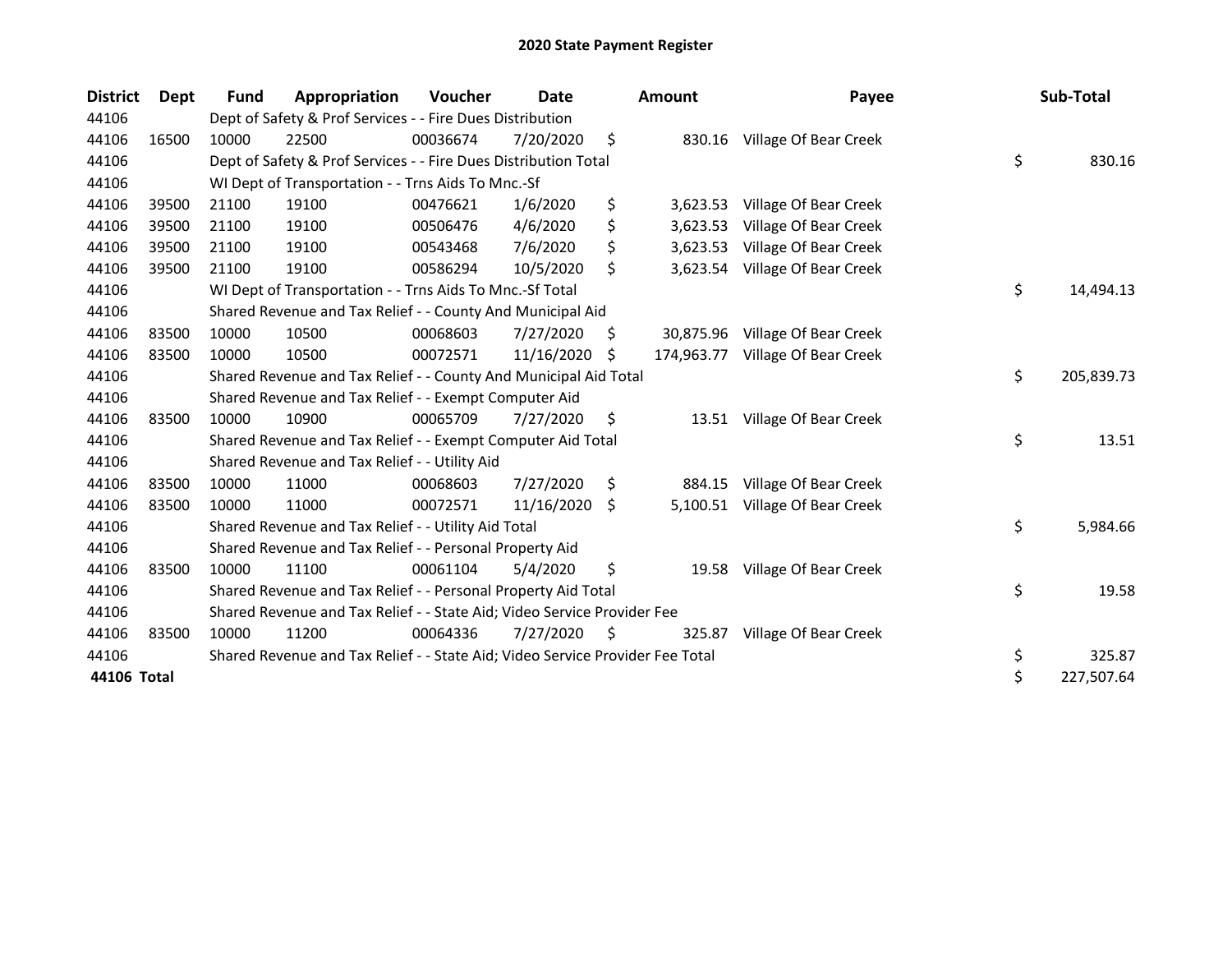## 2020 State Payment Register

| District | Dept | Fund | Appropriation | Voucher | Date | Amount | Payee | Sub-Total |
|---|---|---|---|---|---|---|---|---|
| 44106 | | Dept of Safety & Prof Services - - Fire Dues Distribution | | | | | | |
| 44106 | 16500 | 10000 | 22500 | 00036674 | 7/20/2020 | $ 830.16 | Village Of Bear Creek | |
| 44106 | | Dept of Safety & Prof Services - - Fire Dues Distribution Total | | | | | | $ 830.16 |
| 44106 | | WI Dept of Transportation - - Trns Aids To Mnc.-Sf | | | | | | |
| 44106 | 39500 | 21100 | 19100 | 00476621 | 1/6/2020 | $ 3,623.53 | Village Of Bear Creek | |
| 44106 | 39500 | 21100 | 19100 | 00506476 | 4/6/2020 | $ 3,623.53 | Village Of Bear Creek | |
| 44106 | 39500 | 21100 | 19100 | 00543468 | 7/6/2020 | $ 3,623.53 | Village Of Bear Creek | |
| 44106 | 39500 | 21100 | 19100 | 00586294 | 10/5/2020 | $ 3,623.54 | Village Of Bear Creek | |
| 44106 | | WI Dept of Transportation - - Trns Aids To Mnc.-Sf Total | | | | | | $ 14,494.13 |
| 44106 | | Shared Revenue and Tax Relief - - County And Municipal Aid | | | | | | |
| 44106 | 83500 | 10000 | 10500 | 00068603 | 7/27/2020 | $ 30,875.96 | Village Of Bear Creek | |
| 44106 | 83500 | 10000 | 10500 | 00072571 | 11/16/2020 | $ 174,963.77 | Village Of Bear Creek | |
| 44106 | | Shared Revenue and Tax Relief - - County And Municipal Aid Total | | | | | | $ 205,839.73 |
| 44106 | | Shared Revenue and Tax Relief - - Exempt Computer Aid | | | | | | |
| 44106 | 83500 | 10000 | 10900 | 00065709 | 7/27/2020 | $ 13.51 | Village Of Bear Creek | |
| 44106 | | Shared Revenue and Tax Relief - - Exempt Computer Aid Total | | | | | | $ 13.51 |
| 44106 | | Shared Revenue and Tax Relief - - Utility Aid | | | | | | |
| 44106 | 83500 | 10000 | 11000 | 00068603 | 7/27/2020 | $ 884.15 | Village Of Bear Creek | |
| 44106 | 83500 | 10000 | 11000 | 00072571 | 11/16/2020 | $ 5,100.51 | Village Of Bear Creek | |
| 44106 | | Shared Revenue and Tax Relief - - Utility Aid Total | | | | | | $ 5,984.66 |
| 44106 | | Shared Revenue and Tax Relief - - Personal Property Aid | | | | | | |
| 44106 | 83500 | 10000 | 11100 | 00061104 | 5/4/2020 | $ 19.58 | Village Of Bear Creek | |
| 44106 | | Shared Revenue and Tax Relief - - Personal Property Aid Total | | | | | | $ 19.58 |
| 44106 | | Shared Revenue and Tax Relief - - State Aid; Video Service Provider Fee | | | | | | |
| 44106 | 83500 | 10000 | 11200 | 00064336 | 7/27/2020 | $ 325.87 | Village Of Bear Creek | |
| 44106 | | Shared Revenue and Tax Relief - - State Aid; Video Service Provider Fee Total | | | | | | $ 325.87 |
| **44106 Total** | | | | | | | | $ 227,507.64 |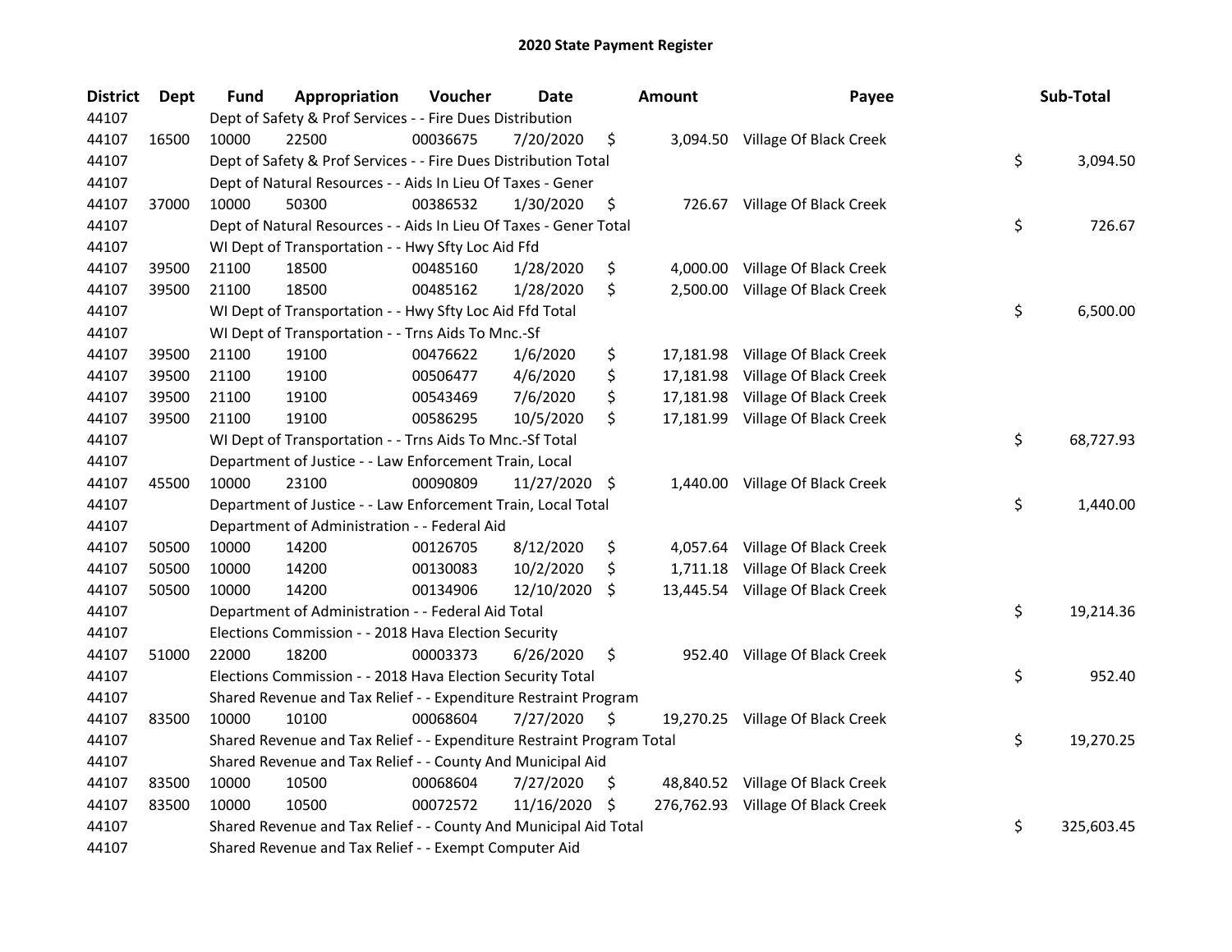# 2020 State Payment Register

| District | Dept | Fund | Appropriation | Voucher | Date | Amount | Payee | Sub-Total |
|---|---|---|---|---|---|---|---|---|
| 44107 | | Dept of Safety & Prof Services - - Fire Dues Distribution | | | | | | |
| 44107 | 16500 | 10000 | 22500 | 00036675 | 7/20/2020 | $ 3,094.50 | Village Of Black Creek | |
| 44107 | | Dept of Safety & Prof Services - - Fire Dues Distribution Total | | | | | | $ 3,094.50 |
| 44107 | | Dept of Natural Resources - - Aids In Lieu Of Taxes - Gener | | | | | | |
| 44107 | 37000 | 10000 | 50300 | 00386532 | 1/30/2020 | $ 726.67 | Village Of Black Creek | |
| 44107 | | Dept of Natural Resources - - Aids In Lieu Of Taxes - Gener Total | | | | | | $ 726.67 |
| 44107 | | WI Dept of Transportation - - Hwy Sfty Loc Aid Ffd | | | | | | |
| 44107 | 39500 | 21100 | 18500 | 00485160 | 1/28/2020 | $ 4,000.00 | Village Of Black Creek | |
| 44107 | 39500 | 21100 | 18500 | 00485162 | 1/28/2020 | $ 2,500.00 | Village Of Black Creek | |
| 44107 | | WI Dept of Transportation - - Hwy Sfty Loc Aid Ffd Total | | | | | | $ 6,500.00 |
| 44107 | | WI Dept of Transportation - - Trns Aids To Mnc.-Sf | | | | | | |
| 44107 | 39500 | 21100 | 19100 | 00476622 | 1/6/2020 | $ 17,181.98 | Village Of Black Creek | |
| 44107 | 39500 | 21100 | 19100 | 00506477 | 4/6/2020 | $ 17,181.98 | Village Of Black Creek | |
| 44107 | 39500 | 21100 | 19100 | 00543469 | 7/6/2020 | $ 17,181.98 | Village Of Black Creek | |
| 44107 | 39500 | 21100 | 19100 | 00586295 | 10/5/2020 | $ 17,181.99 | Village Of Black Creek | |
| 44107 | | WI Dept of Transportation - - Trns Aids To Mnc.-Sf Total | | | | | | $ 68,727.93 |
| 44107 | | Department of Justice - - Law Enforcement Train, Local | | | | | | |
| 44107 | 45500 | 10000 | 23100 | 00090809 | 11/27/2020 | $ 1,440.00 | Village Of Black Creek | |
| 44107 | | Department of Justice - - Law Enforcement Train, Local Total | | | | | | $ 1,440.00 |
| 44107 | | Department of Administration - - Federal Aid | | | | | | |
| 44107 | 50500 | 10000 | 14200 | 00126705 | 8/12/2020 | $ 4,057.64 | Village Of Black Creek | |
| 44107 | 50500 | 10000 | 14200 | 00130083 | 10/2/2020 | $ 1,711.18 | Village Of Black Creek | |
| 44107 | 50500 | 10000 | 14200 | 00134906 | 12/10/2020 | $ 13,445.54 | Village Of Black Creek | |
| 44107 | | Department of Administration - - Federal Aid Total | | | | | | $ 19,214.36 |
| 44107 | | Elections Commission - - 2018 Hava Election Security | | | | | | |
| 44107 | 51000 | 22000 | 18200 | 00003373 | 6/26/2020 | $ 952.40 | Village Of Black Creek | |
| 44107 | | Elections Commission - - 2018 Hava Election Security Total | | | | | | $ 952.40 |
| 44107 | | Shared Revenue and Tax Relief - - Expenditure Restraint Program | | | | | | |
| 44107 | 83500 | 10000 | 10100 | 00068604 | 7/27/2020 | $ 19,270.25 | Village Of Black Creek | |
| 44107 | | Shared Revenue and Tax Relief - - Expenditure Restraint Program Total | | | | | | $ 19,270.25 |
| 44107 | | Shared Revenue and Tax Relief - - County And Municipal Aid | | | | | | |
| 44107 | 83500 | 10000 | 10500 | 00068604 | 7/27/2020 | $ 48,840.52 | Village Of Black Creek | |
| 44107 | 83500 | 10000 | 10500 | 00072572 | 11/16/2020 | $ 276,762.93 | Village Of Black Creek | |
| 44107 | | Shared Revenue and Tax Relief - - County And Municipal Aid Total | | | | | | $ 325,603.45 |
| 44107 | | Shared Revenue and Tax Relief - - Exempt Computer Aid | | | | | | |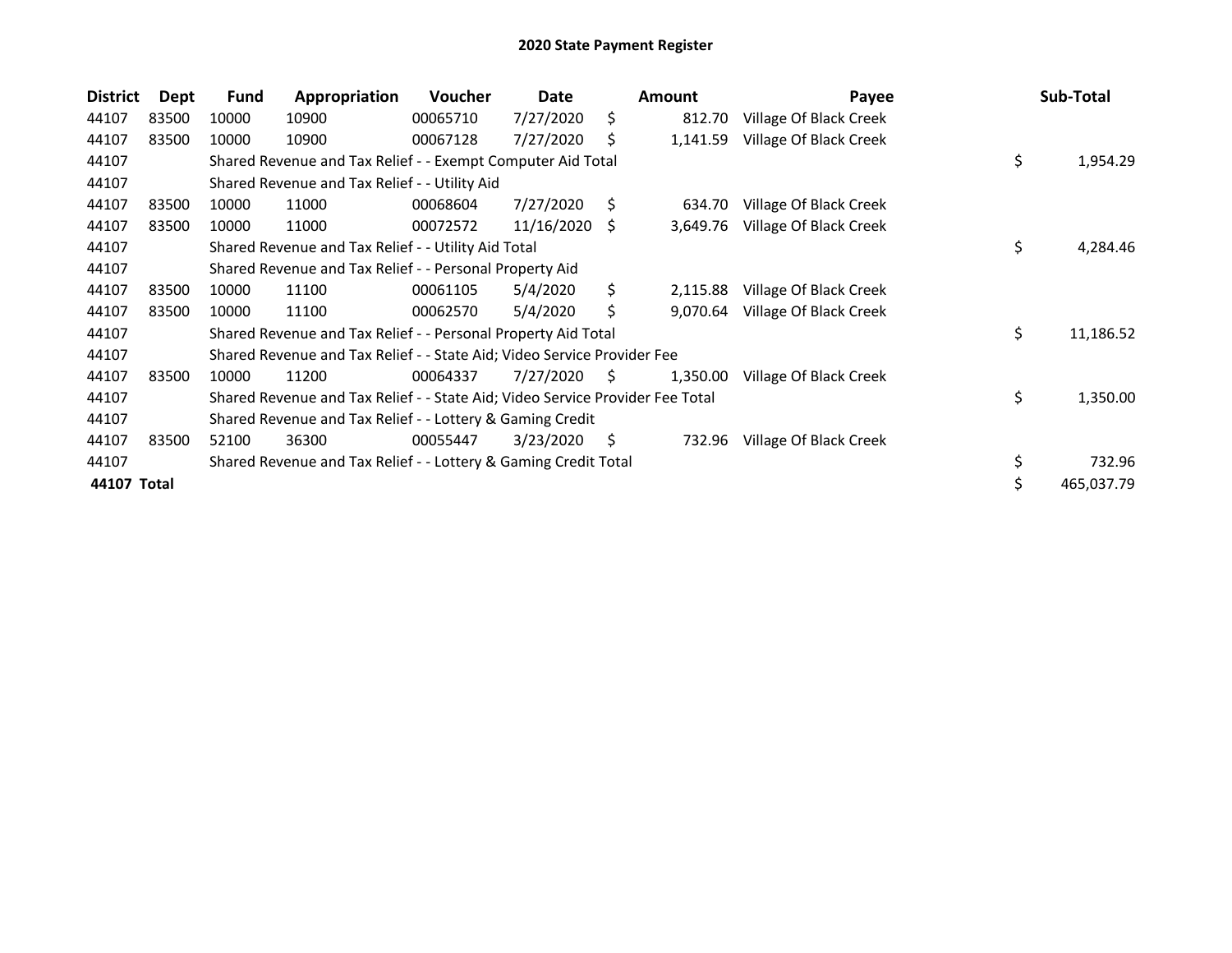# 2020 State Payment Register

| District | Dept | Fund | Appropriation | Voucher | Date | Amount | Payee | Sub-Total |
|---|---|---|---|---|---|---|---|---|
| 44107 | 83500 | 10000 | 10900 | 00065710 | 7/27/2020 | $ 812.70 | Village Of Black Creek | |
| 44107 | 83500 | 10000 | 10900 | 00067128 | 7/27/2020 | $ 1,141.59 | Village Of Black Creek | |
| 44107 | | Shared Revenue and Tax Relief - - Exempt Computer Aid Total | | | | | | $ 1,954.29 |
| 44107 | | Shared Revenue and Tax Relief - - Utility Aid | | | | | | |
| 44107 | 83500 | 10000 | 11000 | 00068604 | 7/27/2020 | $ 634.70 | Village Of Black Creek | |
| 44107 | 83500 | 10000 | 11000 | 00072572 | 11/16/2020 | $ 3,649.76 | Village Of Black Creek | |
| 44107 | | Shared Revenue and Tax Relief - - Utility Aid Total | | | | | | $ 4,284.46 |
| 44107 | | Shared Revenue and Tax Relief - - Personal Property Aid | | | | | | |
| 44107 | 83500 | 10000 | 11100 | 00061105 | 5/4/2020 | $ 2,115.88 | Village Of Black Creek | |
| 44107 | 83500 | 10000 | 11100 | 00062570 | 5/4/2020 | $ 9,070.64 | Village Of Black Creek | |
| 44107 | | Shared Revenue and Tax Relief - - Personal Property Aid Total | | | | | | $ 11,186.52 |
| 44107 | | Shared Revenue and Tax Relief - - State Aid; Video Service Provider Fee | | | | | | |
| 44107 | 83500 | 10000 | 11200 | 00064337 | 7/27/2020 | $ 1,350.00 | Village Of Black Creek | |
| 44107 | | Shared Revenue and Tax Relief - - State Aid; Video Service Provider Fee Total | | | | | | $ 1,350.00 |
| 44107 | | Shared Revenue and Tax Relief - - Lottery & Gaming Credit | | | | | | |
| 44107 | 83500 | 52100 | 36300 | 00055447 | 3/23/2020 | $ 732.96 | Village Of Black Creek | |
| 44107 | | Shared Revenue and Tax Relief - - Lottery & Gaming Credit Total | | | | | | $ 732.96 |
| **44107 Total** | | | | | | | | $ 465,037.79 |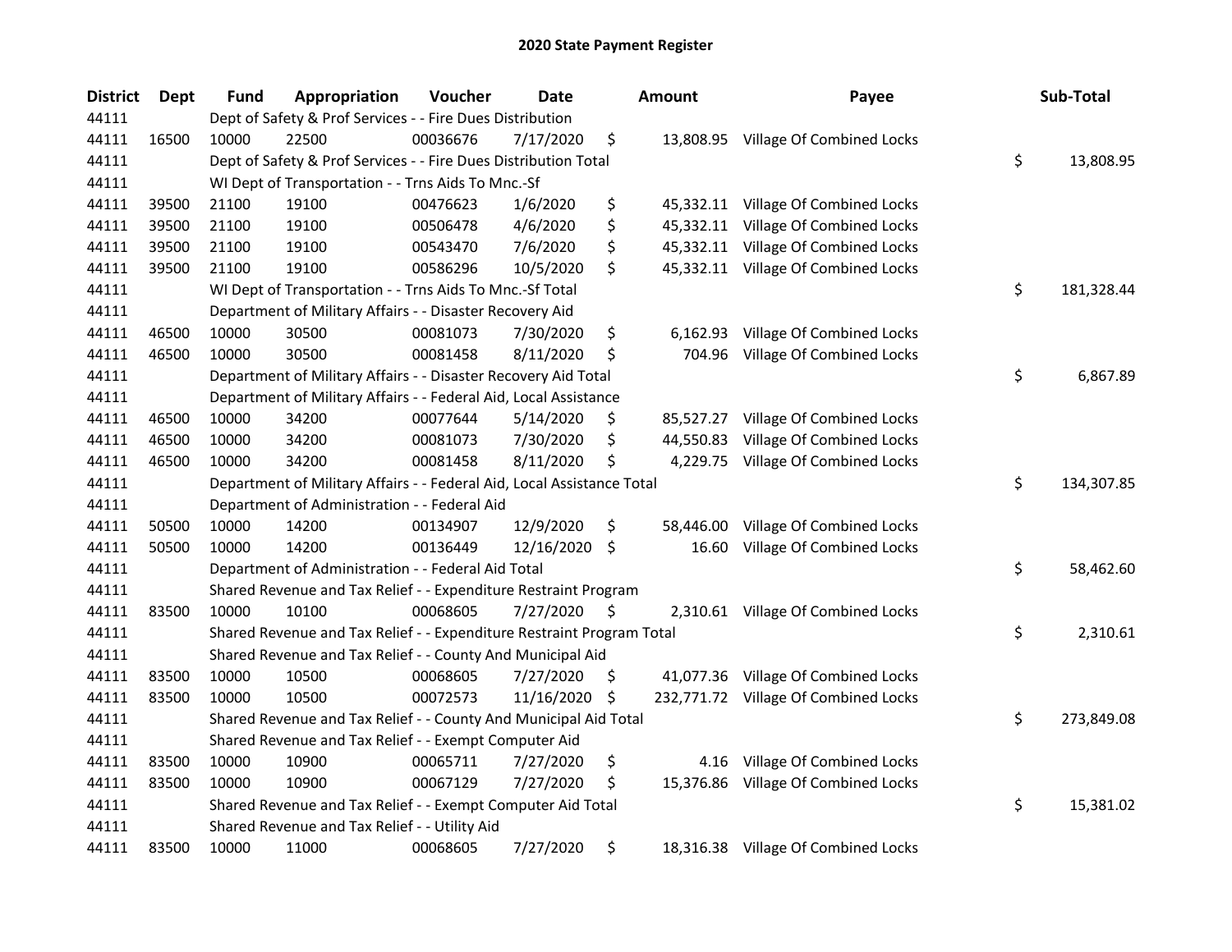# 2020 State Payment Register

| District | Dept | Fund | Appropriation | Voucher | Date | Amount | Payee | Sub-Total |
|---|---|---|---|---|---|---|---|---|
| 44111 | | Dept of Safety & Prof Services - - Fire Dues Distribution | | | | | | |
| 44111 | 16500 | 10000 | 22500 | 00036676 | 7/17/2020 | $ 13,808.95 | Village Of Combined Locks | |
| 44111 | | Dept of Safety & Prof Services - - Fire Dues Distribution Total | | | | | | $ 13,808.95 |
| 44111 | | WI Dept of Transportation - - Trns Aids To Mnc.-Sf | | | | | | |
| 44111 | 39500 | 21100 | 19100 | 00476623 | 1/6/2020 | $ 45,332.11 | Village Of Combined Locks | |
| 44111 | 39500 | 21100 | 19100 | 00506478 | 4/6/2020 | $ 45,332.11 | Village Of Combined Locks | |
| 44111 | 39500 | 21100 | 19100 | 00543470 | 7/6/2020 | $ 45,332.11 | Village Of Combined Locks | |
| 44111 | 39500 | 21100 | 19100 | 00586296 | 10/5/2020 | $ 45,332.11 | Village Of Combined Locks | |
| 44111 | | WI Dept of Transportation - - Trns Aids To Mnc.-Sf Total | | | | | | $ 181,328.44 |
| 44111 | | Department of Military Affairs - - Disaster Recovery Aid | | | | | | |
| 44111 | 46500 | 10000 | 30500 | 00081073 | 7/30/2020 | $ 6,162.93 | Village Of Combined Locks | |
| 44111 | 46500 | 10000 | 30500 | 00081458 | 8/11/2020 | $ 704.96 | Village Of Combined Locks | |
| 44111 | | Department of Military Affairs - - Disaster Recovery Aid Total | | | | | | $ 6,867.89 |
| 44111 | | Department of Military Affairs - - Federal Aid, Local Assistance | | | | | | |
| 44111 | 46500 | 10000 | 34200 | 00077644 | 5/14/2020 | $ 85,527.27 | Village Of Combined Locks | |
| 44111 | 46500 | 10000 | 34200 | 00081073 | 7/30/2020 | $ 44,550.83 | Village Of Combined Locks | |
| 44111 | 46500 | 10000 | 34200 | 00081458 | 8/11/2020 | $ 4,229.75 | Village Of Combined Locks | |
| 44111 | | Department of Military Affairs - - Federal Aid, Local Assistance Total | | | | | | $ 134,307.85 |
| 44111 | | Department of Administration - - Federal Aid | | | | | | |
| 44111 | 50500 | 10000 | 14200 | 00134907 | 12/9/2020 | $ 58,446.00 | Village Of Combined Locks | |
| 44111 | 50500 | 10000 | 14200 | 00136449 | 12/16/2020 | $ 16.60 | Village Of Combined Locks | |
| 44111 | | Department of Administration - - Federal Aid Total | | | | | | $ 58,462.60 |
| 44111 | | Shared Revenue and Tax Relief - - Expenditure Restraint Program | | | | | | |
| 44111 | 83500 | 10000 | 10100 | 00068605 | 7/27/2020 | $ 2,310.61 | Village Of Combined Locks | |
| 44111 | | Shared Revenue and Tax Relief - - Expenditure Restraint Program Total | | | | | | $ 2,310.61 |
| 44111 | | Shared Revenue and Tax Relief - - County And Municipal Aid | | | | | | |
| 44111 | 83500 | 10000 | 10500 | 00068605 | 7/27/2020 | $ 41,077.36 | Village Of Combined Locks | |
| 44111 | 83500 | 10000 | 10500 | 00072573 | 11/16/2020 | $ 232,771.72 | Village Of Combined Locks | |
| 44111 | | Shared Revenue and Tax Relief - - County And Municipal Aid Total | | | | | | $ 273,849.08 |
| 44111 | | Shared Revenue and Tax Relief - - Exempt Computer Aid | | | | | | |
| 44111 | 83500 | 10000 | 10900 | 00065711 | 7/27/2020 | $ 4.16 | Village Of Combined Locks | |
| 44111 | 83500 | 10000 | 10900 | 00067129 | 7/27/2020 | $ 15,376.86 | Village Of Combined Locks | |
| 44111 | | Shared Revenue and Tax Relief - - Exempt Computer Aid Total | | | | | | $ 15,381.02 |
| 44111 | | Shared Revenue and Tax Relief - - Utility Aid | | | | | | |
| 44111 | 83500 | 10000 | 11000 | 00068605 | 7/27/2020 | $ 18,316.38 | Village Of Combined Locks | |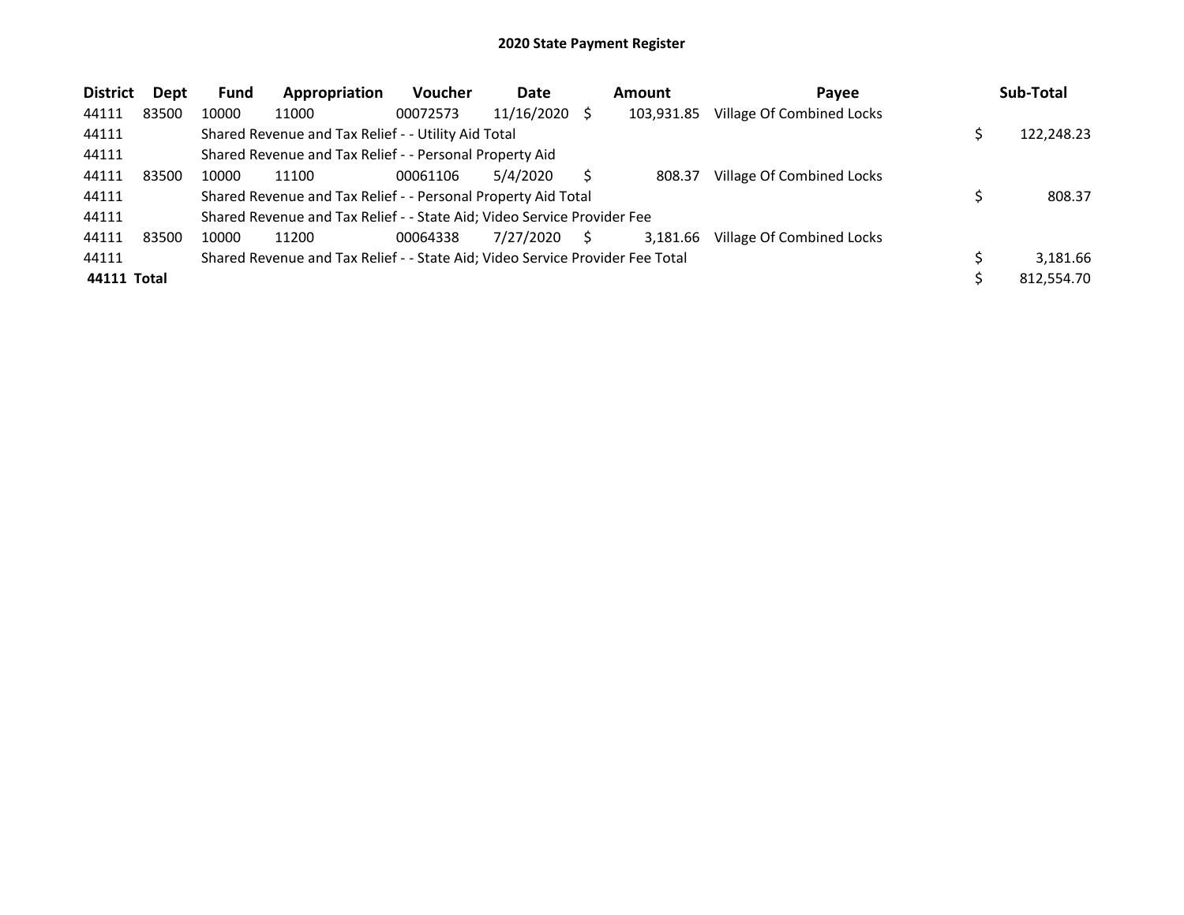# 2020 State Payment Register

| District | Dept | Fund | Appropriation | Voucher | Date | Amount | Payee | Sub-Total |
|---|---|---|---|---|---|---|---|---|
| 44111 | 83500 | 10000 | 11000 | 00072573 | 11/16/2020 | $ 103,931.85 | Village Of Combined Locks | |
| 44111 | | Shared Revenue and Tax Relief - - Utility Aid Total | | | | | | $ 122,248.23 |
| 44111 | | Shared Revenue and Tax Relief - - Personal Property Aid | | | | | | |
| 44111 | 83500 | 10000 | 11100 | 00061106 | 5/4/2020 | $ 808.37 | Village Of Combined Locks | |
| 44111 | | Shared Revenue and Tax Relief - - Personal Property Aid Total | | | | | | $ 808.37 |
| 44111 | | Shared Revenue and Tax Relief - - State Aid; Video Service Provider Fee | | | | | | |
| 44111 | 83500 | 10000 | 11200 | 00064338 | 7/27/2020 | $ 3,181.66 | Village Of Combined Locks | |
| 44111 | | Shared Revenue and Tax Relief - - State Aid; Video Service Provider Fee Total | | | | | | $ 3,181.66 |
| **44111 Total** | | | | | | | | $ 812,554.70 |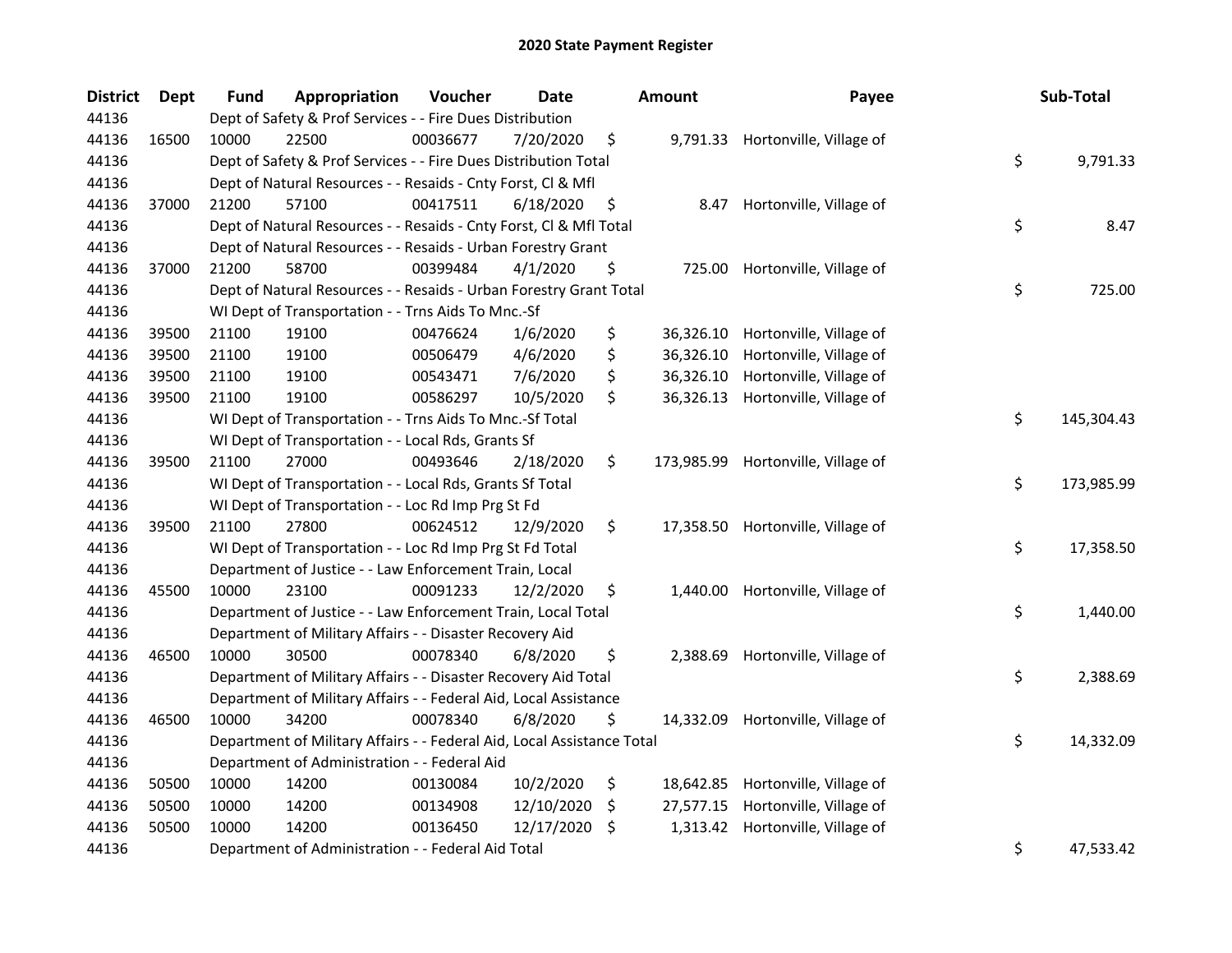# 2020 State Payment Register

| District | Dept | Fund | Appropriation | Voucher | Date | Amount | Payee | Sub-Total |
|---|---|---|---|---|---|---|---|---|
| 44136 | | Dept of Safety & Prof Services - - Fire Dues Distribution | | | | | | |
| 44136 | 16500 | 10000 | 22500 | 00036677 | 7/20/2020 | $ 9,791.33 | Hortonville, Village of | |
| 44136 | | Dept of Safety & Prof Services - - Fire Dues Distribution Total | | | | | | $ 9,791.33 |
| 44136 | | Dept of Natural Resources - - Resaids - Cnty Forst, Cl & Mfl | | | | | | |
| 44136 | 37000 | 21200 | 57100 | 00417511 | 6/18/2020 | $ 8.47 | Hortonville, Village of | |
| 44136 | | Dept of Natural Resources - - Resaids - Cnty Forst, Cl & Mfl Total | | | | | | $ 8.47 |
| 44136 | | Dept of Natural Resources - - Resaids - Urban Forestry Grant | | | | | | |
| 44136 | 37000 | 21200 | 58700 | 00399484 | 4/1/2020 | $ 725.00 | Hortonville, Village of | |
| 44136 | | Dept of Natural Resources - - Resaids - Urban Forestry Grant Total | | | | | | $ 725.00 |
| 44136 | | WI Dept of Transportation - - Trns Aids To Mnc.-Sf | | | | | | |
| 44136 | 39500 | 21100 | 19100 | 00476624 | 1/6/2020 | $ 36,326.10 | Hortonville, Village of | |
| 44136 | 39500 | 21100 | 19100 | 00506479 | 4/6/2020 | $ 36,326.10 | Hortonville, Village of | |
| 44136 | 39500 | 21100 | 19100 | 00543471 | 7/6/2020 | $ 36,326.10 | Hortonville, Village of | |
| 44136 | 39500 | 21100 | 19100 | 00586297 | 10/5/2020 | $ 36,326.13 | Hortonville, Village of | |
| 44136 | | WI Dept of Transportation - - Trns Aids To Mnc.-Sf Total | | | | | | $ 145,304.43 |
| 44136 | | WI Dept of Transportation - - Local Rds, Grants Sf | | | | | | |
| 44136 | 39500 | 21100 | 27000 | 00493646 | 2/18/2020 | $ 173,985.99 | Hortonville, Village of | |
| 44136 | | WI Dept of Transportation - - Local Rds, Grants Sf Total | | | | | | $ 173,985.99 |
| 44136 | | WI Dept of Transportation - - Loc Rd Imp Prg St Fd | | | | | | |
| 44136 | 39500 | 21100 | 27800 | 00624512 | 12/9/2020 | $ 17,358.50 | Hortonville, Village of | |
| 44136 | | WI Dept of Transportation - - Loc Rd Imp Prg St Fd Total | | | | | | $ 17,358.50 |
| 44136 | | Department of Justice - - Law Enforcement Train, Local | | | | | | |
| 44136 | 45500 | 10000 | 23100 | 00091233 | 12/2/2020 | $ 1,440.00 | Hortonville, Village of | |
| 44136 | | Department of Justice - - Law Enforcement Train, Local Total | | | | | | $ 1,440.00 |
| 44136 | | Department of Military Affairs - - Disaster Recovery Aid | | | | | | |
| 44136 | 46500 | 10000 | 30500 | 00078340 | 6/8/2020 | $ 2,388.69 | Hortonville, Village of | |
| 44136 | | Department of Military Affairs - - Disaster Recovery Aid Total | | | | | | $ 2,388.69 |
| 44136 | | Department of Military Affairs - - Federal Aid, Local Assistance | | | | | | |
| 44136 | 46500 | 10000 | 34200 | 00078340 | 6/8/2020 | $ 14,332.09 | Hortonville, Village of | |
| 44136 | | Department of Military Affairs - - Federal Aid, Local Assistance Total | | | | | | $ 14,332.09 |
| 44136 | | Department of Administration - - Federal Aid | | | | | | |
| 44136 | 50500 | 10000 | 14200 | 00130084 | 10/2/2020 | $ 18,642.85 | Hortonville, Village of | |
| 44136 | 50500 | 10000 | 14200 | 00134908 | 12/10/2020 | $ 27,577.15 | Hortonville, Village of | |
| 44136 | 50500 | 10000 | 14200 | 00136450 | 12/17/2020 | $ 1,313.42 | Hortonville, Village of | |
| 44136 | | Department of Administration - - Federal Aid Total | | | | | | $ 47,533.42 |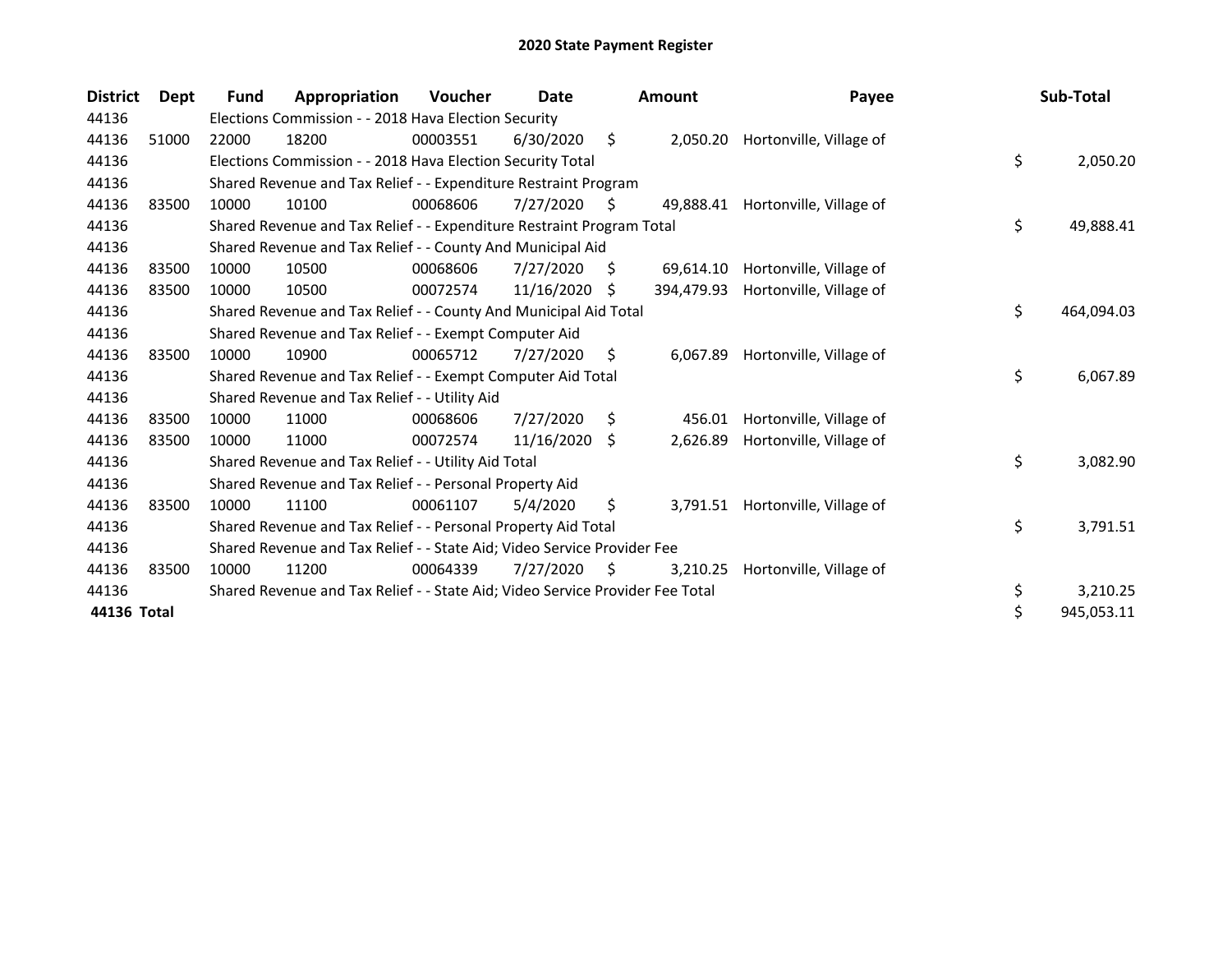# 2020 State Payment Register

| District | Dept | Fund | Appropriation | Voucher | Date | Amount | Payee | Sub-Total |
|---|---|---|---|---|---|---|---|---|
| 44136 | | Elections Commission - - 2018 Hava Election Security | | | | | | |
| 44136 | 51000 | 22000 | 18200 | 00003551 | 6/30/2020 | $ 2,050.20 | Hortonville, Village of | |
| 44136 | | Elections Commission - - 2018 Hava Election Security Total | | | | | | $ 2,050.20 |
| 44136 | | Shared Revenue and Tax Relief - - Expenditure Restraint Program | | | | | | |
| 44136 | 83500 | 10000 | 10100 | 00068606 | 7/27/2020 | $ 49,888.41 | Hortonville, Village of | |
| 44136 | | Shared Revenue and Tax Relief - - Expenditure Restraint Program Total | | | | | | $ 49,888.41 |
| 44136 | | Shared Revenue and Tax Relief - - County And Municipal Aid | | | | | | |
| 44136 | 83500 | 10000 | 10500 | 00068606 | 7/27/2020 | $ 69,614.10 | Hortonville, Village of | |
| 44136 | 83500 | 10000 | 10500 | 00072574 | 11/16/2020 | $ 394,479.93 | Hortonville, Village of | |
| 44136 | | Shared Revenue and Tax Relief - - County And Municipal Aid Total | | | | | | $ 464,094.03 |
| 44136 | | Shared Revenue and Tax Relief - - Exempt Computer Aid | | | | | | |
| 44136 | 83500 | 10000 | 10900 | 00065712 | 7/27/2020 | $ 6,067.89 | Hortonville, Village of | |
| 44136 | | Shared Revenue and Tax Relief - - Exempt Computer Aid Total | | | | | | $ 6,067.89 |
| 44136 | | Shared Revenue and Tax Relief - - Utility Aid | | | | | | |
| 44136 | 83500 | 10000 | 11000 | 00068606 | 7/27/2020 | $ 456.01 | Hortonville, Village of | |
| 44136 | 83500 | 10000 | 11000 | 00072574 | 11/16/2020 | $ 2,626.89 | Hortonville, Village of | |
| 44136 | | Shared Revenue and Tax Relief - - Utility Aid Total | | | | | | $ 3,082.90 |
| 44136 | | Shared Revenue and Tax Relief - - Personal Property Aid | | | | | | |
| 44136 | 83500 | 10000 | 11100 | 00061107 | 5/4/2020 | $ 3,791.51 | Hortonville, Village of | |
| 44136 | | Shared Revenue and Tax Relief - - Personal Property Aid Total | | | | | | $ 3,791.51 |
| 44136 | | Shared Revenue and Tax Relief - - State Aid; Video Service Provider Fee | | | | | | |
| 44136 | 83500 | 10000 | 11200 | 00064339 | 7/27/2020 | $ 3,210.25 | Hortonville, Village of | |
| 44136 | | Shared Revenue and Tax Relief - - State Aid; Video Service Provider Fee Total | | | | | | $ 3,210.25 |
| **44136 Total** | | | | | | | | $ 945,053.11 |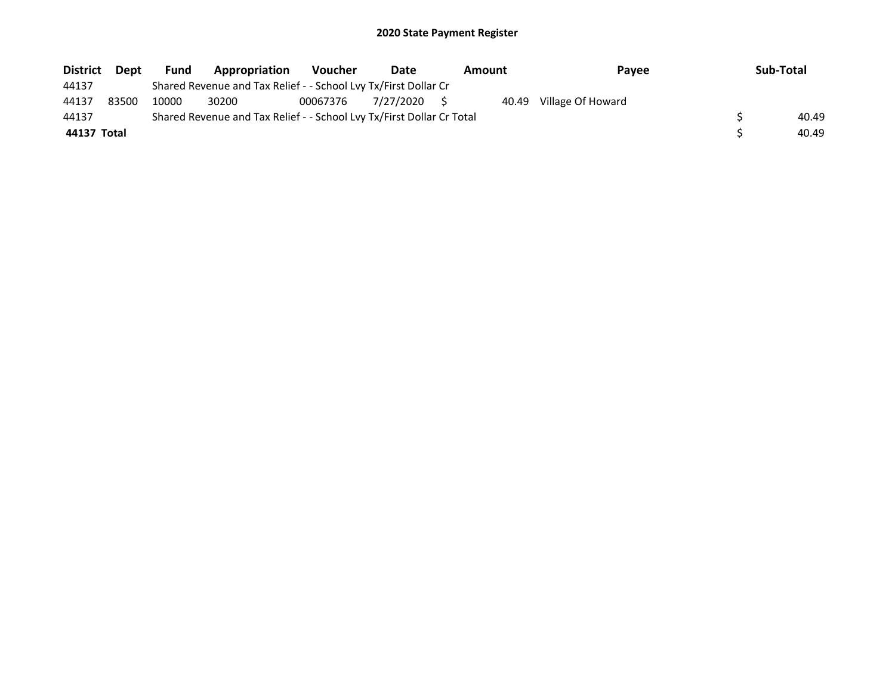# 2020 State Payment Register

| District | Dept | Fund | Appropriation | Voucher | Date | Amount | Payee | Sub-Total |
|---|---|---|---|---|---|---|---|---|
| 44137 | | Shared Revenue and Tax Relief - - School Lvy Tx/First Dollar Cr | | | | | | |
| 44137 | 83500 | 10000 | 30200 | 00067376 | 7/27/2020 | $ 40.49 | Village Of Howard | |
| 44137 | | Shared Revenue and Tax Relief - - School Lvy Tx/First Dollar Cr Total | | | | | | $ 40.49 |
| **44137 Total** | | | | | | | | $ 40.49 |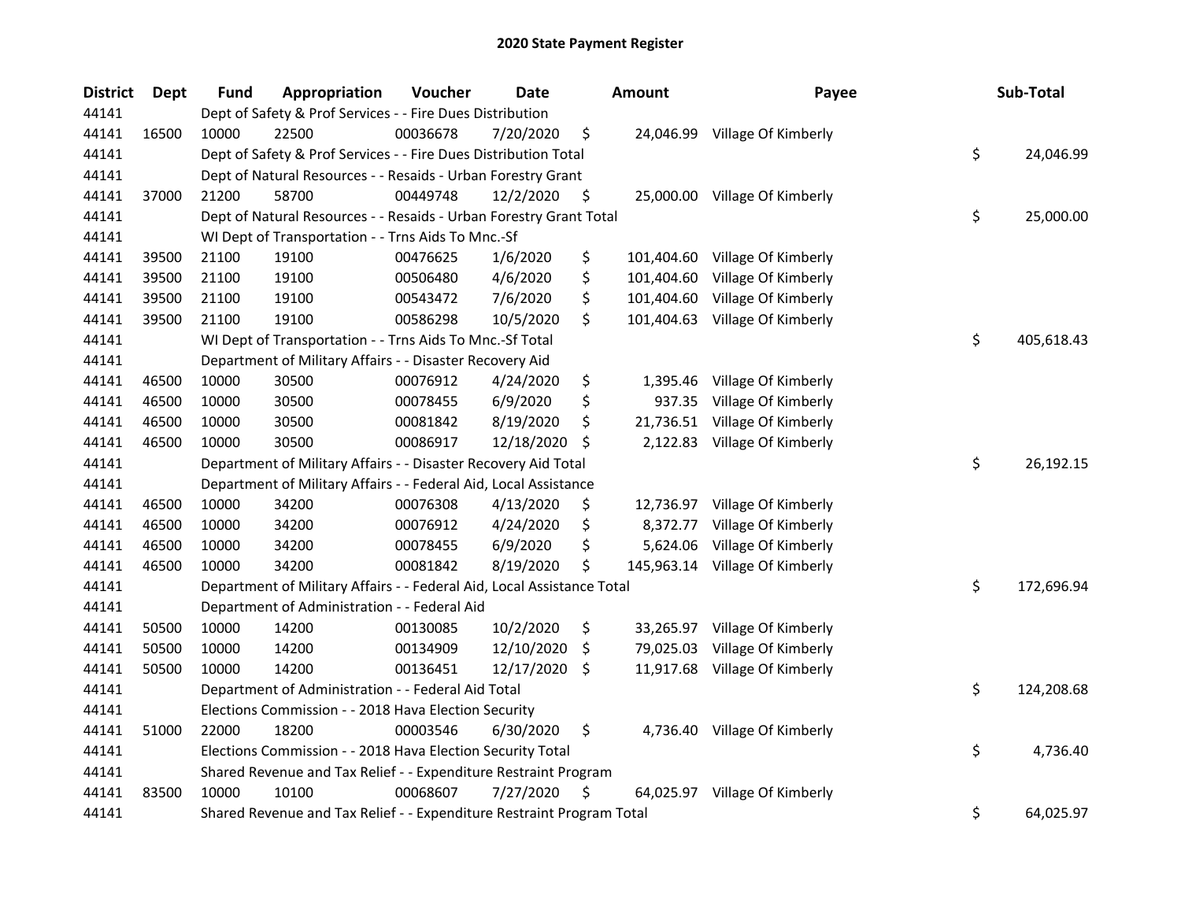# 2020 State Payment Register

| District | Dept | Fund | Appropriation | Voucher | Date | Amount | Payee | Sub-Total |
|---|---|---|---|---|---|---|---|---|
| 44141 | | Dept of Safety & Prof Services - - Fire Dues Distribution | | | | | | |
| 44141 | 16500 | 10000 | 22500 | 00036678 | 7/20/2020 | $ 24,046.99 | Village Of Kimberly | |
| 44141 | | Dept of Safety & Prof Services - - Fire Dues Distribution Total | | | | | | $ 24,046.99 |
| 44141 | | Dept of Natural Resources - - Resaids - Urban Forestry Grant | | | | | | |
| 44141 | 37000 | 21200 | 58700 | 00449748 | 12/2/2020 | $ 25,000.00 | Village Of Kimberly | |
| 44141 | | Dept of Natural Resources - - Resaids - Urban Forestry Grant Total | | | | | | $ 25,000.00 |
| 44141 | | WI Dept of Transportation - - Trns Aids To Mnc.-Sf | | | | | | |
| 44141 | 39500 | 21100 | 19100 | 00476625 | 1/6/2020 | $ 101,404.60 | Village Of Kimberly | |
| 44141 | 39500 | 21100 | 19100 | 00506480 | 4/6/2020 | $ 101,404.60 | Village Of Kimberly | |
| 44141 | 39500 | 21100 | 19100 | 00543472 | 7/6/2020 | $ 101,404.60 | Village Of Kimberly | |
| 44141 | 39500 | 21100 | 19100 | 00586298 | 10/5/2020 | $ 101,404.63 | Village Of Kimberly | |
| 44141 | | WI Dept of Transportation - - Trns Aids To Mnc.-Sf Total | | | | | | $ 405,618.43 |
| 44141 | | Department of Military Affairs - - Disaster Recovery Aid | | | | | | |
| 44141 | 46500 | 10000 | 30500 | 00076912 | 4/24/2020 | $ 1,395.46 | Village Of Kimberly | |
| 44141 | 46500 | 10000 | 30500 | 00078455 | 6/9/2020 | $ 937.35 | Village Of Kimberly | |
| 44141 | 46500 | 10000 | 30500 | 00081842 | 8/19/2020 | $ 21,736.51 | Village Of Kimberly | |
| 44141 | 46500 | 10000 | 30500 | 00086917 | 12/18/2020 | $ 2,122.83 | Village Of Kimberly | |
| 44141 | | Department of Military Affairs - - Disaster Recovery Aid Total | | | | | | $ 26,192.15 |
| 44141 | | Department of Military Affairs - - Federal Aid, Local Assistance | | | | | | |
| 44141 | 46500 | 10000 | 34200 | 00076308 | 4/13/2020 | $ 12,736.97 | Village Of Kimberly | |
| 44141 | 46500 | 10000 | 34200 | 00076912 | 4/24/2020 | $ 8,372.77 | Village Of Kimberly | |
| 44141 | 46500 | 10000 | 34200 | 00078455 | 6/9/2020 | $ 5,624.06 | Village Of Kimberly | |
| 44141 | 46500 | 10000 | 34200 | 00081842 | 8/19/2020 | $ 145,963.14 | Village Of Kimberly | |
| 44141 | | Department of Military Affairs - - Federal Aid, Local Assistance Total | | | | | | $ 172,696.94 |
| 44141 | | Department of Administration - - Federal Aid | | | | | | |
| 44141 | 50500 | 10000 | 14200 | 00130085 | 10/2/2020 | $ 33,265.97 | Village Of Kimberly | |
| 44141 | 50500 | 10000 | 14200 | 00134909 | 12/10/2020 | $ 79,025.03 | Village Of Kimberly | |
| 44141 | 50500 | 10000 | 14200 | 00136451 | 12/17/2020 | $ 11,917.68 | Village Of Kimberly | |
| 44141 | | Department of Administration - - Federal Aid Total | | | | | | $ 124,208.68 |
| 44141 | | Elections Commission - - 2018 Hava Election Security | | | | | | |
| 44141 | 51000 | 22000 | 18200 | 00003546 | 6/30/2020 | $ 4,736.40 | Village Of Kimberly | |
| 44141 | | Elections Commission - - 2018 Hava Election Security Total | | | | | | $ 4,736.40 |
| 44141 | | Shared Revenue and Tax Relief - - Expenditure Restraint Program | | | | | | |
| 44141 | 83500 | 10000 | 10100 | 00068607 | 7/27/2020 | $ 64,025.97 | Village Of Kimberly | |
| 44141 | | Shared Revenue and Tax Relief - - Expenditure Restraint Program Total | | | | | | $ 64,025.97 |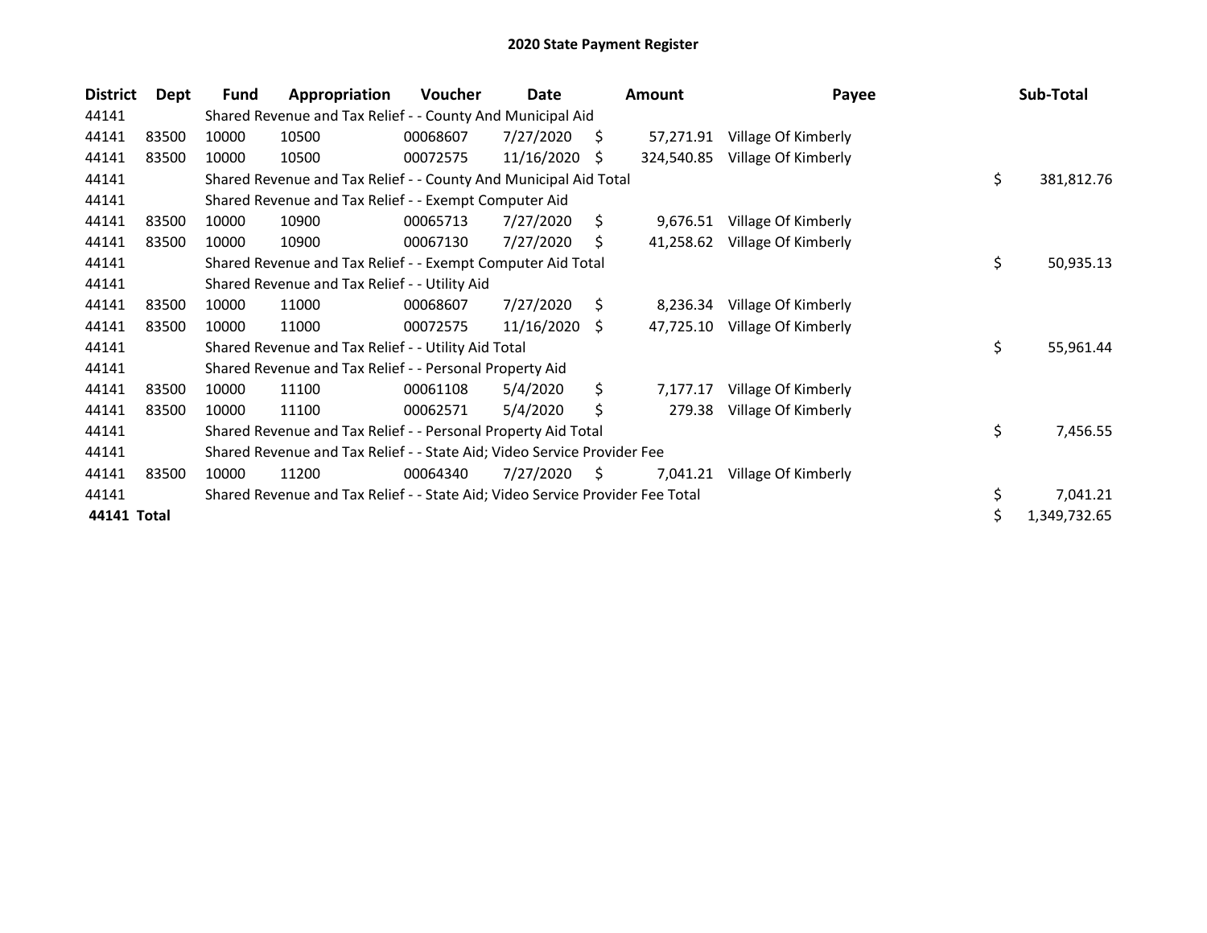# 2020 State Payment Register

| District | Dept | Fund | Appropriation | Voucher | Date | Amount | Payee | Sub-Total |
|---|---|---|---|---|---|---|---|---|
| 44141 | | Shared Revenue and Tax Relief - - County And Municipal Aid | | | | | | |
| 44141 | 83500 | 10000 | 10500 | 00068607 | 7/27/2020 | $ 57,271.91 | Village Of Kimberly | |
| 44141 | 83500 | 10000 | 10500 | 00072575 | 11/16/2020 | $ 324,540.85 | Village Of Kimberly | |
| 44141 | | Shared Revenue and Tax Relief - - County And Municipal Aid Total | | | | | | $ 381,812.76 |
| 44141 | | Shared Revenue and Tax Relief - - Exempt Computer Aid | | | | | | |
| 44141 | 83500 | 10000 | 10900 | 00065713 | 7/27/2020 | $ 9,676.51 | Village Of Kimberly | |
| 44141 | 83500 | 10000 | 10900 | 00067130 | 7/27/2020 | $ 41,258.62 | Village Of Kimberly | |
| 44141 | | Shared Revenue and Tax Relief - - Exempt Computer Aid Total | | | | | | $ 50,935.13 |
| 44141 | | Shared Revenue and Tax Relief - - Utility Aid | | | | | | |
| 44141 | 83500 | 10000 | 11000 | 00068607 | 7/27/2020 | $ 8,236.34 | Village Of Kimberly | |
| 44141 | 83500 | 10000 | 11000 | 00072575 | 11/16/2020 | $ 47,725.10 | Village Of Kimberly | |
| 44141 | | Shared Revenue and Tax Relief - - Utility Aid Total | | | | | | $ 55,961.44 |
| 44141 | | Shared Revenue and Tax Relief - - Personal Property Aid | | | | | | |
| 44141 | 83500 | 10000 | 11100 | 00061108 | 5/4/2020 | $ 7,177.17 | Village Of Kimberly | |
| 44141 | 83500 | 10000 | 11100 | 00062571 | 5/4/2020 | $ 279.38 | Village Of Kimberly | |
| 44141 | | Shared Revenue and Tax Relief - - Personal Property Aid Total | | | | | | $ 7,456.55 |
| 44141 | | Shared Revenue and Tax Relief - - State Aid; Video Service Provider Fee | | | | | | |
| 44141 | 83500 | 10000 | 11200 | 00064340 | 7/27/2020 | $ 7,041.21 | Village Of Kimberly | |
| 44141 | | Shared Revenue and Tax Relief - - State Aid; Video Service Provider Fee Total | | | | | | $ 7,041.21 |
| **44141 Total** | | | | | | | | $ 1,349,732.65 |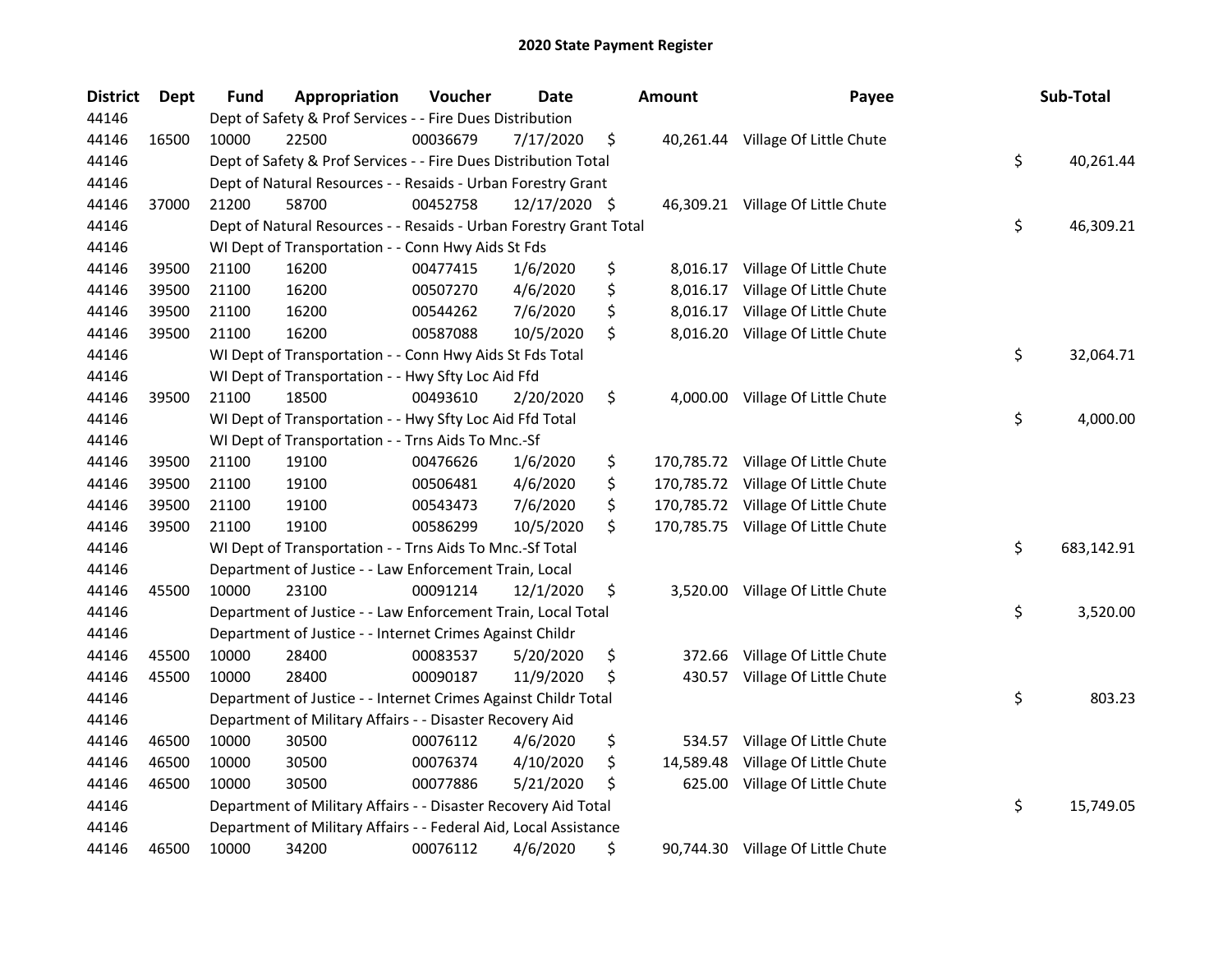# 2020 State Payment Register

| District | Dept | Fund | Appropriation | Voucher | Date | Amount | Payee | Sub-Total |
|---|---|---|---|---|---|---|---|---|
| 44146 | | Dept of Safety & Prof Services - - Fire Dues Distribution | | | | | | |
| 44146 | 16500 | 10000 | 22500 | 00036679 | 7/17/2020 | $ 40,261.44 | Village Of Little Chute | |
| 44146 | | Dept of Safety & Prof Services - - Fire Dues Distribution Total | | | | | | $ 40,261.44 |
| 44146 | | Dept of Natural Resources - - Resaids - Urban Forestry Grant | | | | | | |
| 44146 | 37000 | 21200 | 58700 | 00452758 | 12/17/2020 | $ 46,309.21 | Village Of Little Chute | |
| 44146 | | Dept of Natural Resources - - Resaids - Urban Forestry Grant Total | | | | | | $ 46,309.21 |
| 44146 | | WI Dept of Transportation - - Conn Hwy Aids St Fds | | | | | | |
| 44146 | 39500 | 21100 | 16200 | 00477415 | 1/6/2020 | $ 8,016.17 | Village Of Little Chute | |
| 44146 | 39500 | 21100 | 16200 | 00507270 | 4/6/2020 | $ 8,016.17 | Village Of Little Chute | |
| 44146 | 39500 | 21100 | 16200 | 00544262 | 7/6/2020 | $ 8,016.17 | Village Of Little Chute | |
| 44146 | 39500 | 21100 | 16200 | 00587088 | 10/5/2020 | $ 8,016.20 | Village Of Little Chute | |
| 44146 | | WI Dept of Transportation - - Conn Hwy Aids St Fds Total | | | | | | $ 32,064.71 |
| 44146 | | WI Dept of Transportation - - Hwy Sfty Loc Aid Ffd | | | | | | |
| 44146 | 39500 | 21100 | 18500 | 00493610 | 2/20/2020 | $ 4,000.00 | Village Of Little Chute | |
| 44146 | | WI Dept of Transportation - - Hwy Sfty Loc Aid Ffd Total | | | | | | $ 4,000.00 |
| 44146 | | WI Dept of Transportation - - Trns Aids To Mnc.-Sf | | | | | | |
| 44146 | 39500 | 21100 | 19100 | 00476626 | 1/6/2020 | $ 170,785.72 | Village Of Little Chute | |
| 44146 | 39500 | 21100 | 19100 | 00506481 | 4/6/2020 | $ 170,785.72 | Village Of Little Chute | |
| 44146 | 39500 | 21100 | 19100 | 00543473 | 7/6/2020 | $ 170,785.72 | Village Of Little Chute | |
| 44146 | 39500 | 21100 | 19100 | 00586299 | 10/5/2020 | $ 170,785.75 | Village Of Little Chute | |
| 44146 | | WI Dept of Transportation - - Trns Aids To Mnc.-Sf Total | | | | | | $ 683,142.91 |
| 44146 | | Department of Justice - - Law Enforcement Train, Local | | | | | | |
| 44146 | 45500 | 10000 | 23100 | 00091214 | 12/1/2020 | $ 3,520.00 | Village Of Little Chute | |
| 44146 | | Department of Justice - - Law Enforcement Train, Local Total | | | | | | $ 3,520.00 |
| 44146 | | Department of Justice - - Internet Crimes Against Childr | | | | | | |
| 44146 | 45500 | 10000 | 28400 | 00083537 | 5/20/2020 | $ 372.66 | Village Of Little Chute | |
| 44146 | 45500 | 10000 | 28400 | 00090187 | 11/9/2020 | $ 430.57 | Village Of Little Chute | |
| 44146 | | Department of Justice - - Internet Crimes Against Childr Total | | | | | | $ 803.23 |
| 44146 | | Department of Military Affairs - - Disaster Recovery Aid | | | | | | |
| 44146 | 46500 | 10000 | 30500 | 00076112 | 4/6/2020 | $ 534.57 | Village Of Little Chute | |
| 44146 | 46500 | 10000 | 30500 | 00076374 | 4/10/2020 | $ 14,589.48 | Village Of Little Chute | |
| 44146 | 46500 | 10000 | 30500 | 00077886 | 5/21/2020 | $ 625.00 | Village Of Little Chute | |
| 44146 | | Department of Military Affairs - - Disaster Recovery Aid Total | | | | | | $ 15,749.05 |
| 44146 | | Department of Military Affairs - - Federal Aid, Local Assistance | | | | | | |
| 44146 | 46500 | 10000 | 34200 | 00076112 | 4/6/2020 | $ 90,744.30 | Village Of Little Chute | |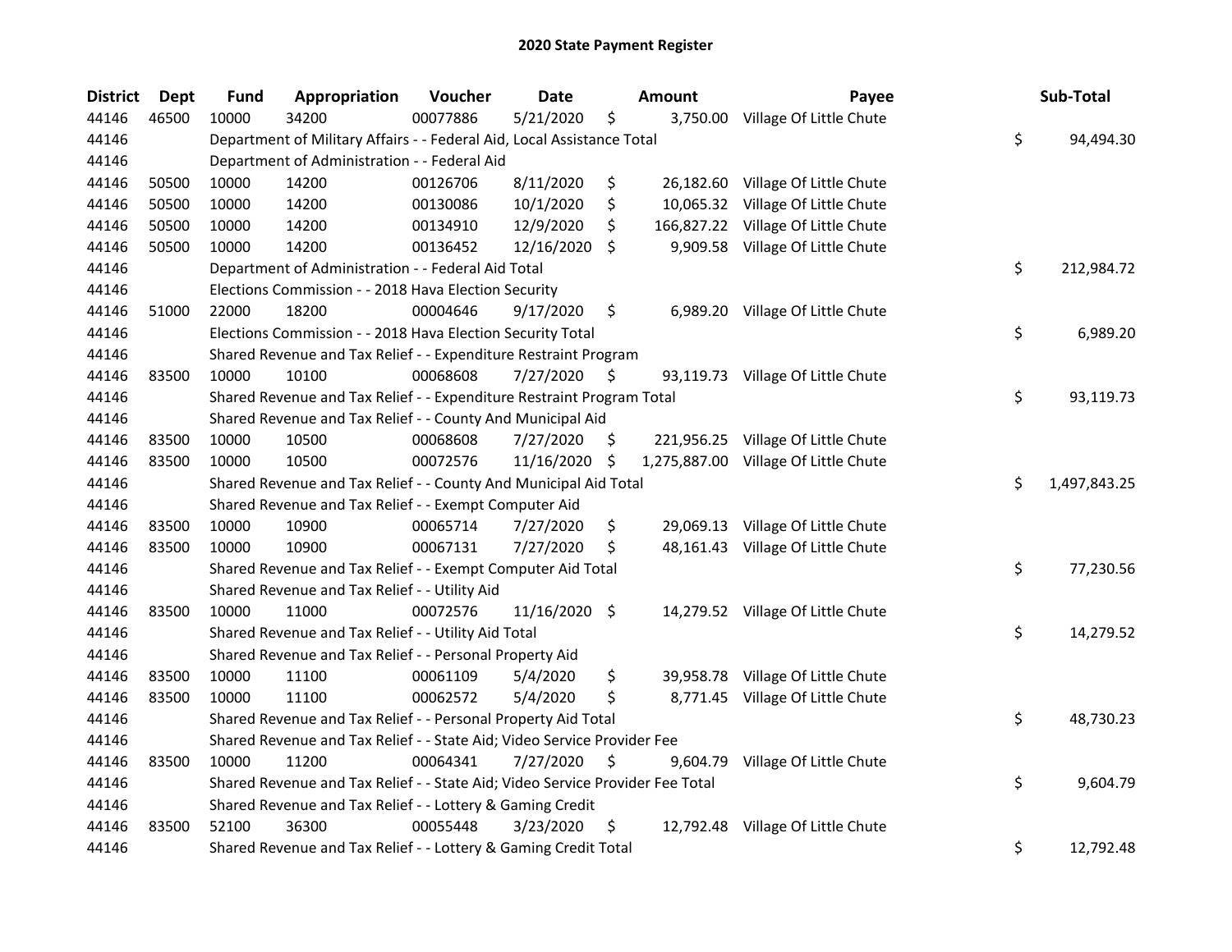# 2020 State Payment Register

| District | Dept | Fund | Appropriation | Voucher | Date | Amount | Payee | Sub-Total |
|---|---|---|---|---|---|---|---|---|
| 44146 | 46500 | 10000 | 34200 | 00077886 | 5/21/2020 | $ 3,750.00 | Village Of Little Chute | |
| 44146 | | Department of Military Affairs - - Federal Aid, Local Assistance Total | | | | | | $ 94,494.30 |
| 44146 | | Department of Administration - - Federal Aid | | | | | | |
| 44146 | 50500 | 10000 | 14200 | 00126706 | 8/11/2020 | $ 26,182.60 | Village Of Little Chute | |
| 44146 | 50500 | 10000 | 14200 | 00130086 | 10/1/2020 | $ 10,065.32 | Village Of Little Chute | |
| 44146 | 50500 | 10000 | 14200 | 00134910 | 12/9/2020 | $ 166,827.22 | Village Of Little Chute | |
| 44146 | 50500 | 10000 | 14200 | 00136452 | 12/16/2020 | $ 9,909.58 | Village Of Little Chute | |
| 44146 | | Department of Administration - - Federal Aid Total | | | | | | $ 212,984.72 |
| 44146 | | Elections Commission - - 2018 Hava Election Security | | | | | | |
| 44146 | 51000 | 22000 | 18200 | 00004646 | 9/17/2020 | $ 6,989.20 | Village Of Little Chute | |
| 44146 | | Elections Commission - - 2018 Hava Election Security Total | | | | | | $ 6,989.20 |
| 44146 | | Shared Revenue and Tax Relief - - Expenditure Restraint Program | | | | | | |
| 44146 | 83500 | 10000 | 10100 | 00068608 | 7/27/2020 | $ 93,119.73 | Village Of Little Chute | |
| 44146 | | Shared Revenue and Tax Relief - - Expenditure Restraint Program Total | | | | | | $ 93,119.73 |
| 44146 | | Shared Revenue and Tax Relief - - County And Municipal Aid | | | | | | |
| 44146 | 83500 | 10000 | 10500 | 00068608 | 7/27/2020 | $ 221,956.25 | Village Of Little Chute | |
| 44146 | 83500 | 10000 | 10500 | 00072576 | 11/16/2020 | $ 1,275,887.00 | Village Of Little Chute | |
| 44146 | | Shared Revenue and Tax Relief - - County And Municipal Aid Total | | | | | | $ 1,497,843.25 |
| 44146 | | Shared Revenue and Tax Relief - - Exempt Computer Aid | | | | | | |
| 44146 | 83500 | 10000 | 10900 | 00065714 | 7/27/2020 | $ 29,069.13 | Village Of Little Chute | |
| 44146 | 83500 | 10000 | 10900 | 00067131 | 7/27/2020 | $ 48,161.43 | Village Of Little Chute | |
| 44146 | | Shared Revenue and Tax Relief - - Exempt Computer Aid Total | | | | | | $ 77,230.56 |
| 44146 | | Shared Revenue and Tax Relief - - Utility Aid | | | | | | |
| 44146 | 83500 | 10000 | 11000 | 00072576 | 11/16/2020 | $ 14,279.52 | Village Of Little Chute | |
| 44146 | | Shared Revenue and Tax Relief - - Utility Aid Total | | | | | | $ 14,279.52 |
| 44146 | | Shared Revenue and Tax Relief - - Personal Property Aid | | | | | | |
| 44146 | 83500 | 10000 | 11100 | 00061109 | 5/4/2020 | $ 39,958.78 | Village Of Little Chute | |
| 44146 | 83500 | 10000 | 11100 | 00062572 | 5/4/2020 | $ 8,771.45 | Village Of Little Chute | |
| 44146 | | Shared Revenue and Tax Relief - - Personal Property Aid Total | | | | | | $ 48,730.23 |
| 44146 | | Shared Revenue and Tax Relief - - State Aid; Video Service Provider Fee | | | | | | |
| 44146 | 83500 | 10000 | 11200 | 00064341 | 7/27/2020 | $ 9,604.79 | Village Of Little Chute | |
| 44146 | | Shared Revenue and Tax Relief - - State Aid; Video Service Provider Fee Total | | | | | | $ 9,604.79 |
| 44146 | | Shared Revenue and Tax Relief - - Lottery & Gaming Credit | | | | | | |
| 44146 | 83500 | 52100 | 36300 | 00055448 | 3/23/2020 | $ 12,792.48 | Village Of Little Chute | |
| 44146 | | Shared Revenue and Tax Relief - - Lottery & Gaming Credit Total | | | | | | $ 12,792.48 |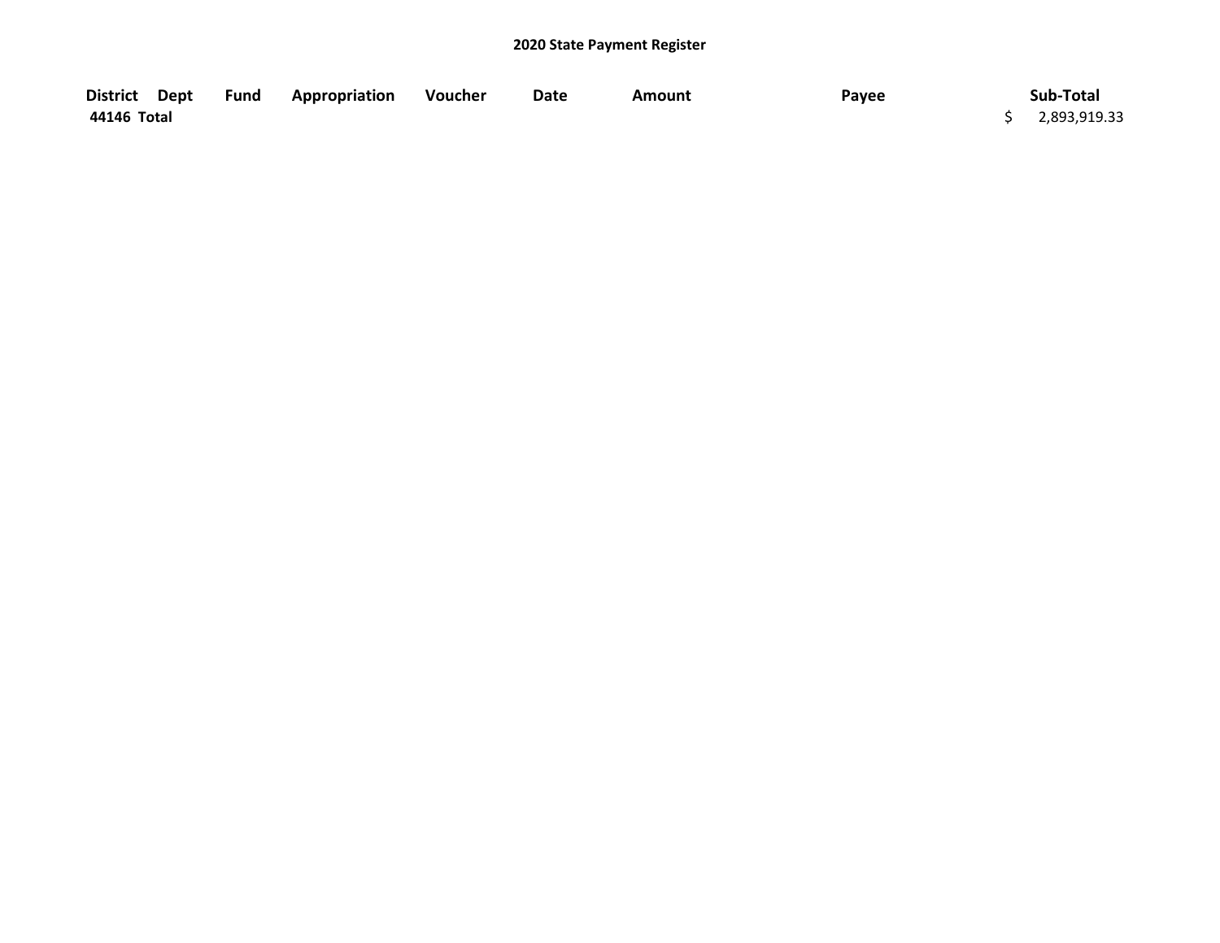## 2020 State Payment Register

| District | Dept | Fund | Appropriation | Voucher | Date | Amount | Payee | Sub-Total |
|---|---|---|---|---|---|---|---|---|
| 44146 Total | | | | | | | | $ 2,893,919.33 |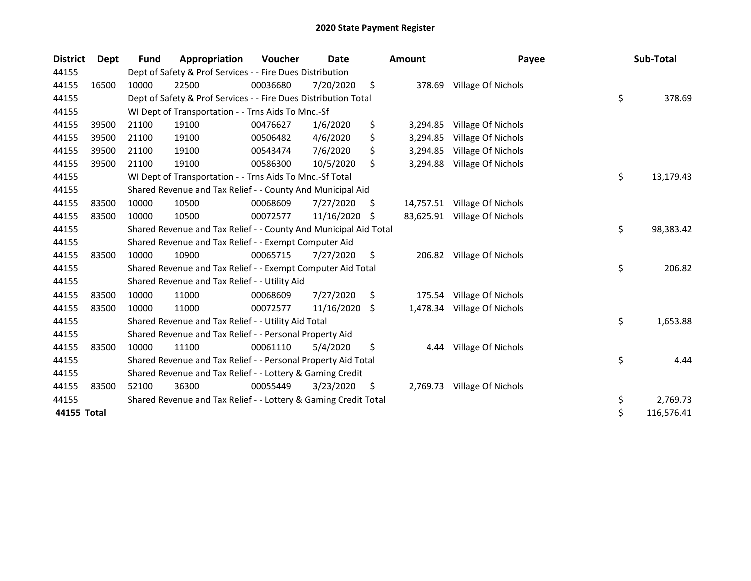# 2020 State Payment Register

| District | Dept | Fund | Appropriation | Voucher | Date | Amount | Payee | Sub-Total |
|---|---|---|---|---|---|---|---|---|
| 44155 | | Dept of Safety & Prof Services - - Fire Dues Distribution | | | | | | |
| 44155 | 16500 | 10000 | 22500 | 00036680 | 7/20/2020 | $ 378.69 | Village Of Nichols | |
| 44155 | | Dept of Safety & Prof Services - - Fire Dues Distribution Total | | | | | | $ 378.69 |
| 44155 | | WI Dept of Transportation - - Trns Aids To Mnc.-Sf | | | | | | |
| 44155 | 39500 | 21100 | 19100 | 00476627 | 1/6/2020 | $ 3,294.85 | Village Of Nichols | |
| 44155 | 39500 | 21100 | 19100 | 00506482 | 4/6/2020 | $ 3,294.85 | Village Of Nichols | |
| 44155 | 39500 | 21100 | 19100 | 00543474 | 7/6/2020 | $ 3,294.85 | Village Of Nichols | |
| 44155 | 39500 | 21100 | 19100 | 00586300 | 10/5/2020 | $ 3,294.88 | Village Of Nichols | |
| 44155 | | WI Dept of Transportation - - Trns Aids To Mnc.-Sf Total | | | | | | $ 13,179.43 |
| 44155 | | Shared Revenue and Tax Relief - - County And Municipal Aid | | | | | | |
| 44155 | 83500 | 10000 | 10500 | 00068609 | 7/27/2020 | $ 14,757.51 | Village Of Nichols | |
| 44155 | 83500 | 10000 | 10500 | 00072577 | 11/16/2020 | $ 83,625.91 | Village Of Nichols | |
| 44155 | | Shared Revenue and Tax Relief - - County And Municipal Aid Total | | | | | | $ 98,383.42 |
| 44155 | | Shared Revenue and Tax Relief - - Exempt Computer Aid | | | | | | |
| 44155 | 83500 | 10000 | 10900 | 00065715 | 7/27/2020 | $ 206.82 | Village Of Nichols | |
| 44155 | | Shared Revenue and Tax Relief - - Exempt Computer Aid Total | | | | | | $ 206.82 |
| 44155 | | Shared Revenue and Tax Relief - - Utility Aid | | | | | | |
| 44155 | 83500 | 10000 | 11000 | 00068609 | 7/27/2020 | $ 175.54 | Village Of Nichols | |
| 44155 | 83500 | 10000 | 11000 | 00072577 | 11/16/2020 | $ 1,478.34 | Village Of Nichols | |
| 44155 | | Shared Revenue and Tax Relief - - Utility Aid Total | | | | | | $ 1,653.88 |
| 44155 | | Shared Revenue and Tax Relief - - Personal Property Aid | | | | | | |
| 44155 | 83500 | 10000 | 11100 | 00061110 | 5/4/2020 | $ 4.44 | Village Of Nichols | |
| 44155 | | Shared Revenue and Tax Relief - - Personal Property Aid Total | | | | | | $ 4.44 |
| 44155 | | Shared Revenue and Tax Relief - - Lottery & Gaming Credit | | | | | | |
| 44155 | 83500 | 52100 | 36300 | 00055449 | 3/23/2020 | $ 2,769.73 | Village Of Nichols | |
| 44155 | | Shared Revenue and Tax Relief - - Lottery & Gaming Credit Total | | | | | | $ 2,769.73 |
| **44155 Total** | | | | | | | | $ 116,576.41 |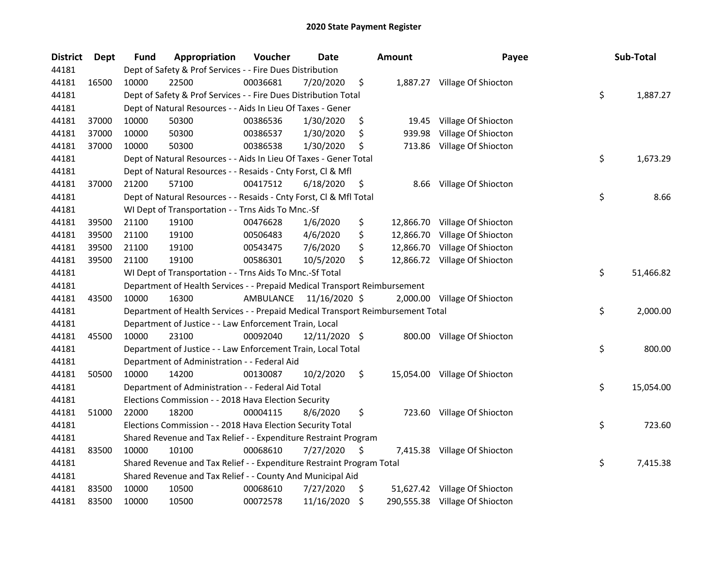# 2020 State Payment Register

| District | Dept | Fund | Appropriation | Voucher | Date | Amount | Payee | Sub-Total |
|---|---|---|---|---|---|---|---|---|
| 44181 | | Dept of Safety & Prof Services - - Fire Dues Distribution | | | | | | |
| 44181 | 16500 | 10000 | 22500 | 00036681 | 7/20/2020 | $ 1,887.27 | Village Of Shiocton | |
| 44181 | | Dept of Safety & Prof Services - - Fire Dues Distribution Total | | | | | | $ 1,887.27 |
| 44181 | | Dept of Natural Resources - - Aids In Lieu Of Taxes - Gener | | | | | | |
| 44181 | 37000 | 10000 | 50300 | 00386536 | 1/30/2020 | $ 19.45 | Village Of Shiocton | |
| 44181 | 37000 | 10000 | 50300 | 00386537 | 1/30/2020 | $ 939.98 | Village Of Shiocton | |
| 44181 | 37000 | 10000 | 50300 | 00386538 | 1/30/2020 | $ 713.86 | Village Of Shiocton | |
| 44181 | | Dept of Natural Resources - - Aids In Lieu Of Taxes - Gener Total | | | | | | $ 1,673.29 |
| 44181 | | Dept of Natural Resources - - Resaids - Cnty Forst, Cl & Mfl | | | | | | |
| 44181 | 37000 | 21200 | 57100 | 00417512 | 6/18/2020 | $ 8.66 | Village Of Shiocton | |
| 44181 | | Dept of Natural Resources - - Resaids - Cnty Forst, Cl & Mfl Total | | | | | | $ 8.66 |
| 44181 | | WI Dept of Transportation - - Trns Aids To Mnc.-Sf | | | | | | |
| 44181 | 39500 | 21100 | 19100 | 00476628 | 1/6/2020 | $ 12,866.70 | Village Of Shiocton | |
| 44181 | 39500 | 21100 | 19100 | 00506483 | 4/6/2020 | $ 12,866.70 | Village Of Shiocton | |
| 44181 | 39500 | 21100 | 19100 | 00543475 | 7/6/2020 | $ 12,866.70 | Village Of Shiocton | |
| 44181 | 39500 | 21100 | 19100 | 00586301 | 10/5/2020 | $ 12,866.72 | Village Of Shiocton | |
| 44181 | | WI Dept of Transportation - - Trns Aids To Mnc.-Sf Total | | | | | | $ 51,466.82 |
| 44181 | | Department of Health Services - - Prepaid Medical Transport Reimbursement | | | | | | |
| 44181 | 43500 | 10000 | 16300 | AMBULANCE | 11/16/2020 | $ 2,000.00 | Village Of Shiocton | |
| 44181 | | Department of Health Services - - Prepaid Medical Transport Reimbursement Total | | | | | | $ 2,000.00 |
| 44181 | | Department of Justice - - Law Enforcement Train, Local | | | | | | |
| 44181 | 45500 | 10000 | 23100 | 00092040 | 12/11/2020 | $ 800.00 | Village Of Shiocton | |
| 44181 | | Department of Justice - - Law Enforcement Train, Local Total | | | | | | $ 800.00 |
| 44181 | | Department of Administration - - Federal Aid | | | | | | |
| 44181 | 50500 | 10000 | 14200 | 00130087 | 10/2/2020 | $ 15,054.00 | Village Of Shiocton | |
| 44181 | | Department of Administration - - Federal Aid Total | | | | | | $ 15,054.00 |
| 44181 | | Elections Commission - - 2018 Hava Election Security | | | | | | |
| 44181 | 51000 | 22000 | 18200 | 00004115 | 8/6/2020 | $ 723.60 | Village Of Shiocton | |
| 44181 | | Elections Commission - - 2018 Hava Election Security Total | | | | | | $ 723.60 |
| 44181 | | Shared Revenue and Tax Relief - - Expenditure Restraint Program | | | | | | |
| 44181 | 83500 | 10000 | 10100 | 00068610 | 7/27/2020 | $ 7,415.38 | Village Of Shiocton | |
| 44181 | | Shared Revenue and Tax Relief - - Expenditure Restraint Program Total | | | | | | $ 7,415.38 |
| 44181 | | Shared Revenue and Tax Relief - - County And Municipal Aid | | | | | | |
| 44181 | 83500 | 10000 | 10500 | 00068610 | 7/27/2020 | $ 51,627.42 | Village Of Shiocton | |
| 44181 | 83500 | 10000 | 10500 | 00072578 | 11/16/2020 | $ 290,555.38 | Village Of Shiocton | |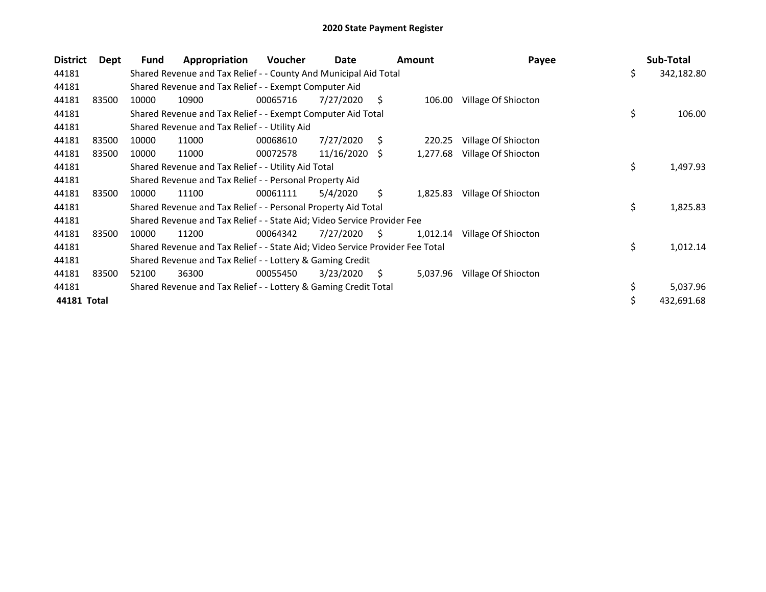# 2020 State Payment Register

| District | Dept | Fund | Appropriation | Voucher | Date | Amount | Payee | Sub-Total |
|---|---|---|---|---|---|---|---|---|
| 44181 | | Shared Revenue and Tax Relief - - County And Municipal Aid Total | | | | | | $ 342,182.80 |
| 44181 | | Shared Revenue and Tax Relief - - Exempt Computer Aid | | | | | | |
| 44181 | 83500 | 10000 | 10900 | 00065716 | 7/27/2020 | $ 106.00 | Village Of Shiocton | |
| 44181 | | Shared Revenue and Tax Relief - - Exempt Computer Aid Total | | | | | | $ 106.00 |
| 44181 | | Shared Revenue and Tax Relief - - Utility Aid | | | | | | |
| 44181 | 83500 | 10000 | 11000 | 00068610 | 7/27/2020 | $ 220.25 | Village Of Shiocton | |
| 44181 | 83500 | 10000 | 11000 | 00072578 | 11/16/2020 | $ 1,277.68 | Village Of Shiocton | |
| 44181 | | Shared Revenue and Tax Relief - - Utility Aid Total | | | | | | $ 1,497.93 |
| 44181 | | Shared Revenue and Tax Relief - - Personal Property Aid | | | | | | |
| 44181 | 83500 | 10000 | 11100 | 00061111 | 5/4/2020 | $ 1,825.83 | Village Of Shiocton | |
| 44181 | | Shared Revenue and Tax Relief - - Personal Property Aid Total | | | | | | $ 1,825.83 |
| 44181 | | Shared Revenue and Tax Relief - - State Aid; Video Service Provider Fee | | | | | | |
| 44181 | 83500 | 10000 | 11200 | 00064342 | 7/27/2020 | $ 1,012.14 | Village Of Shiocton | |
| 44181 | | Shared Revenue and Tax Relief - - State Aid; Video Service Provider Fee Total | | | | | | $ 1,012.14 |
| 44181 | | Shared Revenue and Tax Relief - - Lottery & Gaming Credit | | | | | | |
| 44181 | 83500 | 52100 | 36300 | 00055450 | 3/23/2020 | $ 5,037.96 | Village Of Shiocton | |
| 44181 | | Shared Revenue and Tax Relief - - Lottery & Gaming Credit Total | | | | | | $ 5,037.96 |
| **44181 Total** | | | | | | | | $ 432,691.68 |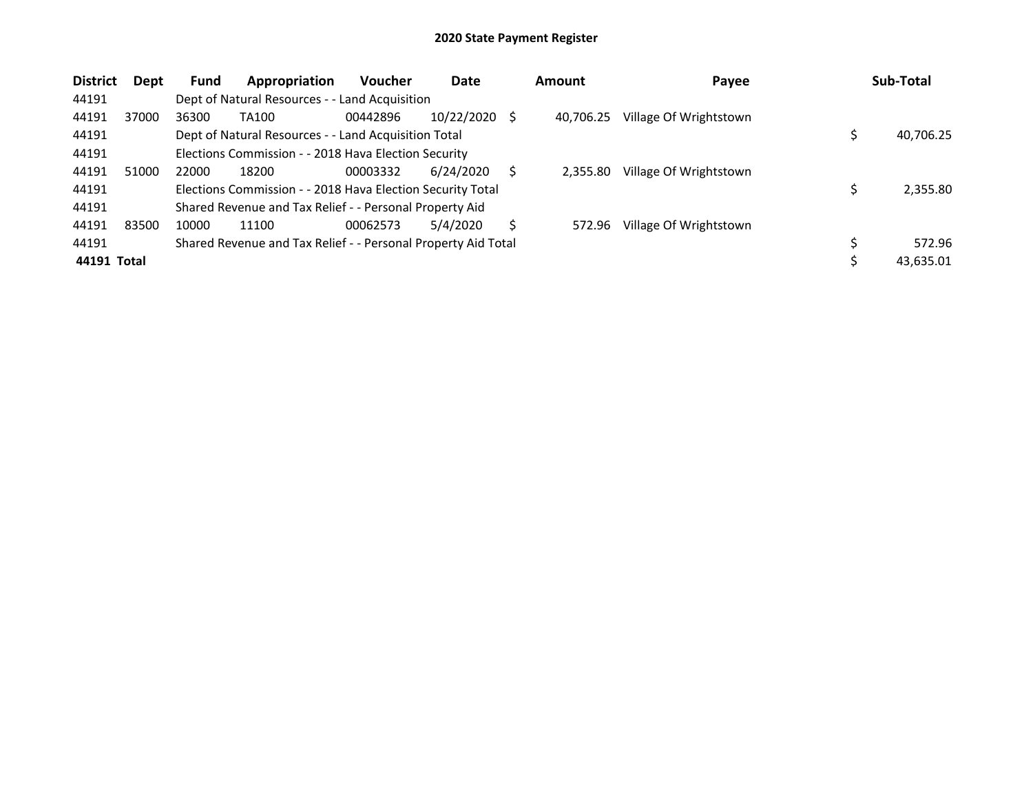# 2020 State Payment Register

| District | Dept | Fund | Appropriation | Voucher | Date | Amount | Payee | Sub-Total |
|---|---|---|---|---|---|---|---|---|
| 44191 | | Dept of Natural Resources - - Land Acquisition | | | | | | |
| 44191 | 37000 | 36300 | TA100 | 00442896 | 10/22/2020 | $ 40,706.25 | Village Of Wrightstown | |
| 44191 | | Dept of Natural Resources - - Land Acquisition Total | | | | | | $ 40,706.25 |
| 44191 | | Elections Commission - - 2018 Hava Election Security | | | | | | |
| 44191 | 51000 | 22000 | 18200 | 00003332 | 6/24/2020 | $ 2,355.80 | Village Of Wrightstown | |
| 44191 | | Elections Commission - - 2018 Hava Election Security Total | | | | | | $ 2,355.80 |
| 44191 | | Shared Revenue and Tax Relief - - Personal Property Aid | | | | | | |
| 44191 | 83500 | 10000 | 11100 | 00062573 | 5/4/2020 | $ 572.96 | Village Of Wrightstown | |
| 44191 | | Shared Revenue and Tax Relief - - Personal Property Aid Total | | | | | | $ 572.96 |
| **44191 Total** | | | | | | | | $ 43,635.01 |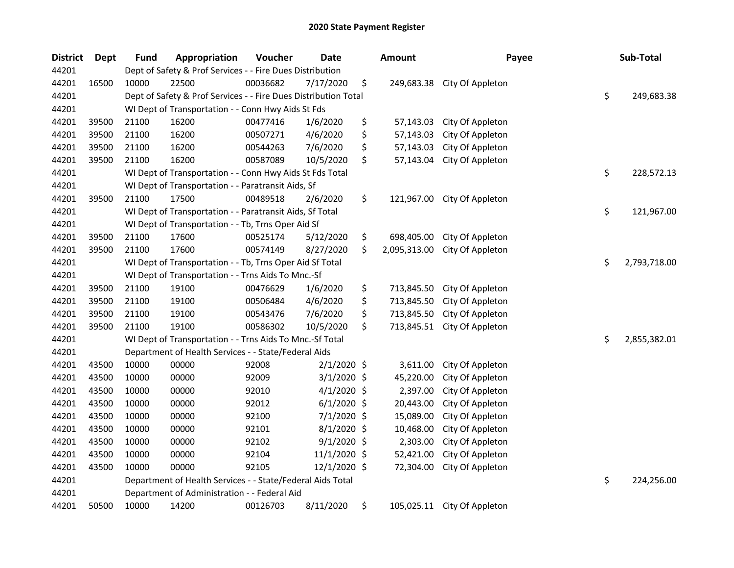# 2020 State Payment Register

| District | Dept | Fund | Appropriation | Voucher | Date | Amount | Payee | Sub-Total |
|---|---|---|---|---|---|---|---|---|
| 44201 | | Dept of Safety & Prof Services - - Fire Dues Distribution | | | | | | |
| 44201 | 16500 | 10000 | 22500 | 00036682 | 7/17/2020 | $ 249,683.38 | City Of Appleton | |
| 44201 | | Dept of Safety & Prof Services - - Fire Dues Distribution Total | | | | | | $ 249,683.38 |
| 44201 | | WI Dept of Transportation - - Conn Hwy Aids St Fds | | | | | | |
| 44201 | 39500 | 21100 | 16200 | 00477416 | 1/6/2020 | $ 57,143.03 | City Of Appleton | |
| 44201 | 39500 | 21100 | 16200 | 00507271 | 4/6/2020 | $ 57,143.03 | City Of Appleton | |
| 44201 | 39500 | 21100 | 16200 | 00544263 | 7/6/2020 | $ 57,143.03 | City Of Appleton | |
| 44201 | 39500 | 21100 | 16200 | 00587089 | 10/5/2020 | $ 57,143.04 | City Of Appleton | |
| 44201 | | WI Dept of Transportation - - Conn Hwy Aids St Fds Total | | | | | | $ 228,572.13 |
| 44201 | | WI Dept of Transportation - - Paratransit Aids, Sf | | | | | | |
| 44201 | 39500 | 21100 | 17500 | 00489518 | 2/6/2020 | $ 121,967.00 | City Of Appleton | |
| 44201 | | WI Dept of Transportation - - Paratransit Aids, Sf Total | | | | | | $ 121,967.00 |
| 44201 | | WI Dept of Transportation - - Tb, Trns Oper Aid Sf | | | | | | |
| 44201 | 39500 | 21100 | 17600 | 00525174 | 5/12/2020 | $ 698,405.00 | City Of Appleton | |
| 44201 | 39500 | 21100 | 17600 | 00574149 | 8/27/2020 | $ 2,095,313.00 | City Of Appleton | |
| 44201 | | WI Dept of Transportation - - Tb, Trns Oper Aid Sf Total | | | | | | $ 2,793,718.00 |
| 44201 | | WI Dept of Transportation - - Trns Aids To Mnc.-Sf | | | | | | |
| 44201 | 39500 | 21100 | 19100 | 00476629 | 1/6/2020 | $ 713,845.50 | City Of Appleton | |
| 44201 | 39500 | 21100 | 19100 | 00506484 | 4/6/2020 | $ 713,845.50 | City Of Appleton | |
| 44201 | 39500 | 21100 | 19100 | 00543476 | 7/6/2020 | $ 713,845.50 | City Of Appleton | |
| 44201 | 39500 | 21100 | 19100 | 00586302 | 10/5/2020 | $ 713,845.51 | City Of Appleton | |
| 44201 | | WI Dept of Transportation - - Trns Aids To Mnc.-Sf Total | | | | | | $ 2,855,382.01 |
| 44201 | | Department of Health Services - - State/Federal Aids | | | | | | |
| 44201 | 43500 | 10000 | 00000 | 92008 | 2/1/2020 | $ 3,611.00 | City Of Appleton | |
| 44201 | 43500 | 10000 | 00000 | 92009 | 3/1/2020 | $ 45,220.00 | City Of Appleton | |
| 44201 | 43500 | 10000 | 00000 | 92010 | 4/1/2020 | $ 2,397.00 | City Of Appleton | |
| 44201 | 43500 | 10000 | 00000 | 92012 | 6/1/2020 | $ 20,443.00 | City Of Appleton | |
| 44201 | 43500 | 10000 | 00000 | 92100 | 7/1/2020 | $ 15,089.00 | City Of Appleton | |
| 44201 | 43500 | 10000 | 00000 | 92101 | 8/1/2020 | $ 10,468.00 | City Of Appleton | |
| 44201 | 43500 | 10000 | 00000 | 92102 | 9/1/2020 | $ 2,303.00 | City Of Appleton | |
| 44201 | 43500 | 10000 | 00000 | 92104 | 11/1/2020 | $ 52,421.00 | City Of Appleton | |
| 44201 | 43500 | 10000 | 00000 | 92105 | 12/1/2020 | $ 72,304.00 | City Of Appleton | |
| 44201 | | Department of Health Services - - State/Federal Aids Total | | | | | | $ 224,256.00 |
| 44201 | | Department of Administration - - Federal Aid | | | | | | |
| 44201 | 50500 | 10000 | 14200 | 00126703 | 8/11/2020 | $ 105,025.11 | City Of Appleton | |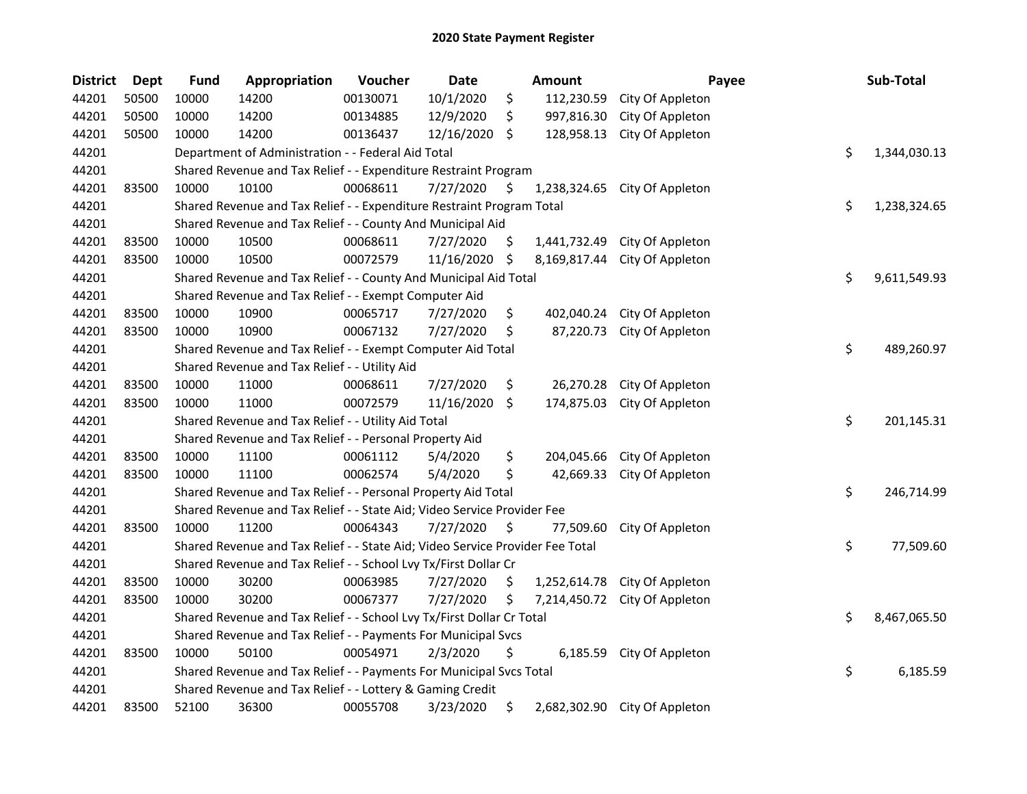# 2020 State Payment Register

| District | Dept | Fund | Appropriation | Voucher | Date | Amount | Payee | Sub-Total |
|---|---|---|---|---|---|---|---|---|
| 44201 | 50500 | 10000 | 14200 | 00130071 | 10/1/2020 | $ 112,230.59 | City Of Appleton | |
| 44201 | 50500 | 10000 | 14200 | 00134885 | 12/9/2020 | $ 997,816.30 | City Of Appleton | |
| 44201 | 50500 | 10000 | 14200 | 00136437 | 12/16/2020 | $ 128,958.13 | City Of Appleton | |
| 44201 | | Department of Administration - - Federal Aid Total | | | | | | $ 1,344,030.13 |
| 44201 | | Shared Revenue and Tax Relief - - Expenditure Restraint Program | | | | | | |
| 44201 | 83500 | 10000 | 10100 | 00068611 | 7/27/2020 | $ 1,238,324.65 | City Of Appleton | |
| 44201 | | Shared Revenue and Tax Relief - - Expenditure Restraint Program Total | | | | | | $ 1,238,324.65 |
| 44201 | | Shared Revenue and Tax Relief - - County And Municipal Aid | | | | | | |
| 44201 | 83500 | 10000 | 10500 | 00068611 | 7/27/2020 | $ 1,441,732.49 | City Of Appleton | |
| 44201 | 83500 | 10000 | 10500 | 00072579 | 11/16/2020 | $ 8,169,817.44 | City Of Appleton | |
| 44201 | | Shared Revenue and Tax Relief - - County And Municipal Aid Total | | | | | | $ 9,611,549.93 |
| 44201 | | Shared Revenue and Tax Relief - - Exempt Computer Aid | | | | | | |
| 44201 | 83500 | 10000 | 10900 | 00065717 | 7/27/2020 | $ 402,040.24 | City Of Appleton | |
| 44201 | 83500 | 10000 | 10900 | 00067132 | 7/27/2020 | $ 87,220.73 | City Of Appleton | |
| 44201 | | Shared Revenue and Tax Relief - - Exempt Computer Aid Total | | | | | | $ 489,260.97 |
| 44201 | | Shared Revenue and Tax Relief - - Utility Aid | | | | | | |
| 44201 | 83500 | 10000 | 11000 | 00068611 | 7/27/2020 | $ 26,270.28 | City Of Appleton | |
| 44201 | 83500 | 10000 | 11000 | 00072579 | 11/16/2020 | $ 174,875.03 | City Of Appleton | |
| 44201 | | Shared Revenue and Tax Relief - - Utility Aid Total | | | | | | $ 201,145.31 |
| 44201 | | Shared Revenue and Tax Relief - - Personal Property Aid | | | | | | |
| 44201 | 83500 | 10000 | 11100 | 00061112 | 5/4/2020 | $ 204,045.66 | City Of Appleton | |
| 44201 | 83500 | 10000 | 11100 | 00062574 | 5/4/2020 | $ 42,669.33 | City Of Appleton | |
| 44201 | | Shared Revenue and Tax Relief - - Personal Property Aid Total | | | | | | $ 246,714.99 |
| 44201 | | Shared Revenue and Tax Relief - - State Aid; Video Service Provider Fee | | | | | | |
| 44201 | 83500 | 10000 | 11200 | 00064343 | 7/27/2020 | $ 77,509.60 | City Of Appleton | |
| 44201 | | Shared Revenue and Tax Relief - - State Aid; Video Service Provider Fee Total | | | | | | $ 77,509.60 |
| 44201 | | Shared Revenue and Tax Relief - - School Lvy Tx/First Dollar Cr | | | | | | |
| 44201 | 83500 | 10000 | 30200 | 00063985 | 7/27/2020 | $ 1,252,614.78 | City Of Appleton | |
| 44201 | 83500 | 10000 | 30200 | 00067377 | 7/27/2020 | $ 7,214,450.72 | City Of Appleton | |
| 44201 | | Shared Revenue and Tax Relief - - School Lvy Tx/First Dollar Cr Total | | | | | | $ 8,467,065.50 |
| 44201 | | Shared Revenue and Tax Relief - - Payments For Municipal Svcs | | | | | | |
| 44201 | 83500 | 10000 | 50100 | 00054971 | 2/3/2020 | $ 6,185.59 | City Of Appleton | |
| 44201 | | Shared Revenue and Tax Relief - - Payments For Municipal Svcs Total | | | | | | $ 6,185.59 |
| 44201 | | Shared Revenue and Tax Relief - - Lottery & Gaming Credit | | | | | | |
| 44201 | 83500 | 52100 | 36300 | 00055708 | 3/23/2020 | $ 2,682,302.90 | City Of Appleton | |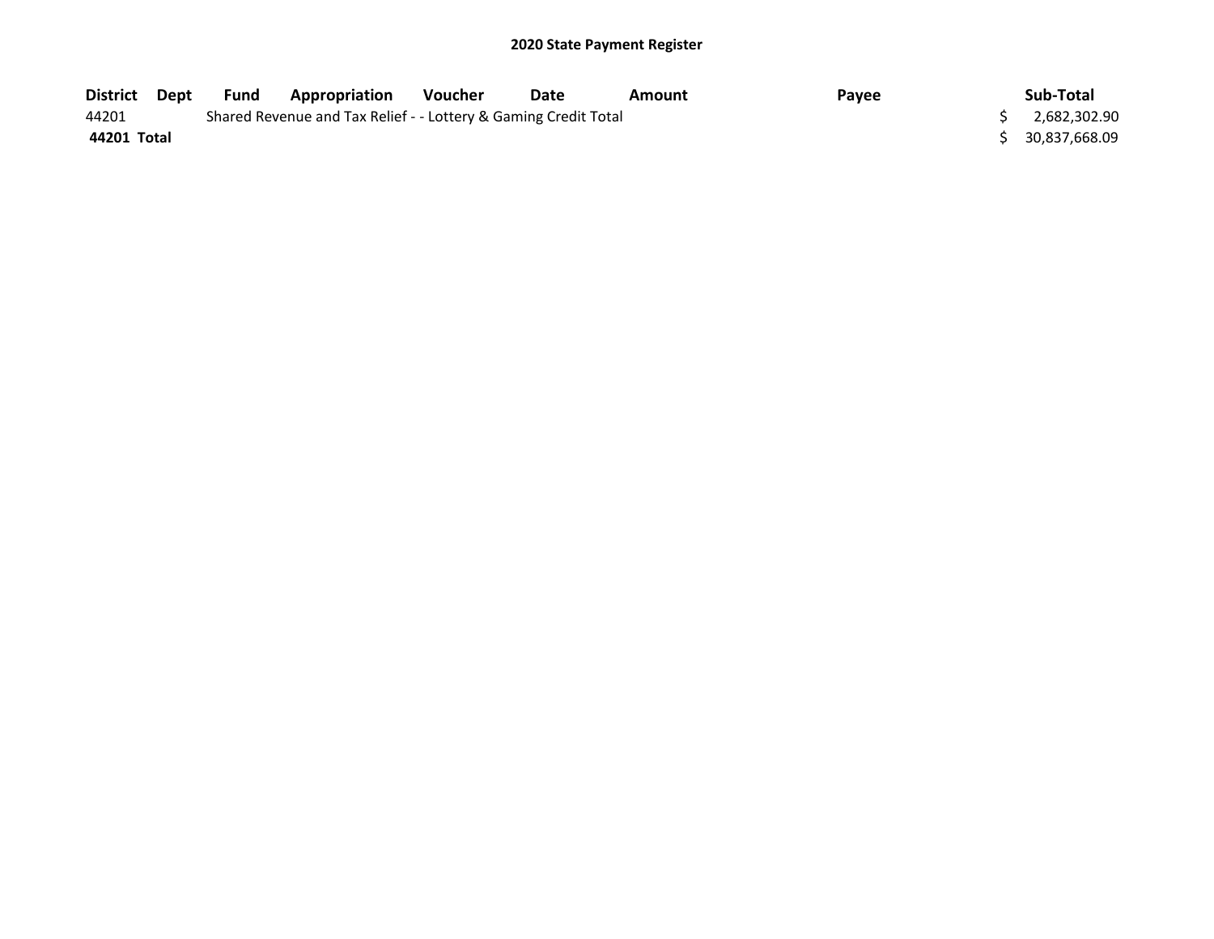**2020 State Payment Register**

| District | Dept | Fund | Appropriation | Voucher | Date | Amount | Payee | Sub-Total |
|---|---|---|---|---|---|---|---|---|
| 44201 | | Shared Revenue and Tax Relief - - Lottery & Gaming Credit Total | | | | | | $ 2,682,302.90 |
| **44201 Total** | | | | | | | | $ 30,837,668.09 |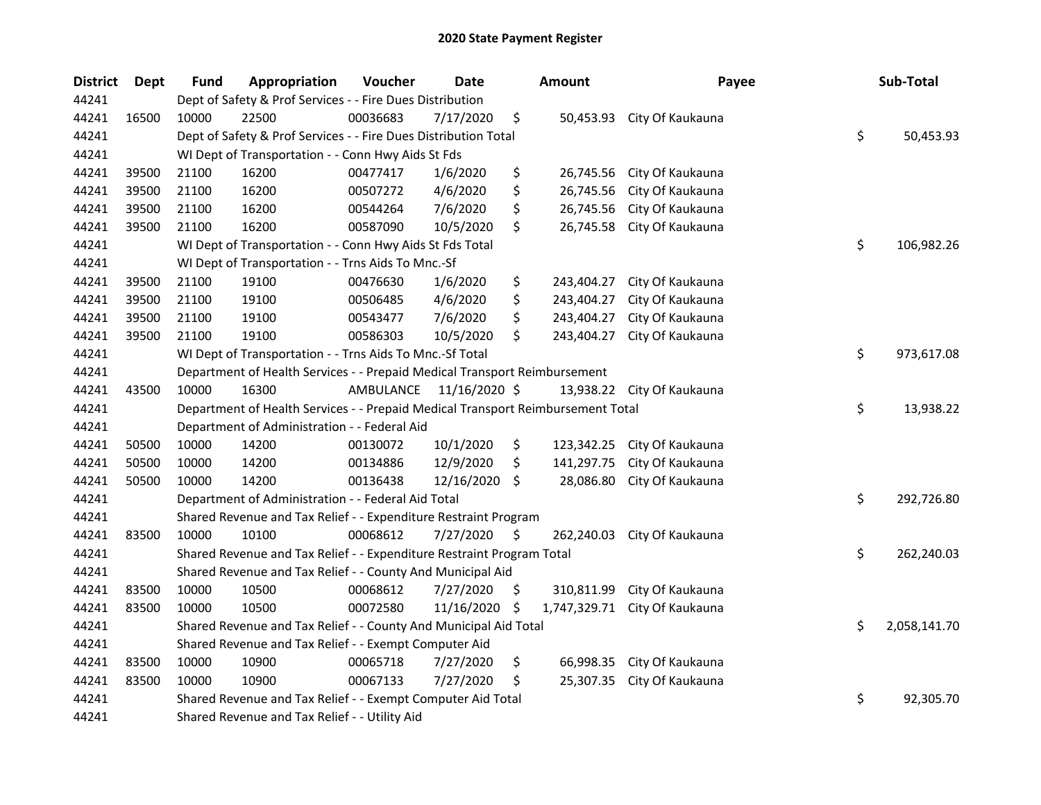# 2020 State Payment Register

| District | Dept | Fund | Appropriation | Voucher | Date | Amount | Payee | Sub-Total |
|---|---|---|---|---|---|---|---|---|
| 44241 | | Dept of Safety & Prof Services - - Fire Dues Distribution | | | | | | |
| 44241 | 16500 | 10000 | 22500 | 00036683 | 7/17/2020 | $ 50,453.93 | City Of Kaukauna | |
| 44241 | | Dept of Safety & Prof Services - - Fire Dues Distribution Total | | | | | | $ 50,453.93 |
| 44241 | | WI Dept of Transportation - - Conn Hwy Aids St Fds | | | | | | |
| 44241 | 39500 | 21100 | 16200 | 00477417 | 1/6/2020 | $ 26,745.56 | City Of Kaukauna | |
| 44241 | 39500 | 21100 | 16200 | 00507272 | 4/6/2020 | $ 26,745.56 | City Of Kaukauna | |
| 44241 | 39500 | 21100 | 16200 | 00544264 | 7/6/2020 | $ 26,745.56 | City Of Kaukauna | |
| 44241 | 39500 | 21100 | 16200 | 00587090 | 10/5/2020 | $ 26,745.58 | City Of Kaukauna | |
| 44241 | | WI Dept of Transportation - - Conn Hwy Aids St Fds Total | | | | | | $ 106,982.26 |
| 44241 | | WI Dept of Transportation - - Trns Aids To Mnc.-Sf | | | | | | |
| 44241 | 39500 | 21100 | 19100 | 00476630 | 1/6/2020 | $ 243,404.27 | City Of Kaukauna | |
| 44241 | 39500 | 21100 | 19100 | 00506485 | 4/6/2020 | $ 243,404.27 | City Of Kaukauna | |
| 44241 | 39500 | 21100 | 19100 | 00543477 | 7/6/2020 | $ 243,404.27 | City Of Kaukauna | |
| 44241 | 39500 | 21100 | 19100 | 00586303 | 10/5/2020 | $ 243,404.27 | City Of Kaukauna | |
| 44241 | | WI Dept of Transportation - - Trns Aids To Mnc.-Sf Total | | | | | | $ 973,617.08 |
| 44241 | | Department of Health Services - - Prepaid Medical Transport Reimbursement | | | | | | |
| 44241 | 43500 | 10000 | 16300 | AMBULANCE | 11/16/2020 | $ 13,938.22 | City Of Kaukauna | |
| 44241 | | Department of Health Services - - Prepaid Medical Transport Reimbursement Total | | | | | | $ 13,938.22 |
| 44241 | | Department of Administration - - Federal Aid | | | | | | |
| 44241 | 50500 | 10000 | 14200 | 00130072 | 10/1/2020 | $ 123,342.25 | City Of Kaukauna | |
| 44241 | 50500 | 10000 | 14200 | 00134886 | 12/9/2020 | $ 141,297.75 | City Of Kaukauna | |
| 44241 | 50500 | 10000 | 14200 | 00136438 | 12/16/2020 | $ 28,086.80 | City Of Kaukauna | |
| 44241 | | Department of Administration - - Federal Aid Total | | | | | | $ 292,726.80 |
| 44241 | | Shared Revenue and Tax Relief - - Expenditure Restraint Program | | | | | | |
| 44241 | 83500 | 10000 | 10100 | 00068612 | 7/27/2020 | $ 262,240.03 | City Of Kaukauna | |
| 44241 | | Shared Revenue and Tax Relief - - Expenditure Restraint Program Total | | | | | | $ 262,240.03 |
| 44241 | | Shared Revenue and Tax Relief - - County And Municipal Aid | | | | | | |
| 44241 | 83500 | 10000 | 10500 | 00068612 | 7/27/2020 | $ 310,811.99 | City Of Kaukauna | |
| 44241 | 83500 | 10000 | 10500 | 00072580 | 11/16/2020 | $ 1,747,329.71 | City Of Kaukauna | |
| 44241 | | Shared Revenue and Tax Relief - - County And Municipal Aid Total | | | | | | $ 2,058,141.70 |
| 44241 | | Shared Revenue and Tax Relief - - Exempt Computer Aid | | | | | | |
| 44241 | 83500 | 10000 | 10900 | 00065718 | 7/27/2020 | $ 66,998.35 | City Of Kaukauna | |
| 44241 | 83500 | 10000 | 10900 | 00067133 | 7/27/2020 | $ 25,307.35 | City Of Kaukauna | |
| 44241 | | Shared Revenue and Tax Relief - - Exempt Computer Aid Total | | | | | | $ 92,305.70 |
| 44241 | | Shared Revenue and Tax Relief - - Utility Aid | | | | | | |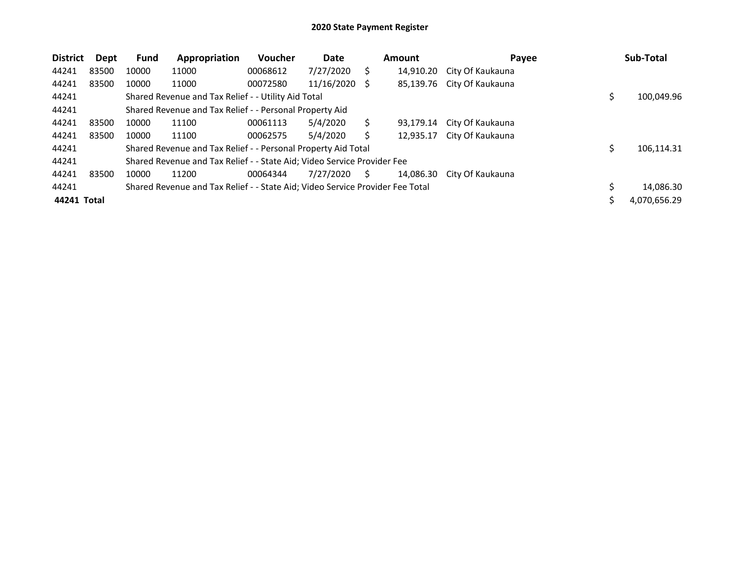# 2020 State Payment Register

| District | Dept | Fund | Appropriation | Voucher | Date | Amount | Payee | Sub-Total |
|---|---|---|---|---|---|---|---|---|
| 44241 | 83500 | 10000 | 11000 | 00068612 | 7/27/2020 | $ 14,910.20 | City Of Kaukauna | |
| 44241 | 83500 | 10000 | 11000 | 00072580 | 11/16/2020 | $ 85,139.76 | City Of Kaukauna | |
| 44241 | | Shared Revenue and Tax Relief - - Utility Aid Total | | | | | | $ 100,049.96 |
| 44241 | | Shared Revenue and Tax Relief - - Personal Property Aid | | | | | | |
| 44241 | 83500 | 10000 | 11100 | 00061113 | 5/4/2020 | $ 93,179.14 | City Of Kaukauna | |
| 44241 | 83500 | 10000 | 11100 | 00062575 | 5/4/2020 | $ 12,935.17 | City Of Kaukauna | |
| 44241 | | Shared Revenue and Tax Relief - - Personal Property Aid Total | | | | | | $ 106,114.31 |
| 44241 | | Shared Revenue and Tax Relief - - State Aid; Video Service Provider Fee | | | | | | |
| 44241 | 83500 | 10000 | 11200 | 00064344 | 7/27/2020 | $ 14,086.30 | City Of Kaukauna | |
| 44241 | | Shared Revenue and Tax Relief - - State Aid; Video Service Provider Fee Total | | | | | | $ 14,086.30 |
| **44241 Total** | | | | | | | | $ 4,070,656.29 |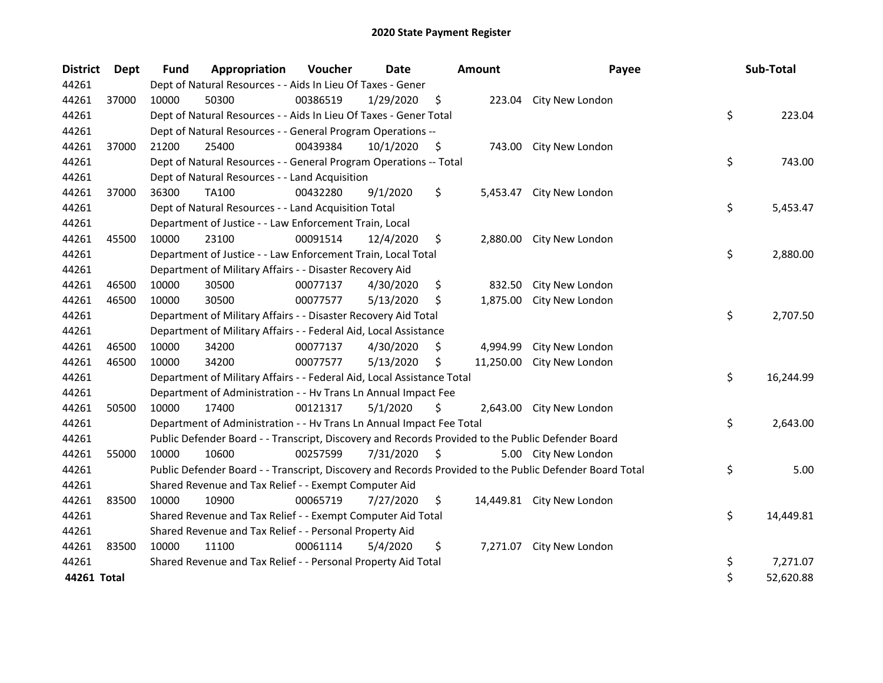# 2020 State Payment Register

| District | Dept | Fund | Appropriation | Voucher | Date | Amount | Payee | Sub-Total |
|---|---|---|---|---|---|---|---|---|
| 44261 | | Dept of Natural Resources - - Aids In Lieu Of Taxes - Gener | | | | | | |
| 44261 | 37000 | 10000 | 50300 | 00386519 | 1/29/2020 | $ 223.04 | City New London | |
| 44261 | | Dept of Natural Resources - - Aids In Lieu Of Taxes - Gener Total | | | | | | $ 223.04 |
| 44261 | | Dept of Natural Resources - - General Program Operations -- | | | | | | |
| 44261 | 37000 | 21200 | 25400 | 00439384 | 10/1/2020 | $ 743.00 | City New London | |
| 44261 | | Dept of Natural Resources - - General Program Operations -- Total | | | | | | $ 743.00 |
| 44261 | | Dept of Natural Resources - - Land Acquisition | | | | | | |
| 44261 | 37000 | 36300 | TA100 | 00432280 | 9/1/2020 | $ 5,453.47 | City New London | |
| 44261 | | Dept of Natural Resources - - Land Acquisition Total | | | | | | $ 5,453.47 |
| 44261 | | Department of Justice - - Law Enforcement Train, Local | | | | | | |
| 44261 | 45500 | 10000 | 23100 | 00091514 | 12/4/2020 | $ 2,880.00 | City New London | |
| 44261 | | Department of Justice - - Law Enforcement Train, Local Total | | | | | | $ 2,880.00 |
| 44261 | | Department of Military Affairs - - Disaster Recovery Aid | | | | | | |
| 44261 | 46500 | 10000 | 30500 | 00077137 | 4/30/2020 | $ 832.50 | City New London | |
| 44261 | 46500 | 10000 | 30500 | 00077577 | 5/13/2020 | $ 1,875.00 | City New London | |
| 44261 | | Department of Military Affairs - - Disaster Recovery Aid Total | | | | | | $ 2,707.50 |
| 44261 | | Department of Military Affairs - - Federal Aid, Local Assistance | | | | | | |
| 44261 | 46500 | 10000 | 34200 | 00077137 | 4/30/2020 | $ 4,994.99 | City New London | |
| 44261 | 46500 | 10000 | 34200 | 00077577 | 5/13/2020 | $ 11,250.00 | City New London | |
| 44261 | | Department of Military Affairs - - Federal Aid, Local Assistance Total | | | | | | $ 16,244.99 |
| 44261 | | Department of Administration - - Hv Trans Ln Annual Impact Fee | | | | | | |
| 44261 | 50500 | 10000 | 17400 | 00121317 | 5/1/2020 | $ 2,643.00 | City New London | |
| 44261 | | Department of Administration - - Hv Trans Ln Annual Impact Fee Total | | | | | | $ 2,643.00 |
| 44261 | | Public Defender Board - - Transcript, Discovery and Records Provided to the Public Defender Board | | | | | | |
| 44261 | 55000 | 10000 | 10600 | 00257599 | 7/31/2020 | $ 5.00 | City New London | |
| 44261 | | Public Defender Board - - Transcript, Discovery and Records Provided to the Public Defender Board Total | | | | | | $ 5.00 |
| 44261 | | Shared Revenue and Tax Relief - - Exempt Computer Aid | | | | | | |
| 44261 | 83500 | 10000 | 10900 | 00065719 | 7/27/2020 | $ 14,449.81 | City New London | |
| 44261 | | Shared Revenue and Tax Relief - - Exempt Computer Aid Total | | | | | | $ 14,449.81 |
| 44261 | | Shared Revenue and Tax Relief - - Personal Property Aid | | | | | | |
| 44261 | 83500 | 10000 | 11100 | 00061114 | 5/4/2020 | $ 7,271.07 | City New London | |
| 44261 | | Shared Revenue and Tax Relief - - Personal Property Aid Total | | | | | | $ 7,271.07 |
| **44261 Total** | | | | | | | | $ 52,620.88 |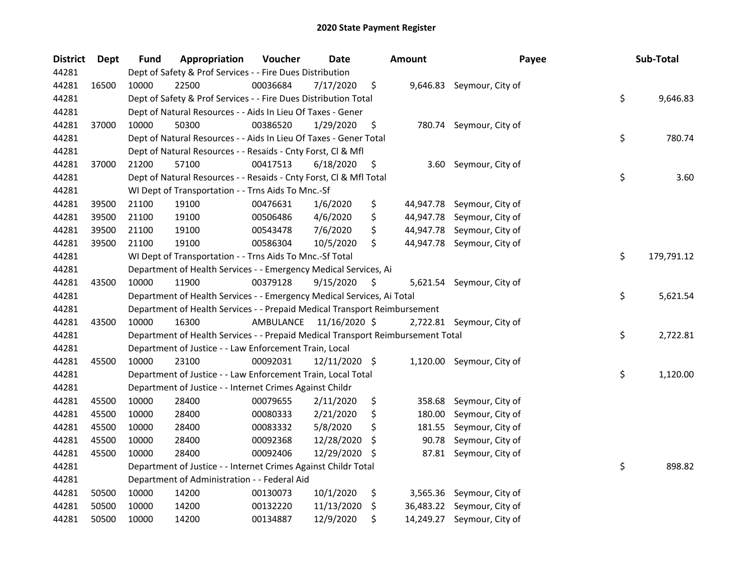## 2020 State Payment Register

| District | Dept | Fund | Appropriation | Voucher | Date | Amount | Payee | Sub-Total |
|---|---|---|---|---|---|---|---|---|
| 44281 | | Dept of Safety & Prof Services - - Fire Dues Distribution | | | | | | |
| 44281 | 16500 | 10000 | 22500 | 00036684 | 7/17/2020 | $ 9,646.83 | Seymour, City of | |
| 44281 | | Dept of Safety & Prof Services - - Fire Dues Distribution Total | | | | | | $ 9,646.83 |
| 44281 | | Dept of Natural Resources - - Aids In Lieu Of Taxes - Gener | | | | | | |
| 44281 | 37000 | 10000 | 50300 | 00386520 | 1/29/2020 | $ 780.74 | Seymour, City of | |
| 44281 | | Dept of Natural Resources - - Aids In Lieu Of Taxes - Gener Total | | | | | | $ 780.74 |
| 44281 | | Dept of Natural Resources - - Resaids - Cnty Forst, Cl & Mfl | | | | | | |
| 44281 | 37000 | 21200 | 57100 | 00417513 | 6/18/2020 | $ 3.60 | Seymour, City of | |
| 44281 | | Dept of Natural Resources - - Resaids - Cnty Forst, Cl & Mfl Total | | | | | | $ 3.60 |
| 44281 | | WI Dept of Transportation - - Trns Aids To Mnc.-Sf | | | | | | |
| 44281 | 39500 | 21100 | 19100 | 00476631 | 1/6/2020 | $ 44,947.78 | Seymour, City of | |
| 44281 | 39500 | 21100 | 19100 | 00506486 | 4/6/2020 | $ 44,947.78 | Seymour, City of | |
| 44281 | 39500 | 21100 | 19100 | 00543478 | 7/6/2020 | $ 44,947.78 | Seymour, City of | |
| 44281 | 39500 | 21100 | 19100 | 00586304 | 10/5/2020 | $ 44,947.78 | Seymour, City of | |
| 44281 | | WI Dept of Transportation - - Trns Aids To Mnc.-Sf Total | | | | | | $ 179,791.12 |
| 44281 | | Department of Health Services - - Emergency Medical Services, Ai | | | | | | |
| 44281 | 43500 | 10000 | 11900 | 00379128 | 9/15/2020 | $ 5,621.54 | Seymour, City of | |
| 44281 | | Department of Health Services - - Emergency Medical Services, Ai Total | | | | | | $ 5,621.54 |
| 44281 | | Department of Health Services - - Prepaid Medical Transport Reimbursement | | | | | | |
| 44281 | 43500 | 10000 | 16300 | AMBULANCE | 11/16/2020 | $ 2,722.81 | Seymour, City of | |
| 44281 | | Department of Health Services - - Prepaid Medical Transport Reimbursement Total | | | | | | $ 2,722.81 |
| 44281 | | Department of Justice - - Law Enforcement Train, Local | | | | | | |
| 44281 | 45500 | 10000 | 23100 | 00092031 | 12/11/2020 | $ 1,120.00 | Seymour, City of | |
| 44281 | | Department of Justice - - Law Enforcement Train, Local Total | | | | | | $ 1,120.00 |
| 44281 | | Department of Justice - - Internet Crimes Against Childr | | | | | | |
| 44281 | 45500 | 10000 | 28400 | 00079655 | 2/11/2020 | $ 358.68 | Seymour, City of | |
| 44281 | 45500 | 10000 | 28400 | 00080333 | 2/21/2020 | $ 180.00 | Seymour, City of | |
| 44281 | 45500 | 10000 | 28400 | 00083332 | 5/8/2020 | $ 181.55 | Seymour, City of | |
| 44281 | 45500 | 10000 | 28400 | 00092368 | 12/28/2020 | $ 90.78 | Seymour, City of | |
| 44281 | 45500 | 10000 | 28400 | 00092406 | 12/29/2020 | $ 87.81 | Seymour, City of | |
| 44281 | | Department of Justice - - Internet Crimes Against Childr Total | | | | | | $ 898.82 |
| 44281 | | Department of Administration - - Federal Aid | | | | | | |
| 44281 | 50500 | 10000 | 14200 | 00130073 | 10/1/2020 | $ 3,565.36 | Seymour, City of | |
| 44281 | 50500 | 10000 | 14200 | 00132220 | 11/13/2020 | $ 36,483.22 | Seymour, City of | |
| 44281 | 50500 | 10000 | 14200 | 00134887 | 12/9/2020 | $ 14,249.27 | Seymour, City of | |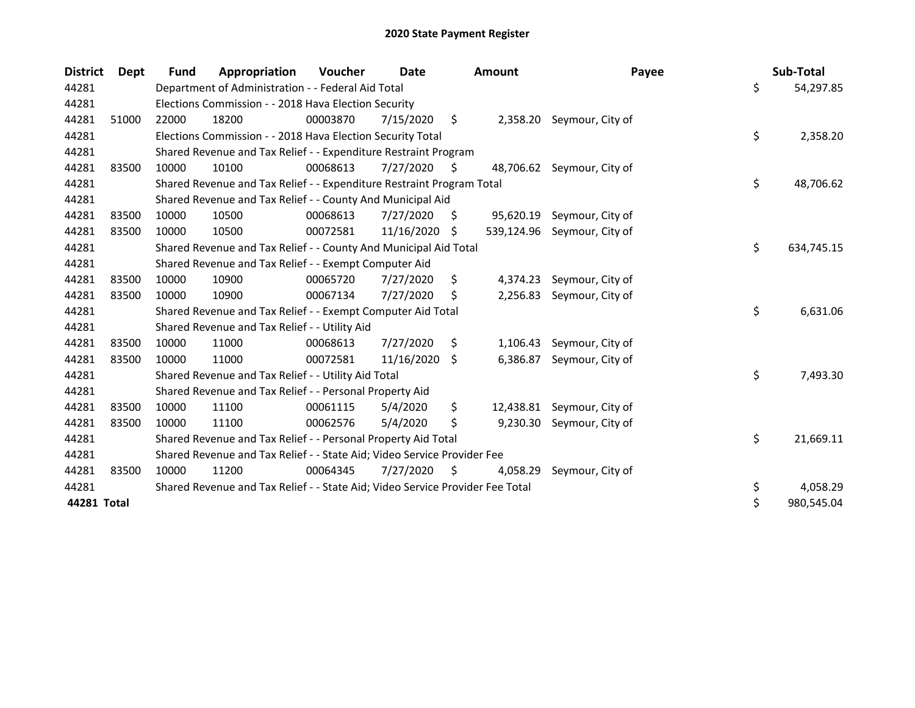# 2020 State Payment Register

| District | Dept | Fund | Appropriation | Voucher | Date | Amount | Payee | Sub-Total |
|---|---|---|---|---|---|---|---|---|
| 44281 | | Department of Administration - - Federal Aid Total | | | | | | $ 54,297.85 |
| 44281 | | Elections Commission - - 2018 Hava Election Security | | | | | | |
| 44281 | 51000 | 22000 | 18200 | 00003870 | 7/15/2020 | $ 2,358.20 | Seymour, City of | |
| 44281 | | Elections Commission - - 2018 Hava Election Security Total | | | | | | $ 2,358.20 |
| 44281 | | Shared Revenue and Tax Relief - - Expenditure Restraint Program | | | | | | |
| 44281 | 83500 | 10000 | 10100 | 00068613 | 7/27/2020 | $ 48,706.62 | Seymour, City of | |
| 44281 | | Shared Revenue and Tax Relief - - Expenditure Restraint Program Total | | | | | | $ 48,706.62 |
| 44281 | | Shared Revenue and Tax Relief - - County And Municipal Aid | | | | | | |
| 44281 | 83500 | 10000 | 10500 | 00068613 | 7/27/2020 | $ 95,620.19 | Seymour, City of | |
| 44281 | 83500 | 10000 | 10500 | 00072581 | 11/16/2020 | $ 539,124.96 | Seymour, City of | |
| 44281 | | Shared Revenue and Tax Relief - - County And Municipal Aid Total | | | | | | $ 634,745.15 |
| 44281 | | Shared Revenue and Tax Relief - - Exempt Computer Aid | | | | | | |
| 44281 | 83500 | 10000 | 10900 | 00065720 | 7/27/2020 | $ 4,374.23 | Seymour, City of | |
| 44281 | 83500 | 10000 | 10900 | 00067134 | 7/27/2020 | $ 2,256.83 | Seymour, City of | |
| 44281 | | Shared Revenue and Tax Relief - - Exempt Computer Aid Total | | | | | | $ 6,631.06 |
| 44281 | | Shared Revenue and Tax Relief - - Utility Aid | | | | | | |
| 44281 | 83500 | 10000 | 11000 | 00068613 | 7/27/2020 | $ 1,106.43 | Seymour, City of | |
| 44281 | 83500 | 10000 | 11000 | 00072581 | 11/16/2020 | $ 6,386.87 | Seymour, City of | |
| 44281 | | Shared Revenue and Tax Relief - - Utility Aid Total | | | | | | $ 7,493.30 |
| 44281 | | Shared Revenue and Tax Relief - - Personal Property Aid | | | | | | |
| 44281 | 83500 | 10000 | 11100 | 00061115 | 5/4/2020 | $ 12,438.81 | Seymour, City of | |
| 44281 | 83500 | 10000 | 11100 | 00062576 | 5/4/2020 | $ 9,230.30 | Seymour, City of | |
| 44281 | | Shared Revenue and Tax Relief - - Personal Property Aid Total | | | | | | $ 21,669.11 |
| 44281 | | Shared Revenue and Tax Relief - - State Aid; Video Service Provider Fee | | | | | | |
| 44281 | 83500 | 10000 | 11200 | 00064345 | 7/27/2020 | $ 4,058.29 | Seymour, City of | |
| 44281 | | Shared Revenue and Tax Relief - - State Aid; Video Service Provider Fee Total | | | | | | $ 4,058.29 |
| **44281 Total** | | | | | | | | $ 980,545.04 |